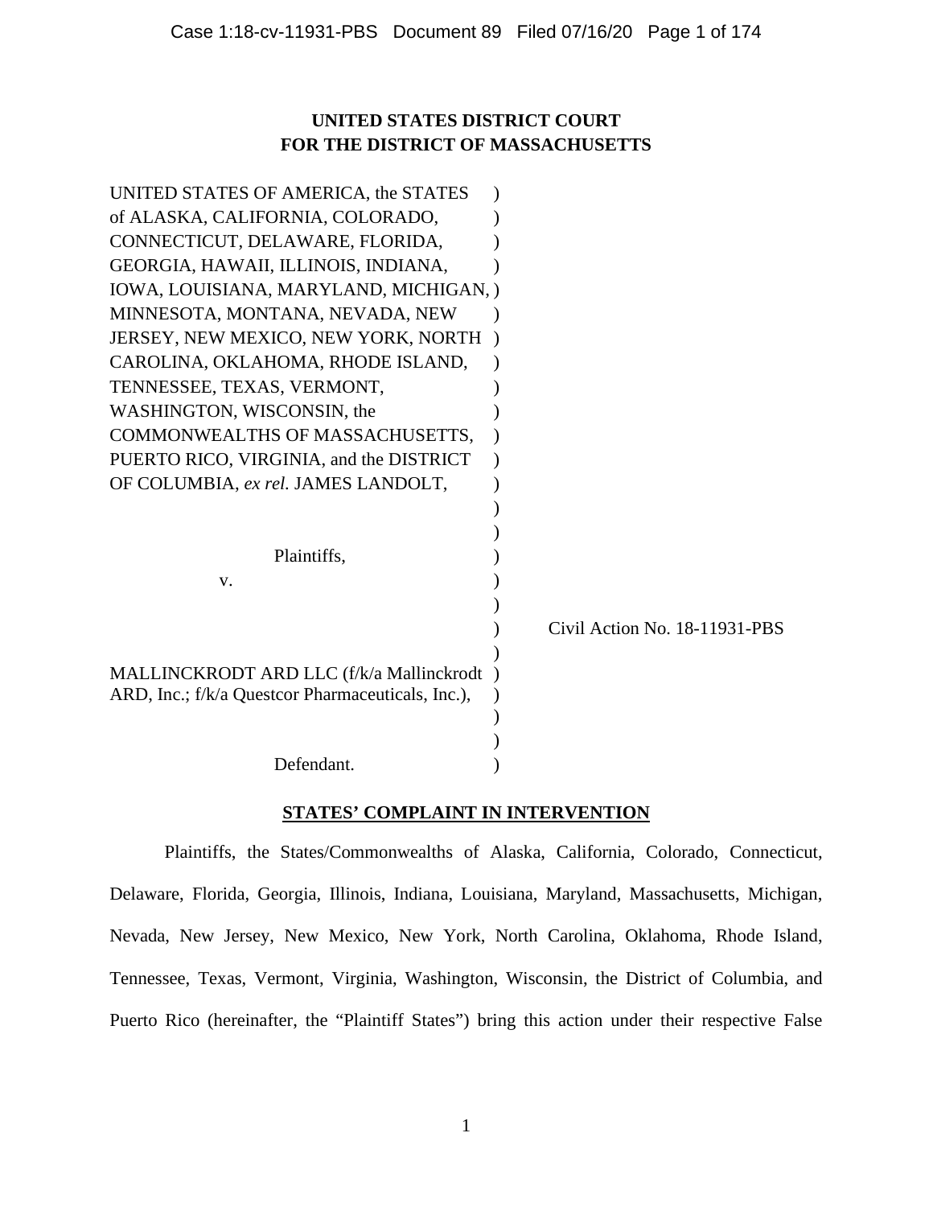**UNITED STATES DISTRICT COURT**
**FOR THE DISTRICT OF MASSACHUSETTS**

UNITED STATES OF AMERICA, the STATES of ALASKA, CALIFORNIA, COLORADO, CONNECTICUT, DELAWARE, FLORIDA, GEORGIA, HAWAII, ILLINOIS, INDIANA, IOWA, LOUISIANA, MARYLAND, MICHIGAN, MINNESOTA, MONTANA, NEVADA, NEW JERSEY, NEW MEXICO, NEW YORK, NORTH CAROLINA, OKLAHOMA, RHODE ISLAND, TENNESSEE, TEXAS, VERMONT, WASHINGTON, WISCONSIN, the COMMONWEALTHS OF MASSACHUSETTS, PUERTO RICO, VIRGINIA, and the DISTRICT OF COLUMBIA, *ex rel.* JAMES LANDOLT,

Plaintiffs,

v.

MALLINCKRODT ARD LLC (f/k/a Mallinckrodt ARD, Inc.; f/k/a Questcor Pharmaceuticals, Inc.),

Defendant.

Civil Action No. 18-11931-PBS

**STATES' COMPLAINT IN INTERVENTION**

Plaintiffs, the States/Commonwealths of Alaska, California, Colorado, Connecticut, Delaware, Florida, Georgia, Illinois, Indiana, Louisiana, Maryland, Massachusetts, Michigan, Nevada, New Jersey, New Mexico, New York, North Carolina, Oklahoma, Rhode Island, Tennessee, Texas, Vermont, Virginia, Washington, Wisconsin, the District of Columbia, and Puerto Rico (hereinafter, the "Plaintiff States") bring this action under their respective False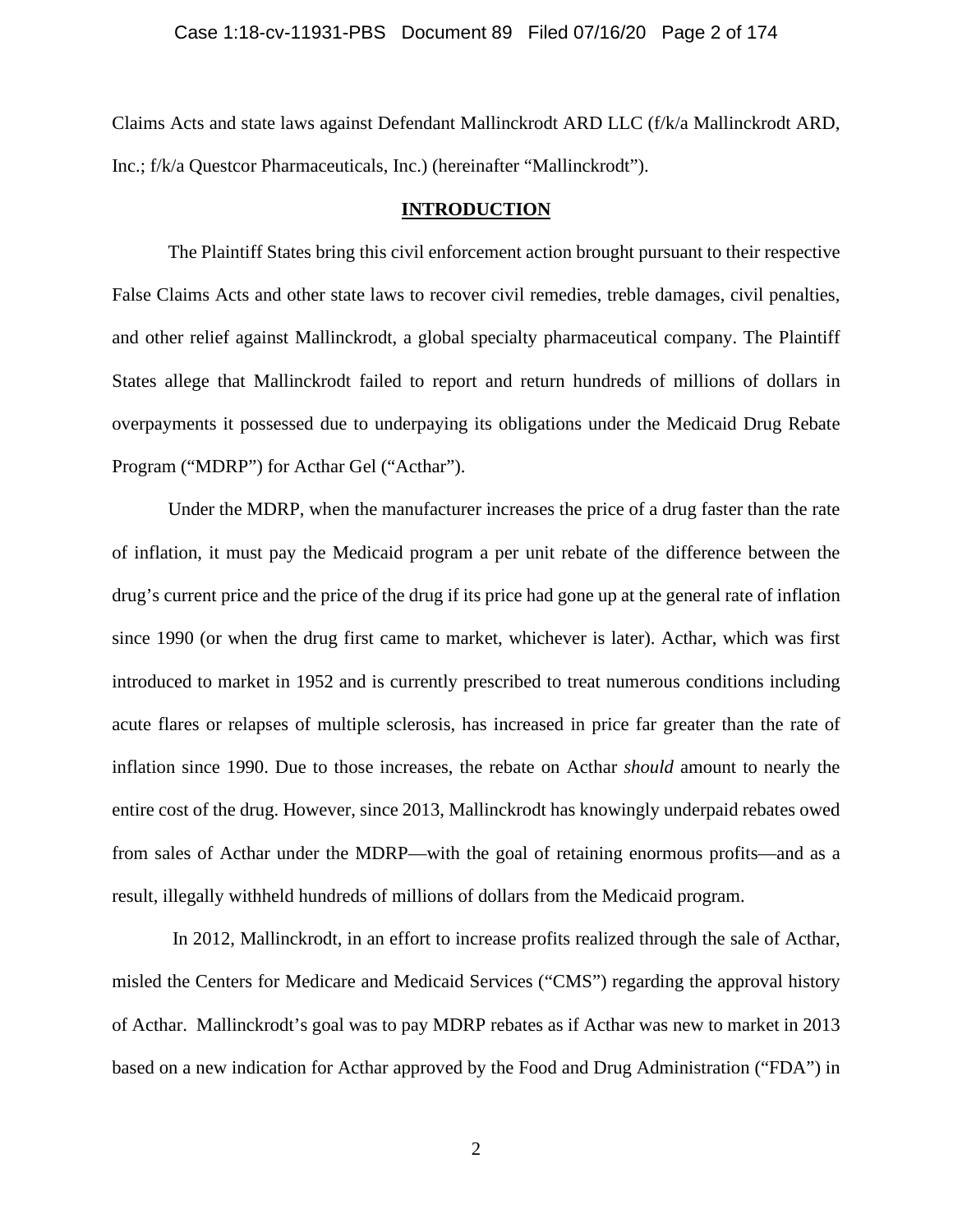Claims Acts and state laws against Defendant Mallinckrodt ARD LLC (f/k/a Mallinckrodt ARD, Inc.; f/k/a Questcor Pharmaceuticals, Inc.) (hereinafter "Mallinckrodt").

## INTRODUCTION

The Plaintiff States bring this civil enforcement action brought pursuant to their respective False Claims Acts and other state laws to recover civil remedies, treble damages, civil penalties, and other relief against Mallinckrodt, a global specialty pharmaceutical company. The Plaintiff States allege that Mallinckrodt failed to report and return hundreds of millions of dollars in overpayments it possessed due to underpaying its obligations under the Medicaid Drug Rebate Program ("MDRP") for Acthar Gel ("Acthar").

Under the MDRP, when the manufacturer increases the price of a drug faster than the rate of inflation, it must pay the Medicaid program a per unit rebate of the difference between the drug's current price and the price of the drug if its price had gone up at the general rate of inflation since 1990 (or when the drug first came to market, whichever is later). Acthar, which was first introduced to market in 1952 and is currently prescribed to treat numerous conditions including acute flares or relapses of multiple sclerosis, has increased in price far greater than the rate of inflation since 1990. Due to those increases, the rebate on Acthar *should* amount to nearly the entire cost of the drug. However, since 2013, Mallinckrodt has knowingly underpaid rebates owed from sales of Acthar under the MDRP—with the goal of retaining enormous profits—and as a result, illegally withheld hundreds of millions of dollars from the Medicaid program.

In 2012, Mallinckrodt, in an effort to increase profits realized through the sale of Acthar, misled the Centers for Medicare and Medicaid Services ("CMS") regarding the approval history of Acthar. Mallinckrodt's goal was to pay MDRP rebates as if Acthar was new to market in 2013 based on a new indication for Acthar approved by the Food and Drug Administration ("FDA") in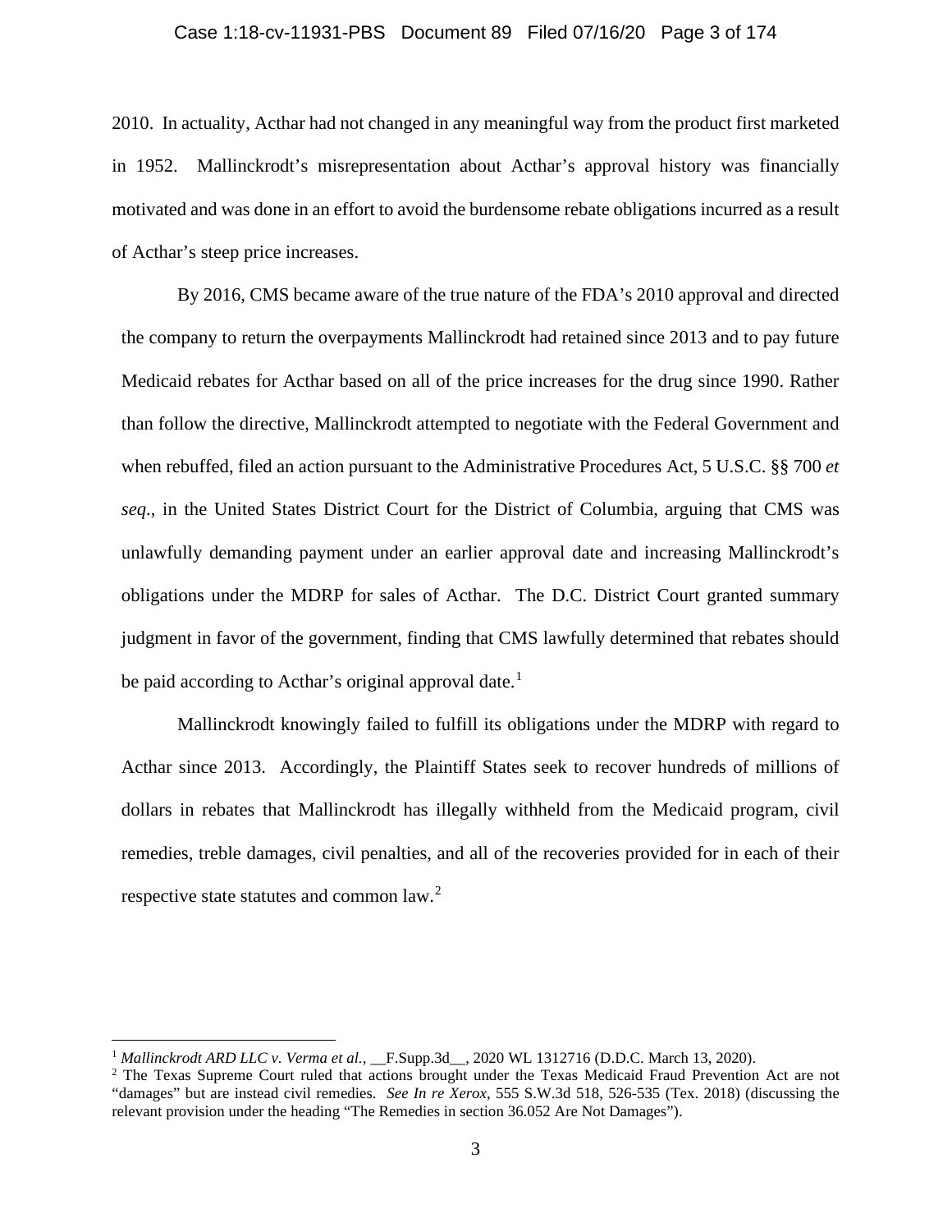2010. In actuality, Acthar had not changed in any meaningful way from the product first marketed in 1952. Mallinckrodt's misrepresentation about Acthar's approval history was financially motivated and was done in an effort to avoid the burdensome rebate obligations incurred as a result of Acthar's steep price increases.

By 2016, CMS became aware of the true nature of the FDA's 2010 approval and directed the company to return the overpayments Mallinckrodt had retained since 2013 and to pay future Medicaid rebates for Acthar based on all of the price increases for the drug since 1990. Rather than follow the directive, Mallinckrodt attempted to negotiate with the Federal Government and when rebuffed, filed an action pursuant to the Administrative Procedures Act, 5 U.S.C. §§ 700 *et seq*., in the United States District Court for the District of Columbia, arguing that CMS was unlawfully demanding payment under an earlier approval date and increasing Mallinckrodt's obligations under the MDRP for sales of Acthar. The D.C. District Court granted summary judgment in favor of the government, finding that CMS lawfully determined that rebates should be paid according to Acthar's original approval date.[1]

Mallinckrodt knowingly failed to fulfill its obligations under the MDRP with regard to Acthar since 2013. Accordingly, the Plaintiff States seek to recover hundreds of millions of dollars in rebates that Mallinckrodt has illegally withheld from the Medicaid program, civil remedies, treble damages, civil penalties, and all of the recoveries provided for in each of their respective state statutes and common law.[2]

---

[1] *Mallinckrodt ARD LLC v. Verma et al.*, __F.Supp.3d__, 2020 WL 1312716 (D.D.C. March 13, 2020).

[2] The Texas Supreme Court ruled that actions brought under the Texas Medicaid Fraud Prevention Act are not "damages" but are instead civil remedies. *See In re Xerox*, 555 S.W.3d 518, 526-535 (Tex. 2018) (discussing the relevant provision under the heading "The Remedies in section 36.052 Are Not Damages").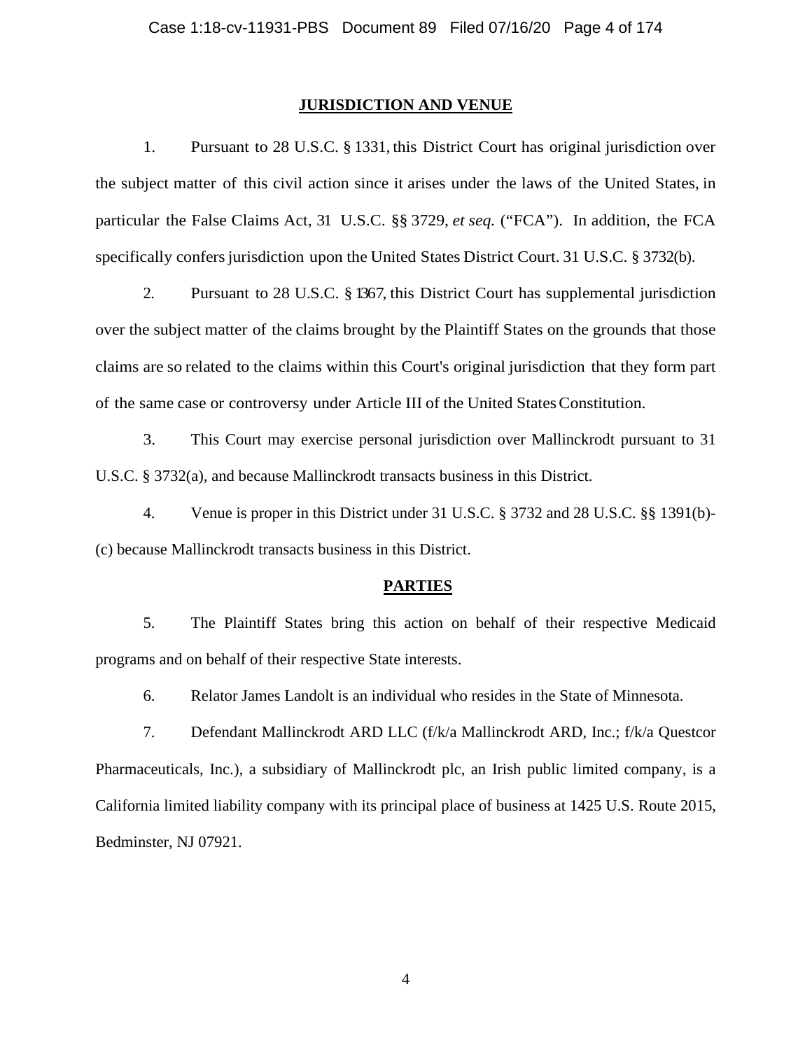## JURISDICTION AND VENUE

1. Pursuant to 28 U.S.C. § 1331, this District Court has original jurisdiction over the subject matter of this civil action since it arises under the laws of the United States, in particular the False Claims Act, 31 U.S.C. §§ 3729, *et seq.* ("FCA"). In addition, the FCA specifically confers jurisdiction upon the United States District Court. 31 U.S.C. § 3732(b).

2. Pursuant to 28 U.S.C. § 1367, this District Court has supplemental jurisdiction over the subject matter of the claims brought by the Plaintiff States on the grounds that those claims are so related to the claims within this Court's original jurisdiction that they form part of the same case or controversy under Article III of the United States Constitution.

3. This Court may exercise personal jurisdiction over Mallinckrodt pursuant to 31 U.S.C. § 3732(a), and because Mallinckrodt transacts business in this District.

4. Venue is proper in this District under 31 U.S.C. § 3732 and 28 U.S.C. §§ 1391(b)-(c) because Mallinckrodt transacts business in this District.

## PARTIES

5. The Plaintiff States bring this action on behalf of their respective Medicaid programs and on behalf of their respective State interests.

6. Relator James Landolt is an individual who resides in the State of Minnesota.

7. Defendant Mallinckrodt ARD LLC (f/k/a Mallinckrodt ARD, Inc.; f/k/a Questcor Pharmaceuticals, Inc.), a subsidiary of Mallinckrodt plc, an Irish public limited company, is a California limited liability company with its principal place of business at 1425 U.S. Route 2015, Bedminster, NJ 07921.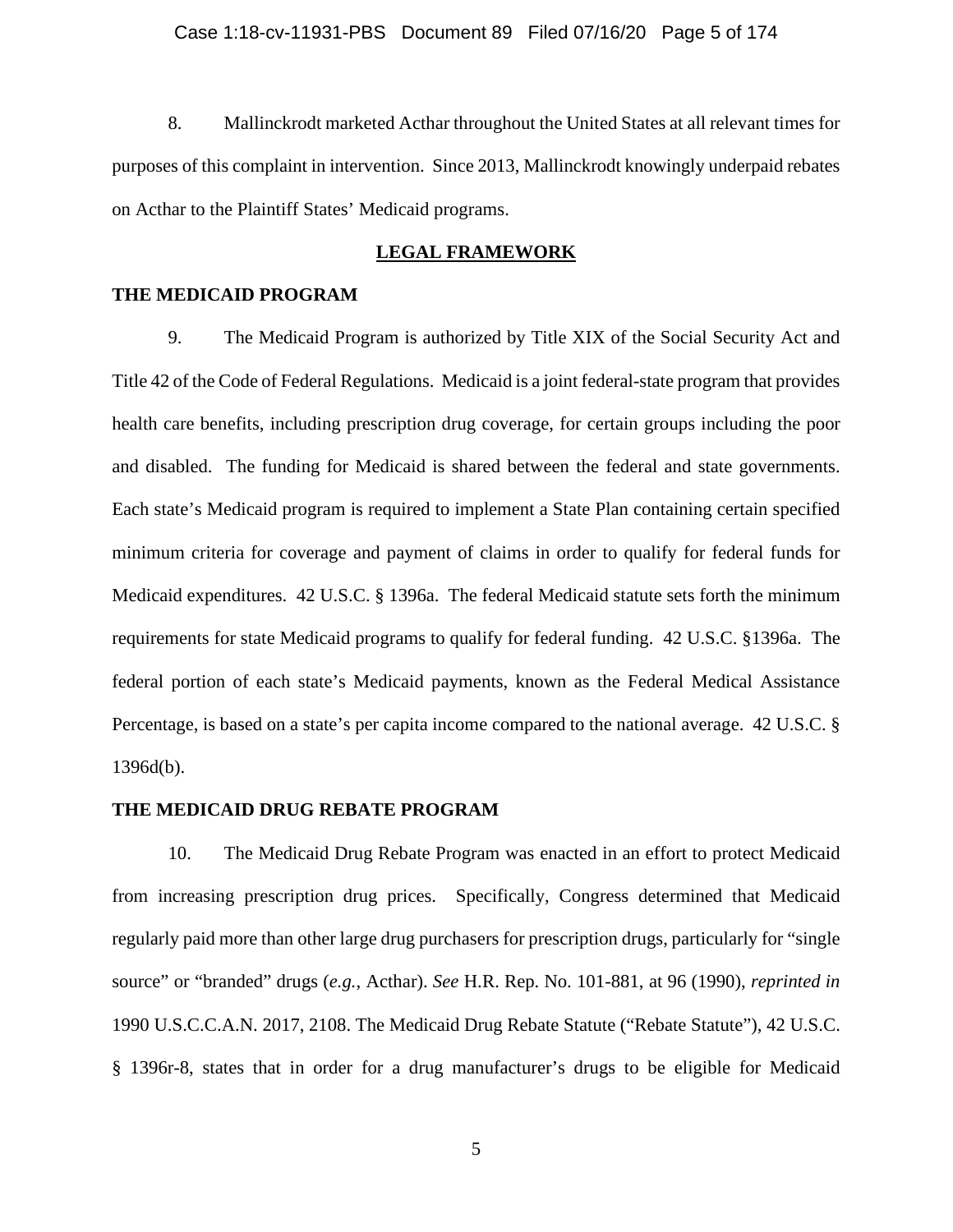8. Mallinckrodt marketed Acthar throughout the United States at all relevant times for purposes of this complaint in intervention. Since 2013, Mallinckrodt knowingly underpaid rebates on Acthar to the Plaintiff States' Medicaid programs.

## LEGAL FRAMEWORK

### THE MEDICAID PROGRAM

9. The Medicaid Program is authorized by Title XIX of the Social Security Act and Title 42 of the Code of Federal Regulations. Medicaid is a joint federal-state program that provides health care benefits, including prescription drug coverage, for certain groups including the poor and disabled. The funding for Medicaid is shared between the federal and state governments. Each state's Medicaid program is required to implement a State Plan containing certain specified minimum criteria for coverage and payment of claims in order to qualify for federal funds for Medicaid expenditures. 42 U.S.C. § 1396a. The federal Medicaid statute sets forth the minimum requirements for state Medicaid programs to qualify for federal funding. 42 U.S.C. §1396a. The federal portion of each state's Medicaid payments, known as the Federal Medical Assistance Percentage, is based on a state's per capita income compared to the national average. 42 U.S.C. § 1396d(b).

### THE MEDICAID DRUG REBATE PROGRAM

10. The Medicaid Drug Rebate Program was enacted in an effort to protect Medicaid from increasing prescription drug prices. Specifically, Congress determined that Medicaid regularly paid more than other large drug purchasers for prescription drugs, particularly for "single source" or "branded" drugs (*e.g.*, Acthar). *See* H.R. Rep. No. 101-881, at 96 (1990), *reprinted in* 1990 U.S.C.C.A.N. 2017, 2108. The Medicaid Drug Rebate Statute ("Rebate Statute"), 42 U.S.C. § 1396r-8, states that in order for a drug manufacturer's drugs to be eligible for Medicaid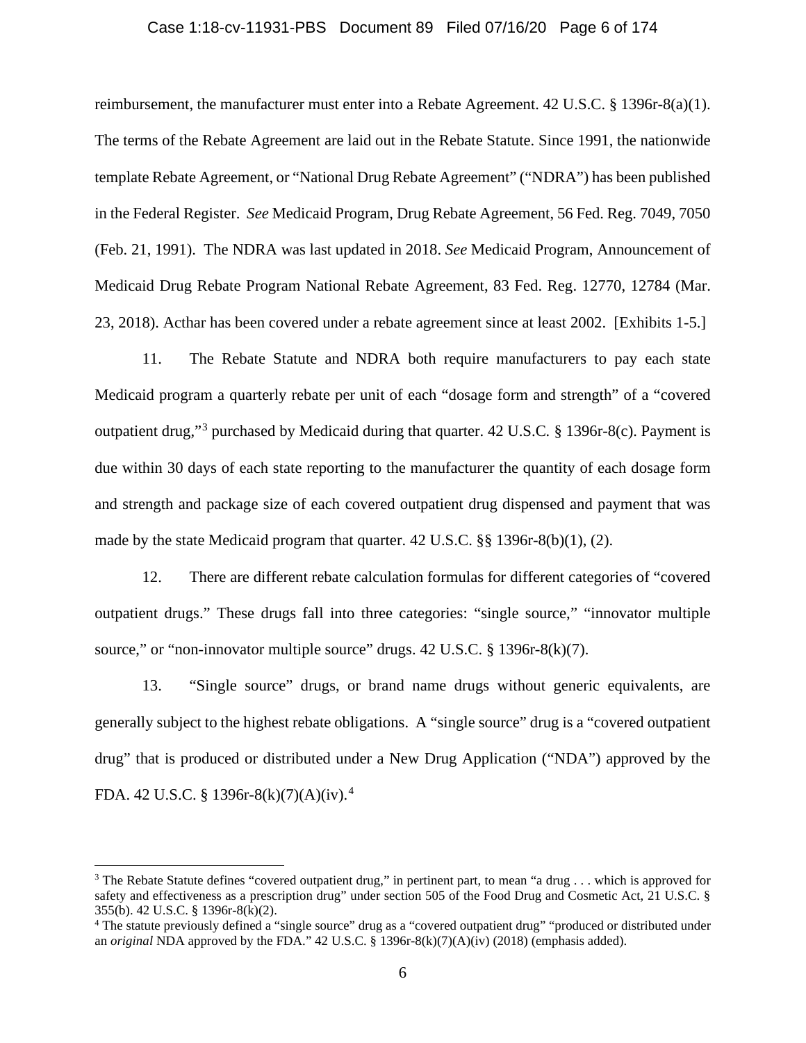reimbursement, the manufacturer must enter into a Rebate Agreement. 42 U.S.C. § 1396r-8(a)(1). The terms of the Rebate Agreement are laid out in the Rebate Statute. Since 1991, the nationwide template Rebate Agreement, or "National Drug Rebate Agreement" ("NDRA") has been published in the Federal Register. *See* Medicaid Program, Drug Rebate Agreement, 56 Fed. Reg. 7049, 7050 (Feb. 21, 1991). The NDRA was last updated in 2018. *See* Medicaid Program, Announcement of Medicaid Drug Rebate Program National Rebate Agreement, 83 Fed. Reg. 12770, 12784 (Mar. 23, 2018). Acthar has been covered under a rebate agreement since at least 2002. [Exhibits 1-5.]

11. The Rebate Statute and NDRA both require manufacturers to pay each state Medicaid program a quarterly rebate per unit of each "dosage form and strength" of a "covered outpatient drug,"[3] purchased by Medicaid during that quarter. 42 U.S.C. § 1396r-8(c). Payment is due within 30 days of each state reporting to the manufacturer the quantity of each dosage form and strength and package size of each covered outpatient drug dispensed and payment that was made by the state Medicaid program that quarter. 42 U.S.C. §§ 1396r-8(b)(1), (2).

12. There are different rebate calculation formulas for different categories of "covered outpatient drugs." These drugs fall into three categories: "single source," "innovator multiple source," or "non-innovator multiple source" drugs. 42 U.S.C. § 1396r-8(k)(7).

13. "Single source" drugs, or brand name drugs without generic equivalents, are generally subject to the highest rebate obligations. A "single source" drug is a "covered outpatient drug" that is produced or distributed under a New Drug Application ("NDA") approved by the FDA. 42 U.S.C. § 1396r-8(k)(7)(A)(iv).[4]

---

[3] The Rebate Statute defines "covered outpatient drug," in pertinent part, to mean "a drug . . . which is approved for safety and effectiveness as a prescription drug" under section 505 of the Food Drug and Cosmetic Act, 21 U.S.C. § 355(b). 42 U.S.C. § 1396r-8(k)(2).

[4] The statute previously defined a "single source" drug as a "covered outpatient drug" "produced or distributed under an *original* NDA approved by the FDA." 42 U.S.C. § 1396r-8(k)(7)(A)(iv) (2018) (emphasis added).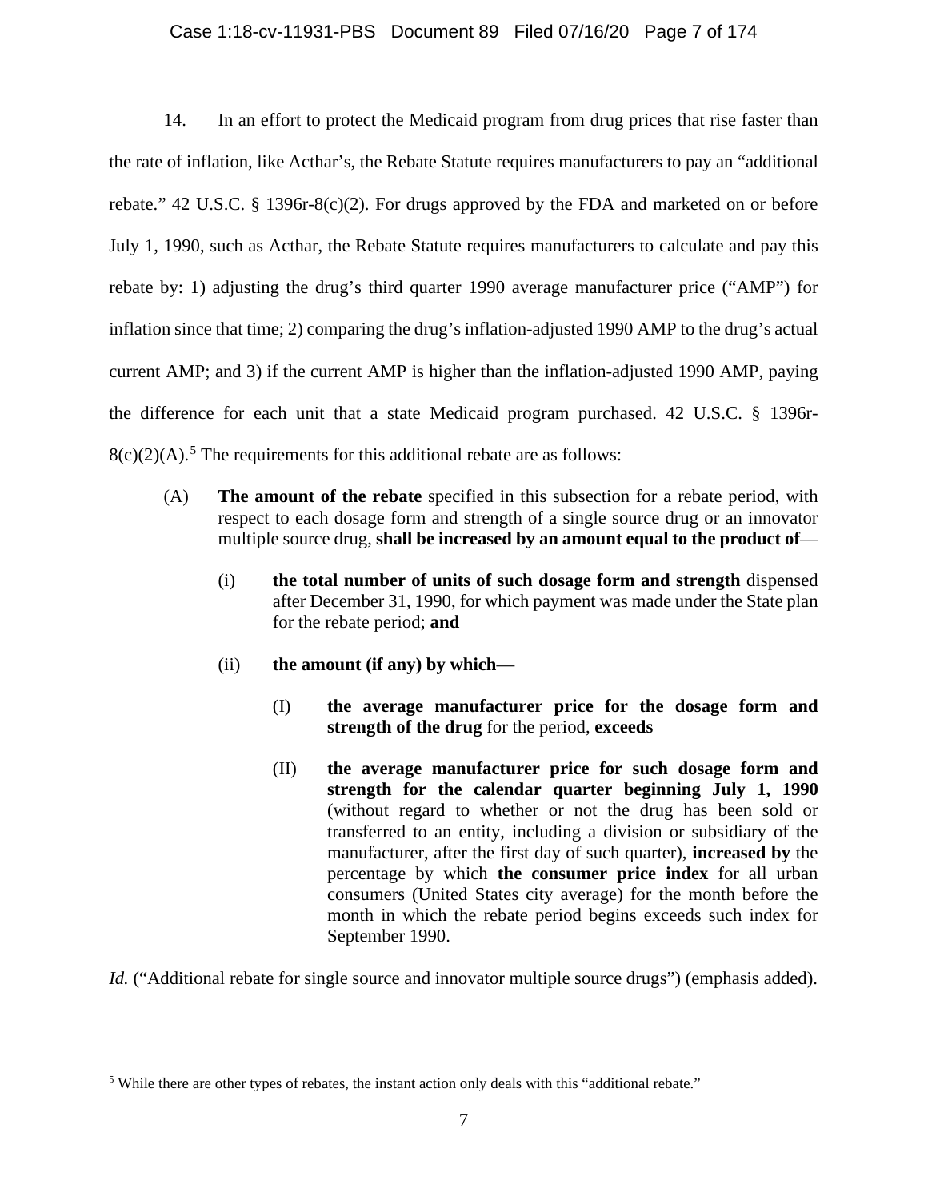14. In an effort to protect the Medicaid program from drug prices that rise faster than the rate of inflation, like Acthar's, the Rebate Statute requires manufacturers to pay an "additional rebate." 42 U.S.C. § 1396r-8(c)(2). For drugs approved by the FDA and marketed on or before July 1, 1990, such as Acthar, the Rebate Statute requires manufacturers to calculate and pay this rebate by: 1) adjusting the drug's third quarter 1990 average manufacturer price ("AMP") for inflation since that time; 2) comparing the drug's inflation-adjusted 1990 AMP to the drug's actual current AMP; and 3) if the current AMP is higher than the inflation-adjusted 1990 AMP, paying the difference for each unit that a state Medicaid program purchased. 42 U.S.C. § 1396r-8(c)(2)(A).[5] The requirements for this additional rebate are as follows:

> (A) **The amount of the rebate** specified in this subsection for a rebate period, with respect to each dosage form and strength of a single source drug or an innovator multiple source drug, **shall be increased by an amount equal to the product of**—
>
> > (i) **the total number of units of such dosage form and strength** dispensed after December 31, 1990, for which payment was made under the State plan for the rebate period; **and**
> >
> > (ii) **the amount (if any) by which**—
> >
> > > (I) **the average manufacturer price for the dosage form and strength of the drug** for the period, **exceeds**
> > >
> > > (II) **the average manufacturer price for such dosage form and strength for the calendar quarter beginning July 1, 1990** (without regard to whether or not the drug has been sold or transferred to an entity, including a division or subsidiary of the manufacturer, after the first day of such quarter), **increased by** the percentage by which **the consumer price index** for all urban consumers (United States city average) for the month before the month in which the rebate period begins exceeds such index for September 1990.

*Id.* ("Additional rebate for single source and innovator multiple source drugs") (emphasis added).

---

[5] While there are other types of rebates, the instant action only deals with this "additional rebate."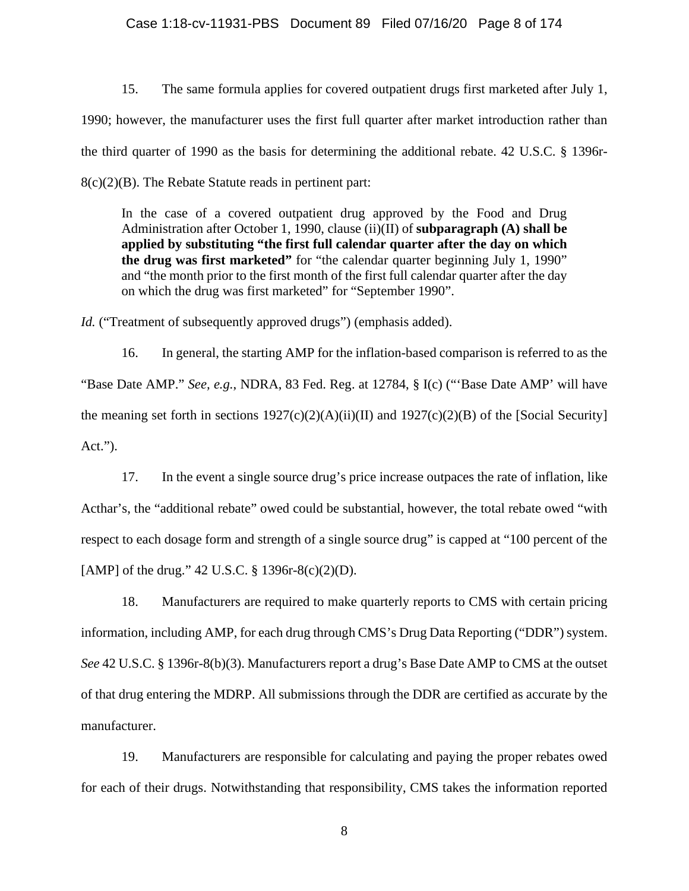15. The same formula applies for covered outpatient drugs first marketed after July 1, 1990; however, the manufacturer uses the first full quarter after market introduction rather than the third quarter of 1990 as the basis for determining the additional rebate. 42 U.S.C. § 1396r-8(c)(2)(B). The Rebate Statute reads in pertinent part:

> In the case of a covered outpatient drug approved by the Food and Drug Administration after October 1, 1990, clause (ii)(II) of **subparagraph (A) shall be applied by substituting "the first full calendar quarter after the day on which the drug was first marketed"** for "the calendar quarter beginning July 1, 1990" and "the month prior to the first month of the first full calendar quarter after the day on which the drug was first marketed" for "September 1990".

*Id.* ("Treatment of subsequently approved drugs") (emphasis added).

16. In general, the starting AMP for the inflation-based comparison is referred to as the "Base Date AMP." *See, e.g.*, NDRA, 83 Fed. Reg. at 12784, § I(c) ("'Base Date AMP' will have the meaning set forth in sections 1927(c)(2)(A)(ii)(II) and 1927(c)(2)(B) of the [Social Security] Act.").

17. In the event a single source drug's price increase outpaces the rate of inflation, like Acthar's, the "additional rebate" owed could be substantial, however, the total rebate owed "with respect to each dosage form and strength of a single source drug" is capped at "100 percent of the [AMP] of the drug." 42 U.S.C. § 1396r-8(c)(2)(D).

18. Manufacturers are required to make quarterly reports to CMS with certain pricing information, including AMP, for each drug through CMS's Drug Data Reporting ("DDR") system. *See* 42 U.S.C. § 1396r-8(b)(3). Manufacturers report a drug's Base Date AMP to CMS at the outset of that drug entering the MDRP. All submissions through the DDR are certified as accurate by the manufacturer.

19. Manufacturers are responsible for calculating and paying the proper rebates owed for each of their drugs. Notwithstanding that responsibility, CMS takes the information reported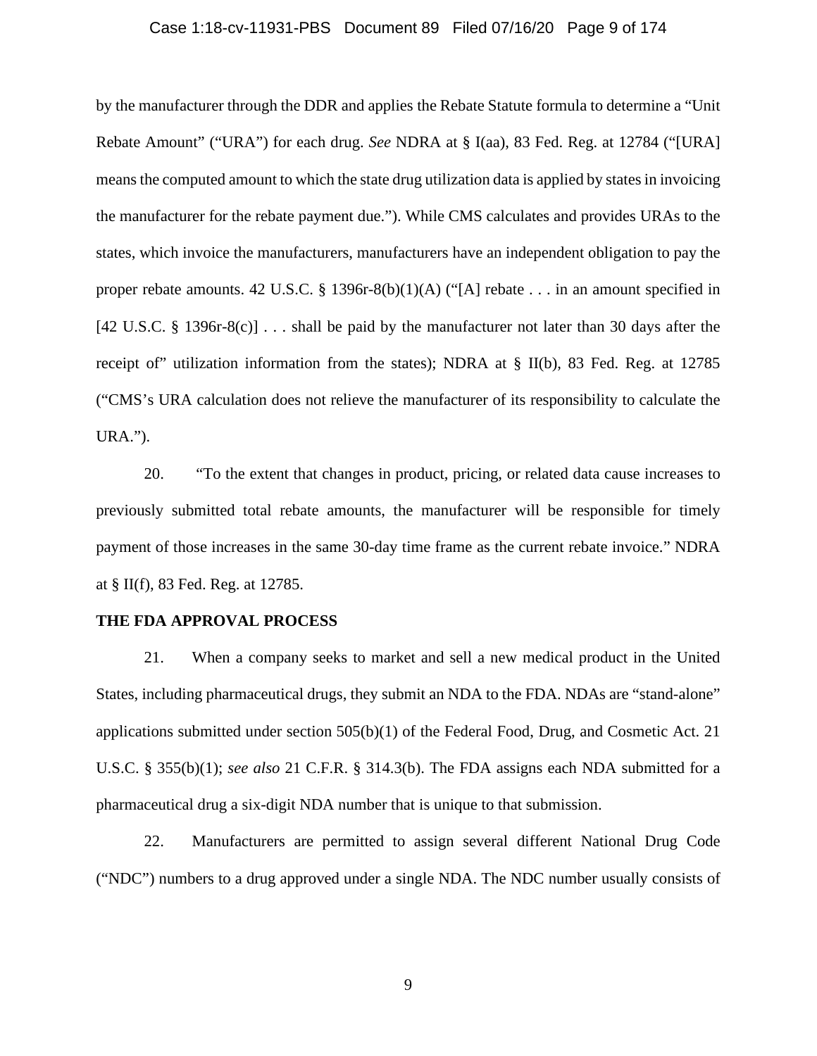by the manufacturer through the DDR and applies the Rebate Statute formula to determine a "Unit Rebate Amount" ("URA") for each drug. *See* NDRA at § I(aa), 83 Fed. Reg. at 12784 ("[URA] means the computed amount to which the state drug utilization data is applied by states in invoicing the manufacturer for the rebate payment due."). While CMS calculates and provides URAs to the states, which invoice the manufacturers, manufacturers have an independent obligation to pay the proper rebate amounts. 42 U.S.C. § 1396r-8(b)(1)(A) ("[A] rebate . . . in an amount specified in [42 U.S.C. § 1396r-8(c)] . . . shall be paid by the manufacturer not later than 30 days after the receipt of" utilization information from the states); NDRA at § II(b), 83 Fed. Reg. at 12785 ("CMS's URA calculation does not relieve the manufacturer of its responsibility to calculate the URA.").

20. "To the extent that changes in product, pricing, or related data cause increases to previously submitted total rebate amounts, the manufacturer will be responsible for timely payment of those increases in the same 30-day time frame as the current rebate invoice." NDRA at § II(f), 83 Fed. Reg. at 12785.

**THE FDA APPROVAL PROCESS**

21. When a company seeks to market and sell a new medical product in the United States, including pharmaceutical drugs, they submit an NDA to the FDA. NDAs are "stand-alone" applications submitted under section 505(b)(1) of the Federal Food, Drug, and Cosmetic Act. 21 U.S.C. § 355(b)(1); *see also* 21 C.F.R. § 314.3(b). The FDA assigns each NDA submitted for a pharmaceutical drug a six-digit NDA number that is unique to that submission.

22. Manufacturers are permitted to assign several different National Drug Code ("NDC") numbers to a drug approved under a single NDA. The NDC number usually consists of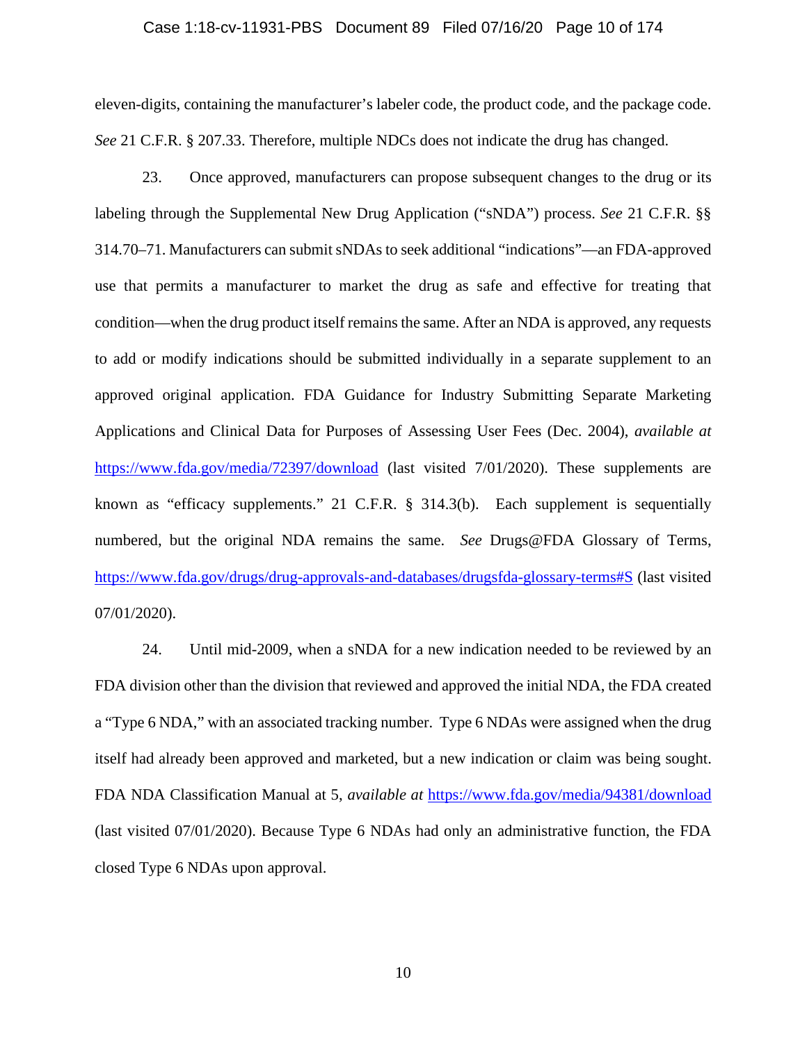eleven-digits, containing the manufacturer's labeler code, the product code, and the package code. *See* 21 C.F.R. § 207.33. Therefore, multiple NDCs does not indicate the drug has changed.

23. Once approved, manufacturers can propose subsequent changes to the drug or its labeling through the Supplemental New Drug Application ("sNDA") process. *See* 21 C.F.R. §§ 314.70–71. Manufacturers can submit sNDAs to seek additional "indications"—an FDA-approved use that permits a manufacturer to market the drug as safe and effective for treating that condition—when the drug product itself remains the same. After an NDA is approved, any requests to add or modify indications should be submitted individually in a separate supplement to an approved original application. FDA Guidance for Industry Submitting Separate Marketing Applications and Clinical Data for Purposes of Assessing User Fees (Dec. 2004), *available at* https://www.fda.gov/media/72397/download (last visited 7/01/2020). These supplements are known as "efficacy supplements." 21 C.F.R. § 314.3(b). Each supplement is sequentially numbered, but the original NDA remains the same. *See* Drugs@FDA Glossary of Terms, https://www.fda.gov/drugs/drug-approvals-and-databases/drugsfda-glossary-terms#S (last visited 07/01/2020).

24. Until mid-2009, when a sNDA for a new indication needed to be reviewed by an FDA division other than the division that reviewed and approved the initial NDA, the FDA created a "Type 6 NDA," with an associated tracking number. Type 6 NDAs were assigned when the drug itself had already been approved and marketed, but a new indication or claim was being sought. FDA NDA Classification Manual at 5, *available at* https://www.fda.gov/media/94381/download (last visited 07/01/2020). Because Type 6 NDAs had only an administrative function, the FDA closed Type 6 NDAs upon approval.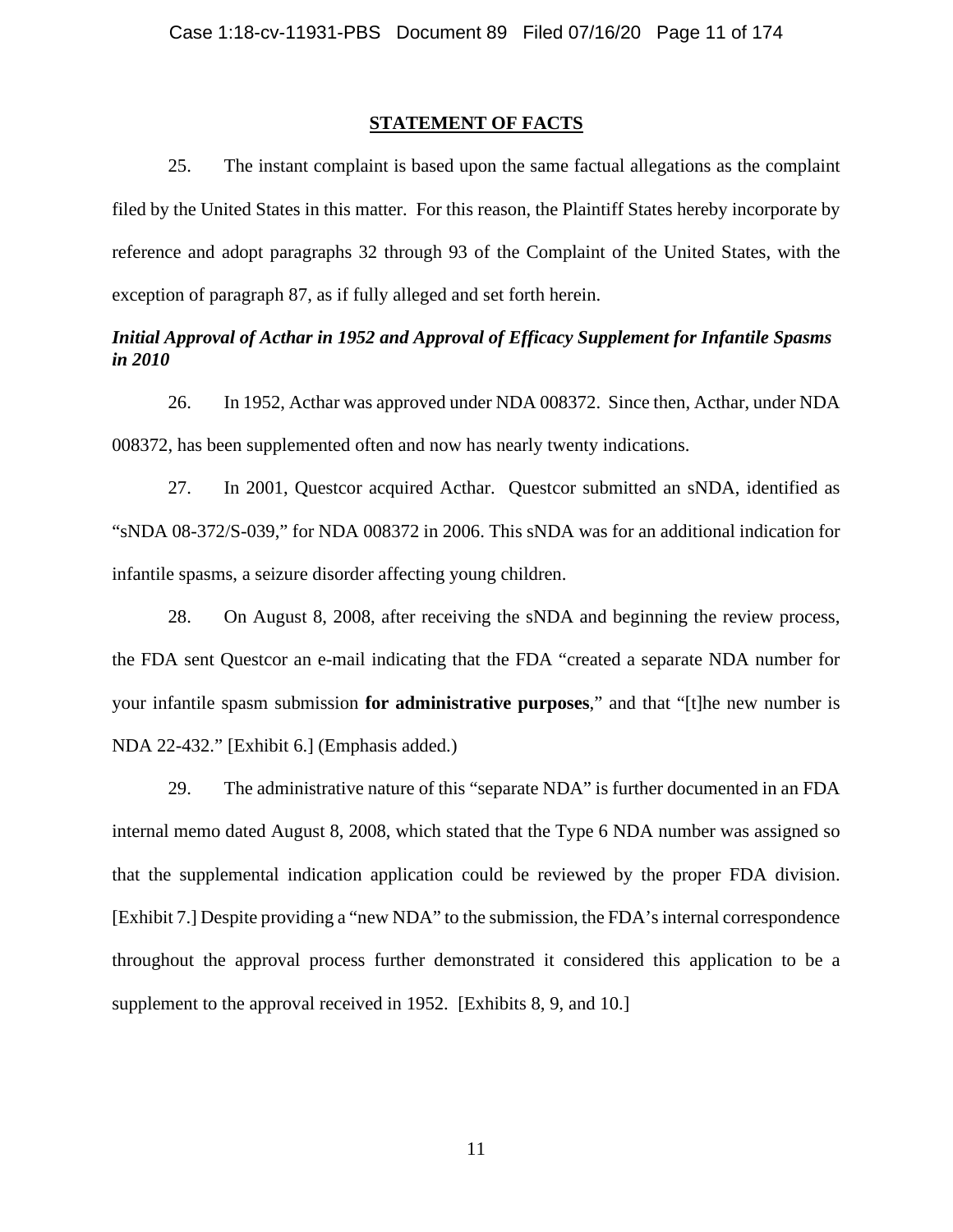## STATEMENT OF FACTS

25. The instant complaint is based upon the same factual allegations as the complaint filed by the United States in this matter. For this reason, the Plaintiff States hereby incorporate by reference and adopt paragraphs 32 through 93 of the Complaint of the United States, with the exception of paragraph 87, as if fully alleged and set forth herein.

***Initial Approval of Acthar in 1952 and Approval of Efficacy Supplement for Infantile Spasms in 2010***

26. In 1952, Acthar was approved under NDA 008372. Since then, Acthar, under NDA 008372, has been supplemented often and now has nearly twenty indications.

27. In 2001, Questcor acquired Acthar. Questcor submitted an sNDA, identified as "sNDA 08-372/S-039," for NDA 008372 in 2006. This sNDA was for an additional indication for infantile spasms, a seizure disorder affecting young children.

28. On August 8, 2008, after receiving the sNDA and beginning the review process, the FDA sent Questcor an e-mail indicating that the FDA "created a separate NDA number for your infantile spasm submission **for administrative purposes**," and that "[t]he new number is NDA 22-432." [Exhibit 6.] (Emphasis added.)

29. The administrative nature of this "separate NDA" is further documented in an FDA internal memo dated August 8, 2008, which stated that the Type 6 NDA number was assigned so that the supplemental indication application could be reviewed by the proper FDA division. [Exhibit 7.] Despite providing a "new NDA" to the submission, the FDA's internal correspondence throughout the approval process further demonstrated it considered this application to be a supplement to the approval received in 1952. [Exhibits 8, 9, and 10.]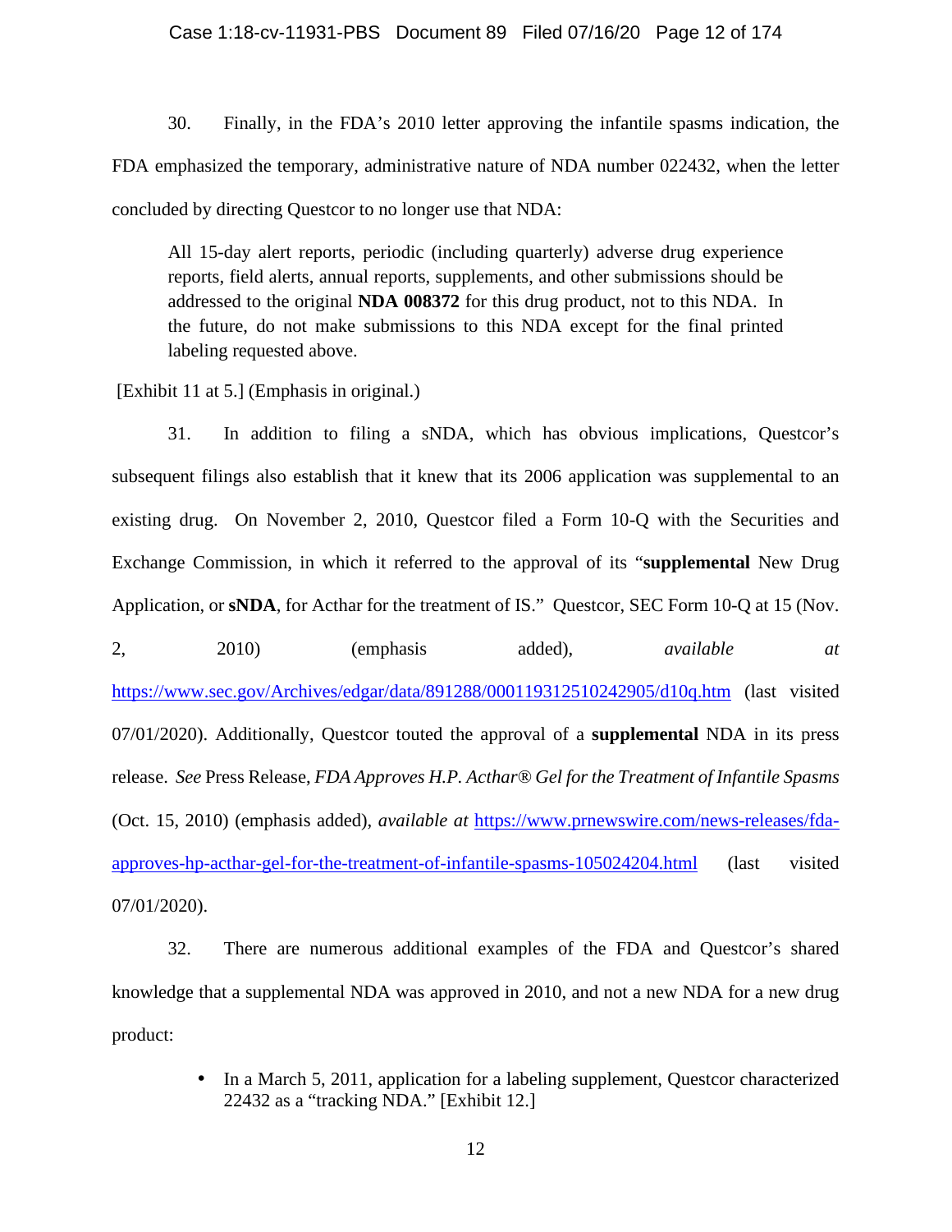30. Finally, in the FDA's 2010 letter approving the infantile spasms indication, the FDA emphasized the temporary, administrative nature of NDA number 022432, when the letter concluded by directing Questcor to no longer use that NDA:

> All 15-day alert reports, periodic (including quarterly) adverse drug experience reports, field alerts, annual reports, supplements, and other submissions should be addressed to the original **NDA 008372** for this drug product, not to this NDA. In the future, do not make submissions to this NDA except for the final printed labeling requested above.

[Exhibit 11 at 5.] (Emphasis in original.)

31. In addition to filing a sNDA, which has obvious implications, Questcor's subsequent filings also establish that it knew that its 2006 application was supplemental to an existing drug. On November 2, 2010, Questcor filed a Form 10-Q with the Securities and Exchange Commission, in which it referred to the approval of its "**supplemental** New Drug Application, or **sNDA**, for Acthar for the treatment of IS." Questcor, SEC Form 10-Q at 15 (Nov. 2, 2010) (emphasis added), *available at* https://www.sec.gov/Archives/edgar/data/891288/000119312510242905/d10q.htm (last visited 07/01/2020). Additionally, Questcor touted the approval of a **supplemental** NDA in its press release. *See* Press Release, *FDA Approves H.P. Acthar® Gel for the Treatment of Infantile Spasms* (Oct. 15, 2010) (emphasis added), *available at* https://www.prnewswire.com/news-releases/fda-approves-hp-acthar-gel-for-the-treatment-of-infantile-spasms-105024204.html (last visited 07/01/2020).

32. There are numerous additional examples of the FDA and Questcor's shared knowledge that a supplemental NDA was approved in 2010, and not a new NDA for a new drug product:

- In a March 5, 2011, application for a labeling supplement, Questcor characterized 22432 as a "tracking NDA." [Exhibit 12.]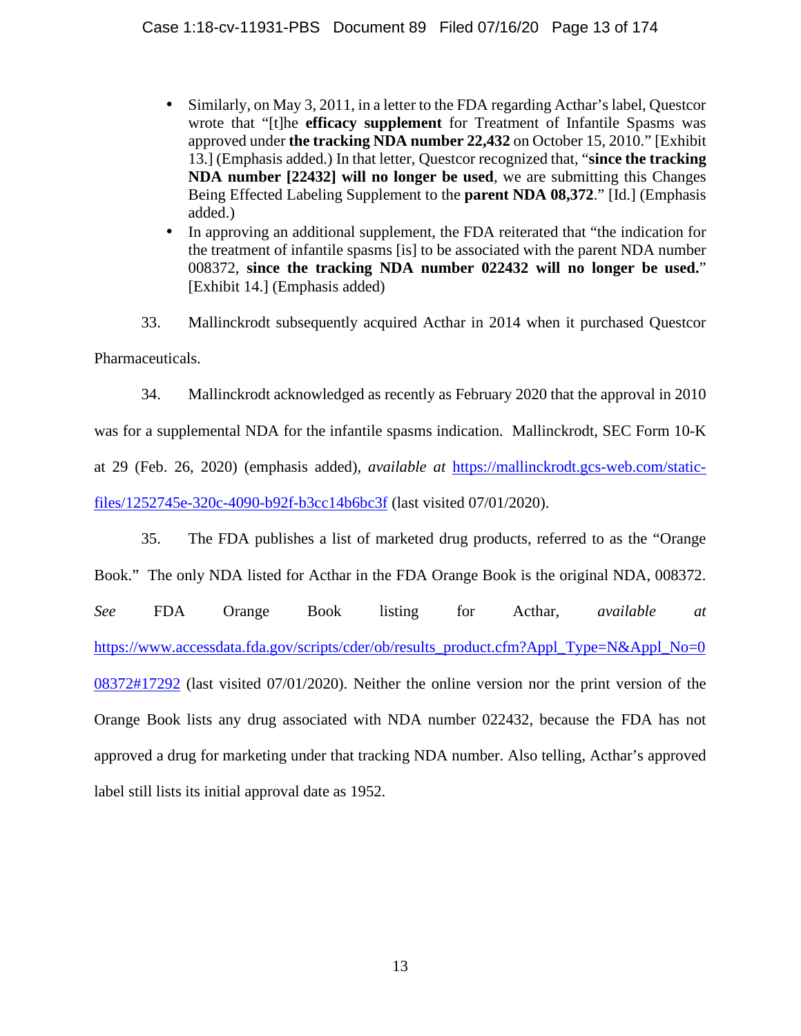- Similarly, on May 3, 2011, in a letter to the FDA regarding Acthar's label, Questcor wrote that "[t]he **efficacy supplement** for Treatment of Infantile Spasms was approved under **the tracking NDA number 22,432** on October 15, 2010." [Exhibit 13.] (Emphasis added.) In that letter, Questcor recognized that, "**since the tracking NDA number [22432] will no longer be used**, we are submitting this Changes Being Effected Labeling Supplement to the **parent NDA 08,372**." [Id.] (Emphasis added.)
- In approving an additional supplement, the FDA reiterated that "the indication for the treatment of infantile spasms [is] to be associated with the parent NDA number 008372, **since the tracking NDA number 022432 will no longer be used.**" [Exhibit 14.] (Emphasis added)

33. Mallinckrodt subsequently acquired Acthar in 2014 when it purchased Questcor Pharmaceuticals.

34. Mallinckrodt acknowledged as recently as February 2020 that the approval in 2010 was for a supplemental NDA for the infantile spasms indication. Mallinckrodt, SEC Form 10-K at 29 (Feb. 26, 2020) (emphasis added), *available at* https://mallinckrodt.gcs-web.com/static-files/1252745e-320c-4090-b92f-b3cc14b6bc3f (last visited 07/01/2020).

35. The FDA publishes a list of marketed drug products, referred to as the "Orange Book." The only NDA listed for Acthar in the FDA Orange Book is the original NDA, 008372. *See* FDA Orange Book listing for Acthar, *available at* https://www.accessdata.fda.gov/scripts/cder/ob/results_product.cfm?Appl_Type=N&Appl_No=008372#17292 (last visited 07/01/2020). Neither the online version nor the print version of the Orange Book lists any drug associated with NDA number 022432, because the FDA has not approved a drug for marketing under that tracking NDA number. Also telling, Acthar's approved label still lists its initial approval date as 1952.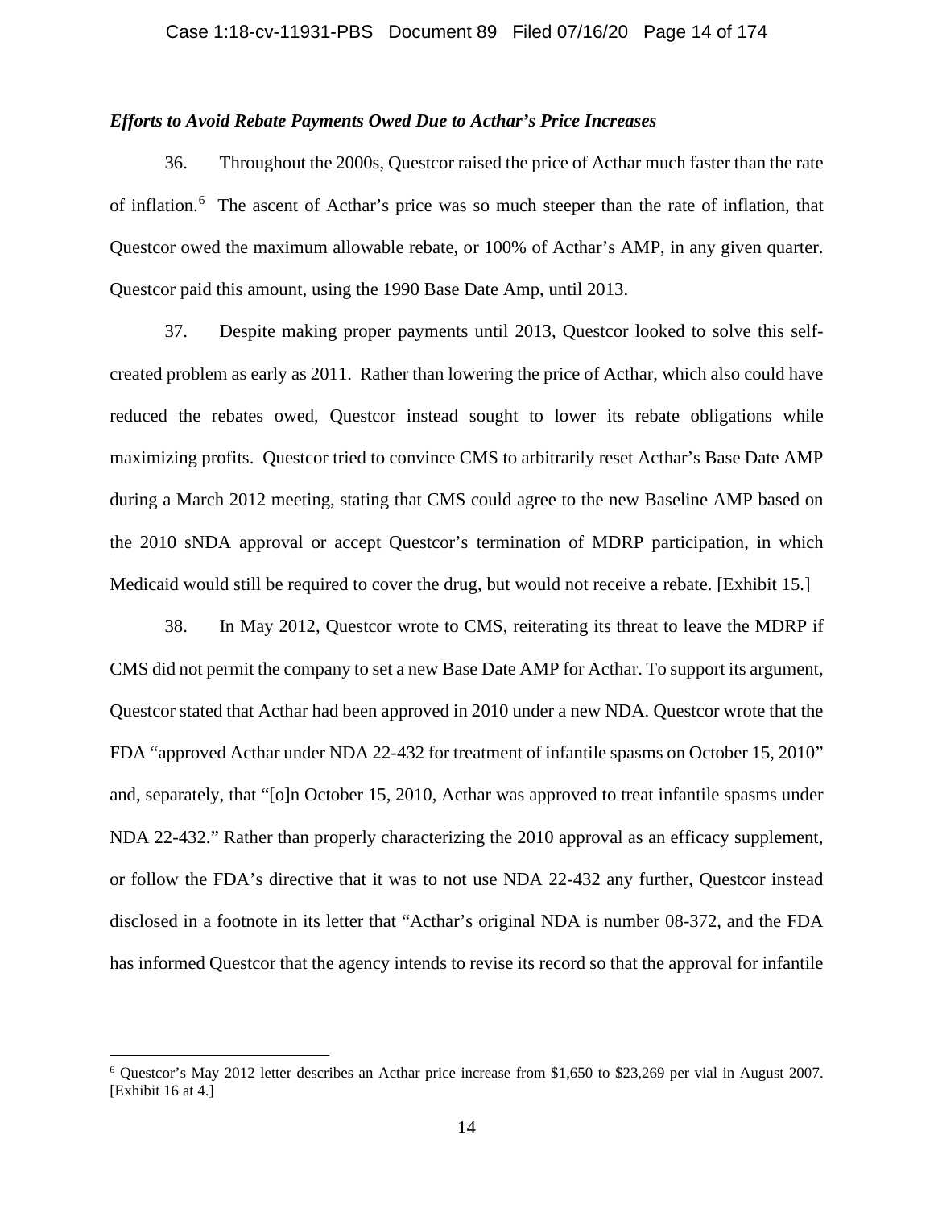### *Efforts to Avoid Rebate Payments Owed Due to Acthar's Price Increases*

36. Throughout the 2000s, Questcor raised the price of Acthar much faster than the rate of inflation.[6] The ascent of Acthar's price was so much steeper than the rate of inflation, that Questcor owed the maximum allowable rebate, or 100% of Acthar's AMP, in any given quarter. Questcor paid this amount, using the 1990 Base Date Amp, until 2013.

37. Despite making proper payments until 2013, Questcor looked to solve this self-created problem as early as 2011. Rather than lowering the price of Acthar, which also could have reduced the rebates owed, Questcor instead sought to lower its rebate obligations while maximizing profits. Questcor tried to convince CMS to arbitrarily reset Acthar's Base Date AMP during a March 2012 meeting, stating that CMS could agree to the new Baseline AMP based on the 2010 sNDA approval or accept Questcor's termination of MDRP participation, in which Medicaid would still be required to cover the drug, but would not receive a rebate. [Exhibit 15.]

38. In May 2012, Questcor wrote to CMS, reiterating its threat to leave the MDRP if CMS did not permit the company to set a new Base Date AMP for Acthar. To support its argument, Questcor stated that Acthar had been approved in 2010 under a new NDA. Questcor wrote that the FDA "approved Acthar under NDA 22-432 for treatment of infantile spasms on October 15, 2010" and, separately, that "[o]n October 15, 2010, Acthar was approved to treat infantile spasms under NDA 22-432." Rather than properly characterizing the 2010 approval as an efficacy supplement, or follow the FDA's directive that it was to not use NDA 22-432 any further, Questcor instead disclosed in a footnote in its letter that "Acthar's original NDA is number 08-372, and the FDA has informed Questcor that the agency intends to revise its record so that the approval for infantile

---

[6] Questcor's May 2012 letter describes an Acthar price increase from $1,650 to $23,269 per vial in August 2007. [Exhibit 16 at 4.]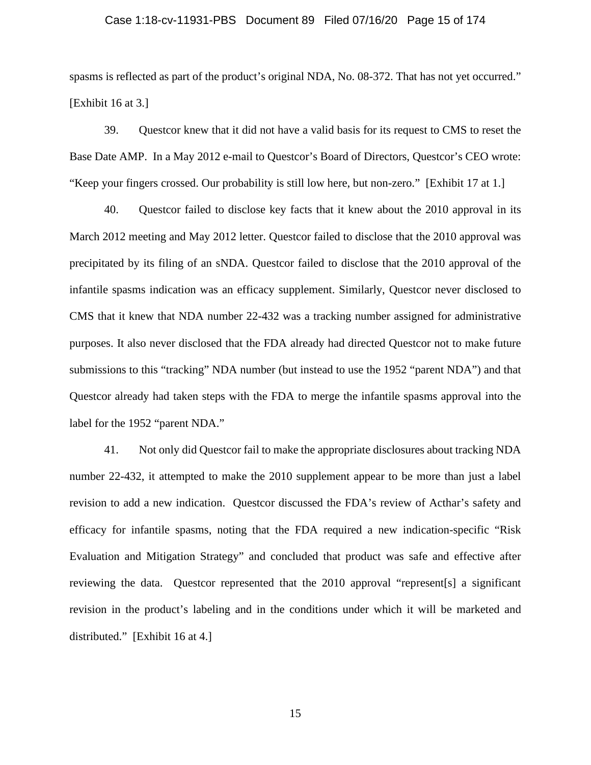spasms is reflected as part of the product's original NDA, No. 08-372. That has not yet occurred." [Exhibit 16 at 3.]

39. Questcor knew that it did not have a valid basis for its request to CMS to reset the Base Date AMP. In a May 2012 e-mail to Questcor's Board of Directors, Questcor's CEO wrote: "Keep your fingers crossed. Our probability is still low here, but non-zero." [Exhibit 17 at 1.]

40. Questcor failed to disclose key facts that it knew about the 2010 approval in its March 2012 meeting and May 2012 letter. Questcor failed to disclose that the 2010 approval was precipitated by its filing of an sNDA. Questcor failed to disclose that the 2010 approval of the infantile spasms indication was an efficacy supplement. Similarly, Questcor never disclosed to CMS that it knew that NDA number 22-432 was a tracking number assigned for administrative purposes. It also never disclosed that the FDA already had directed Questcor not to make future submissions to this "tracking" NDA number (but instead to use the 1952 "parent NDA") and that Questcor already had taken steps with the FDA to merge the infantile spasms approval into the label for the 1952 "parent NDA."

41. Not only did Questcor fail to make the appropriate disclosures about tracking NDA number 22-432, it attempted to make the 2010 supplement appear to be more than just a label revision to add a new indication. Questcor discussed the FDA's review of Acthar's safety and efficacy for infantile spasms, noting that the FDA required a new indication-specific "Risk Evaluation and Mitigation Strategy" and concluded that product was safe and effective after reviewing the data. Questcor represented that the 2010 approval "represent[s] a significant revision in the product's labeling and in the conditions under which it will be marketed and distributed." [Exhibit 16 at 4.]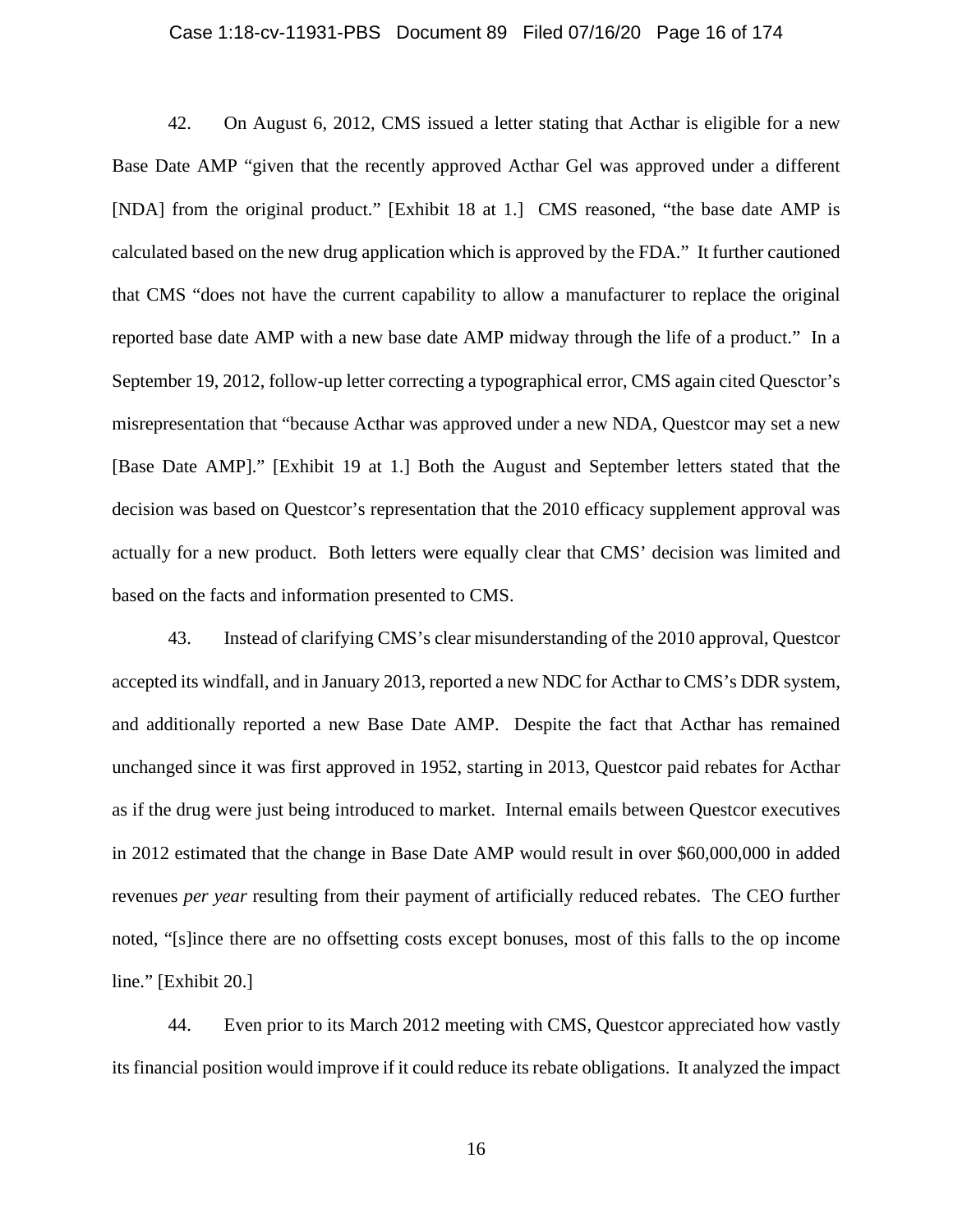42. On August 6, 2012, CMS issued a letter stating that Acthar is eligible for a new Base Date AMP "given that the recently approved Acthar Gel was approved under a different [NDA] from the original product." [Exhibit 18 at 1.] CMS reasoned, "the base date AMP is calculated based on the new drug application which is approved by the FDA." It further cautioned that CMS "does not have the current capability to allow a manufacturer to replace the original reported base date AMP with a new base date AMP midway through the life of a product." In a September 19, 2012, follow-up letter correcting a typographical error, CMS again cited Quesctor's misrepresentation that "because Acthar was approved under a new NDA, Questcor may set a new [Base Date AMP]." [Exhibit 19 at 1.] Both the August and September letters stated that the decision was based on Questcor's representation that the 2010 efficacy supplement approval was actually for a new product. Both letters were equally clear that CMS' decision was limited and based on the facts and information presented to CMS.

43. Instead of clarifying CMS's clear misunderstanding of the 2010 approval, Questcor accepted its windfall, and in January 2013, reported a new NDC for Acthar to CMS's DDR system, and additionally reported a new Base Date AMP. Despite the fact that Acthar has remained unchanged since it was first approved in 1952, starting in 2013, Questcor paid rebates for Acthar as if the drug were just being introduced to market. Internal emails between Questcor executives in 2012 estimated that the change in Base Date AMP would result in over $60,000,000 in added revenues *per year* resulting from their payment of artificially reduced rebates. The CEO further noted, "[s]ince there are no offsetting costs except bonuses, most of this falls to the op income line." [Exhibit 20.]

44. Even prior to its March 2012 meeting with CMS, Questcor appreciated how vastly its financial position would improve if it could reduce its rebate obligations. It analyzed the impact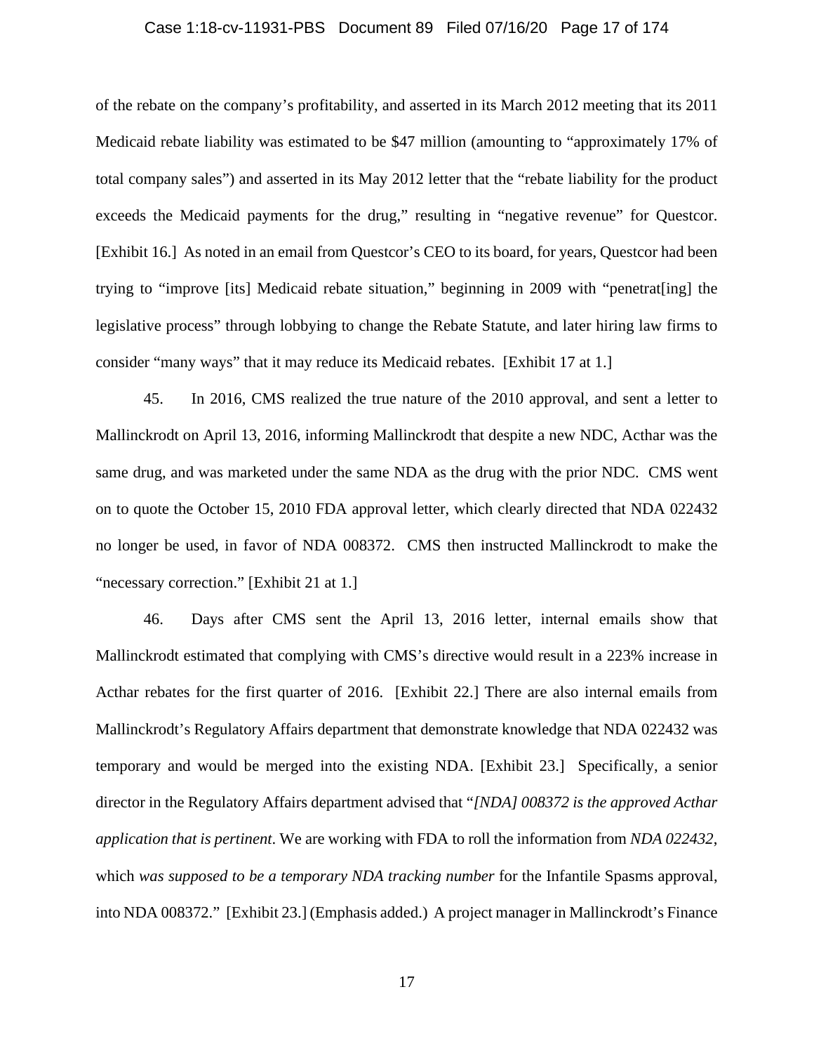of the rebate on the company's profitability, and asserted in its March 2012 meeting that its 2011 Medicaid rebate liability was estimated to be $47 million (amounting to "approximately 17% of total company sales") and asserted in its May 2012 letter that the "rebate liability for the product exceeds the Medicaid payments for the drug," resulting in "negative revenue" for Questcor. [Exhibit 16.] As noted in an email from Questcor's CEO to its board, for years, Questcor had been trying to "improve [its] Medicaid rebate situation," beginning in 2009 with "penetrat[ing] the legislative process" through lobbying to change the Rebate Statute, and later hiring law firms to consider "many ways" that it may reduce its Medicaid rebates. [Exhibit 17 at 1.]

45. In 2016, CMS realized the true nature of the 2010 approval, and sent a letter to Mallinckrodt on April 13, 2016, informing Mallinckrodt that despite a new NDC, Acthar was the same drug, and was marketed under the same NDA as the drug with the prior NDC. CMS went on to quote the October 15, 2010 FDA approval letter, which clearly directed that NDA 022432 no longer be used, in favor of NDA 008372. CMS then instructed Mallinckrodt to make the "necessary correction." [Exhibit 21 at 1.]

46. Days after CMS sent the April 13, 2016 letter, internal emails show that Mallinckrodt estimated that complying with CMS's directive would result in a 223% increase in Acthar rebates for the first quarter of 2016. [Exhibit 22.] There are also internal emails from Mallinckrodt's Regulatory Affairs department that demonstrate knowledge that NDA 022432 was temporary and would be merged into the existing NDA. [Exhibit 23.] Specifically, a senior director in the Regulatory Affairs department advised that "*[NDA] 008372 is the approved Acthar application that is pertinent*. We are working with FDA to roll the information from *NDA 022432*, which *was supposed to be a temporary NDA tracking number* for the Infantile Spasms approval, into NDA 008372." [Exhibit 23.] (Emphasis added.) A project manager in Mallinckrodt's Finance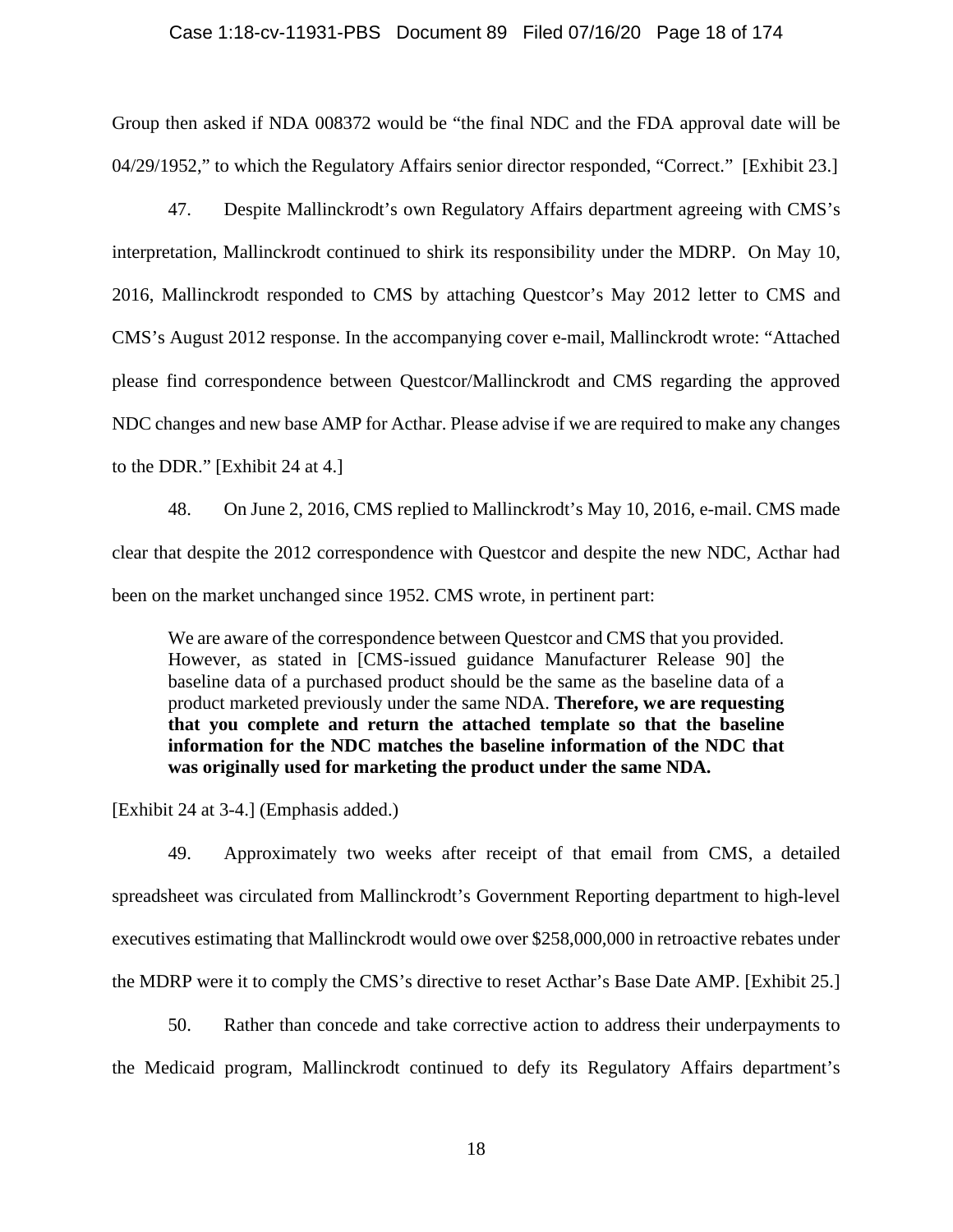Group then asked if NDA 008372 would be "the final NDC and the FDA approval date will be 04/29/1952," to which the Regulatory Affairs senior director responded, "Correct." [Exhibit 23.]

47. Despite Mallinckrodt's own Regulatory Affairs department agreeing with CMS's interpretation, Mallinckrodt continued to shirk its responsibility under the MDRP. On May 10, 2016, Mallinckrodt responded to CMS by attaching Questcor's May 2012 letter to CMS and CMS's August 2012 response. In the accompanying cover e-mail, Mallinckrodt wrote: "Attached please find correspondence between Questcor/Mallinckrodt and CMS regarding the approved NDC changes and new base AMP for Acthar. Please advise if we are required to make any changes to the DDR." [Exhibit 24 at 4.]

48. On June 2, 2016, CMS replied to Mallinckrodt's May 10, 2016, e-mail. CMS made clear that despite the 2012 correspondence with Questcor and despite the new NDC, Acthar had been on the market unchanged since 1952. CMS wrote, in pertinent part:

> We are aware of the correspondence between Questcor and CMS that you provided. However, as stated in [CMS-issued guidance Manufacturer Release 90] the baseline data of a purchased product should be the same as the baseline data of a product marketed previously under the same NDA. **Therefore, we are requesting that you complete and return the attached template so that the baseline information for the NDC matches the baseline information of the NDC that was originally used for marketing the product under the same NDA.**

[Exhibit 24 at 3-4.] (Emphasis added.)

49. Approximately two weeks after receipt of that email from CMS, a detailed spreadsheet was circulated from Mallinckrodt's Government Reporting department to high-level executives estimating that Mallinckrodt would owe over $258,000,000 in retroactive rebates under the MDRP were it to comply the CMS's directive to reset Acthar's Base Date AMP. [Exhibit 25.]

50. Rather than concede and take corrective action to address their underpayments to the Medicaid program, Mallinckrodt continued to defy its Regulatory Affairs department's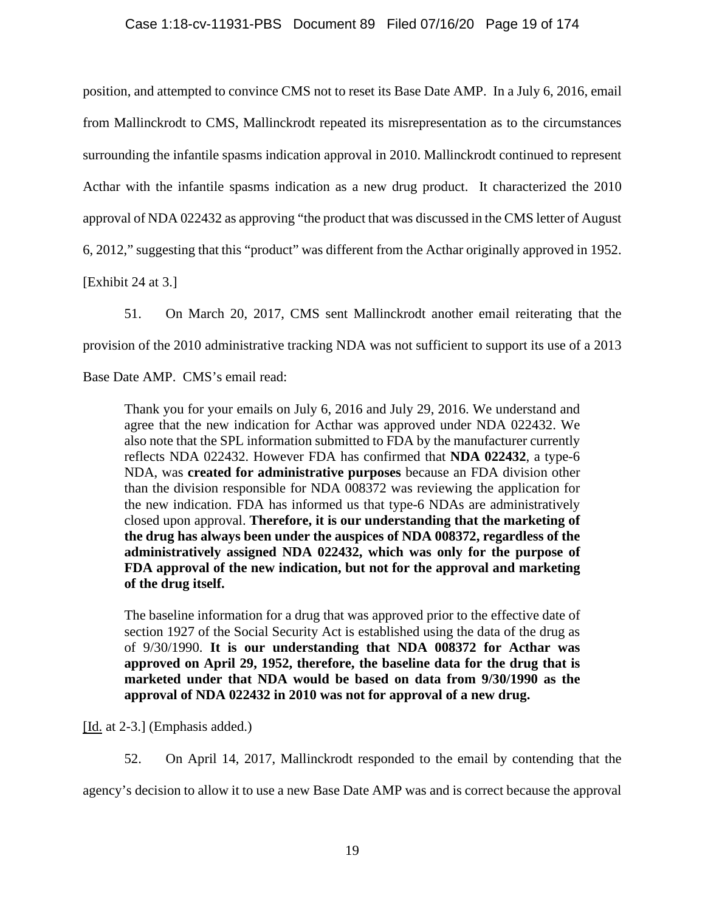position, and attempted to convince CMS not to reset its Base Date AMP. In a July 6, 2016, email from Mallinckrodt to CMS, Mallinckrodt repeated its misrepresentation as to the circumstances surrounding the infantile spasms indication approval in 2010. Mallinckrodt continued to represent Acthar with the infantile spasms indication as a new drug product. It characterized the 2010 approval of NDA 022432 as approving "the product that was discussed in the CMS letter of August 6, 2012," suggesting that this "product" was different from the Acthar originally approved in 1952. [Exhibit 24 at 3.]

51. On March 20, 2017, CMS sent Mallinckrodt another email reiterating that the provision of the 2010 administrative tracking NDA was not sufficient to support its use of a 2013 Base Date AMP. CMS's email read:

> Thank you for your emails on July 6, 2016 and July 29, 2016. We understand and agree that the new indication for Acthar was approved under NDA 022432. We also note that the SPL information submitted to FDA by the manufacturer currently reflects NDA 022432. However FDA has confirmed that **NDA 022432**, a type-6 NDA, was **created for administrative purposes** because an FDA division other than the division responsible for NDA 008372 was reviewing the application for the new indication. FDA has informed us that type-6 NDAs are administratively closed upon approval. **Therefore, it is our understanding that the marketing of the drug has always been under the auspices of NDA 008372, regardless of the administratively assigned NDA 022432, which was only for the purpose of FDA approval of the new indication, but not for the approval and marketing of the drug itself.**
>
> The baseline information for a drug that was approved prior to the effective date of section 1927 of the Social Security Act is established using the data of the drug as of 9/30/1990. **It is our understanding that NDA 008372 for Acthar was approved on April 29, 1952, therefore, the baseline data for the drug that is marketed under that NDA would be based on data from 9/30/1990 as the approval of NDA 022432 in 2010 was not for approval of a new drug.**

[Id. at 2-3.] (Emphasis added.)

52. On April 14, 2017, Mallinckrodt responded to the email by contending that the agency's decision to allow it to use a new Base Date AMP was and is correct because the approval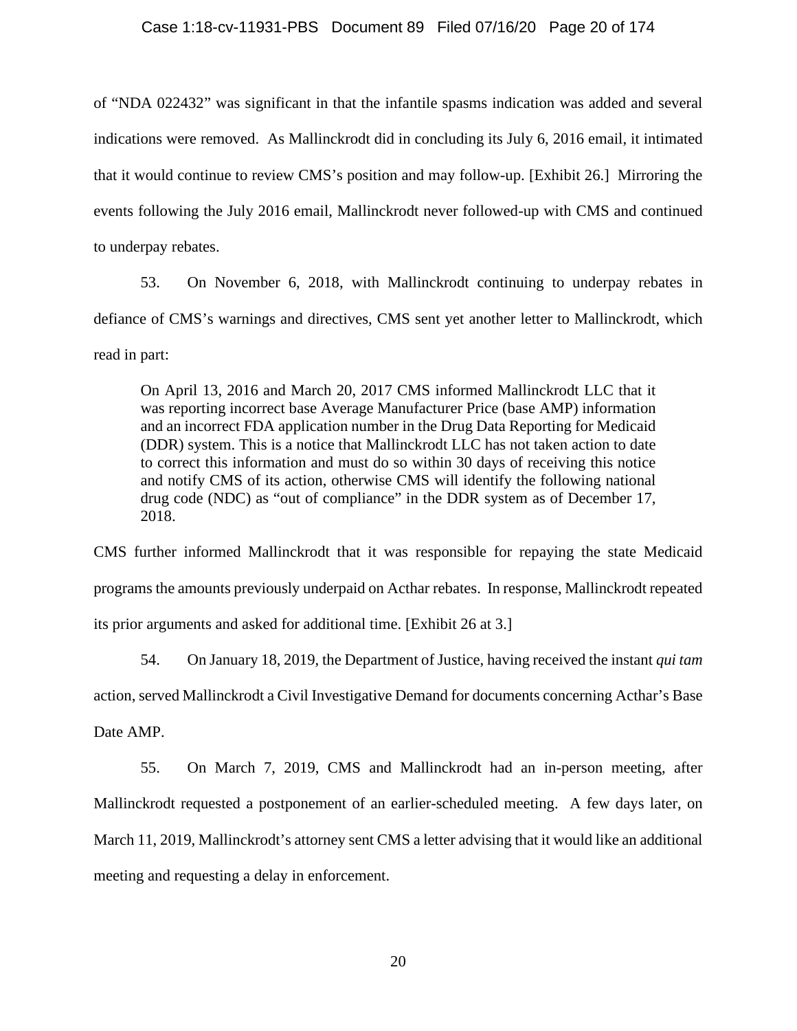of "NDA 022432" was significant in that the infantile spasms indication was added and several indications were removed. As Mallinckrodt did in concluding its July 6, 2016 email, it intimated that it would continue to review CMS's position and may follow-up. [Exhibit 26.] Mirroring the events following the July 2016 email, Mallinckrodt never followed-up with CMS and continued to underpay rebates.

53. On November 6, 2018, with Mallinckrodt continuing to underpay rebates in defiance of CMS's warnings and directives, CMS sent yet another letter to Mallinckrodt, which read in part:

> On April 13, 2016 and March 20, 2017 CMS informed Mallinckrodt LLC that it was reporting incorrect base Average Manufacturer Price (base AMP) information and an incorrect FDA application number in the Drug Data Reporting for Medicaid (DDR) system. This is a notice that Mallinckrodt LLC has not taken action to date to correct this information and must do so within 30 days of receiving this notice and notify CMS of its action, otherwise CMS will identify the following national drug code (NDC) as "out of compliance" in the DDR system as of December 17, 2018.

CMS further informed Mallinckrodt that it was responsible for repaying the state Medicaid programs the amounts previously underpaid on Acthar rebates. In response, Mallinckrodt repeated its prior arguments and asked for additional time. [Exhibit 26 at 3.]

54. On January 18, 2019, the Department of Justice, having received the instant *qui tam* action, served Mallinckrodt a Civil Investigative Demand for documents concerning Acthar's Base Date AMP.

55. On March 7, 2019, CMS and Mallinckrodt had an in-person meeting, after Mallinckrodt requested a postponement of an earlier-scheduled meeting. A few days later, on March 11, 2019, Mallinckrodt's attorney sent CMS a letter advising that it would like an additional meeting and requesting a delay in enforcement.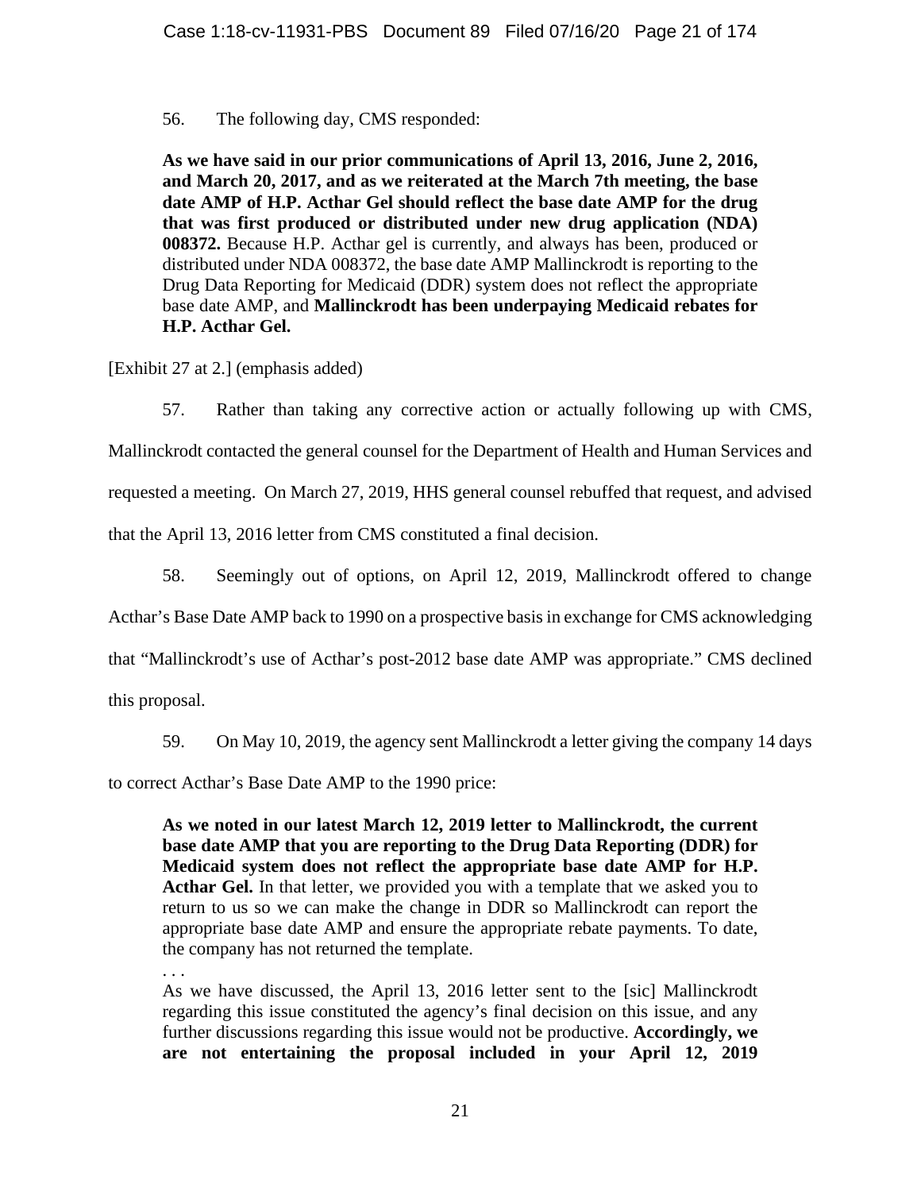56. The following day, CMS responded:

> **As we have said in our prior communications of April 13, 2016, June 2, 2016, and March 20, 2017, and as we reiterated at the March 7th meeting, the base date AMP of H.P. Acthar Gel should reflect the base date AMP for the drug that was first produced or distributed under new drug application (NDA) 008372.** Because H.P. Acthar gel is currently, and always has been, produced or distributed under NDA 008372, the base date AMP Mallinckrodt is reporting to the Drug Data Reporting for Medicaid (DDR) system does not reflect the appropriate base date AMP, and **Mallinckrodt has been underpaying Medicaid rebates for H.P. Acthar Gel.**

[Exhibit 27 at 2.] (emphasis added)

57. Rather than taking any corrective action or actually following up with CMS, Mallinckrodt contacted the general counsel for the Department of Health and Human Services and requested a meeting. On March 27, 2019, HHS general counsel rebuffed that request, and advised that the April 13, 2016 letter from CMS constituted a final decision.

58. Seemingly out of options, on April 12, 2019, Mallinckrodt offered to change Acthar's Base Date AMP back to 1990 on a prospective basis in exchange for CMS acknowledging that "Mallinckrodt's use of Acthar's post-2012 base date AMP was appropriate." CMS declined this proposal.

59. On May 10, 2019, the agency sent Mallinckrodt a letter giving the company 14 days to correct Acthar's Base Date AMP to the 1990 price:

> **As we noted in our latest March 12, 2019 letter to Mallinckrodt, the current base date AMP that you are reporting to the Drug Data Reporting (DDR) for Medicaid system does not reflect the appropriate base date AMP for H.P. Acthar Gel.** In that letter, we provided you with a template that we asked you to return to us so we can make the change in DDR so Mallinckrodt can report the appropriate base date AMP and ensure the appropriate rebate payments. To date, the company has not returned the template.
>
> . . .
>
> As we have discussed, the April 13, 2016 letter sent to the [sic] Mallinckrodt regarding this issue constituted the agency's final decision on this issue, and any further discussions regarding this issue would not be productive. **Accordingly, we are not entertaining the proposal included in your April 12, 2019**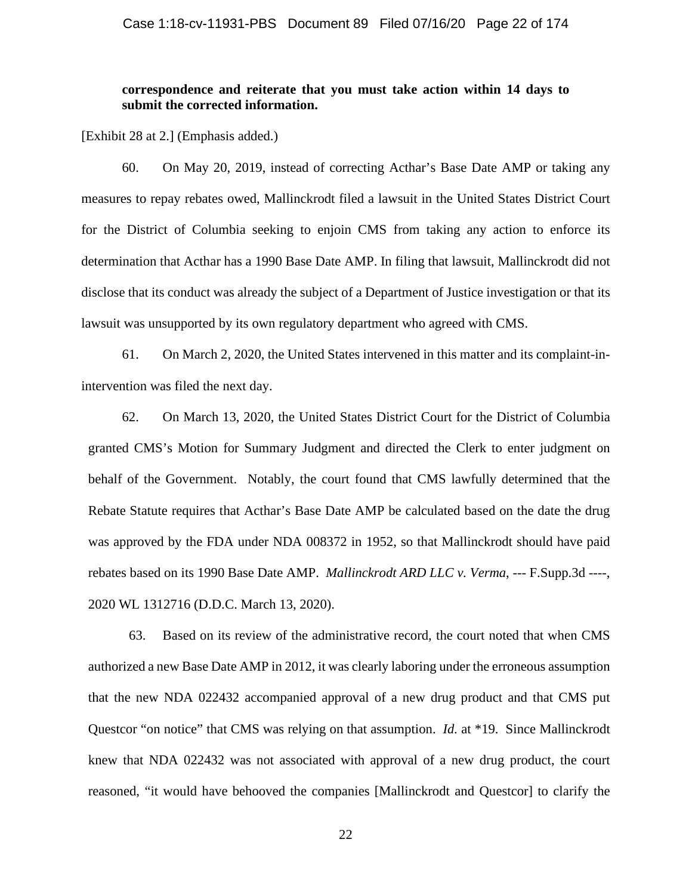**correspondence and reiterate that you must take action within 14 days to submit the corrected information.**

[Exhibit 28 at 2.] (Emphasis added.)

60. On May 20, 2019, instead of correcting Acthar's Base Date AMP or taking any measures to repay rebates owed, Mallinckrodt filed a lawsuit in the United States District Court for the District of Columbia seeking to enjoin CMS from taking any action to enforce its determination that Acthar has a 1990 Base Date AMP. In filing that lawsuit, Mallinckrodt did not disclose that its conduct was already the subject of a Department of Justice investigation or that its lawsuit was unsupported by its own regulatory department who agreed with CMS.

61. On March 2, 2020, the United States intervened in this matter and its complaint-in-intervention was filed the next day.

62. On March 13, 2020, the United States District Court for the District of Columbia granted CMS's Motion for Summary Judgment and directed the Clerk to enter judgment on behalf of the Government. Notably, the court found that CMS lawfully determined that the Rebate Statute requires that Acthar's Base Date AMP be calculated based on the date the drug was approved by the FDA under NDA 008372 in 1952, so that Mallinckrodt should have paid rebates based on its 1990 Base Date AMP. *Mallinckrodt ARD LLC v. Verma*, --- F.Supp.3d ----, 2020 WL 1312716 (D.D.C. March 13, 2020).

63. Based on its review of the administrative record, the court noted that when CMS authorized a new Base Date AMP in 2012, it was clearly laboring under the erroneous assumption that the new NDA 022432 accompanied approval of a new drug product and that CMS put Questcor "on notice" that CMS was relying on that assumption. *Id.* at *19. Since Mallinckrodt knew that NDA 022432 was not associated with approval of a new drug product, the court reasoned, "it would have behooved the companies [Mallinckrodt and Questcor] to clarify the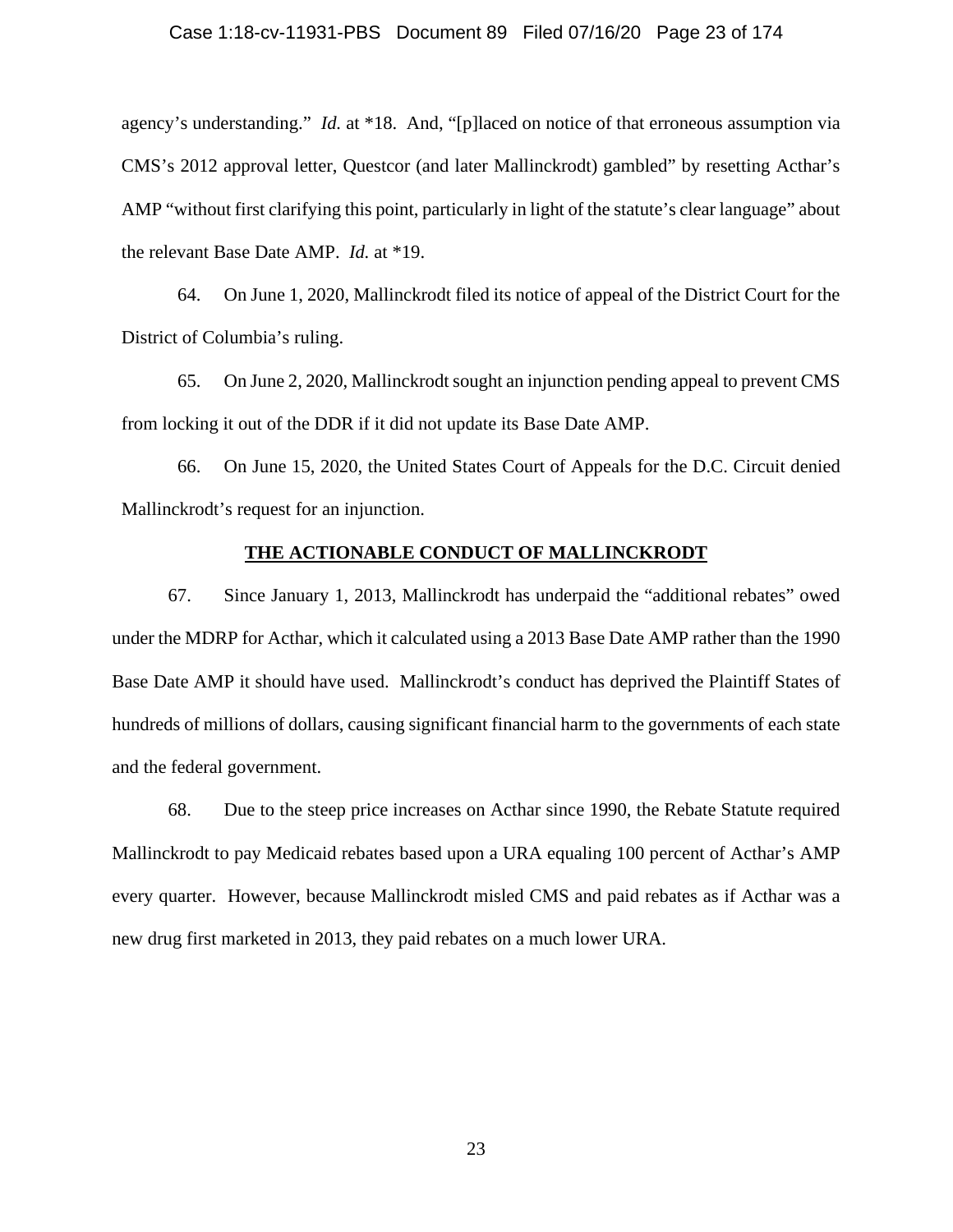agency's understanding." *Id.* at *18. And, "[p]laced on notice of that erroneous assumption via CMS's 2012 approval letter, Questcor (and later Mallinckrodt) gambled" by resetting Acthar's AMP "without first clarifying this point, particularly in light of the statute's clear language" about the relevant Base Date AMP. *Id.* at *19.

64. On June 1, 2020, Mallinckrodt filed its notice of appeal of the District Court for the District of Columbia's ruling.

65. On June 2, 2020, Mallinckrodt sought an injunction pending appeal to prevent CMS from locking it out of the DDR if it did not update its Base Date AMP.

66. On June 15, 2020, the United States Court of Appeals for the D.C. Circuit denied Mallinckrodt's request for an injunction.

## **THE ACTIONABLE CONDUCT OF MALLINCKRODT**

67. Since January 1, 2013, Mallinckrodt has underpaid the "additional rebates" owed under the MDRP for Acthar, which it calculated using a 2013 Base Date AMP rather than the 1990 Base Date AMP it should have used. Mallinckrodt's conduct has deprived the Plaintiff States of hundreds of millions of dollars, causing significant financial harm to the governments of each state and the federal government.

68. Due to the steep price increases on Acthar since 1990, the Rebate Statute required Mallinckrodt to pay Medicaid rebates based upon a URA equaling 100 percent of Acthar's AMP every quarter. However, because Mallinckrodt misled CMS and paid rebates as if Acthar was a new drug first marketed in 2013, they paid rebates on a much lower URA.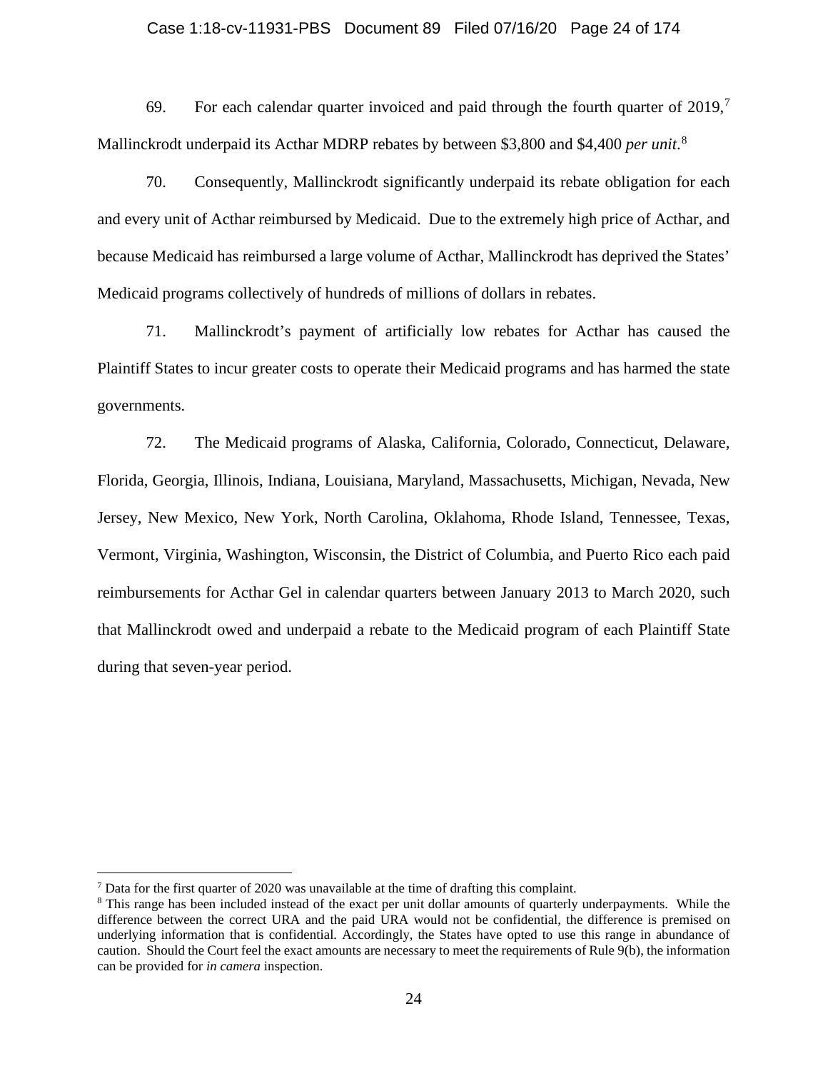69. For each calendar quarter invoiced and paid through the fourth quarter of 2019,[7] Mallinckrodt underpaid its Acthar MDRP rebates by between $3,800 and $4,400 *per unit*.[8]

70. Consequently, Mallinckrodt significantly underpaid its rebate obligation for each and every unit of Acthar reimbursed by Medicaid. Due to the extremely high price of Acthar, and because Medicaid has reimbursed a large volume of Acthar, Mallinckrodt has deprived the States' Medicaid programs collectively of hundreds of millions of dollars in rebates.

71. Mallinckrodt's payment of artificially low rebates for Acthar has caused the Plaintiff States to incur greater costs to operate their Medicaid programs and has harmed the state governments.

72. The Medicaid programs of Alaska, California, Colorado, Connecticut, Delaware, Florida, Georgia, Illinois, Indiana, Louisiana, Maryland, Massachusetts, Michigan, Nevada, New Jersey, New Mexico, New York, North Carolina, Oklahoma, Rhode Island, Tennessee, Texas, Vermont, Virginia, Washington, Wisconsin, the District of Columbia, and Puerto Rico each paid reimbursements for Acthar Gel in calendar quarters between January 2013 to March 2020, such that Mallinckrodt owed and underpaid a rebate to the Medicaid program of each Plaintiff State during that seven-year period.

---

[7] Data for the first quarter of 2020 was unavailable at the time of drafting this complaint.

[8] This range has been included instead of the exact per unit dollar amounts of quarterly underpayments. While the difference between the correct URA and the paid URA would not be confidential, the difference is premised on underlying information that is confidential. Accordingly, the States have opted to use this range in abundance of caution. Should the Court feel the exact amounts are necessary to meet the requirements of Rule 9(b), the information can be provided for *in camera* inspection.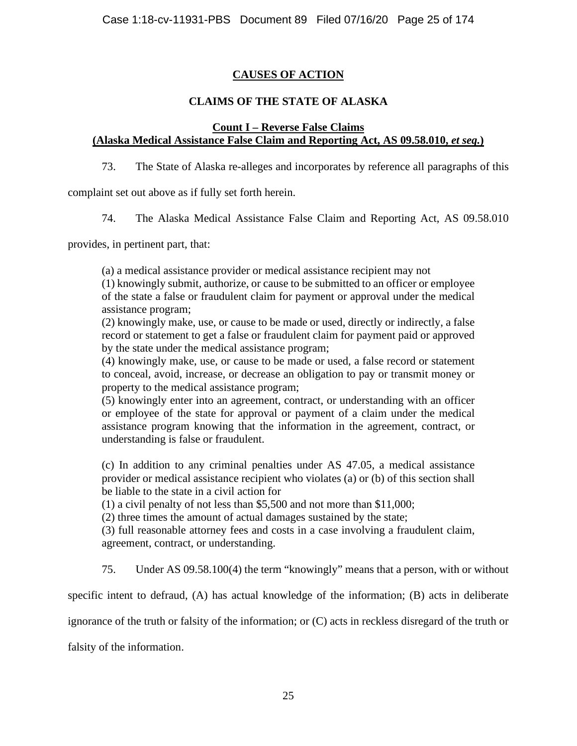## CAUSES OF ACTION

### CLAIMS OF THE STATE OF ALASKA

### Count I – Reverse False Claims (Alaska Medical Assistance False Claim and Reporting Act, AS 09.58.010, *et seq.*)

73. The State of Alaska re-alleges and incorporates by reference all paragraphs of this complaint set out above as if fully set forth herein.

74. The Alaska Medical Assistance False Claim and Reporting Act, AS 09.58.010 provides, in pertinent part, that:

> (a) a medical assistance provider or medical assistance recipient may not
> (1) knowingly submit, authorize, or cause to be submitted to an officer or employee of the state a false or fraudulent claim for payment or approval under the medical assistance program;
> (2) knowingly make, use, or cause to be made or used, directly or indirectly, a false record or statement to get a false or fraudulent claim for payment paid or approved by the state under the medical assistance program;
> (4) knowingly make, use, or cause to be made or used, a false record or statement to conceal, avoid, increase, or decrease an obligation to pay or transmit money or property to the medical assistance program;
> (5) knowingly enter into an agreement, contract, or understanding with an officer or employee of the state for approval or payment of a claim under the medical assistance program knowing that the information in the agreement, contract, or understanding is false or fraudulent.
>
> (c) In addition to any criminal penalties under AS 47.05, a medical assistance provider or medical assistance recipient who violates (a) or (b) of this section shall be liable to the state in a civil action for
> (1) a civil penalty of not less than $5,500 and not more than $11,000;
> (2) three times the amount of actual damages sustained by the state;
> (3) full reasonable attorney fees and costs in a case involving a fraudulent claim, agreement, contract, or understanding.

75. Under AS 09.58.100(4) the term "knowingly" means that a person, with or without specific intent to defraud, (A) has actual knowledge of the information; (B) acts in deliberate ignorance of the truth or falsity of the information; or (C) acts in reckless disregard of the truth or falsity of the information.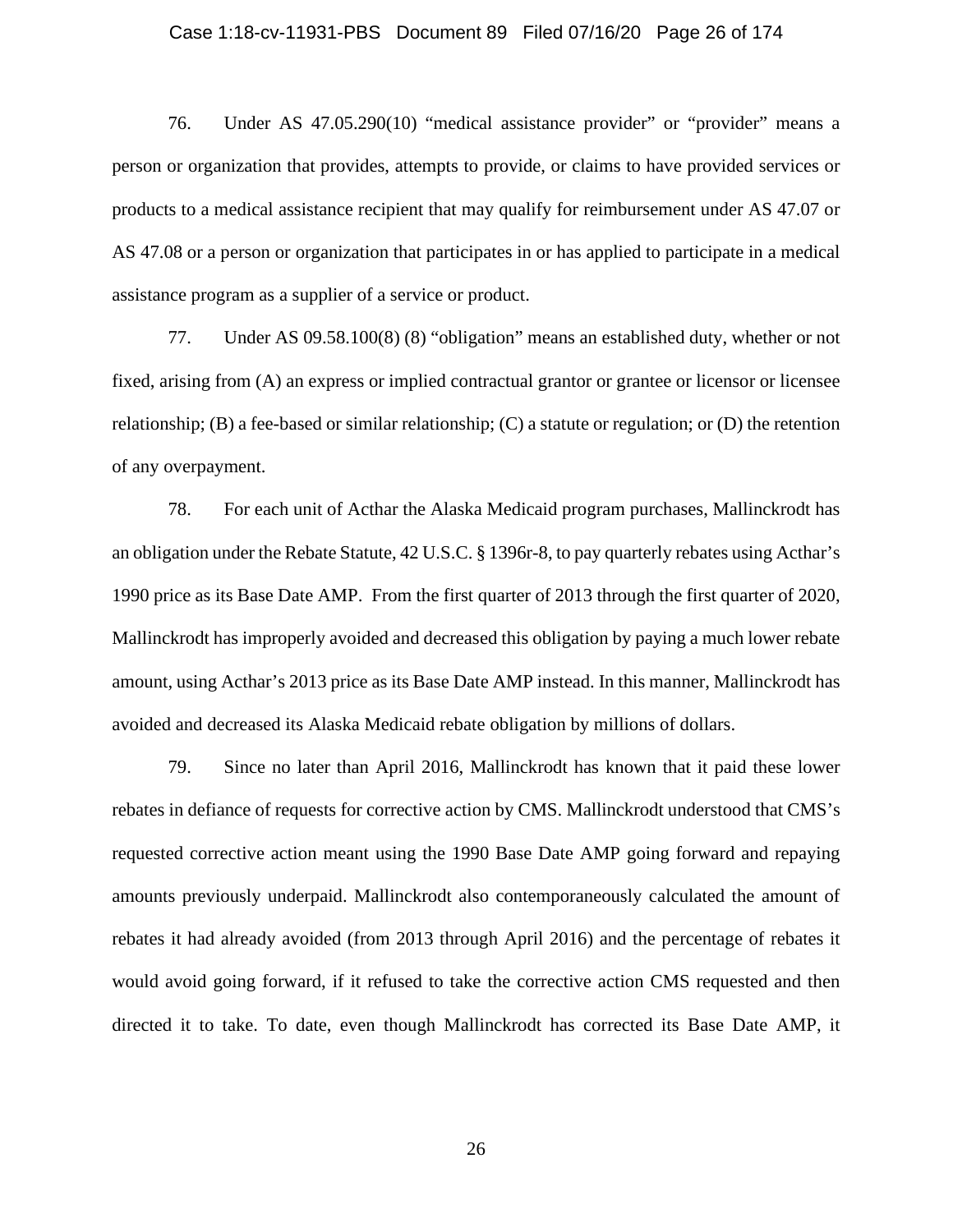76. Under AS 47.05.290(10) "medical assistance provider" or "provider" means a person or organization that provides, attempts to provide, or claims to have provided services or products to a medical assistance recipient that may qualify for reimbursement under AS 47.07 or AS 47.08 or a person or organization that participates in or has applied to participate in a medical assistance program as a supplier of a service or product.

77. Under AS 09.58.100(8) (8) "obligation" means an established duty, whether or not fixed, arising from (A) an express or implied contractual grantor or grantee or licensor or licensee relationship; (B) a fee-based or similar relationship; (C) a statute or regulation; or (D) the retention of any overpayment.

78. For each unit of Acthar the Alaska Medicaid program purchases, Mallinckrodt has an obligation under the Rebate Statute, 42 U.S.C. § 1396r-8, to pay quarterly rebates using Acthar's 1990 price as its Base Date AMP. From the first quarter of 2013 through the first quarter of 2020, Mallinckrodt has improperly avoided and decreased this obligation by paying a much lower rebate amount, using Acthar's 2013 price as its Base Date AMP instead. In this manner, Mallinckrodt has avoided and decreased its Alaska Medicaid rebate obligation by millions of dollars.

79. Since no later than April 2016, Mallinckrodt has known that it paid these lower rebates in defiance of requests for corrective action by CMS. Mallinckrodt understood that CMS's requested corrective action meant using the 1990 Base Date AMP going forward and repaying amounts previously underpaid. Mallinckrodt also contemporaneously calculated the amount of rebates it had already avoided (from 2013 through April 2016) and the percentage of rebates it would avoid going forward, if it refused to take the corrective action CMS requested and then directed it to take. To date, even though Mallinckrodt has corrected its Base Date AMP, it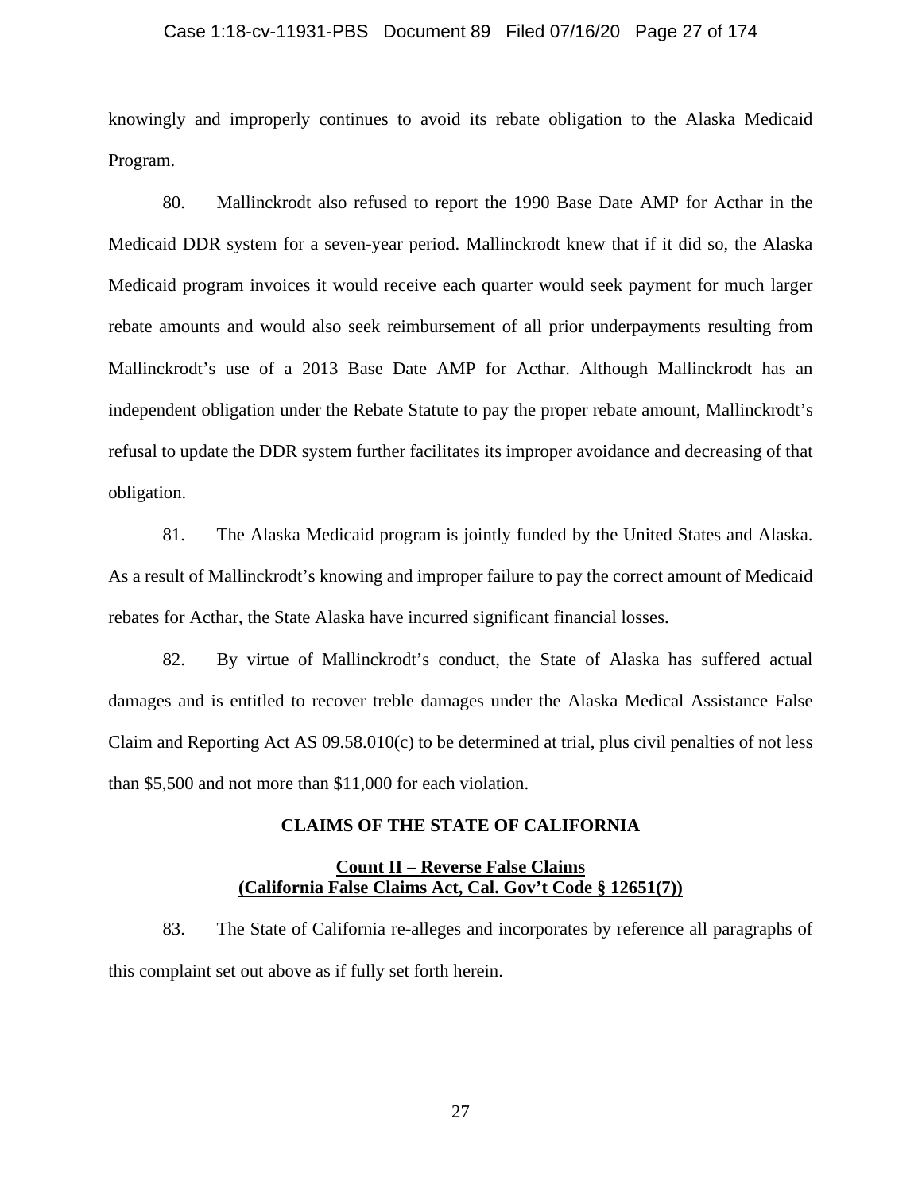knowingly and improperly continues to avoid its rebate obligation to the Alaska Medicaid Program.

80. Mallinckrodt also refused to report the 1990 Base Date AMP for Acthar in the Medicaid DDR system for a seven-year period. Mallinckrodt knew that if it did so, the Alaska Medicaid program invoices it would receive each quarter would seek payment for much larger rebate amounts and would also seek reimbursement of all prior underpayments resulting from Mallinckrodt's use of a 2013 Base Date AMP for Acthar. Although Mallinckrodt has an independent obligation under the Rebate Statute to pay the proper rebate amount, Mallinckrodt's refusal to update the DDR system further facilitates its improper avoidance and decreasing of that obligation.

81. The Alaska Medicaid program is jointly funded by the United States and Alaska. As a result of Mallinckrodt's knowing and improper failure to pay the correct amount of Medicaid rebates for Acthar, the State Alaska have incurred significant financial losses.

82. By virtue of Mallinckrodt's conduct, the State of Alaska has suffered actual damages and is entitled to recover treble damages under the Alaska Medical Assistance False Claim and Reporting Act AS 09.58.010(c) to be determined at trial, plus civil penalties of not less than $5,500 and not more than $11,000 for each violation.

## CLAIMS OF THE STATE OF CALIFORNIA

### Count II – Reverse False Claims (California False Claims Act, Cal. Gov't Code § 12651(7))

83. The State of California re-alleges and incorporates by reference all paragraphs of this complaint set out above as if fully set forth herein.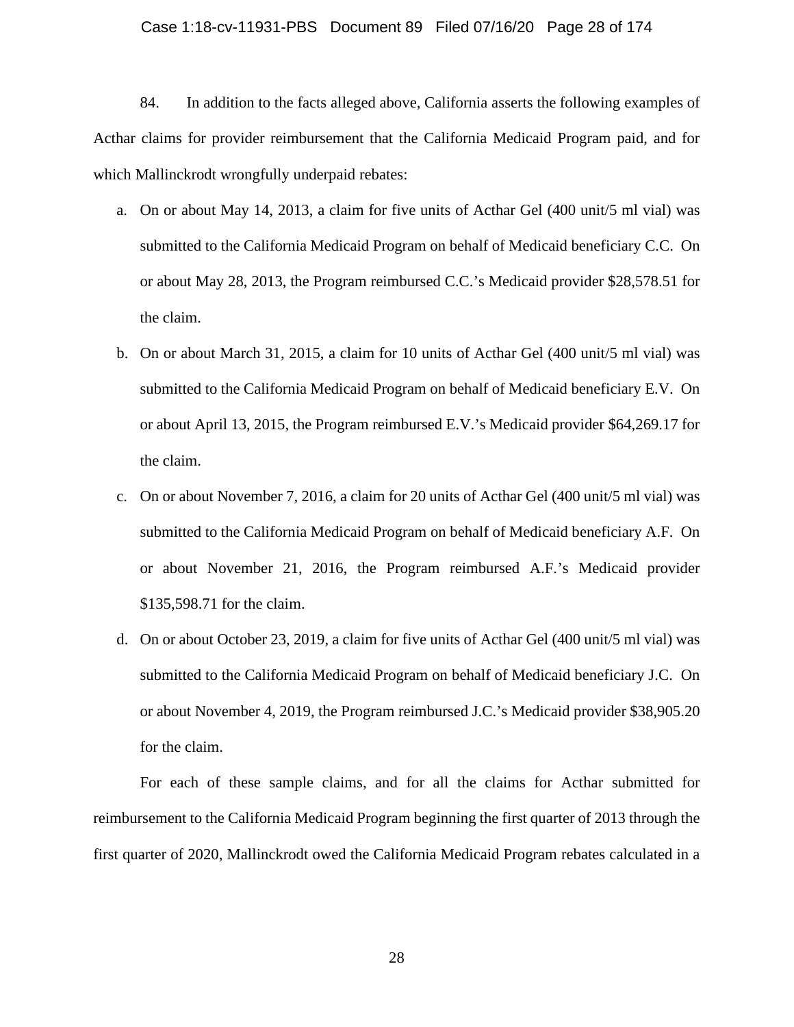84. In addition to the facts alleged above, California asserts the following examples of Acthar claims for provider reimbursement that the California Medicaid Program paid, and for which Mallinckrodt wrongfully underpaid rebates:

a. On or about May 14, 2013, a claim for five units of Acthar Gel (400 unit/5 ml vial) was submitted to the California Medicaid Program on behalf of Medicaid beneficiary C.C. On or about May 28, 2013, the Program reimbursed C.C.'s Medicaid provider $28,578.51 for the claim.

b. On or about March 31, 2015, a claim for 10 units of Acthar Gel (400 unit/5 ml vial) was submitted to the California Medicaid Program on behalf of Medicaid beneficiary E.V. On or about April 13, 2015, the Program reimbursed E.V.'s Medicaid provider $64,269.17 for the claim.

c. On or about November 7, 2016, a claim for 20 units of Acthar Gel (400 unit/5 ml vial) was submitted to the California Medicaid Program on behalf of Medicaid beneficiary A.F. On or about November 21, 2016, the Program reimbursed A.F.'s Medicaid provider $135,598.71 for the claim.

d. On or about October 23, 2019, a claim for five units of Acthar Gel (400 unit/5 ml vial) was submitted to the California Medicaid Program on behalf of Medicaid beneficiary J.C. On or about November 4, 2019, the Program reimbursed J.C.'s Medicaid provider $38,905.20 for the claim.

For each of these sample claims, and for all the claims for Acthar submitted for reimbursement to the California Medicaid Program beginning the first quarter of 2013 through the first quarter of 2020, Mallinckrodt owed the California Medicaid Program rebates calculated in a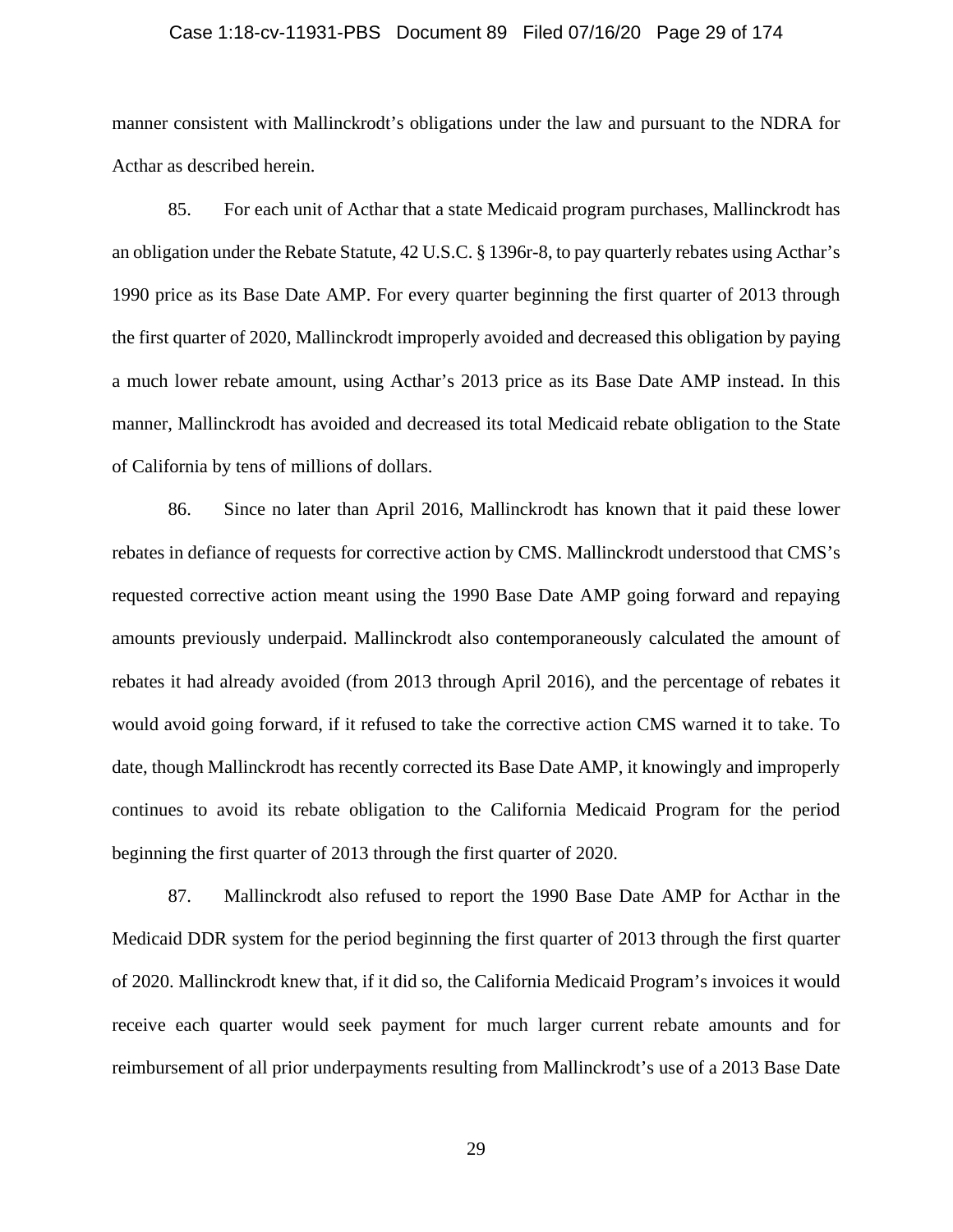manner consistent with Mallinckrodt's obligations under the law and pursuant to the NDRA for Acthar as described herein.

85. For each unit of Acthar that a state Medicaid program purchases, Mallinckrodt has an obligation under the Rebate Statute, 42 U.S.C. § 1396r-8, to pay quarterly rebates using Acthar's 1990 price as its Base Date AMP. For every quarter beginning the first quarter of 2013 through the first quarter of 2020, Mallinckrodt improperly avoided and decreased this obligation by paying a much lower rebate amount, using Acthar's 2013 price as its Base Date AMP instead. In this manner, Mallinckrodt has avoided and decreased its total Medicaid rebate obligation to the State of California by tens of millions of dollars.

86. Since no later than April 2016, Mallinckrodt has known that it paid these lower rebates in defiance of requests for corrective action by CMS. Mallinckrodt understood that CMS's requested corrective action meant using the 1990 Base Date AMP going forward and repaying amounts previously underpaid. Mallinckrodt also contemporaneously calculated the amount of rebates it had already avoided (from 2013 through April 2016), and the percentage of rebates it would avoid going forward, if it refused to take the corrective action CMS warned it to take. To date, though Mallinckrodt has recently corrected its Base Date AMP, it knowingly and improperly continues to avoid its rebate obligation to the California Medicaid Program for the period beginning the first quarter of 2013 through the first quarter of 2020.

87. Mallinckrodt also refused to report the 1990 Base Date AMP for Acthar in the Medicaid DDR system for the period beginning the first quarter of 2013 through the first quarter of 2020. Mallinckrodt knew that, if it did so, the California Medicaid Program's invoices it would receive each quarter would seek payment for much larger current rebate amounts and for reimbursement of all prior underpayments resulting from Mallinckrodt's use of a 2013 Base Date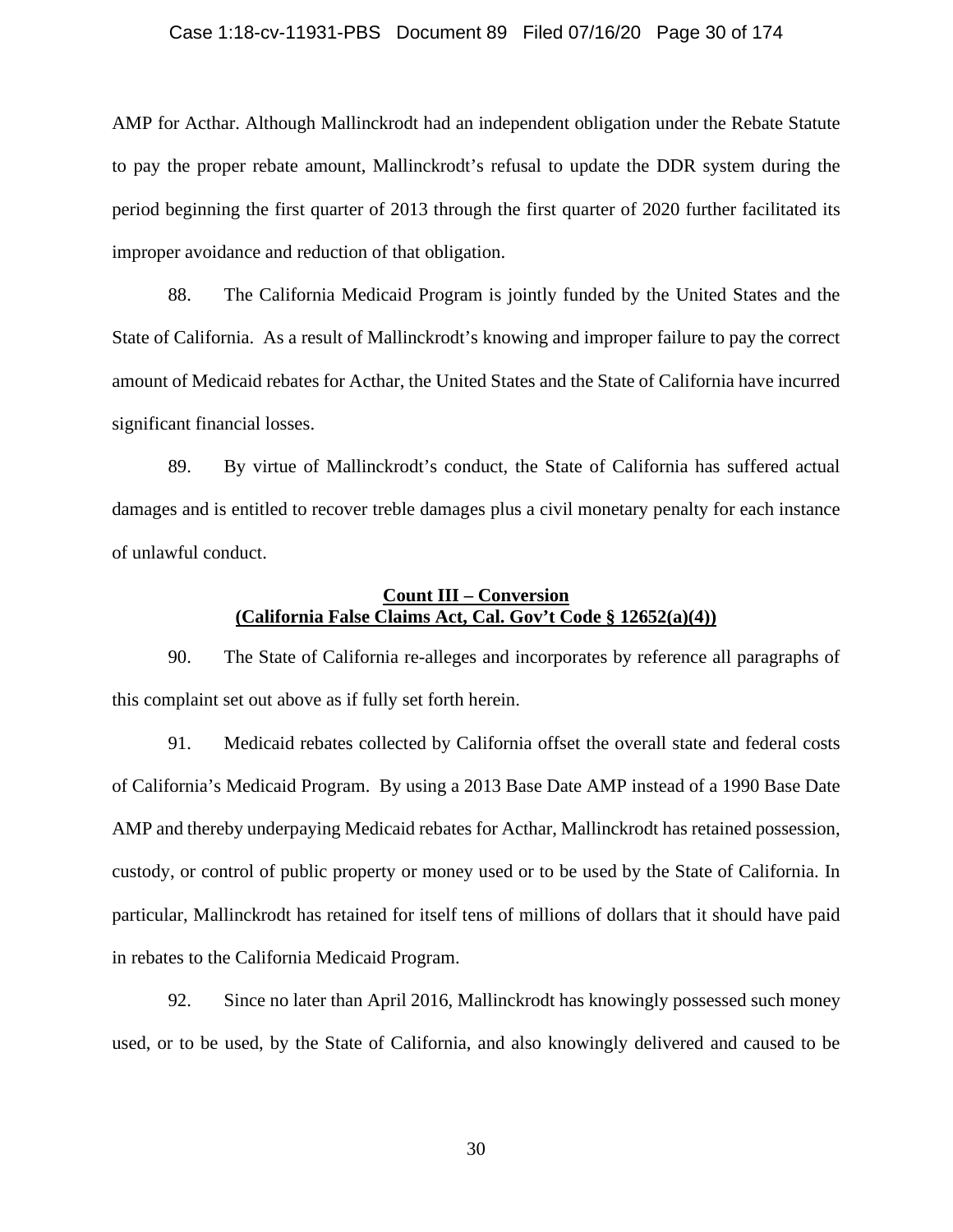AMP for Acthar. Although Mallinckrodt had an independent obligation under the Rebate Statute to pay the proper rebate amount, Mallinckrodt's refusal to update the DDR system during the period beginning the first quarter of 2013 through the first quarter of 2020 further facilitated its improper avoidance and reduction of that obligation.

88. The California Medicaid Program is jointly funded by the United States and the State of California. As a result of Mallinckrodt's knowing and improper failure to pay the correct amount of Medicaid rebates for Acthar, the United States and the State of California have incurred significant financial losses.

89. By virtue of Mallinckrodt's conduct, the State of California has suffered actual damages and is entitled to recover treble damages plus a civil monetary penalty for each instance of unlawful conduct.

**Count III – Conversion**
**(California False Claims Act, Cal. Gov't Code § 12652(a)(4))**

90. The State of California re-alleges and incorporates by reference all paragraphs of this complaint set out above as if fully set forth herein.

91. Medicaid rebates collected by California offset the overall state and federal costs of California's Medicaid Program. By using a 2013 Base Date AMP instead of a 1990 Base Date AMP and thereby underpaying Medicaid rebates for Acthar, Mallinckrodt has retained possession, custody, or control of public property or money used or to be used by the State of California. In particular, Mallinckrodt has retained for itself tens of millions of dollars that it should have paid in rebates to the California Medicaid Program.

92. Since no later than April 2016, Mallinckrodt has knowingly possessed such money used, or to be used, by the State of California, and also knowingly delivered and caused to be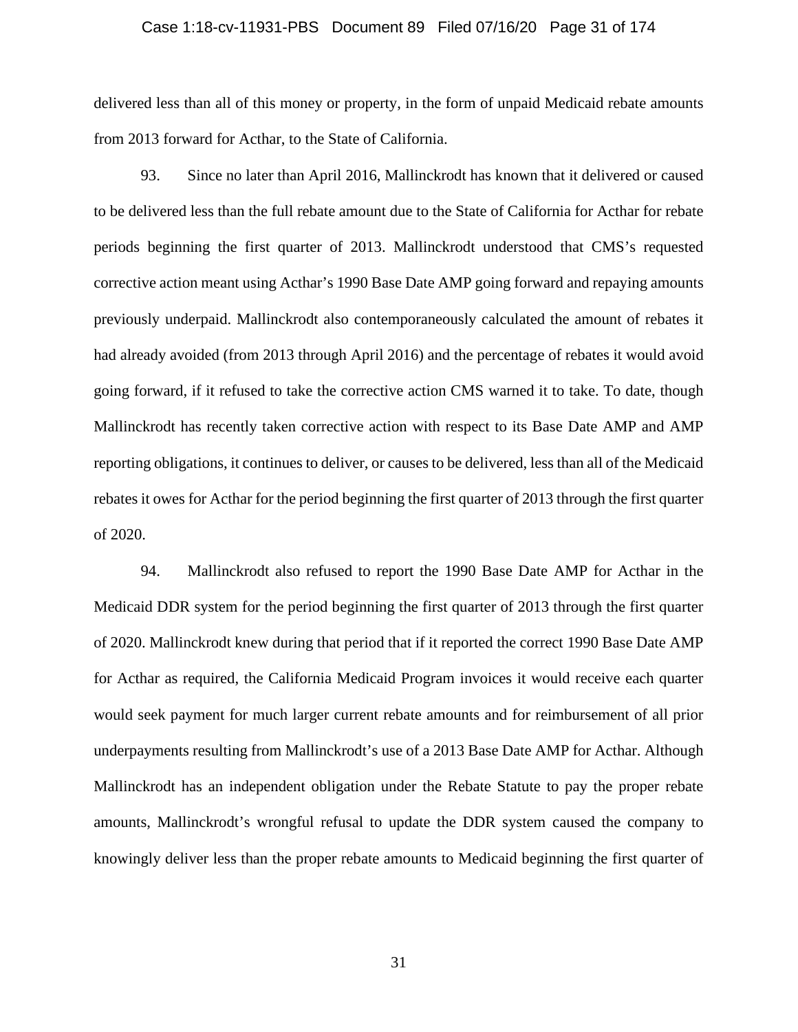delivered less than all of this money or property, in the form of unpaid Medicaid rebate amounts from 2013 forward for Acthar, to the State of California.

93. Since no later than April 2016, Mallinckrodt has known that it delivered or caused to be delivered less than the full rebate amount due to the State of California for Acthar for rebate periods beginning the first quarter of 2013. Mallinckrodt understood that CMS's requested corrective action meant using Acthar's 1990 Base Date AMP going forward and repaying amounts previously underpaid. Mallinckrodt also contemporaneously calculated the amount of rebates it had already avoided (from 2013 through April 2016) and the percentage of rebates it would avoid going forward, if it refused to take the corrective action CMS warned it to take. To date, though Mallinckrodt has recently taken corrective action with respect to its Base Date AMP and AMP reporting obligations, it continues to deliver, or causes to be delivered, less than all of the Medicaid rebates it owes for Acthar for the period beginning the first quarter of 2013 through the first quarter of 2020.

94. Mallinckrodt also refused to report the 1990 Base Date AMP for Acthar in the Medicaid DDR system for the period beginning the first quarter of 2013 through the first quarter of 2020. Mallinckrodt knew during that period that if it reported the correct 1990 Base Date AMP for Acthar as required, the California Medicaid Program invoices it would receive each quarter would seek payment for much larger current rebate amounts and for reimbursement of all prior underpayments resulting from Mallinckrodt's use of a 2013 Base Date AMP for Acthar. Although Mallinckrodt has an independent obligation under the Rebate Statute to pay the proper rebate amounts, Mallinckrodt's wrongful refusal to update the DDR system caused the company to knowingly deliver less than the proper rebate amounts to Medicaid beginning the first quarter of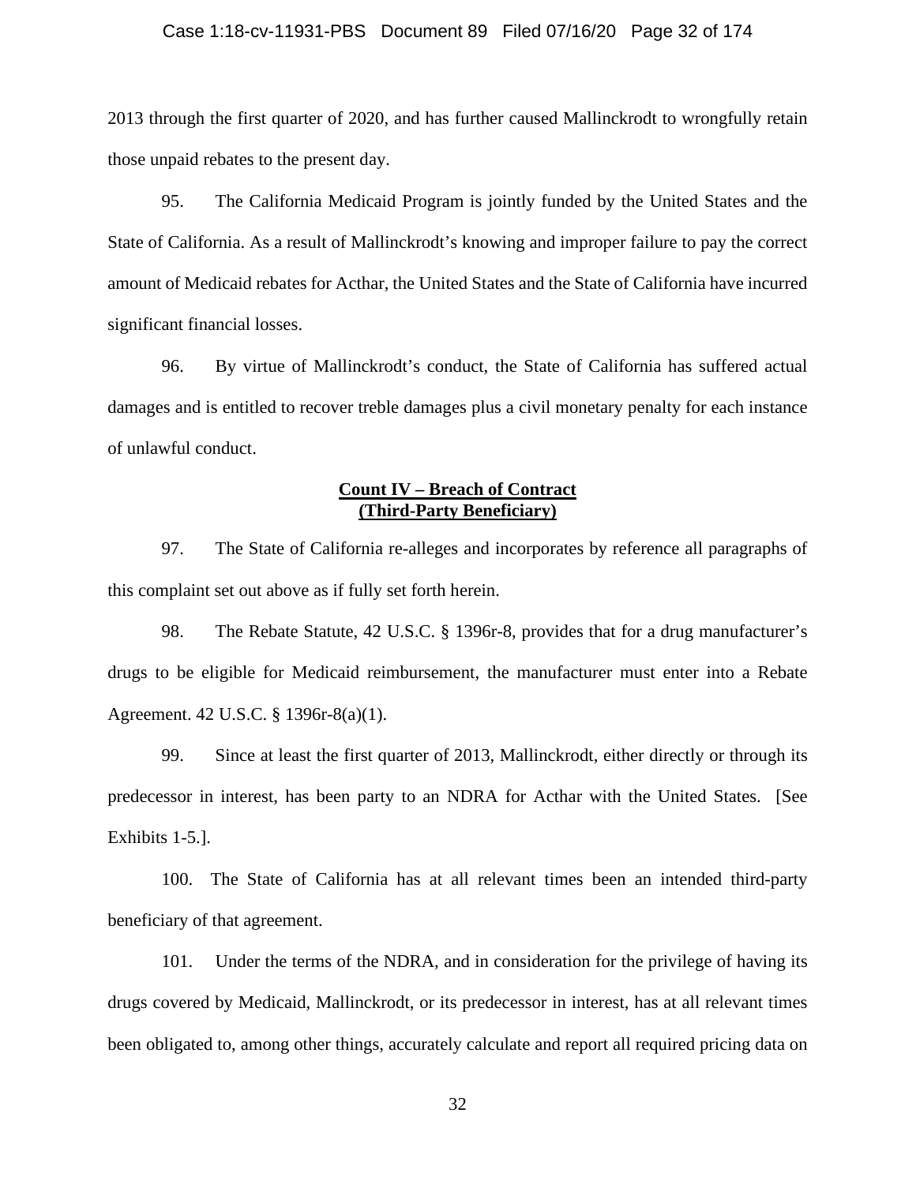2013 through the first quarter of 2020, and has further caused Mallinckrodt to wrongfully retain those unpaid rebates to the present day.

95. The California Medicaid Program is jointly funded by the United States and the State of California. As a result of Mallinckrodt's knowing and improper failure to pay the correct amount of Medicaid rebates for Acthar, the United States and the State of California have incurred significant financial losses.

96. By virtue of Mallinckrodt's conduct, the State of California has suffered actual damages and is entitled to recover treble damages plus a civil monetary penalty for each instance of unlawful conduct.

**Count IV – Breach of Contract**
**(Third-Party Beneficiary)**

97. The State of California re-alleges and incorporates by reference all paragraphs of this complaint set out above as if fully set forth herein.

98. The Rebate Statute, 42 U.S.C. § 1396r-8, provides that for a drug manufacturer's drugs to be eligible for Medicaid reimbursement, the manufacturer must enter into a Rebate Agreement. 42 U.S.C. § 1396r-8(a)(1).

99. Since at least the first quarter of 2013, Mallinckrodt, either directly or through its predecessor in interest, has been party to an NDRA for Acthar with the United States. [See Exhibits 1-5.].

100. The State of California has at all relevant times been an intended third-party beneficiary of that agreement.

101. Under the terms of the NDRA, and in consideration for the privilege of having its drugs covered by Medicaid, Mallinckrodt, or its predecessor in interest, has at all relevant times been obligated to, among other things, accurately calculate and report all required pricing data on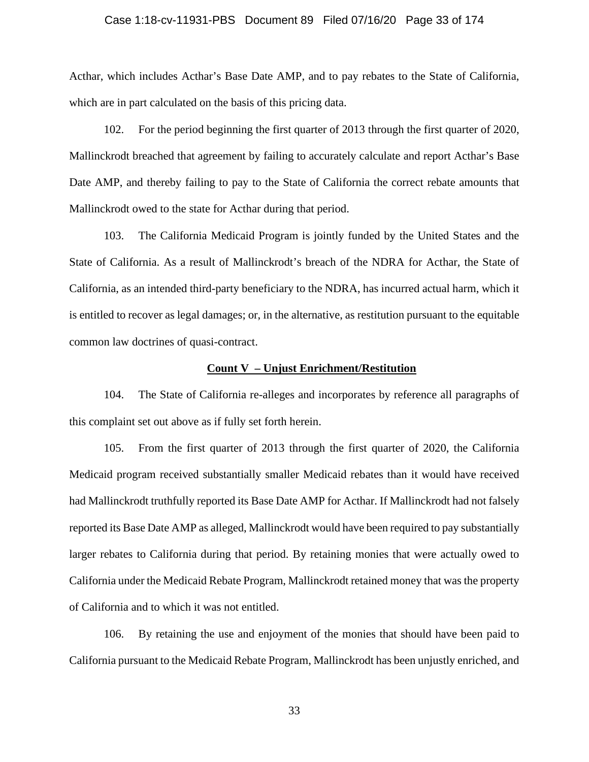Acthar, which includes Acthar's Base Date AMP, and to pay rebates to the State of California, which are in part calculated on the basis of this pricing data.

102. For the period beginning the first quarter of 2013 through the first quarter of 2020, Mallinckrodt breached that agreement by failing to accurately calculate and report Acthar's Base Date AMP, and thereby failing to pay to the State of California the correct rebate amounts that Mallinckrodt owed to the state for Acthar during that period.

103. The California Medicaid Program is jointly funded by the United States and the State of California. As a result of Mallinckrodt's breach of the NDRA for Acthar, the State of California, as an intended third-party beneficiary to the NDRA, has incurred actual harm, which it is entitled to recover as legal damages; or, in the alternative, as restitution pursuant to the equitable common law doctrines of quasi-contract.

**Count V – Unjust Enrichment/Restitution**

104. The State of California re-alleges and incorporates by reference all paragraphs of this complaint set out above as if fully set forth herein.

105. From the first quarter of 2013 through the first quarter of 2020, the California Medicaid program received substantially smaller Medicaid rebates than it would have received had Mallinckrodt truthfully reported its Base Date AMP for Acthar. If Mallinckrodt had not falsely reported its Base Date AMP as alleged, Mallinckrodt would have been required to pay substantially larger rebates to California during that period. By retaining monies that were actually owed to California under the Medicaid Rebate Program, Mallinckrodt retained money that was the property of California and to which it was not entitled.

106. By retaining the use and enjoyment of the monies that should have been paid to California pursuant to the Medicaid Rebate Program, Mallinckrodt has been unjustly enriched, and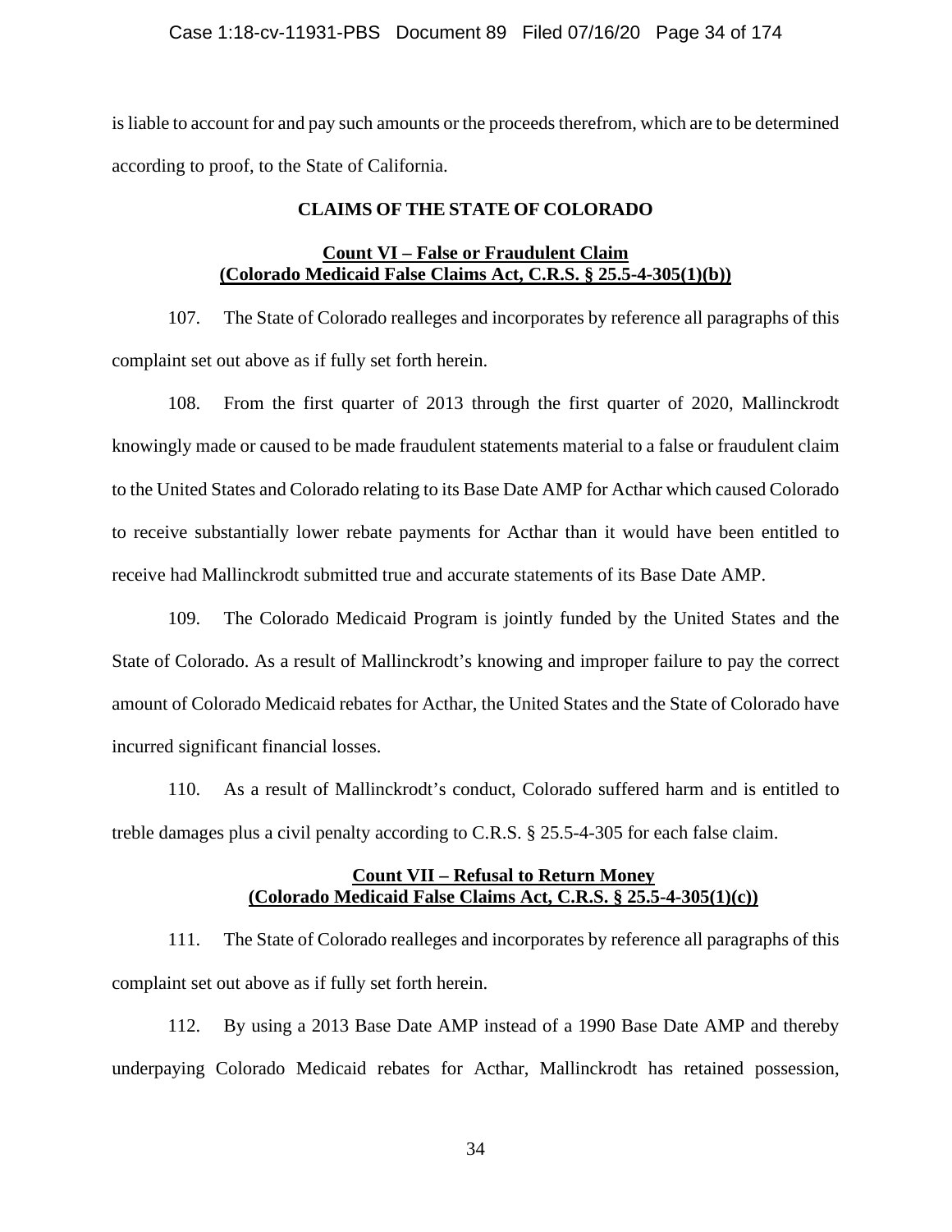is liable to account for and pay such amounts or the proceeds therefrom, which are to be determined according to proof, to the State of California.

## CLAIMS OF THE STATE OF COLORADO

### Count VI – False or Fraudulent Claim (Colorado Medicaid False Claims Act, C.R.S. § 25.5-4-305(1)(b))

107. The State of Colorado realleges and incorporates by reference all paragraphs of this complaint set out above as if fully set forth herein.

108. From the first quarter of 2013 through the first quarter of 2020, Mallinckrodt knowingly made or caused to be made fraudulent statements material to a false or fraudulent claim to the United States and Colorado relating to its Base Date AMP for Acthar which caused Colorado to receive substantially lower rebate payments for Acthar than it would have been entitled to receive had Mallinckrodt submitted true and accurate statements of its Base Date AMP.

109. The Colorado Medicaid Program is jointly funded by the United States and the State of Colorado. As a result of Mallinckrodt's knowing and improper failure to pay the correct amount of Colorado Medicaid rebates for Acthar, the United States and the State of Colorado have incurred significant financial losses.

110. As a result of Mallinckrodt's conduct, Colorado suffered harm and is entitled to treble damages plus a civil penalty according to C.R.S. § 25.5-4-305 for each false claim.

### Count VII – Refusal to Return Money (Colorado Medicaid False Claims Act, C.R.S. § 25.5-4-305(1)(c))

111. The State of Colorado realleges and incorporates by reference all paragraphs of this complaint set out above as if fully set forth herein.

112. By using a 2013 Base Date AMP instead of a 1990 Base Date AMP and thereby underpaying Colorado Medicaid rebates for Acthar, Mallinckrodt has retained possession,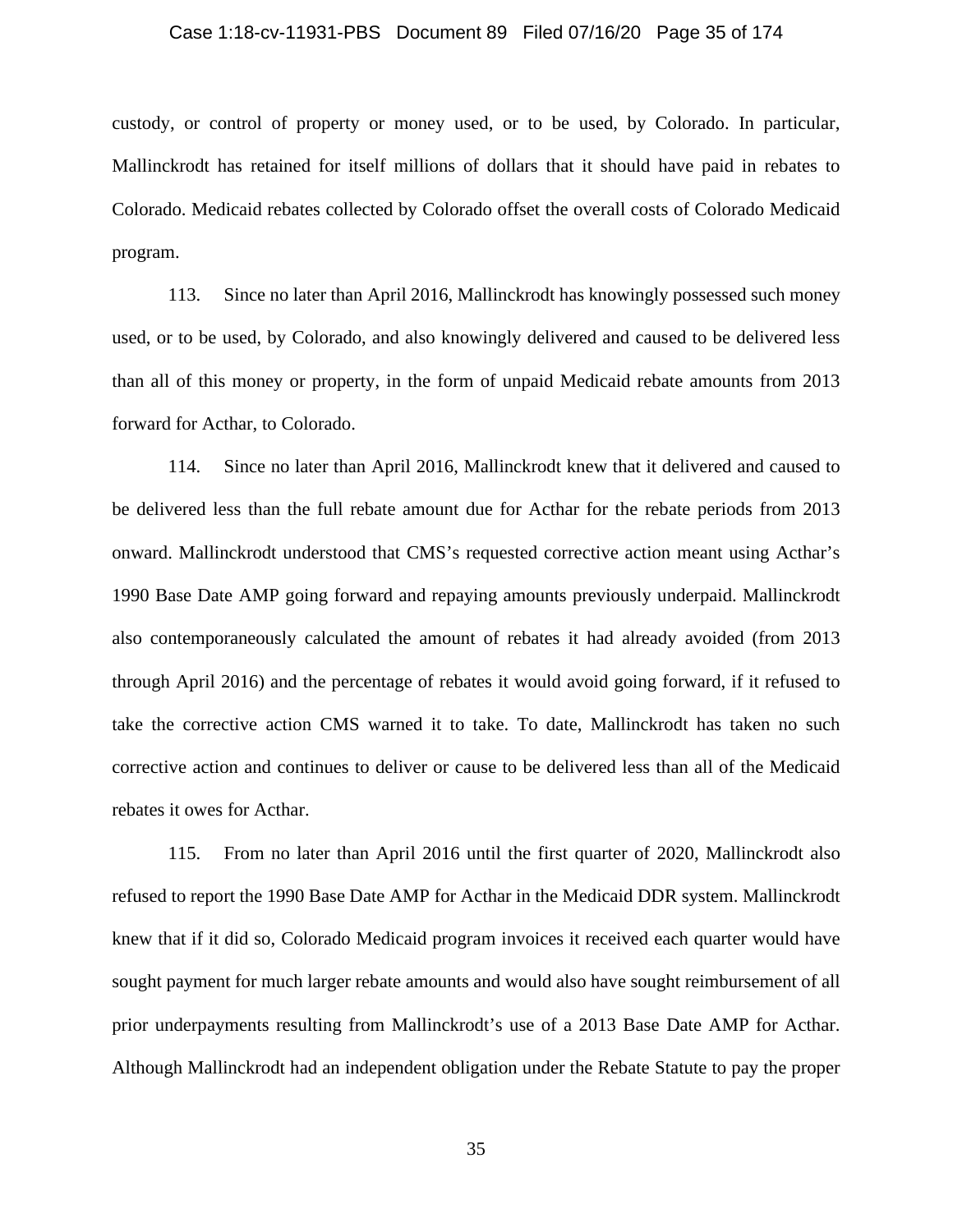custody, or control of property or money used, or to be used, by Colorado. In particular, Mallinckrodt has retained for itself millions of dollars that it should have paid in rebates to Colorado. Medicaid rebates collected by Colorado offset the overall costs of Colorado Medicaid program.

113. Since no later than April 2016, Mallinckrodt has knowingly possessed such money used, or to be used, by Colorado, and also knowingly delivered and caused to be delivered less than all of this money or property, in the form of unpaid Medicaid rebate amounts from 2013 forward for Acthar, to Colorado.

114. Since no later than April 2016, Mallinckrodt knew that it delivered and caused to be delivered less than the full rebate amount due for Acthar for the rebate periods from 2013 onward. Mallinckrodt understood that CMS's requested corrective action meant using Acthar's 1990 Base Date AMP going forward and repaying amounts previously underpaid. Mallinckrodt also contemporaneously calculated the amount of rebates it had already avoided (from 2013 through April 2016) and the percentage of rebates it would avoid going forward, if it refused to take the corrective action CMS warned it to take. To date, Mallinckrodt has taken no such corrective action and continues to deliver or cause to be delivered less than all of the Medicaid rebates it owes for Acthar.

115. From no later than April 2016 until the first quarter of 2020, Mallinckrodt also refused to report the 1990 Base Date AMP for Acthar in the Medicaid DDR system. Mallinckrodt knew that if it did so, Colorado Medicaid program invoices it received each quarter would have sought payment for much larger rebate amounts and would also have sought reimbursement of all prior underpayments resulting from Mallinckrodt's use of a 2013 Base Date AMP for Acthar. Although Mallinckrodt had an independent obligation under the Rebate Statute to pay the proper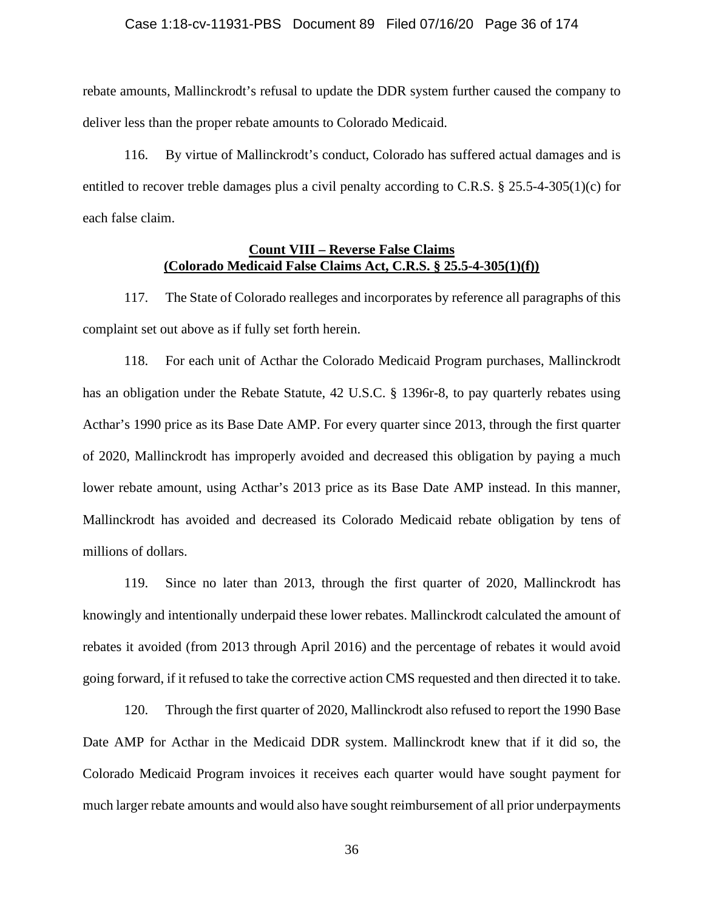rebate amounts, Mallinckrodt's refusal to update the DDR system further caused the company to deliver less than the proper rebate amounts to Colorado Medicaid.

116. By virtue of Mallinckrodt's conduct, Colorado has suffered actual damages and is entitled to recover treble damages plus a civil penalty according to C.R.S. § 25.5-4-305(1)(c) for each false claim.

**Count VIII – Reverse False Claims**
**(Colorado Medicaid False Claims Act, C.R.S. § 25.5-4-305(1)(f))**

117. The State of Colorado realleges and incorporates by reference all paragraphs of this complaint set out above as if fully set forth herein.

118. For each unit of Acthar the Colorado Medicaid Program purchases, Mallinckrodt has an obligation under the Rebate Statute, 42 U.S.C. § 1396r-8, to pay quarterly rebates using Acthar's 1990 price as its Base Date AMP. For every quarter since 2013, through the first quarter of 2020, Mallinckrodt has improperly avoided and decreased this obligation by paying a much lower rebate amount, using Acthar's 2013 price as its Base Date AMP instead. In this manner, Mallinckrodt has avoided and decreased its Colorado Medicaid rebate obligation by tens of millions of dollars.

119. Since no later than 2013, through the first quarter of 2020, Mallinckrodt has knowingly and intentionally underpaid these lower rebates. Mallinckrodt calculated the amount of rebates it avoided (from 2013 through April 2016) and the percentage of rebates it would avoid going forward, if it refused to take the corrective action CMS requested and then directed it to take.

120. Through the first quarter of 2020, Mallinckrodt also refused to report the 1990 Base Date AMP for Acthar in the Medicaid DDR system. Mallinckrodt knew that if it did so, the Colorado Medicaid Program invoices it receives each quarter would have sought payment for much larger rebate amounts and would also have sought reimbursement of all prior underpayments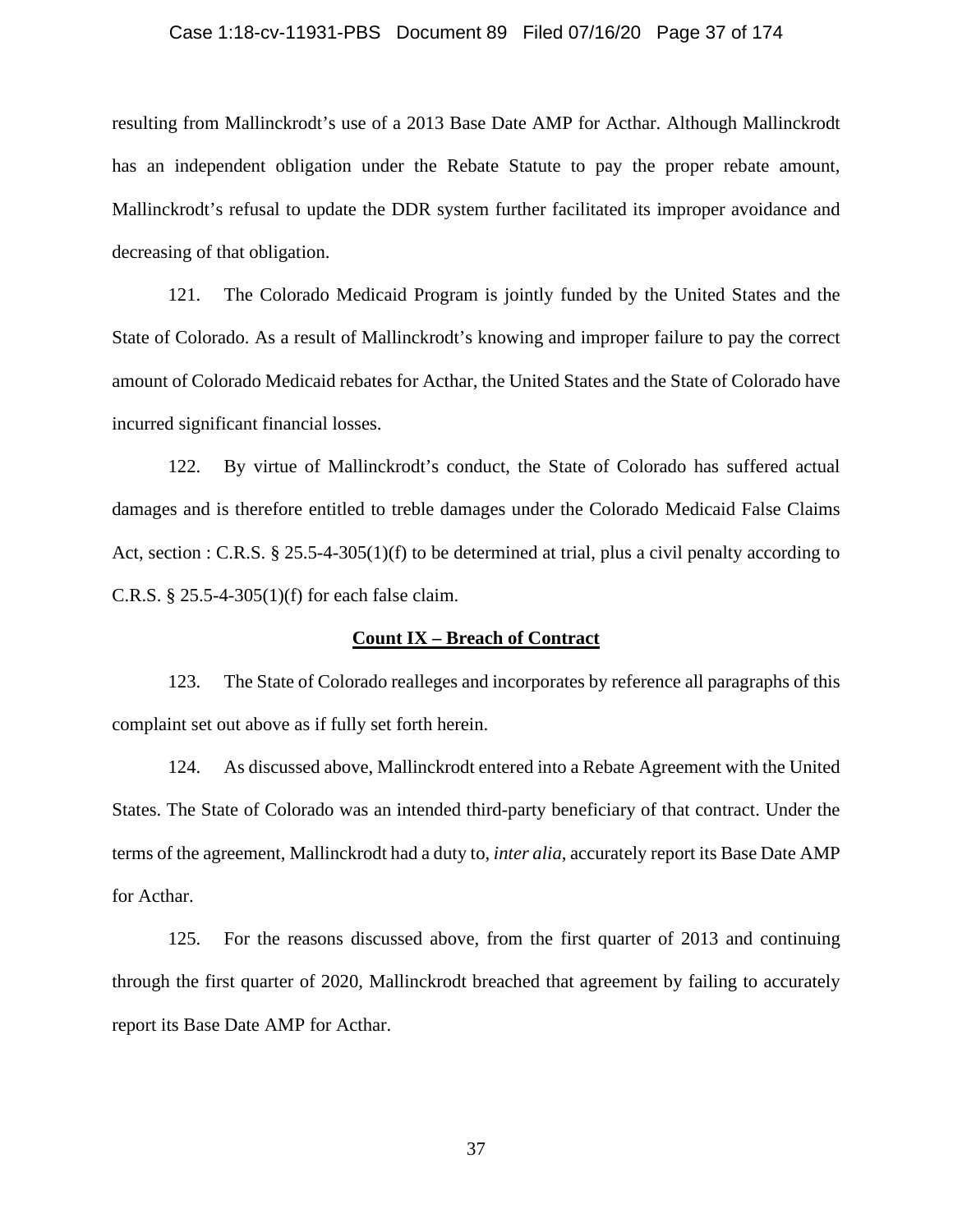resulting from Mallinckrodt's use of a 2013 Base Date AMP for Acthar. Although Mallinckrodt has an independent obligation under the Rebate Statute to pay the proper rebate amount, Mallinckrodt's refusal to update the DDR system further facilitated its improper avoidance and decreasing of that obligation.

121. The Colorado Medicaid Program is jointly funded by the United States and the State of Colorado. As a result of Mallinckrodt's knowing and improper failure to pay the correct amount of Colorado Medicaid rebates for Acthar, the United States and the State of Colorado have incurred significant financial losses.

122. By virtue of Mallinckrodt's conduct, the State of Colorado has suffered actual damages and is therefore entitled to treble damages under the Colorado Medicaid False Claims Act, section : C.R.S. § 25.5-4-305(1)(f) to be determined at trial, plus a civil penalty according to C.R.S. § 25.5-4-305(1)(f) for each false claim.

**Count IX – Breach of Contract**

123. The State of Colorado realleges and incorporates by reference all paragraphs of this complaint set out above as if fully set forth herein.

124. As discussed above, Mallinckrodt entered into a Rebate Agreement with the United States. The State of Colorado was an intended third-party beneficiary of that contract. Under the terms of the agreement, Mallinckrodt had a duty to, *inter alia*, accurately report its Base Date AMP for Acthar.

125. For the reasons discussed above, from the first quarter of 2013 and continuing through the first quarter of 2020, Mallinckrodt breached that agreement by failing to accurately report its Base Date AMP for Acthar.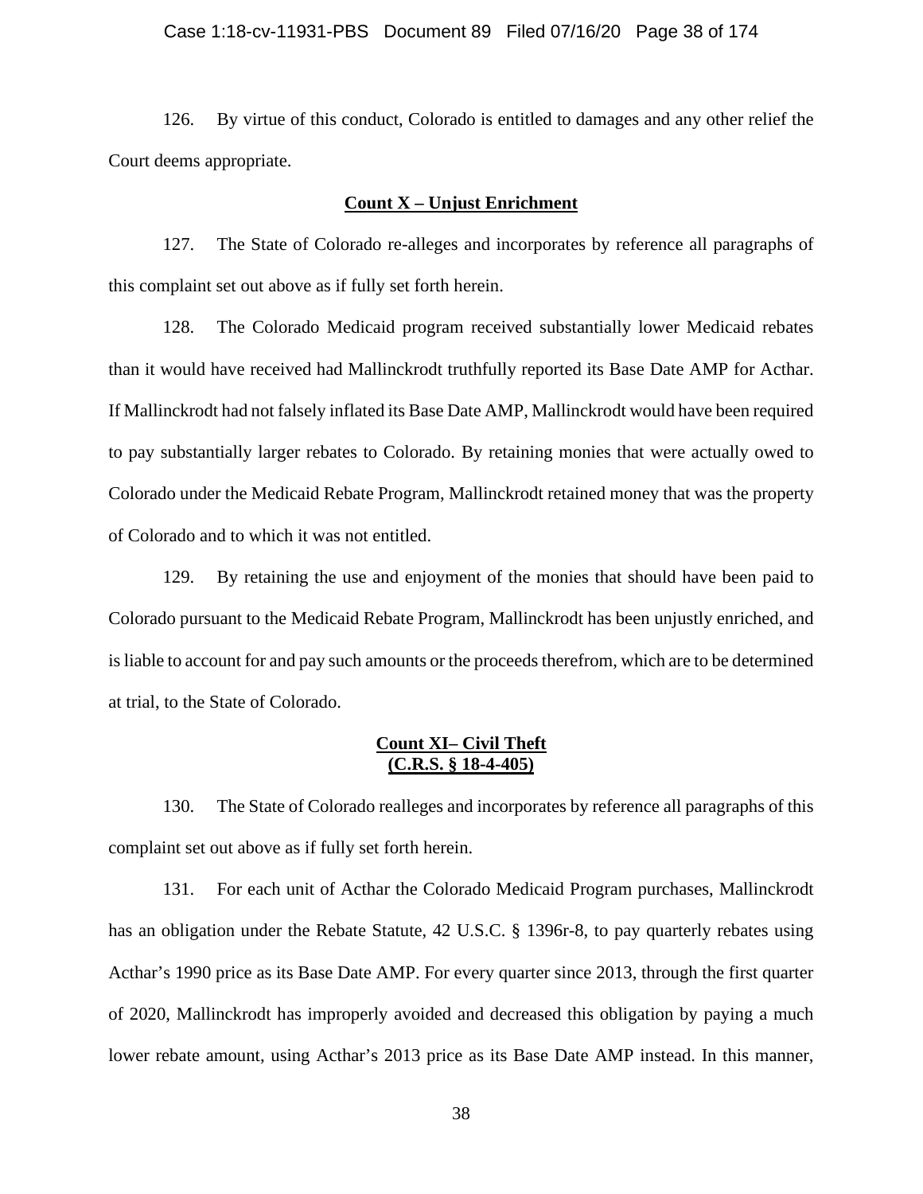126. By virtue of this conduct, Colorado is entitled to damages and any other relief the Court deems appropriate.

**Count X – Unjust Enrichment**

127. The State of Colorado re-alleges and incorporates by reference all paragraphs of this complaint set out above as if fully set forth herein.

128. The Colorado Medicaid program received substantially lower Medicaid rebates than it would have received had Mallinckrodt truthfully reported its Base Date AMP for Acthar. If Mallinckrodt had not falsely inflated its Base Date AMP, Mallinckrodt would have been required to pay substantially larger rebates to Colorado. By retaining monies that were actually owed to Colorado under the Medicaid Rebate Program, Mallinckrodt retained money that was the property of Colorado and to which it was not entitled.

129. By retaining the use and enjoyment of the monies that should have been paid to Colorado pursuant to the Medicaid Rebate Program, Mallinckrodt has been unjustly enriched, and is liable to account for and pay such amounts or the proceeds therefrom, which are to be determined at trial, to the State of Colorado.

**Count XI– Civil Theft**
**(C.R.S. § 18-4-405)**

130. The State of Colorado realleges and incorporates by reference all paragraphs of this complaint set out above as if fully set forth herein.

131. For each unit of Acthar the Colorado Medicaid Program purchases, Mallinckrodt has an obligation under the Rebate Statute, 42 U.S.C. § 1396r-8, to pay quarterly rebates using Acthar's 1990 price as its Base Date AMP. For every quarter since 2013, through the first quarter of 2020, Mallinckrodt has improperly avoided and decreased this obligation by paying a much lower rebate amount, using Acthar's 2013 price as its Base Date AMP instead. In this manner,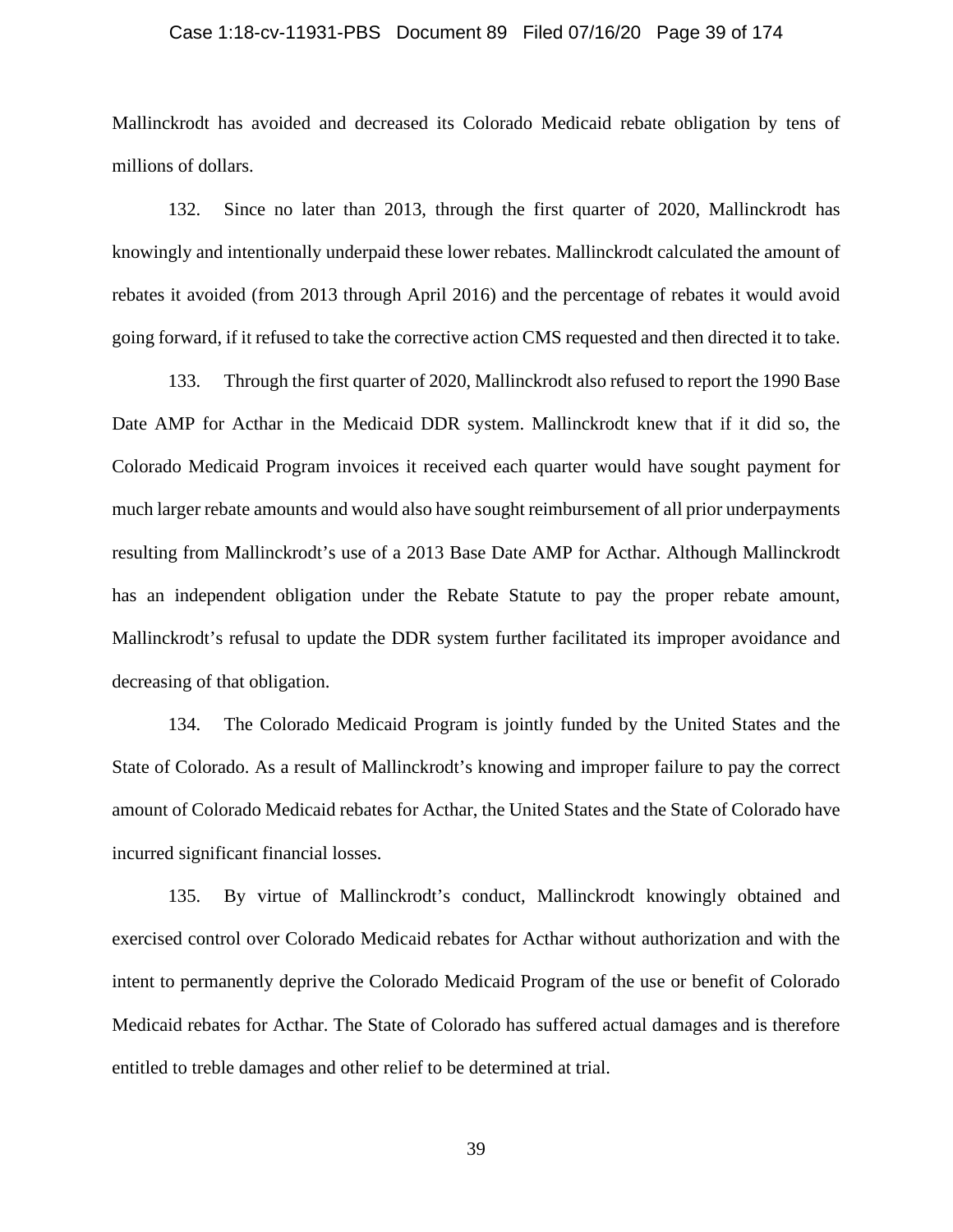Mallinckrodt has avoided and decreased its Colorado Medicaid rebate obligation by tens of millions of dollars.

132. Since no later than 2013, through the first quarter of 2020, Mallinckrodt has knowingly and intentionally underpaid these lower rebates. Mallinckrodt calculated the amount of rebates it avoided (from 2013 through April 2016) and the percentage of rebates it would avoid going forward, if it refused to take the corrective action CMS requested and then directed it to take.

133. Through the first quarter of 2020, Mallinckrodt also refused to report the 1990 Base Date AMP for Acthar in the Medicaid DDR system. Mallinckrodt knew that if it did so, the Colorado Medicaid Program invoices it received each quarter would have sought payment for much larger rebate amounts and would also have sought reimbursement of all prior underpayments resulting from Mallinckrodt's use of a 2013 Base Date AMP for Acthar. Although Mallinckrodt has an independent obligation under the Rebate Statute to pay the proper rebate amount, Mallinckrodt's refusal to update the DDR system further facilitated its improper avoidance and decreasing of that obligation.

134. The Colorado Medicaid Program is jointly funded by the United States and the State of Colorado. As a result of Mallinckrodt's knowing and improper failure to pay the correct amount of Colorado Medicaid rebates for Acthar, the United States and the State of Colorado have incurred significant financial losses.

135. By virtue of Mallinckrodt's conduct, Mallinckrodt knowingly obtained and exercised control over Colorado Medicaid rebates for Acthar without authorization and with the intent to permanently deprive the Colorado Medicaid Program of the use or benefit of Colorado Medicaid rebates for Acthar. The State of Colorado has suffered actual damages and is therefore entitled to treble damages and other relief to be determined at trial.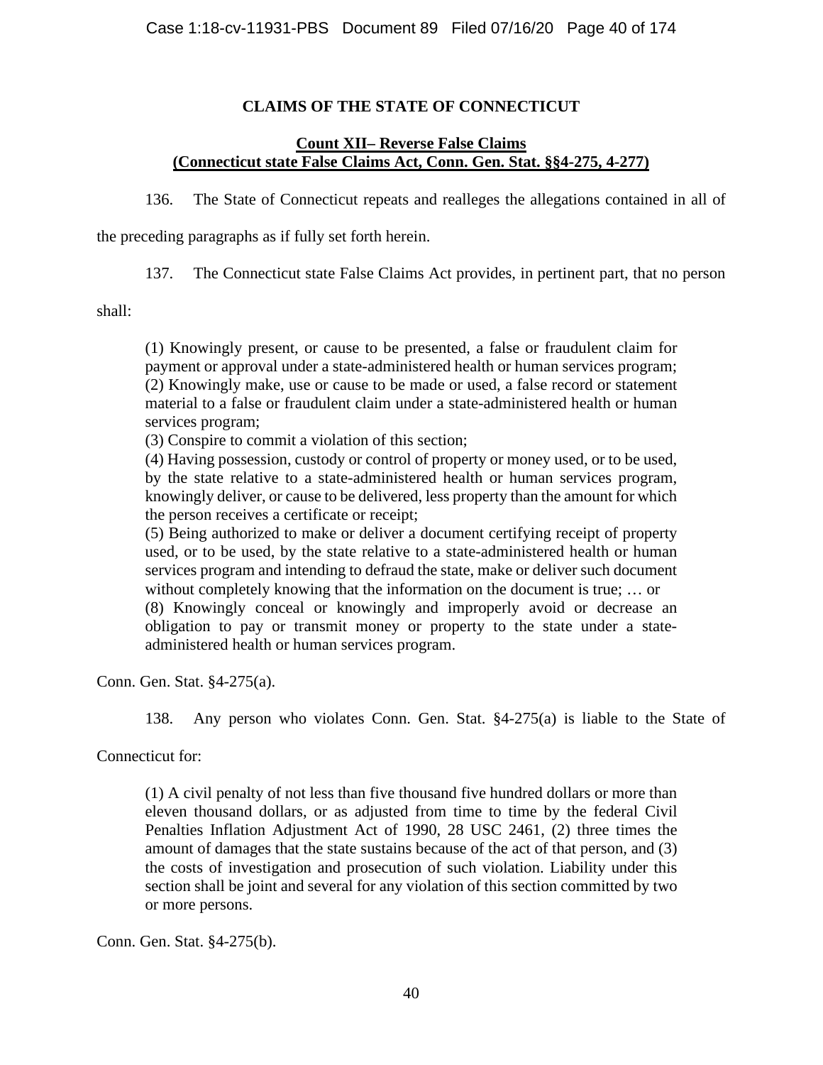**CLAIMS OF THE STATE OF CONNECTICUT**

**Count XII– Reverse False Claims**
**(Connecticut state False Claims Act, Conn. Gen. Stat. §§4-275, 4-277)**

136. The State of Connecticut repeats and realleges the allegations contained in all of the preceding paragraphs as if fully set forth herein.

137. The Connecticut state False Claims Act provides, in pertinent part, that no person shall:

> (1) Knowingly present, or cause to be presented, a false or fraudulent claim for payment or approval under a state-administered health or human services program;
> (2) Knowingly make, use or cause to be made or used, a false record or statement material to a false or fraudulent claim under a state-administered health or human services program;
> (3) Conspire to commit a violation of this section;
> (4) Having possession, custody or control of property or money used, or to be used, by the state relative to a state-administered health or human services program, knowingly deliver, or cause to be delivered, less property than the amount for which the person receives a certificate or receipt;
> (5) Being authorized to make or deliver a document certifying receipt of property used, or to be used, by the state relative to a state-administered health or human services program and intending to defraud the state, make or deliver such document without completely knowing that the information on the document is true; … or
> (8) Knowingly conceal or knowingly and improperly avoid or decrease an obligation to pay or transmit money or property to the state under a state-administered health or human services program.

Conn. Gen. Stat. §4-275(a).

138. Any person who violates Conn. Gen. Stat. §4-275(a) is liable to the State of Connecticut for:

> (1) A civil penalty of not less than five thousand five hundred dollars or more than eleven thousand dollars, or as adjusted from time to time by the federal Civil Penalties Inflation Adjustment Act of 1990, 28 USC 2461, (2) three times the amount of damages that the state sustains because of the act of that person, and (3) the costs of investigation and prosecution of such violation. Liability under this section shall be joint and several for any violation of this section committed by two or more persons.

Conn. Gen. Stat. §4-275(b).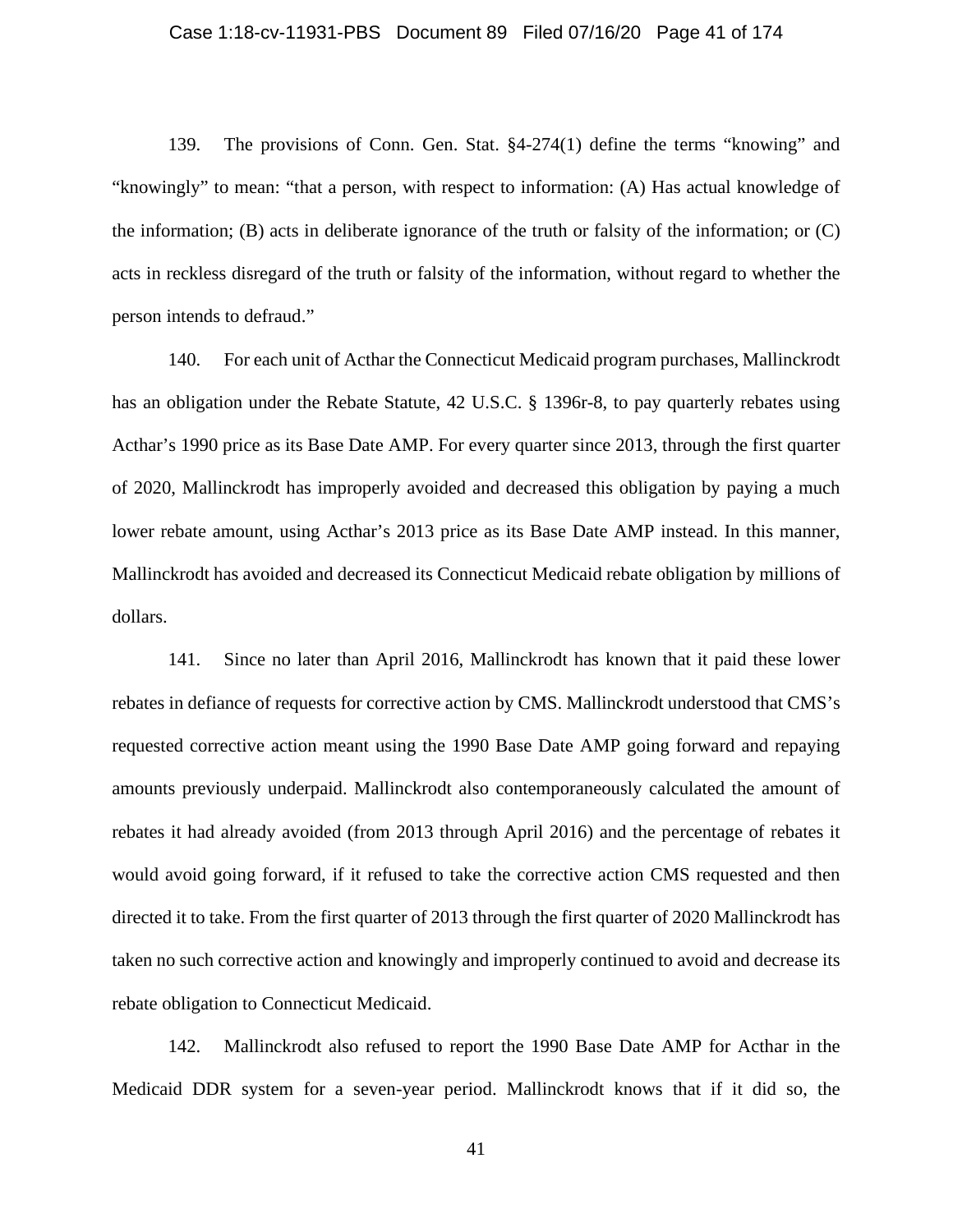139. The provisions of Conn. Gen. Stat. §4-274(1) define the terms "knowing" and "knowingly" to mean: "that a person, with respect to information: (A) Has actual knowledge of the information; (B) acts in deliberate ignorance of the truth or falsity of the information; or (C) acts in reckless disregard of the truth or falsity of the information, without regard to whether the person intends to defraud."

140. For each unit of Acthar the Connecticut Medicaid program purchases, Mallinckrodt has an obligation under the Rebate Statute, 42 U.S.C. § 1396r-8, to pay quarterly rebates using Acthar's 1990 price as its Base Date AMP. For every quarter since 2013, through the first quarter of 2020, Mallinckrodt has improperly avoided and decreased this obligation by paying a much lower rebate amount, using Acthar's 2013 price as its Base Date AMP instead. In this manner, Mallinckrodt has avoided and decreased its Connecticut Medicaid rebate obligation by millions of dollars.

141. Since no later than April 2016, Mallinckrodt has known that it paid these lower rebates in defiance of requests for corrective action by CMS. Mallinckrodt understood that CMS's requested corrective action meant using the 1990 Base Date AMP going forward and repaying amounts previously underpaid. Mallinckrodt also contemporaneously calculated the amount of rebates it had already avoided (from 2013 through April 2016) and the percentage of rebates it would avoid going forward, if it refused to take the corrective action CMS requested and then directed it to take. From the first quarter of 2013 through the first quarter of 2020 Mallinckrodt has taken no such corrective action and knowingly and improperly continued to avoid and decrease its rebate obligation to Connecticut Medicaid.

142. Mallinckrodt also refused to report the 1990 Base Date AMP for Acthar in the Medicaid DDR system for a seven-year period. Mallinckrodt knows that if it did so, the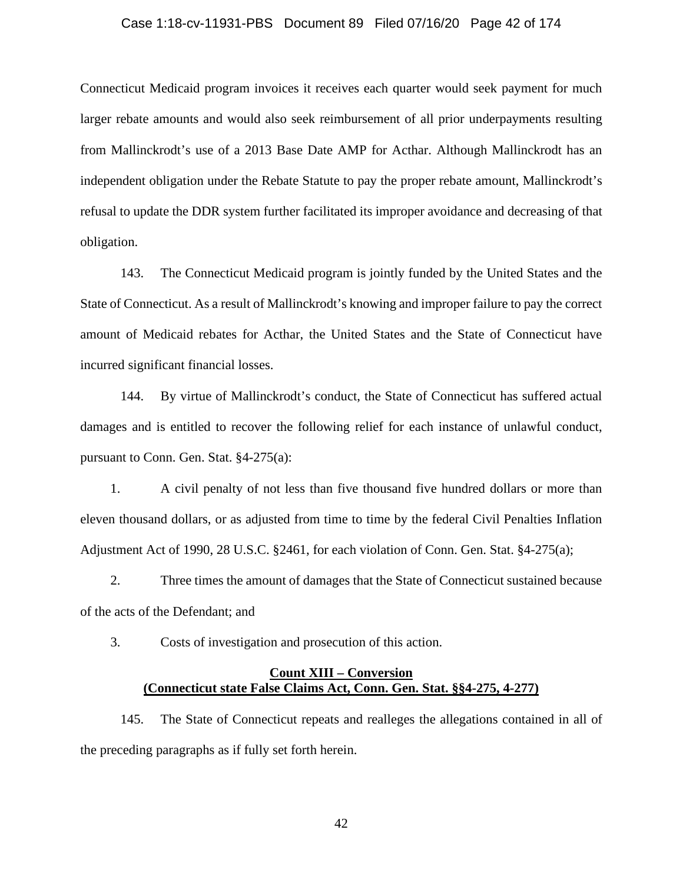Connecticut Medicaid program invoices it receives each quarter would seek payment for much larger rebate amounts and would also seek reimbursement of all prior underpayments resulting from Mallinckrodt's use of a 2013 Base Date AMP for Acthar. Although Mallinckrodt has an independent obligation under the Rebate Statute to pay the proper rebate amount, Mallinckrodt's refusal to update the DDR system further facilitated its improper avoidance and decreasing of that obligation.

143. The Connecticut Medicaid program is jointly funded by the United States and the State of Connecticut. As a result of Mallinckrodt's knowing and improper failure to pay the correct amount of Medicaid rebates for Acthar, the United States and the State of Connecticut have incurred significant financial losses.

144. By virtue of Mallinckrodt's conduct, the State of Connecticut has suffered actual damages and is entitled to recover the following relief for each instance of unlawful conduct, pursuant to Conn. Gen. Stat. §4-275(a):

1. A civil penalty of not less than five thousand five hundred dollars or more than eleven thousand dollars, or as adjusted from time to time by the federal Civil Penalties Inflation Adjustment Act of 1990, 28 U.S.C. §2461, for each violation of Conn. Gen. Stat. §4-275(a);

2. Three times the amount of damages that the State of Connecticut sustained because of the acts of the Defendant; and

3. Costs of investigation and prosecution of this action.

**Count XIII – Conversion**
**(Connecticut state False Claims Act, Conn. Gen. Stat. §§4-275, 4-277)**

145. The State of Connecticut repeats and realleges the allegations contained in all of the preceding paragraphs as if fully set forth herein.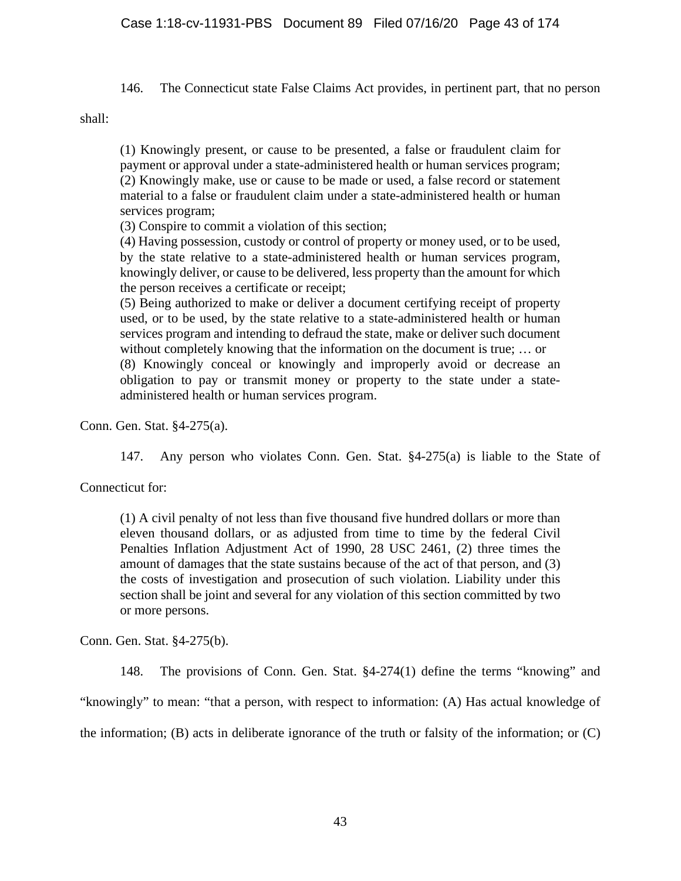146. The Connecticut state False Claims Act provides, in pertinent part, that no person shall:

> (1) Knowingly present, or cause to be presented, a false or fraudulent claim for payment or approval under a state-administered health or human services program; (2) Knowingly make, use or cause to be made or used, a false record or statement material to a false or fraudulent claim under a state-administered health or human services program;
> (3) Conspire to commit a violation of this section;
> (4) Having possession, custody or control of property or money used, or to be used, by the state relative to a state-administered health or human services program, knowingly deliver, or cause to be delivered, less property than the amount for which the person receives a certificate or receipt;
> (5) Being authorized to make or deliver a document certifying receipt of property used, or to be used, by the state relative to a state-administered health or human services program and intending to defraud the state, make or deliver such document without completely knowing that the information on the document is true; … or
> (8) Knowingly conceal or knowingly and improperly avoid or decrease an obligation to pay or transmit money or property to the state under a state-administered health or human services program.

Conn. Gen. Stat. §4-275(a).

147. Any person who violates Conn. Gen. Stat. §4-275(a) is liable to the State of Connecticut for:

> (1) A civil penalty of not less than five thousand five hundred dollars or more than eleven thousand dollars, or as adjusted from time to time by the federal Civil Penalties Inflation Adjustment Act of 1990, 28 USC 2461, (2) three times the amount of damages that the state sustains because of the act of that person, and (3) the costs of investigation and prosecution of such violation. Liability under this section shall be joint and several for any violation of this section committed by two or more persons.

Conn. Gen. Stat. §4-275(b).

148. The provisions of Conn. Gen. Stat. §4-274(1) define the terms "knowing" and "knowingly" to mean: "that a person, with respect to information: (A) Has actual knowledge of the information; (B) acts in deliberate ignorance of the truth or falsity of the information; or (C)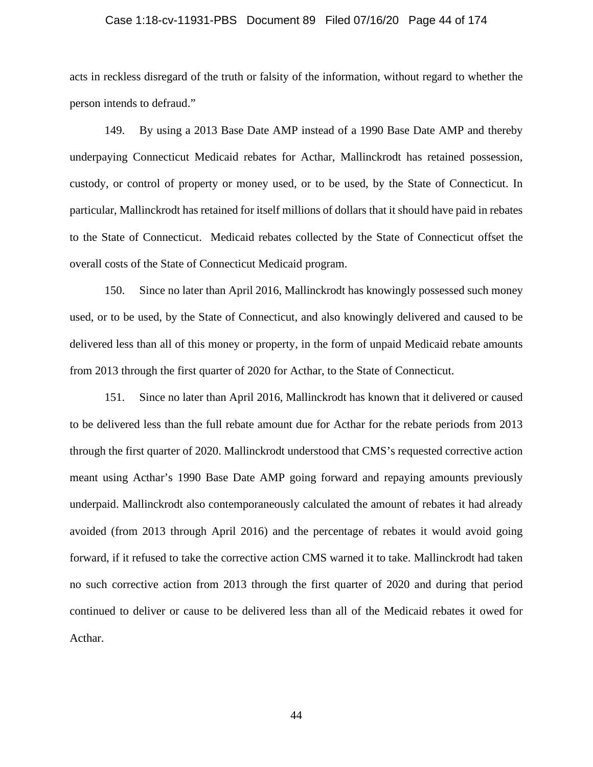acts in reckless disregard of the truth or falsity of the information, without regard to whether the person intends to defraud."

149. By using a 2013 Base Date AMP instead of a 1990 Base Date AMP and thereby underpaying Connecticut Medicaid rebates for Acthar, Mallinckrodt has retained possession, custody, or control of property or money used, or to be used, by the State of Connecticut. In particular, Mallinckrodt has retained for itself millions of dollars that it should have paid in rebates to the State of Connecticut. Medicaid rebates collected by the State of Connecticut offset the overall costs of the State of Connecticut Medicaid program.

150. Since no later than April 2016, Mallinckrodt has knowingly possessed such money used, or to be used, by the State of Connecticut, and also knowingly delivered and caused to be delivered less than all of this money or property, in the form of unpaid Medicaid rebate amounts from 2013 through the first quarter of 2020 for Acthar, to the State of Connecticut.

151. Since no later than April 2016, Mallinckrodt has known that it delivered or caused to be delivered less than the full rebate amount due for Acthar for the rebate periods from 2013 through the first quarter of 2020. Mallinckrodt understood that CMS's requested corrective action meant using Acthar's 1990 Base Date AMP going forward and repaying amounts previously underpaid. Mallinckrodt also contemporaneously calculated the amount of rebates it had already avoided (from 2013 through April 2016) and the percentage of rebates it would avoid going forward, if it refused to take the corrective action CMS warned it to take. Mallinckrodt had taken no such corrective action from 2013 through the first quarter of 2020 and during that period continued to deliver or cause to be delivered less than all of the Medicaid rebates it owed for Acthar.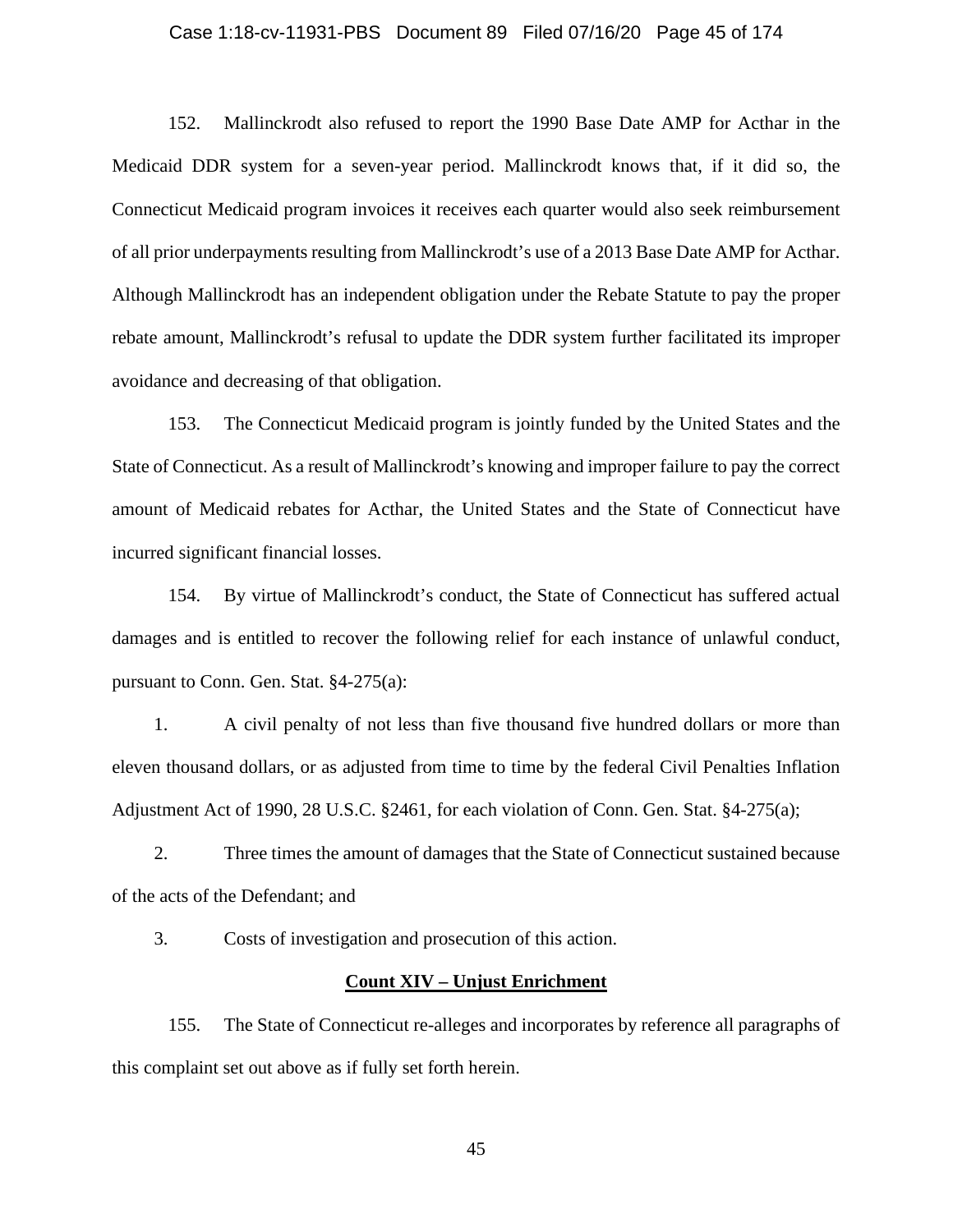152. Mallinckrodt also refused to report the 1990 Base Date AMP for Acthar in the Medicaid DDR system for a seven-year period. Mallinckrodt knows that, if it did so, the Connecticut Medicaid program invoices it receives each quarter would also seek reimbursement of all prior underpayments resulting from Mallinckrodt's use of a 2013 Base Date AMP for Acthar. Although Mallinckrodt has an independent obligation under the Rebate Statute to pay the proper rebate amount, Mallinckrodt's refusal to update the DDR system further facilitated its improper avoidance and decreasing of that obligation.

153. The Connecticut Medicaid program is jointly funded by the United States and the State of Connecticut. As a result of Mallinckrodt's knowing and improper failure to pay the correct amount of Medicaid rebates for Acthar, the United States and the State of Connecticut have incurred significant financial losses.

154. By virtue of Mallinckrodt's conduct, the State of Connecticut has suffered actual damages and is entitled to recover the following relief for each instance of unlawful conduct, pursuant to Conn. Gen. Stat. §4-275(a):

1. A civil penalty of not less than five thousand five hundred dollars or more than eleven thousand dollars, or as adjusted from time to time by the federal Civil Penalties Inflation Adjustment Act of 1990, 28 U.S.C. §2461, for each violation of Conn. Gen. Stat. §4-275(a);

2. Three times the amount of damages that the State of Connecticut sustained because of the acts of the Defendant; and

3. Costs of investigation and prosecution of this action.

**Count XIV – Unjust Enrichment**

155. The State of Connecticut re-alleges and incorporates by reference all paragraphs of this complaint set out above as if fully set forth herein.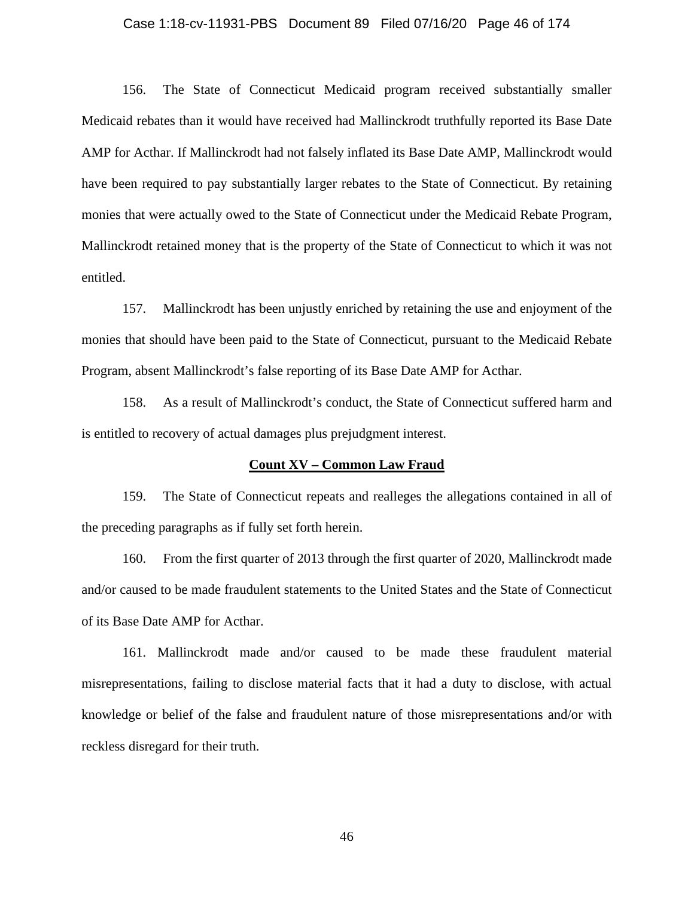156. The State of Connecticut Medicaid program received substantially smaller Medicaid rebates than it would have received had Mallinckrodt truthfully reported its Base Date AMP for Acthar. If Mallinckrodt had not falsely inflated its Base Date AMP, Mallinckrodt would have been required to pay substantially larger rebates to the State of Connecticut. By retaining monies that were actually owed to the State of Connecticut under the Medicaid Rebate Program, Mallinckrodt retained money that is the property of the State of Connecticut to which it was not entitled.

157. Mallinckrodt has been unjustly enriched by retaining the use and enjoyment of the monies that should have been paid to the State of Connecticut, pursuant to the Medicaid Rebate Program, absent Mallinckrodt's false reporting of its Base Date AMP for Acthar.

158. As a result of Mallinckrodt's conduct, the State of Connecticut suffered harm and is entitled to recovery of actual damages plus prejudgment interest.

**Count XV – Common Law Fraud**

159. The State of Connecticut repeats and realleges the allegations contained in all of the preceding paragraphs as if fully set forth herein.

160. From the first quarter of 2013 through the first quarter of 2020, Mallinckrodt made and/or caused to be made fraudulent statements to the United States and the State of Connecticut of its Base Date AMP for Acthar.

161. Mallinckrodt made and/or caused to be made these fraudulent material misrepresentations, failing to disclose material facts that it had a duty to disclose, with actual knowledge or belief of the false and fraudulent nature of those misrepresentations and/or with reckless disregard for their truth.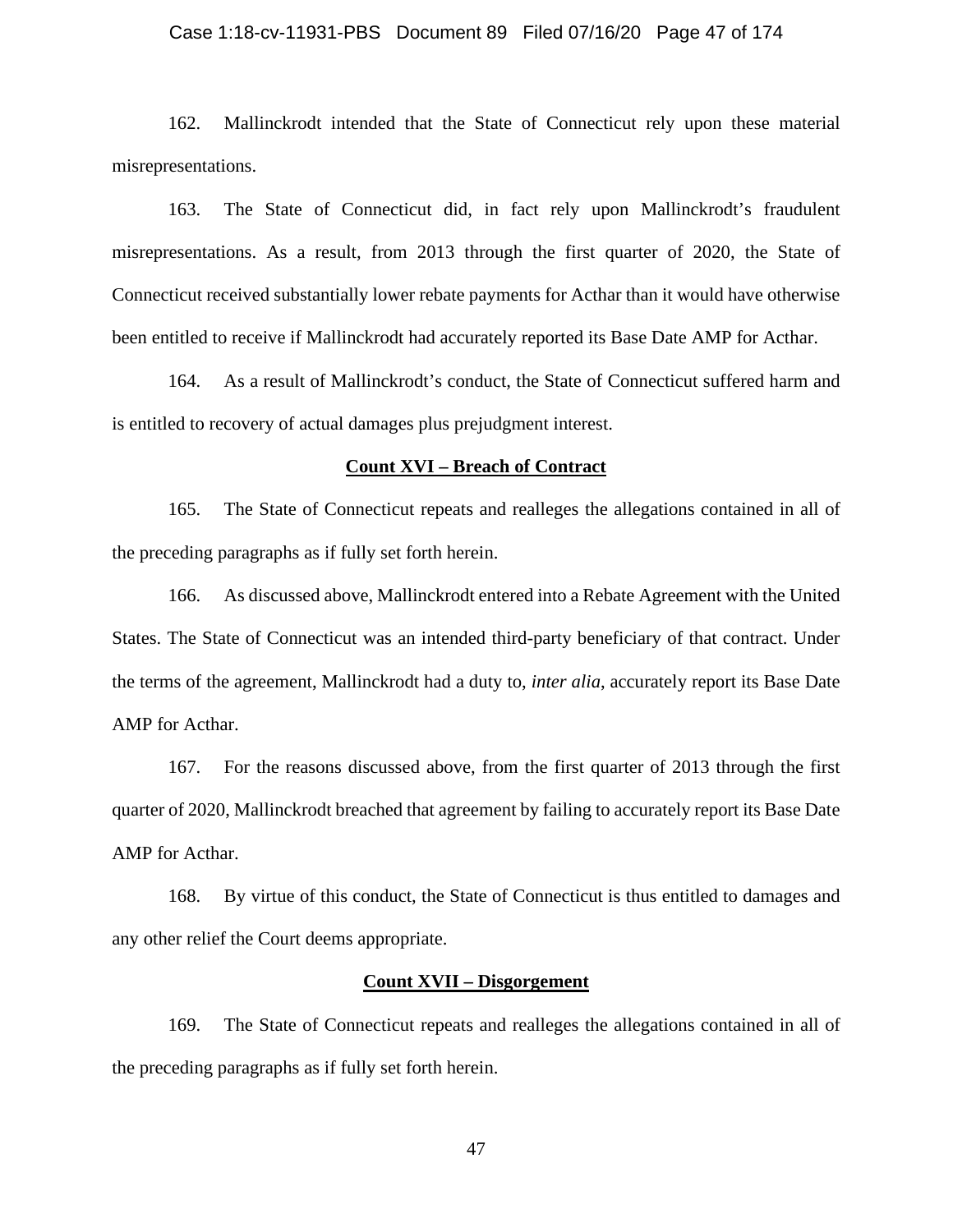162. Mallinckrodt intended that the State of Connecticut rely upon these material misrepresentations.

163. The State of Connecticut did, in fact rely upon Mallinckrodt's fraudulent misrepresentations. As a result, from 2013 through the first quarter of 2020, the State of Connecticut received substantially lower rebate payments for Acthar than it would have otherwise been entitled to receive if Mallinckrodt had accurately reported its Base Date AMP for Acthar.

164. As a result of Mallinckrodt's conduct, the State of Connecticut suffered harm and is entitled to recovery of actual damages plus prejudgment interest.

**Count XVI – Breach of Contract**

165. The State of Connecticut repeats and realleges the allegations contained in all of the preceding paragraphs as if fully set forth herein.

166. As discussed above, Mallinckrodt entered into a Rebate Agreement with the United States. The State of Connecticut was an intended third-party beneficiary of that contract. Under the terms of the agreement, Mallinckrodt had a duty to, *inter alia*, accurately report its Base Date AMP for Acthar.

167. For the reasons discussed above, from the first quarter of 2013 through the first quarter of 2020, Mallinckrodt breached that agreement by failing to accurately report its Base Date AMP for Acthar.

168. By virtue of this conduct, the State of Connecticut is thus entitled to damages and any other relief the Court deems appropriate.

**Count XVII – Disgorgement**

169. The State of Connecticut repeats and realleges the allegations contained in all of the preceding paragraphs as if fully set forth herein.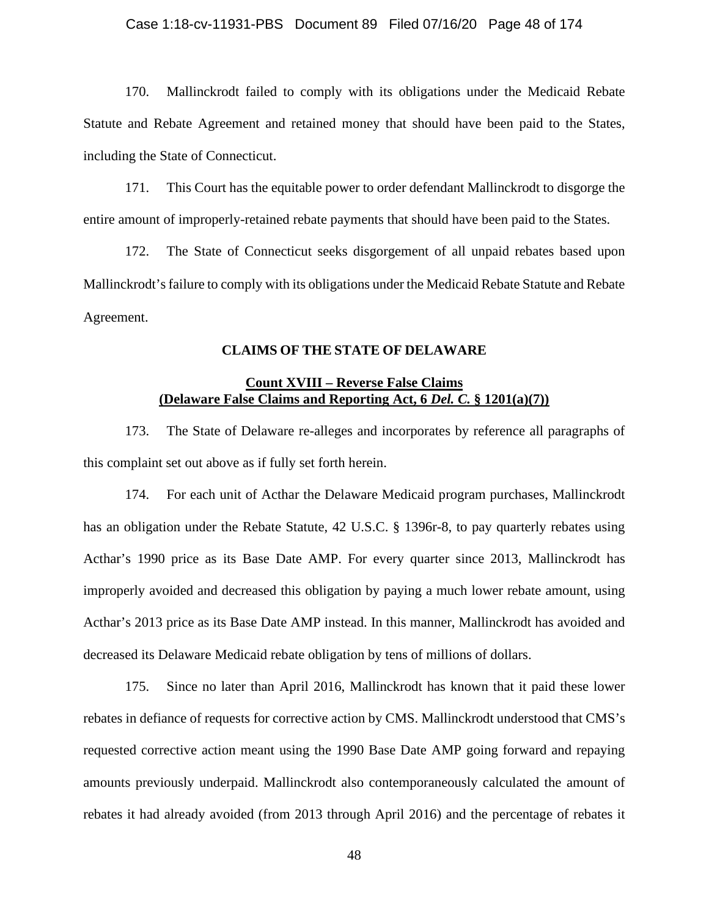170. Mallinckrodt failed to comply with its obligations under the Medicaid Rebate Statute and Rebate Agreement and retained money that should have been paid to the States, including the State of Connecticut.

171. This Court has the equitable power to order defendant Mallinckrodt to disgorge the entire amount of improperly-retained rebate payments that should have been paid to the States.

172. The State of Connecticut seeks disgorgement of all unpaid rebates based upon Mallinckrodt's failure to comply with its obligations under the Medicaid Rebate Statute and Rebate Agreement.

**CLAIMS OF THE STATE OF DELAWARE**

**Count XVIII – Reverse False Claims**
**(Delaware False Claims and Reporting Act, 6 *Del. C.* § 1201(a)(7))**

173. The State of Delaware re-alleges and incorporates by reference all paragraphs of this complaint set out above as if fully set forth herein.

174. For each unit of Acthar the Delaware Medicaid program purchases, Mallinckrodt has an obligation under the Rebate Statute, 42 U.S.C. § 1396r-8, to pay quarterly rebates using Acthar's 1990 price as its Base Date AMP. For every quarter since 2013, Mallinckrodt has improperly avoided and decreased this obligation by paying a much lower rebate amount, using Acthar's 2013 price as its Base Date AMP instead. In this manner, Mallinckrodt has avoided and decreased its Delaware Medicaid rebate obligation by tens of millions of dollars.

175. Since no later than April 2016, Mallinckrodt has known that it paid these lower rebates in defiance of requests for corrective action by CMS. Mallinckrodt understood that CMS's requested corrective action meant using the 1990 Base Date AMP going forward and repaying amounts previously underpaid. Mallinckrodt also contemporaneously calculated the amount of rebates it had already avoided (from 2013 through April 2016) and the percentage of rebates it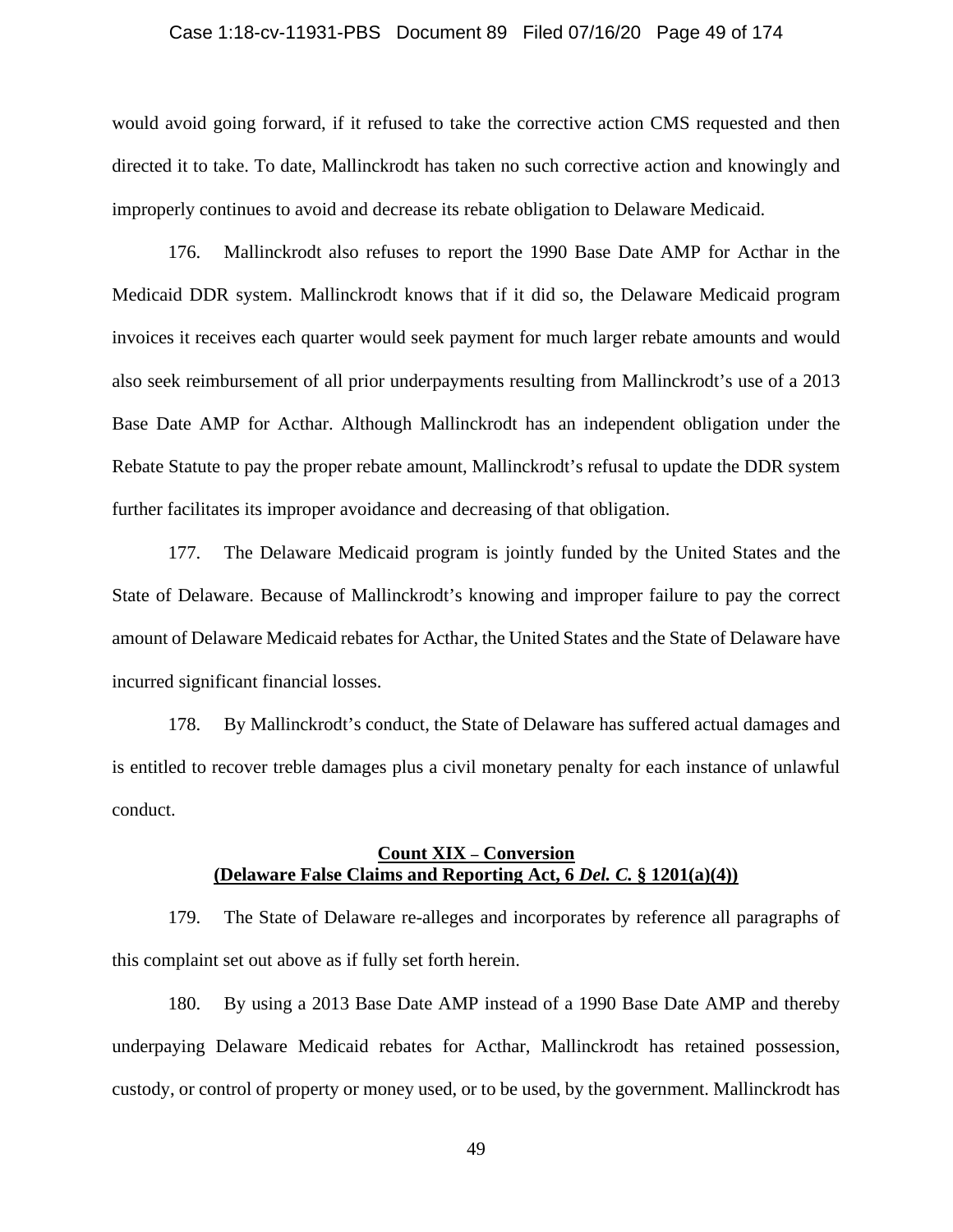would avoid going forward, if it refused to take the corrective action CMS requested and then directed it to take. To date, Mallinckrodt has taken no such corrective action and knowingly and improperly continues to avoid and decrease its rebate obligation to Delaware Medicaid.

176. Mallinckrodt also refuses to report the 1990 Base Date AMP for Acthar in the Medicaid DDR system. Mallinckrodt knows that if it did so, the Delaware Medicaid program invoices it receives each quarter would seek payment for much larger rebate amounts and would also seek reimbursement of all prior underpayments resulting from Mallinckrodt's use of a 2013 Base Date AMP for Acthar. Although Mallinckrodt has an independent obligation under the Rebate Statute to pay the proper rebate amount, Mallinckrodt's refusal to update the DDR system further facilitates its improper avoidance and decreasing of that obligation.

177. The Delaware Medicaid program is jointly funded by the United States and the State of Delaware. Because of Mallinckrodt's knowing and improper failure to pay the correct amount of Delaware Medicaid rebates for Acthar, the United States and the State of Delaware have incurred significant financial losses.

178. By Mallinckrodt's conduct, the State of Delaware has suffered actual damages and is entitled to recover treble damages plus a civil monetary penalty for each instance of unlawful conduct.

**Count XIX – Conversion**
**(Delaware False Claims and Reporting Act, 6 *Del. C.* § 1201(a)(4))**

179. The State of Delaware re-alleges and incorporates by reference all paragraphs of this complaint set out above as if fully set forth herein.

180. By using a 2013 Base Date AMP instead of a 1990 Base Date AMP and thereby underpaying Delaware Medicaid rebates for Acthar, Mallinckrodt has retained possession, custody, or control of property or money used, or to be used, by the government. Mallinckrodt has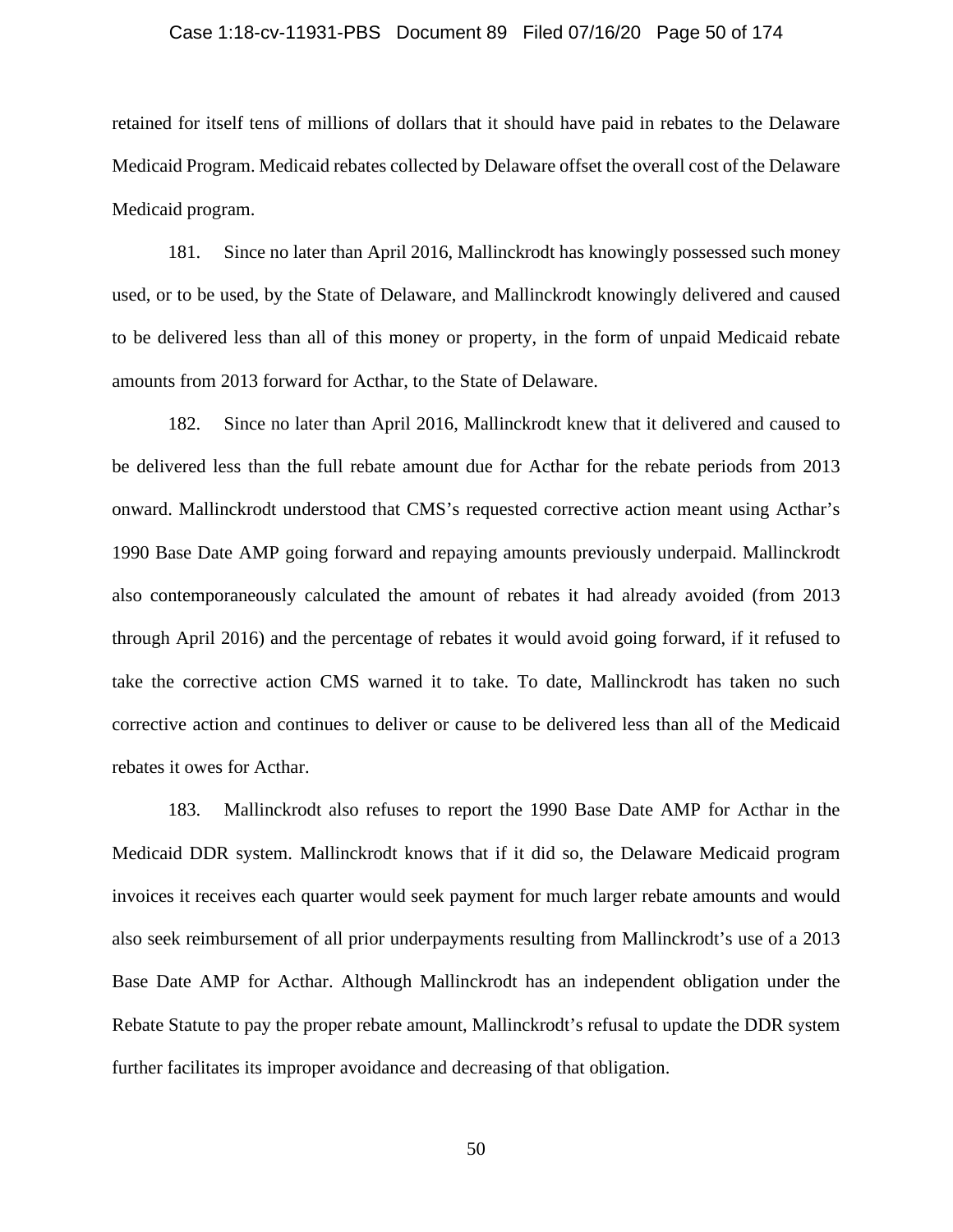retained for itself tens of millions of dollars that it should have paid in rebates to the Delaware Medicaid Program. Medicaid rebates collected by Delaware offset the overall cost of the Delaware Medicaid program.

181. Since no later than April 2016, Mallinckrodt has knowingly possessed such money used, or to be used, by the State of Delaware, and Mallinckrodt knowingly delivered and caused to be delivered less than all of this money or property, in the form of unpaid Medicaid rebate amounts from 2013 forward for Acthar, to the State of Delaware.

182. Since no later than April 2016, Mallinckrodt knew that it delivered and caused to be delivered less than the full rebate amount due for Acthar for the rebate periods from 2013 onward. Mallinckrodt understood that CMS's requested corrective action meant using Acthar's 1990 Base Date AMP going forward and repaying amounts previously underpaid. Mallinckrodt also contemporaneously calculated the amount of rebates it had already avoided (from 2013 through April 2016) and the percentage of rebates it would avoid going forward, if it refused to take the corrective action CMS warned it to take. To date, Mallinckrodt has taken no such corrective action and continues to deliver or cause to be delivered less than all of the Medicaid rebates it owes for Acthar.

183. Mallinckrodt also refuses to report the 1990 Base Date AMP for Acthar in the Medicaid DDR system. Mallinckrodt knows that if it did so, the Delaware Medicaid program invoices it receives each quarter would seek payment for much larger rebate amounts and would also seek reimbursement of all prior underpayments resulting from Mallinckrodt's use of a 2013 Base Date AMP for Acthar. Although Mallinckrodt has an independent obligation under the Rebate Statute to pay the proper rebate amount, Mallinckrodt's refusal to update the DDR system further facilitates its improper avoidance and decreasing of that obligation.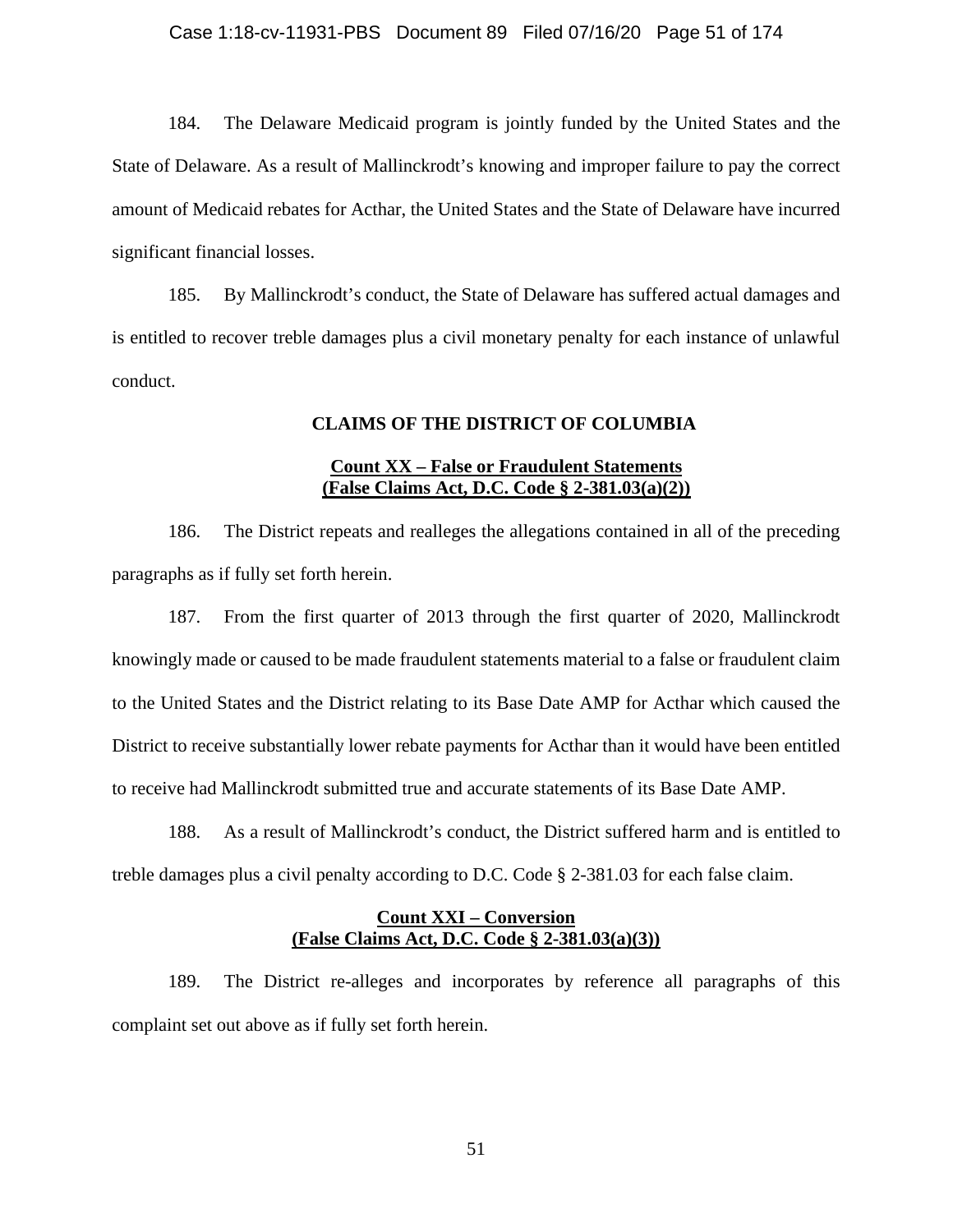184. The Delaware Medicaid program is jointly funded by the United States and the State of Delaware. As a result of Mallinckrodt's knowing and improper failure to pay the correct amount of Medicaid rebates for Acthar, the United States and the State of Delaware have incurred significant financial losses.

185. By Mallinckrodt's conduct, the State of Delaware has suffered actual damages and is entitled to recover treble damages plus a civil monetary penalty for each instance of unlawful conduct.

## CLAIMS OF THE DISTRICT OF COLUMBIA

### Count XX – False or Fraudulent Statements (False Claims Act, D.C. Code § 2-381.03(a)(2))

186. The District repeats and realleges the allegations contained in all of the preceding paragraphs as if fully set forth herein.

187. From the first quarter of 2013 through the first quarter of 2020, Mallinckrodt knowingly made or caused to be made fraudulent statements material to a false or fraudulent claim to the United States and the District relating to its Base Date AMP for Acthar which caused the District to receive substantially lower rebate payments for Acthar than it would have been entitled to receive had Mallinckrodt submitted true and accurate statements of its Base Date AMP.

188. As a result of Mallinckrodt's conduct, the District suffered harm and is entitled to treble damages plus a civil penalty according to D.C. Code § 2-381.03 for each false claim.

### Count XXI – Conversion (False Claims Act, D.C. Code § 2-381.03(a)(3))

189. The District re-alleges and incorporates by reference all paragraphs of this complaint set out above as if fully set forth herein.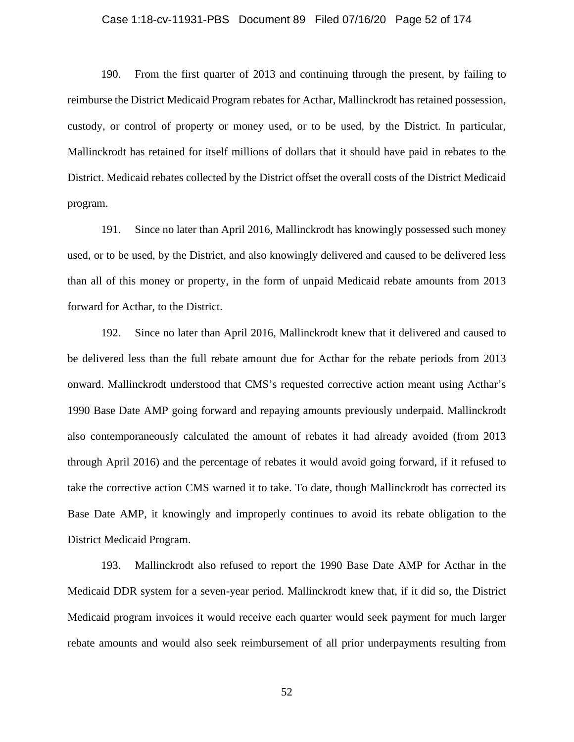190. From the first quarter of 2013 and continuing through the present, by failing to reimburse the District Medicaid Program rebates for Acthar, Mallinckrodt has retained possession, custody, or control of property or money used, or to be used, by the District. In particular, Mallinckrodt has retained for itself millions of dollars that it should have paid in rebates to the District. Medicaid rebates collected by the District offset the overall costs of the District Medicaid program.

191. Since no later than April 2016, Mallinckrodt has knowingly possessed such money used, or to be used, by the District, and also knowingly delivered and caused to be delivered less than all of this money or property, in the form of unpaid Medicaid rebate amounts from 2013 forward for Acthar, to the District.

192. Since no later than April 2016, Mallinckrodt knew that it delivered and caused to be delivered less than the full rebate amount due for Acthar for the rebate periods from 2013 onward. Mallinckrodt understood that CMS's requested corrective action meant using Acthar's 1990 Base Date AMP going forward and repaying amounts previously underpaid. Mallinckrodt also contemporaneously calculated the amount of rebates it had already avoided (from 2013 through April 2016) and the percentage of rebates it would avoid going forward, if it refused to take the corrective action CMS warned it to take. To date, though Mallinckrodt has corrected its Base Date AMP, it knowingly and improperly continues to avoid its rebate obligation to the District Medicaid Program.

193. Mallinckrodt also refused to report the 1990 Base Date AMP for Acthar in the Medicaid DDR system for a seven-year period. Mallinckrodt knew that, if it did so, the District Medicaid program invoices it would receive each quarter would seek payment for much larger rebate amounts and would also seek reimbursement of all prior underpayments resulting from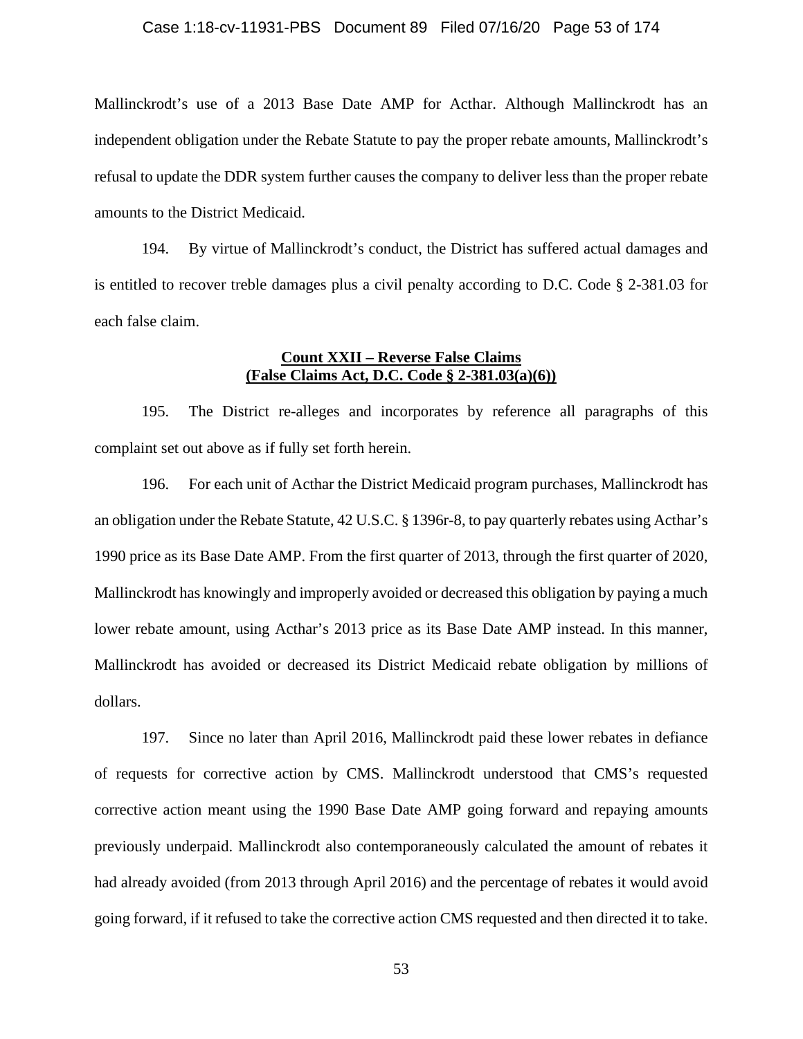Mallinckrodt's use of a 2013 Base Date AMP for Acthar. Although Mallinckrodt has an independent obligation under the Rebate Statute to pay the proper rebate amounts, Mallinckrodt's refusal to update the DDR system further causes the company to deliver less than the proper rebate amounts to the District Medicaid.

194. By virtue of Mallinckrodt's conduct, the District has suffered actual damages and is entitled to recover treble damages plus a civil penalty according to D.C. Code § 2-381.03 for each false claim.

**Count XXII – Reverse False Claims**
**(False Claims Act, D.C. Code § 2-381.03(a)(6))**

195. The District re-alleges and incorporates by reference all paragraphs of this complaint set out above as if fully set forth herein.

196. For each unit of Acthar the District Medicaid program purchases, Mallinckrodt has an obligation under the Rebate Statute, 42 U.S.C. § 1396r-8, to pay quarterly rebates using Acthar's 1990 price as its Base Date AMP. From the first quarter of 2013, through the first quarter of 2020, Mallinckrodt has knowingly and improperly avoided or decreased this obligation by paying a much lower rebate amount, using Acthar's 2013 price as its Base Date AMP instead. In this manner, Mallinckrodt has avoided or decreased its District Medicaid rebate obligation by millions of dollars.

197. Since no later than April 2016, Mallinckrodt paid these lower rebates in defiance of requests for corrective action by CMS. Mallinckrodt understood that CMS's requested corrective action meant using the 1990 Base Date AMP going forward and repaying amounts previously underpaid. Mallinckrodt also contemporaneously calculated the amount of rebates it had already avoided (from 2013 through April 2016) and the percentage of rebates it would avoid going forward, if it refused to take the corrective action CMS requested and then directed it to take.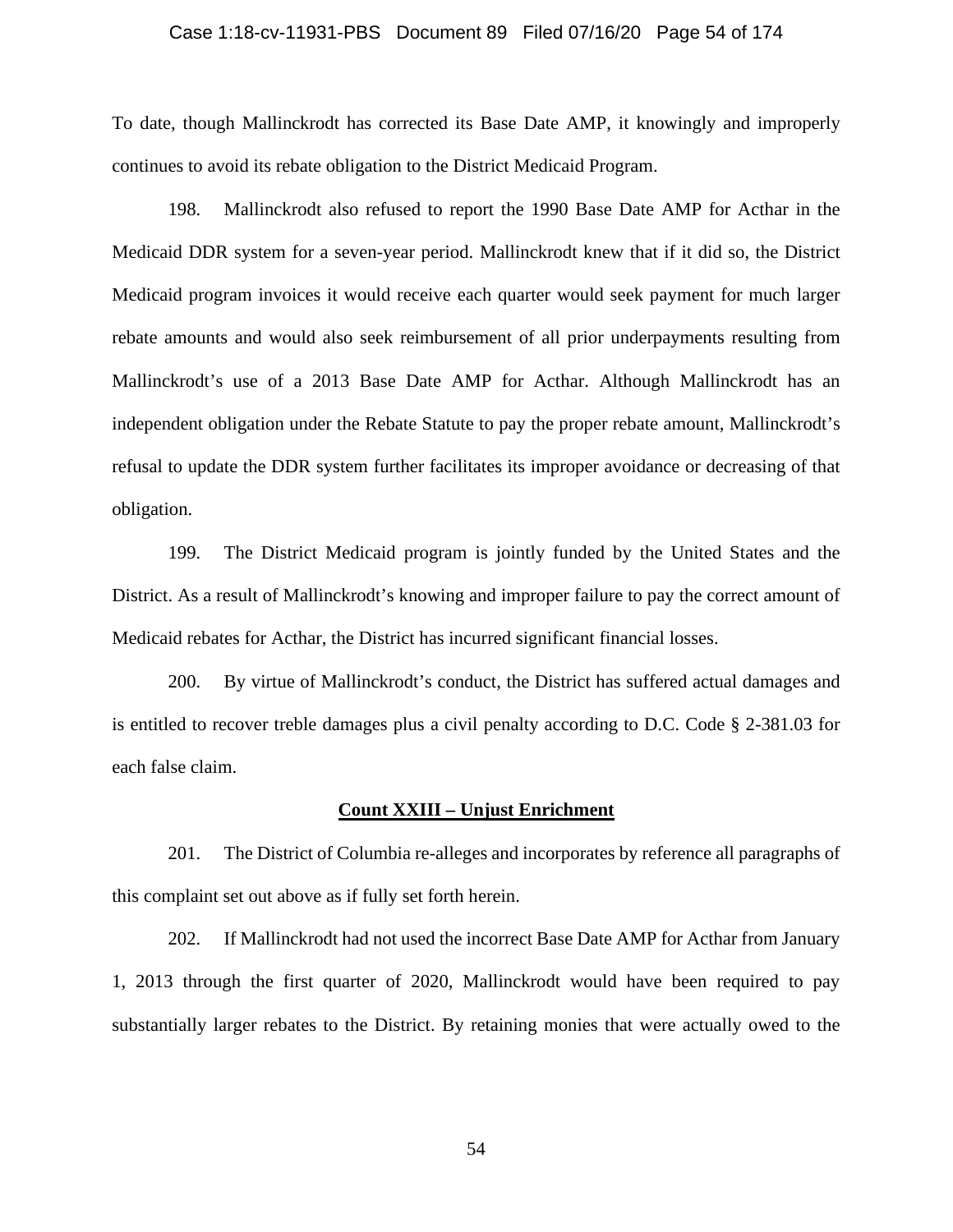To date, though Mallinckrodt has corrected its Base Date AMP, it knowingly and improperly continues to avoid its rebate obligation to the District Medicaid Program.

198. Mallinckrodt also refused to report the 1990 Base Date AMP for Acthar in the Medicaid DDR system for a seven-year period. Mallinckrodt knew that if it did so, the District Medicaid program invoices it would receive each quarter would seek payment for much larger rebate amounts and would also seek reimbursement of all prior underpayments resulting from Mallinckrodt's use of a 2013 Base Date AMP for Acthar. Although Mallinckrodt has an independent obligation under the Rebate Statute to pay the proper rebate amount, Mallinckrodt's refusal to update the DDR system further facilitates its improper avoidance or decreasing of that obligation.

199. The District Medicaid program is jointly funded by the United States and the District. As a result of Mallinckrodt's knowing and improper failure to pay the correct amount of Medicaid rebates for Acthar, the District has incurred significant financial losses.

200. By virtue of Mallinckrodt's conduct, the District has suffered actual damages and is entitled to recover treble damages plus a civil penalty according to D.C. Code § 2-381.03 for each false claim.

## Count XXIII – Unjust Enrichment

201. The District of Columbia re-alleges and incorporates by reference all paragraphs of this complaint set out above as if fully set forth herein.

202. If Mallinckrodt had not used the incorrect Base Date AMP for Acthar from January 1, 2013 through the first quarter of 2020, Mallinckrodt would have been required to pay substantially larger rebates to the District. By retaining monies that were actually owed to the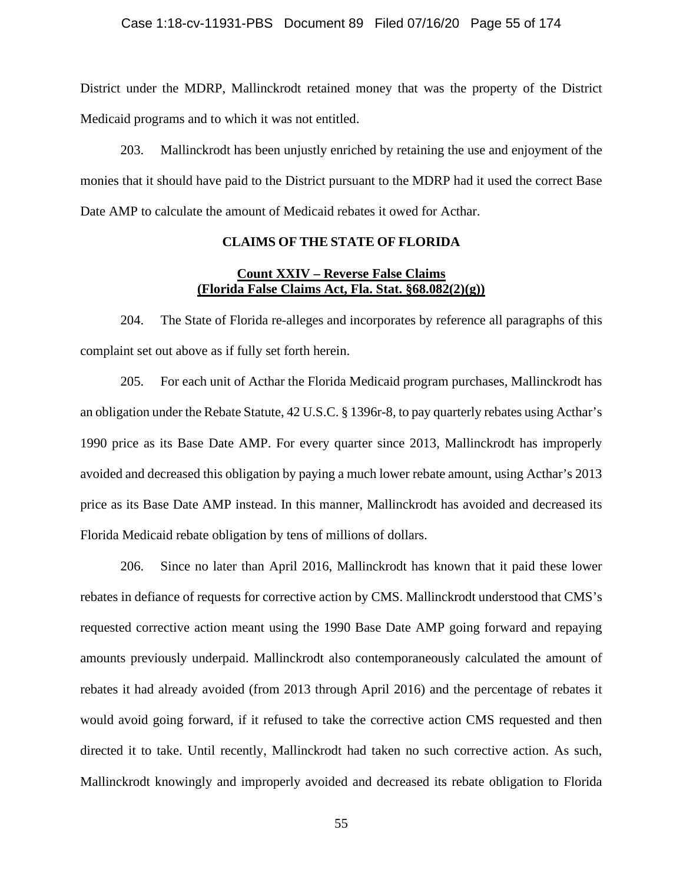District under the MDRP, Mallinckrodt retained money that was the property of the District Medicaid programs and to which it was not entitled.

203. Mallinckrodt has been unjustly enriched by retaining the use and enjoyment of the monies that it should have paid to the District pursuant to the MDRP had it used the correct Base Date AMP to calculate the amount of Medicaid rebates it owed for Acthar.

**CLAIMS OF THE STATE OF FLORIDA**

**Count XXIV – Reverse False Claims (Florida False Claims Act, Fla. Stat. §68.082(2)(g))**

204. The State of Florida re-alleges and incorporates by reference all paragraphs of this complaint set out above as if fully set forth herein.

205. For each unit of Acthar the Florida Medicaid program purchases, Mallinckrodt has an obligation under the Rebate Statute, 42 U.S.C. § 1396r-8, to pay quarterly rebates using Acthar's 1990 price as its Base Date AMP. For every quarter since 2013, Mallinckrodt has improperly avoided and decreased this obligation by paying a much lower rebate amount, using Acthar's 2013 price as its Base Date AMP instead. In this manner, Mallinckrodt has avoided and decreased its Florida Medicaid rebate obligation by tens of millions of dollars.

206. Since no later than April 2016, Mallinckrodt has known that it paid these lower rebates in defiance of requests for corrective action by CMS. Mallinckrodt understood that CMS's requested corrective action meant using the 1990 Base Date AMP going forward and repaying amounts previously underpaid. Mallinckrodt also contemporaneously calculated the amount of rebates it had already avoided (from 2013 through April 2016) and the percentage of rebates it would avoid going forward, if it refused to take the corrective action CMS requested and then directed it to take. Until recently, Mallinckrodt had taken no such corrective action. As such, Mallinckrodt knowingly and improperly avoided and decreased its rebate obligation to Florida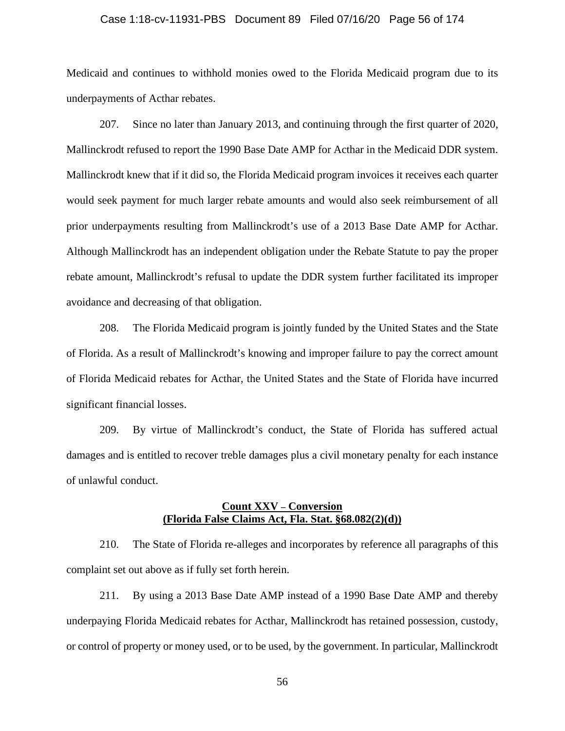Medicaid and continues to withhold monies owed to the Florida Medicaid program due to its underpayments of Acthar rebates.

207. Since no later than January 2013, and continuing through the first quarter of 2020, Mallinckrodt refused to report the 1990 Base Date AMP for Acthar in the Medicaid DDR system. Mallinckrodt knew that if it did so, the Florida Medicaid program invoices it receives each quarter would seek payment for much larger rebate amounts and would also seek reimbursement of all prior underpayments resulting from Mallinckrodt's use of a 2013 Base Date AMP for Acthar. Although Mallinckrodt has an independent obligation under the Rebate Statute to pay the proper rebate amount, Mallinckrodt's refusal to update the DDR system further facilitated its improper avoidance and decreasing of that obligation.

208. The Florida Medicaid program is jointly funded by the United States and the State of Florida. As a result of Mallinckrodt's knowing and improper failure to pay the correct amount of Florida Medicaid rebates for Acthar, the United States and the State of Florida have incurred significant financial losses.

209. By virtue of Mallinckrodt's conduct, the State of Florida has suffered actual damages and is entitled to recover treble damages plus a civil monetary penalty for each instance of unlawful conduct.

**Count XXV – Conversion**
**(Florida False Claims Act, Fla. Stat. §68.082(2)(d))**

210. The State of Florida re-alleges and incorporates by reference all paragraphs of this complaint set out above as if fully set forth herein.

211. By using a 2013 Base Date AMP instead of a 1990 Base Date AMP and thereby underpaying Florida Medicaid rebates for Acthar, Mallinckrodt has retained possession, custody, or control of property or money used, or to be used, by the government. In particular, Mallinckrodt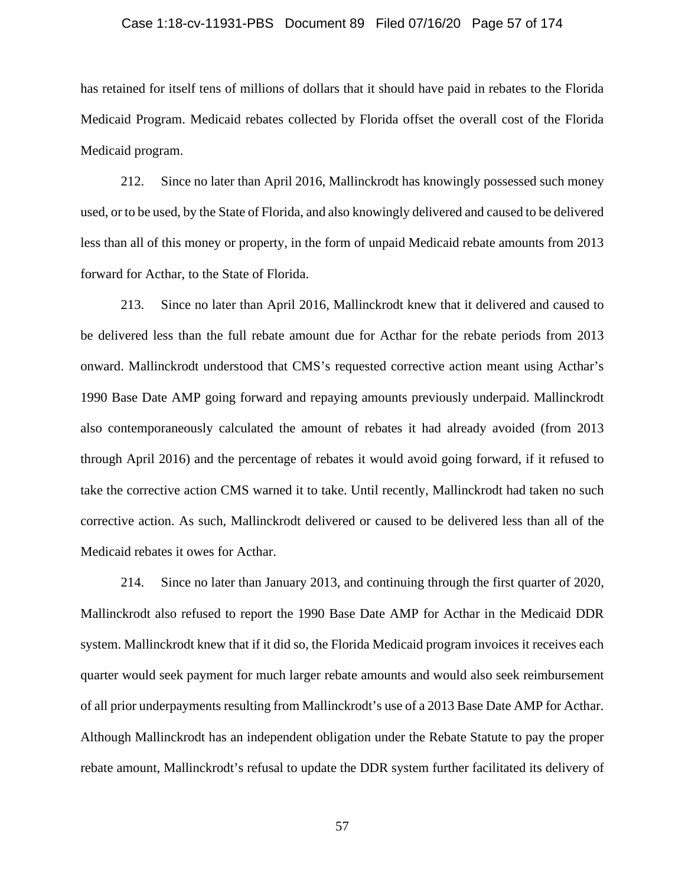has retained for itself tens of millions of dollars that it should have paid in rebates to the Florida Medicaid Program. Medicaid rebates collected by Florida offset the overall cost of the Florida Medicaid program.

212. Since no later than April 2016, Mallinckrodt has knowingly possessed such money used, or to be used, by the State of Florida, and also knowingly delivered and caused to be delivered less than all of this money or property, in the form of unpaid Medicaid rebate amounts from 2013 forward for Acthar, to the State of Florida.

213. Since no later than April 2016, Mallinckrodt knew that it delivered and caused to be delivered less than the full rebate amount due for Acthar for the rebate periods from 2013 onward. Mallinckrodt understood that CMS's requested corrective action meant using Acthar's 1990 Base Date AMP going forward and repaying amounts previously underpaid. Mallinckrodt also contemporaneously calculated the amount of rebates it had already avoided (from 2013 through April 2016) and the percentage of rebates it would avoid going forward, if it refused to take the corrective action CMS warned it to take. Until recently, Mallinckrodt had taken no such corrective action. As such, Mallinckrodt delivered or caused to be delivered less than all of the Medicaid rebates it owes for Acthar.

214. Since no later than January 2013, and continuing through the first quarter of 2020, Mallinckrodt also refused to report the 1990 Base Date AMP for Acthar in the Medicaid DDR system. Mallinckrodt knew that if it did so, the Florida Medicaid program invoices it receives each quarter would seek payment for much larger rebate amounts and would also seek reimbursement of all prior underpayments resulting from Mallinckrodt's use of a 2013 Base Date AMP for Acthar. Although Mallinckrodt has an independent obligation under the Rebate Statute to pay the proper rebate amount, Mallinckrodt's refusal to update the DDR system further facilitated its delivery of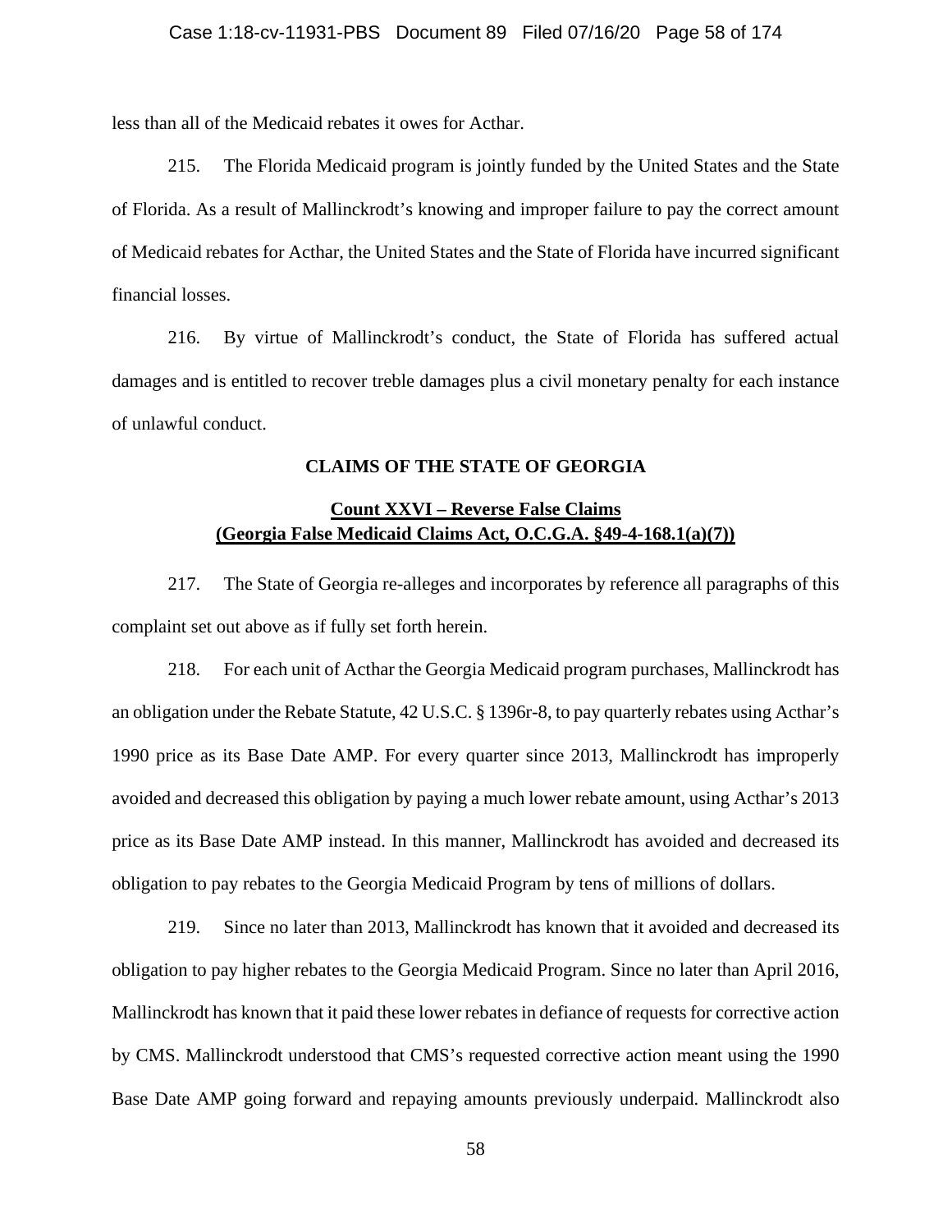less than all of the Medicaid rebates it owes for Acthar.

215. The Florida Medicaid program is jointly funded by the United States and the State of Florida. As a result of Mallinckrodt's knowing and improper failure to pay the correct amount of Medicaid rebates for Acthar, the United States and the State of Florida have incurred significant financial losses.

216. By virtue of Mallinckrodt's conduct, the State of Florida has suffered actual damages and is entitled to recover treble damages plus a civil monetary penalty for each instance of unlawful conduct.

## CLAIMS OF THE STATE OF GEORGIA

### Count XXVI – Reverse False Claims (Georgia False Medicaid Claims Act, O.C.G.A. §49-4-168.1(a)(7))

217. The State of Georgia re-alleges and incorporates by reference all paragraphs of this complaint set out above as if fully set forth herein.

218. For each unit of Acthar the Georgia Medicaid program purchases, Mallinckrodt has an obligation under the Rebate Statute, 42 U.S.C. § 1396r-8, to pay quarterly rebates using Acthar's 1990 price as its Base Date AMP. For every quarter since 2013, Mallinckrodt has improperly avoided and decreased this obligation by paying a much lower rebate amount, using Acthar's 2013 price as its Base Date AMP instead. In this manner, Mallinckrodt has avoided and decreased its obligation to pay rebates to the Georgia Medicaid Program by tens of millions of dollars.

219. Since no later than 2013, Mallinckrodt has known that it avoided and decreased its obligation to pay higher rebates to the Georgia Medicaid Program. Since no later than April 2016, Mallinckrodt has known that it paid these lower rebates in defiance of requests for corrective action by CMS. Mallinckrodt understood that CMS's requested corrective action meant using the 1990 Base Date AMP going forward and repaying amounts previously underpaid. Mallinckrodt also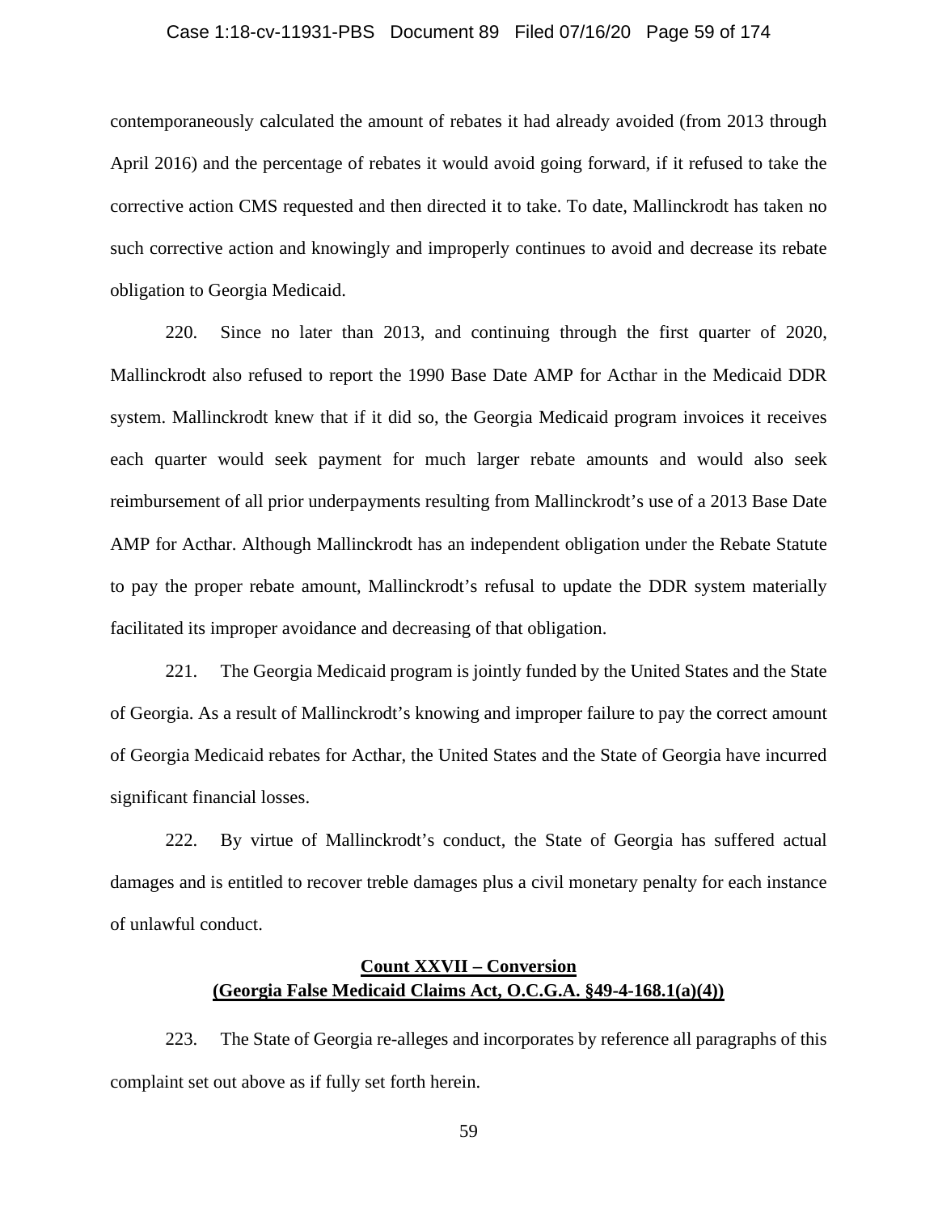contemporaneously calculated the amount of rebates it had already avoided (from 2013 through April 2016) and the percentage of rebates it would avoid going forward, if it refused to take the corrective action CMS requested and then directed it to take. To date, Mallinckrodt has taken no such corrective action and knowingly and improperly continues to avoid and decrease its rebate obligation to Georgia Medicaid.

220. Since no later than 2013, and continuing through the first quarter of 2020, Mallinckrodt also refused to report the 1990 Base Date AMP for Acthar in the Medicaid DDR system. Mallinckrodt knew that if it did so, the Georgia Medicaid program invoices it receives each quarter would seek payment for much larger rebate amounts and would also seek reimbursement of all prior underpayments resulting from Mallinckrodt's use of a 2013 Base Date AMP for Acthar. Although Mallinckrodt has an independent obligation under the Rebate Statute to pay the proper rebate amount, Mallinckrodt's refusal to update the DDR system materially facilitated its improper avoidance and decreasing of that obligation.

221. The Georgia Medicaid program is jointly funded by the United States and the State of Georgia. As a result of Mallinckrodt's knowing and improper failure to pay the correct amount of Georgia Medicaid rebates for Acthar, the United States and the State of Georgia have incurred significant financial losses.

222. By virtue of Mallinckrodt's conduct, the State of Georgia has suffered actual damages and is entitled to recover treble damages plus a civil monetary penalty for each instance of unlawful conduct.

## Count XXVII – Conversion
## (Georgia False Medicaid Claims Act, O.C.G.A. §49-4-168.1(a)(4))

223. The State of Georgia re-alleges and incorporates by reference all paragraphs of this complaint set out above as if fully set forth herein.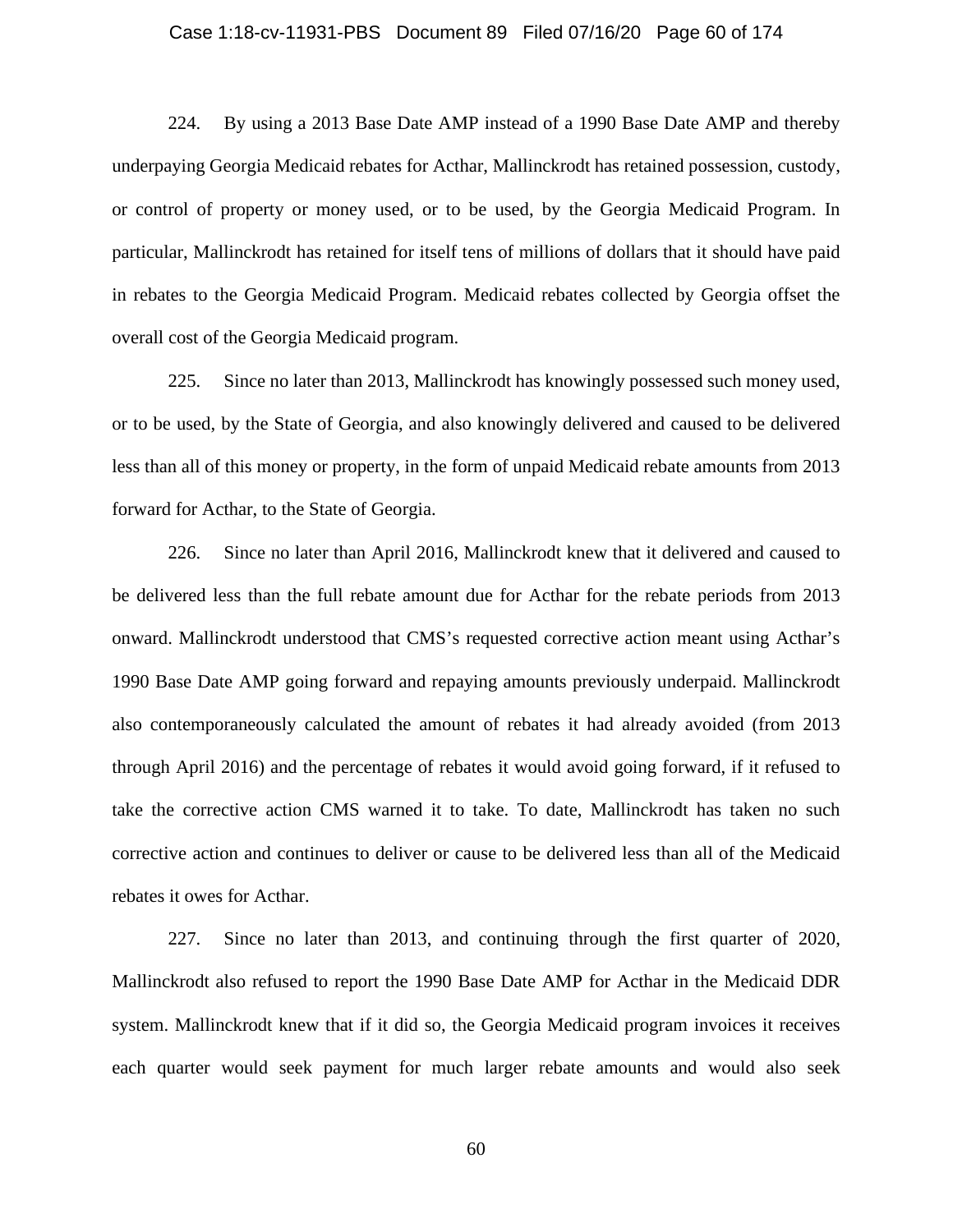224. By using a 2013 Base Date AMP instead of a 1990 Base Date AMP and thereby underpaying Georgia Medicaid rebates for Acthar, Mallinckrodt has retained possession, custody, or control of property or money used, or to be used, by the Georgia Medicaid Program. In particular, Mallinckrodt has retained for itself tens of millions of dollars that it should have paid in rebates to the Georgia Medicaid Program. Medicaid rebates collected by Georgia offset the overall cost of the Georgia Medicaid program.

225. Since no later than 2013, Mallinckrodt has knowingly possessed such money used, or to be used, by the State of Georgia, and also knowingly delivered and caused to be delivered less than all of this money or property, in the form of unpaid Medicaid rebate amounts from 2013 forward for Acthar, to the State of Georgia.

226. Since no later than April 2016, Mallinckrodt knew that it delivered and caused to be delivered less than the full rebate amount due for Acthar for the rebate periods from 2013 onward. Mallinckrodt understood that CMS's requested corrective action meant using Acthar's 1990 Base Date AMP going forward and repaying amounts previously underpaid. Mallinckrodt also contemporaneously calculated the amount of rebates it had already avoided (from 2013 through April 2016) and the percentage of rebates it would avoid going forward, if it refused to take the corrective action CMS warned it to take. To date, Mallinckrodt has taken no such corrective action and continues to deliver or cause to be delivered less than all of the Medicaid rebates it owes for Acthar.

227. Since no later than 2013, and continuing through the first quarter of 2020, Mallinckrodt also refused to report the 1990 Base Date AMP for Acthar in the Medicaid DDR system. Mallinckrodt knew that if it did so, the Georgia Medicaid program invoices it receives each quarter would seek payment for much larger rebate amounts and would also seek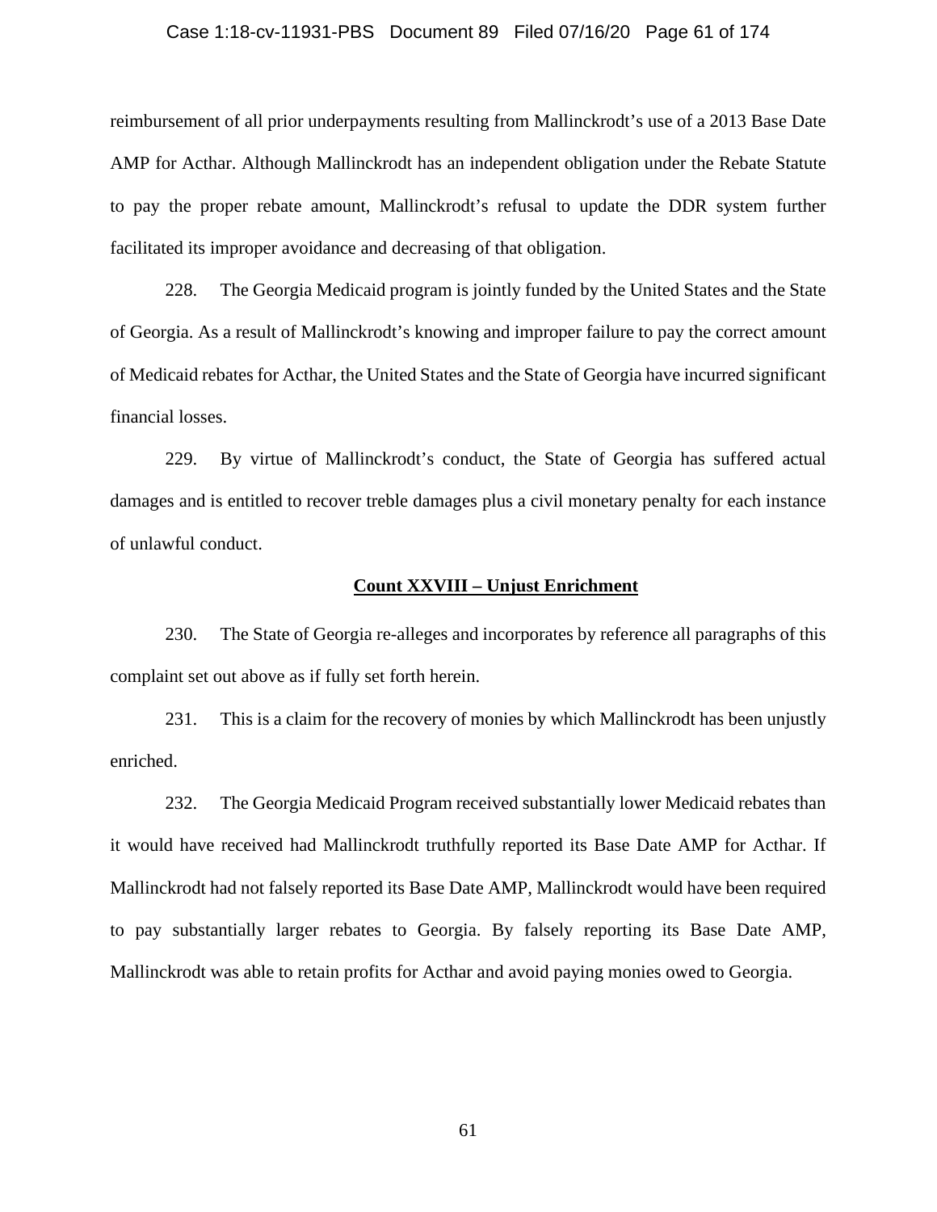reimbursement of all prior underpayments resulting from Mallinckrodt's use of a 2013 Base Date AMP for Acthar. Although Mallinckrodt has an independent obligation under the Rebate Statute to pay the proper rebate amount, Mallinckrodt's refusal to update the DDR system further facilitated its improper avoidance and decreasing of that obligation.

228. The Georgia Medicaid program is jointly funded by the United States and the State of Georgia. As a result of Mallinckrodt's knowing and improper failure to pay the correct amount of Medicaid rebates for Acthar, the United States and the State of Georgia have incurred significant financial losses.

229. By virtue of Mallinckrodt's conduct, the State of Georgia has suffered actual damages and is entitled to recover treble damages plus a civil monetary penalty for each instance of unlawful conduct.

## Count XXVIII – Unjust Enrichment

230. The State of Georgia re-alleges and incorporates by reference all paragraphs of this complaint set out above as if fully set forth herein.

231. This is a claim for the recovery of monies by which Mallinckrodt has been unjustly enriched.

232. The Georgia Medicaid Program received substantially lower Medicaid rebates than it would have received had Mallinckrodt truthfully reported its Base Date AMP for Acthar. If Mallinckrodt had not falsely reported its Base Date AMP, Mallinckrodt would have been required to pay substantially larger rebates to Georgia. By falsely reporting its Base Date AMP, Mallinckrodt was able to retain profits for Acthar and avoid paying monies owed to Georgia.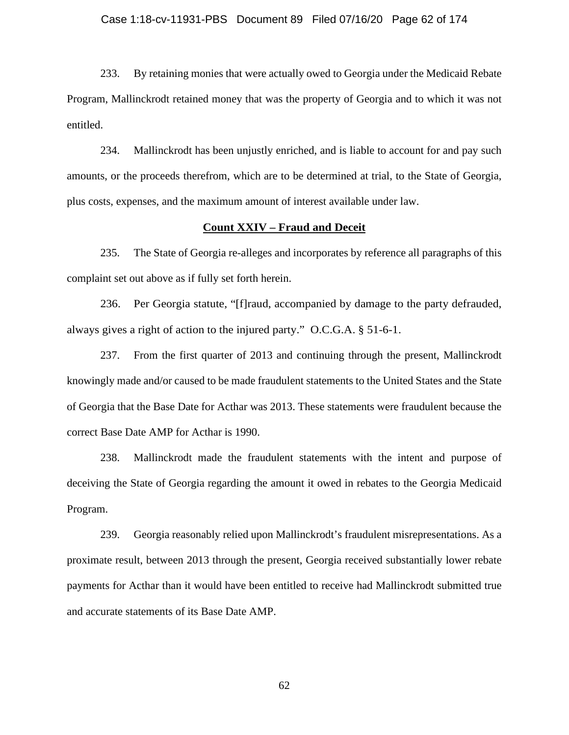233. By retaining monies that were actually owed to Georgia under the Medicaid Rebate Program, Mallinckrodt retained money that was the property of Georgia and to which it was not entitled.

234. Mallinckrodt has been unjustly enriched, and is liable to account for and pay such amounts, or the proceeds therefrom, which are to be determined at trial, to the State of Georgia, plus costs, expenses, and the maximum amount of interest available under law.

## **Count XXIV – Fraud and Deceit**

235. The State of Georgia re-alleges and incorporates by reference all paragraphs of this complaint set out above as if fully set forth herein.

236. Per Georgia statute, "[f]raud, accompanied by damage to the party defrauded, always gives a right of action to the injured party." O.C.G.A. § 51-6-1.

237. From the first quarter of 2013 and continuing through the present, Mallinckrodt knowingly made and/or caused to be made fraudulent statements to the United States and the State of Georgia that the Base Date for Acthar was 2013. These statements were fraudulent because the correct Base Date AMP for Acthar is 1990.

238. Mallinckrodt made the fraudulent statements with the intent and purpose of deceiving the State of Georgia regarding the amount it owed in rebates to the Georgia Medicaid Program.

239. Georgia reasonably relied upon Mallinckrodt's fraudulent misrepresentations. As a proximate result, between 2013 through the present, Georgia received substantially lower rebate payments for Acthar than it would have been entitled to receive had Mallinckrodt submitted true and accurate statements of its Base Date AMP.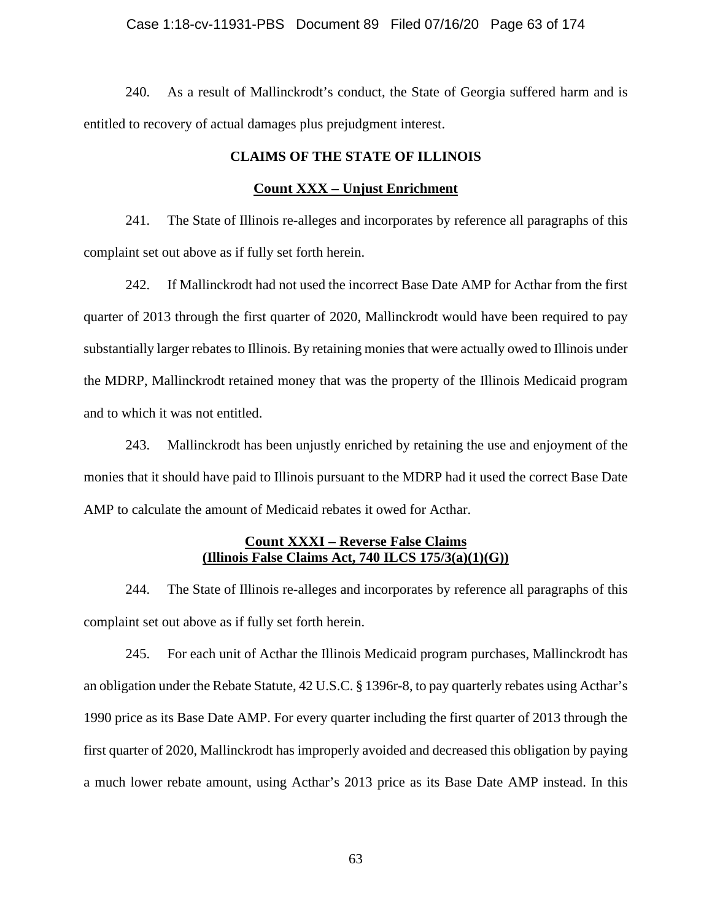240. As a result of Mallinckrodt's conduct, the State of Georgia suffered harm and is entitled to recovery of actual damages plus prejudgment interest.

## CLAIMS OF THE STATE OF ILLINOIS

### Count XXX – Unjust Enrichment

241. The State of Illinois re-alleges and incorporates by reference all paragraphs of this complaint set out above as if fully set forth herein.

242. If Mallinckrodt had not used the incorrect Base Date AMP for Acthar from the first quarter of 2013 through the first quarter of 2020, Mallinckrodt would have been required to pay substantially larger rebates to Illinois. By retaining monies that were actually owed to Illinois under the MDRP, Mallinckrodt retained money that was the property of the Illinois Medicaid program and to which it was not entitled.

243. Mallinckrodt has been unjustly enriched by retaining the use and enjoyment of the monies that it should have paid to Illinois pursuant to the MDRP had it used the correct Base Date AMP to calculate the amount of Medicaid rebates it owed for Acthar.

### Count XXXI – Reverse False Claims (Illinois False Claims Act, 740 ILCS 175/3(a)(1)(G))

244. The State of Illinois re-alleges and incorporates by reference all paragraphs of this complaint set out above as if fully set forth herein.

245. For each unit of Acthar the Illinois Medicaid program purchases, Mallinckrodt has an obligation under the Rebate Statute, 42 U.S.C. § 1396r-8, to pay quarterly rebates using Acthar's 1990 price as its Base Date AMP. For every quarter including the first quarter of 2013 through the first quarter of 2020, Mallinckrodt has improperly avoided and decreased this obligation by paying a much lower rebate amount, using Acthar's 2013 price as its Base Date AMP instead. In this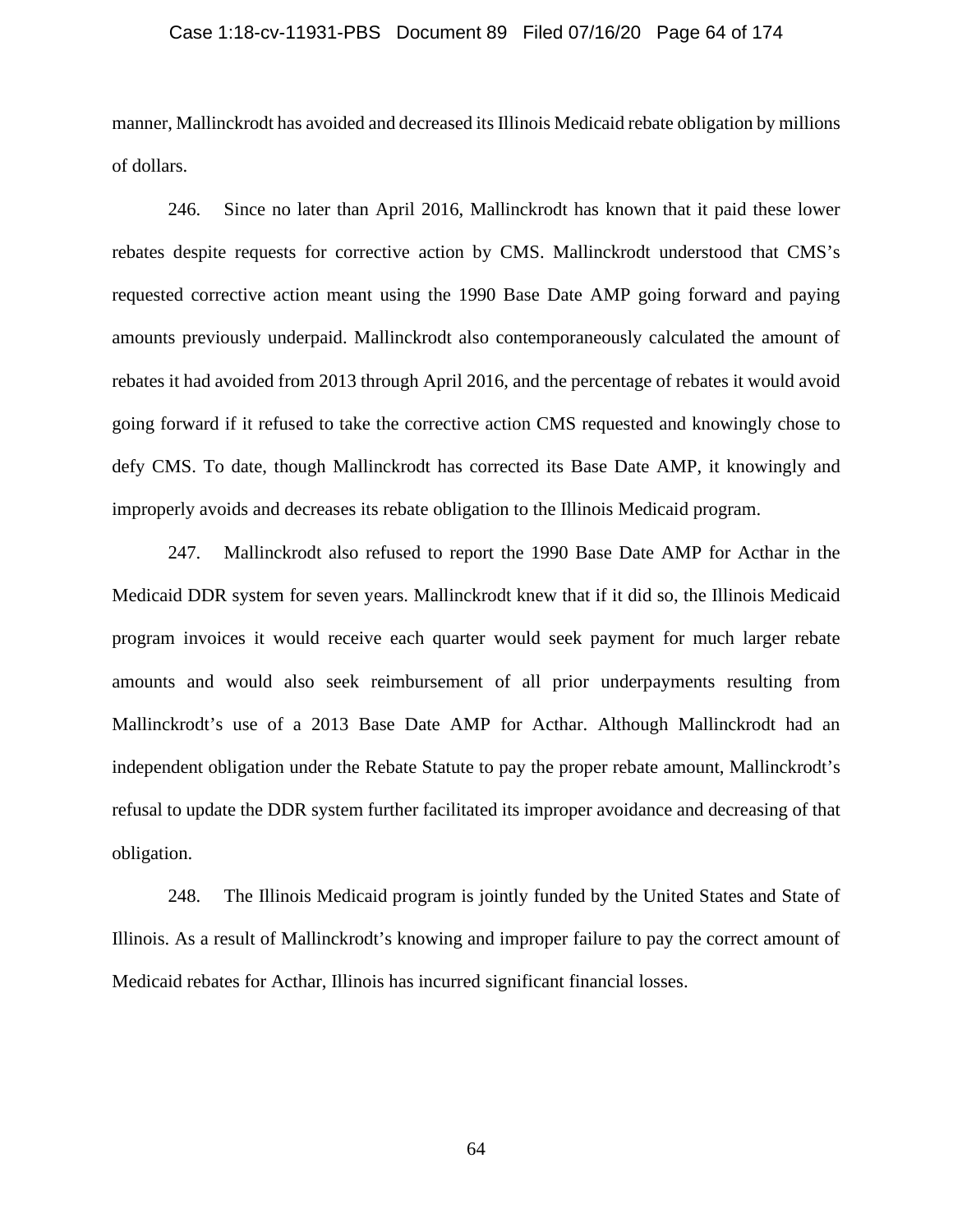manner, Mallinckrodt has avoided and decreased its Illinois Medicaid rebate obligation by millions of dollars.

246. Since no later than April 2016, Mallinckrodt has known that it paid these lower rebates despite requests for corrective action by CMS. Mallinckrodt understood that CMS's requested corrective action meant using the 1990 Base Date AMP going forward and paying amounts previously underpaid. Mallinckrodt also contemporaneously calculated the amount of rebates it had avoided from 2013 through April 2016, and the percentage of rebates it would avoid going forward if it refused to take the corrective action CMS requested and knowingly chose to defy CMS. To date, though Mallinckrodt has corrected its Base Date AMP, it knowingly and improperly avoids and decreases its rebate obligation to the Illinois Medicaid program.

247. Mallinckrodt also refused to report the 1990 Base Date AMP for Acthar in the Medicaid DDR system for seven years. Mallinckrodt knew that if it did so, the Illinois Medicaid program invoices it would receive each quarter would seek payment for much larger rebate amounts and would also seek reimbursement of all prior underpayments resulting from Mallinckrodt's use of a 2013 Base Date AMP for Acthar. Although Mallinckrodt had an independent obligation under the Rebate Statute to pay the proper rebate amount, Mallinckrodt's refusal to update the DDR system further facilitated its improper avoidance and decreasing of that obligation.

248. The Illinois Medicaid program is jointly funded by the United States and State of Illinois. As a result of Mallinckrodt's knowing and improper failure to pay the correct amount of Medicaid rebates for Acthar, Illinois has incurred significant financial losses.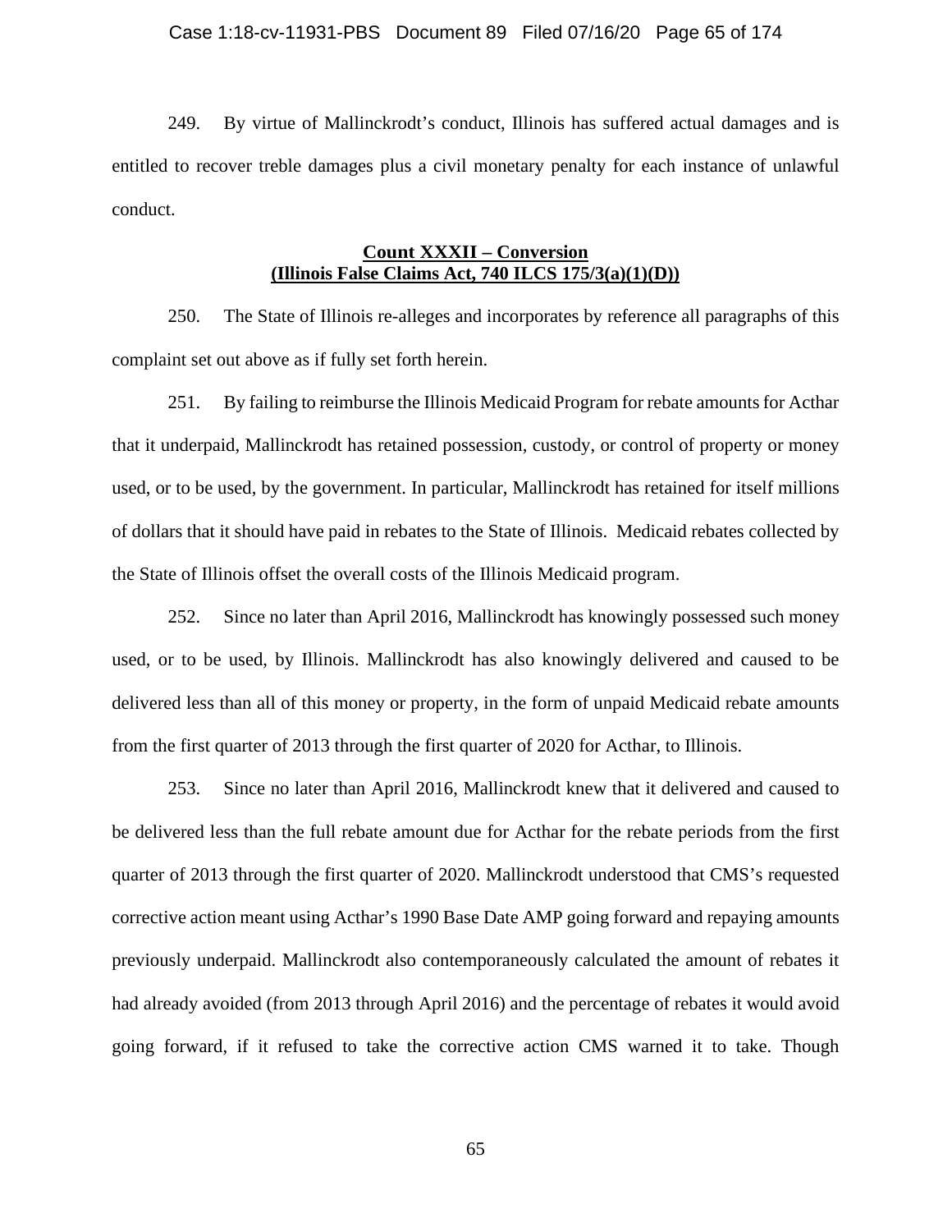249. By virtue of Mallinckrodt's conduct, Illinois has suffered actual damages and is entitled to recover treble damages plus a civil monetary penalty for each instance of unlawful conduct.

**<u>Count XXXII – Conversion</u>**
**<u>(Illinois False Claims Act, 740 ILCS 175/3(a)(1)(D))</u>**

250. The State of Illinois re-alleges and incorporates by reference all paragraphs of this complaint set out above as if fully set forth herein.

251. By failing to reimburse the Illinois Medicaid Program for rebate amounts for Acthar that it underpaid, Mallinckrodt has retained possession, custody, or control of property or money used, or to be used, by the government. In particular, Mallinckrodt has retained for itself millions of dollars that it should have paid in rebates to the State of Illinois. Medicaid rebates collected by the State of Illinois offset the overall costs of the Illinois Medicaid program.

252. Since no later than April 2016, Mallinckrodt has knowingly possessed such money used, or to be used, by Illinois. Mallinckrodt has also knowingly delivered and caused to be delivered less than all of this money or property, in the form of unpaid Medicaid rebate amounts from the first quarter of 2013 through the first quarter of 2020 for Acthar, to Illinois.

253. Since no later than April 2016, Mallinckrodt knew that it delivered and caused to be delivered less than the full rebate amount due for Acthar for the rebate periods from the first quarter of 2013 through the first quarter of 2020. Mallinckrodt understood that CMS's requested corrective action meant using Acthar's 1990 Base Date AMP going forward and repaying amounts previously underpaid. Mallinckrodt also contemporaneously calculated the amount of rebates it had already avoided (from 2013 through April 2016) and the percentage of rebates it would avoid going forward, if it refused to take the corrective action CMS warned it to take. Though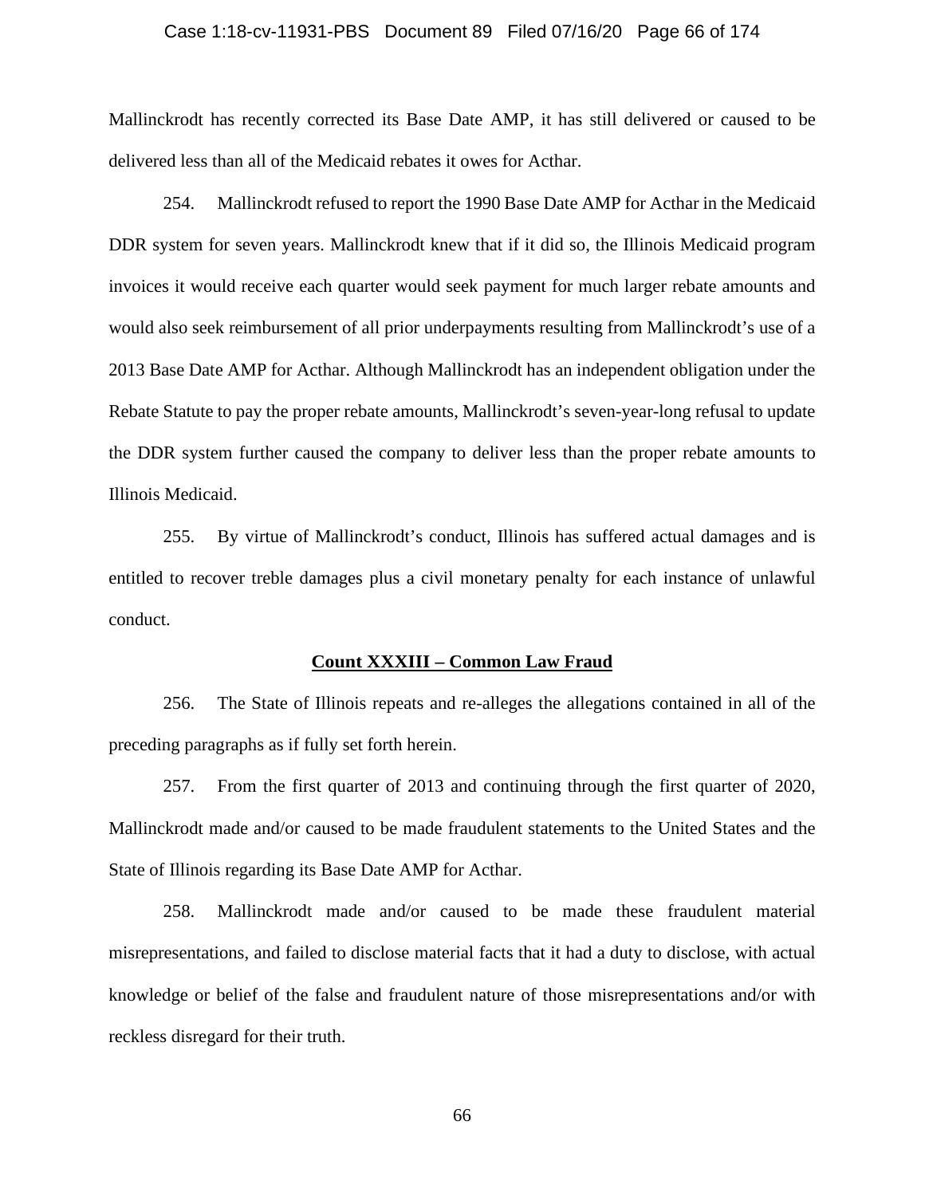Mallinckrodt has recently corrected its Base Date AMP, it has still delivered or caused to be delivered less than all of the Medicaid rebates it owes for Acthar.

254. Mallinckrodt refused to report the 1990 Base Date AMP for Acthar in the Medicaid DDR system for seven years. Mallinckrodt knew that if it did so, the Illinois Medicaid program invoices it would receive each quarter would seek payment for much larger rebate amounts and would also seek reimbursement of all prior underpayments resulting from Mallinckrodt's use of a 2013 Base Date AMP for Acthar. Although Mallinckrodt has an independent obligation under the Rebate Statute to pay the proper rebate amounts, Mallinckrodt's seven-year-long refusal to update the DDR system further caused the company to deliver less than the proper rebate amounts to Illinois Medicaid.

255. By virtue of Mallinckrodt's conduct, Illinois has suffered actual damages and is entitled to recover treble damages plus a civil monetary penalty for each instance of unlawful conduct.

## Count XXXIII – Common Law Fraud

256. The State of Illinois repeats and re-alleges the allegations contained in all of the preceding paragraphs as if fully set forth herein.

257. From the first quarter of 2013 and continuing through the first quarter of 2020, Mallinckrodt made and/or caused to be made fraudulent statements to the United States and the State of Illinois regarding its Base Date AMP for Acthar.

258. Mallinckrodt made and/or caused to be made these fraudulent material misrepresentations, and failed to disclose material facts that it had a duty to disclose, with actual knowledge or belief of the false and fraudulent nature of those misrepresentations and/or with reckless disregard for their truth.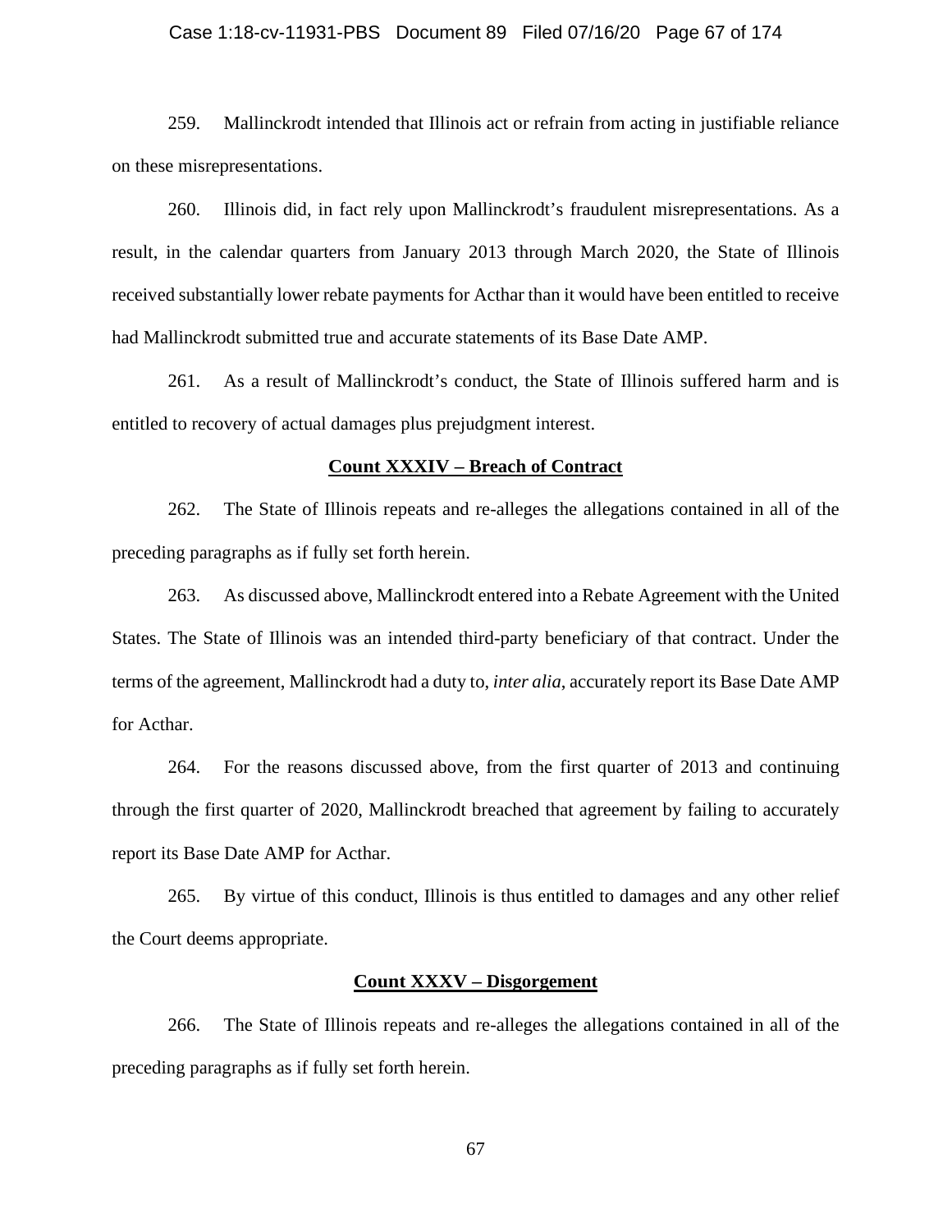259. Mallinckrodt intended that Illinois act or refrain from acting in justifiable reliance on these misrepresentations.

260. Illinois did, in fact rely upon Mallinckrodt's fraudulent misrepresentations. As a result, in the calendar quarters from January 2013 through March 2020, the State of Illinois received substantially lower rebate payments for Acthar than it would have been entitled to receive had Mallinckrodt submitted true and accurate statements of its Base Date AMP.

261. As a result of Mallinckrodt's conduct, the State of Illinois suffered harm and is entitled to recovery of actual damages plus prejudgment interest.

**Count XXXIV – Breach of Contract**

262. The State of Illinois repeats and re-alleges the allegations contained in all of the preceding paragraphs as if fully set forth herein.

263. As discussed above, Mallinckrodt entered into a Rebate Agreement with the United States. The State of Illinois was an intended third-party beneficiary of that contract. Under the terms of the agreement, Mallinckrodt had a duty to, *inter alia*, accurately report its Base Date AMP for Acthar.

264. For the reasons discussed above, from the first quarter of 2013 and continuing through the first quarter of 2020, Mallinckrodt breached that agreement by failing to accurately report its Base Date AMP for Acthar.

265. By virtue of this conduct, Illinois is thus entitled to damages and any other relief the Court deems appropriate.

**Count XXXV – Disgorgement**

266. The State of Illinois repeats and re-alleges the allegations contained in all of the preceding paragraphs as if fully set forth herein.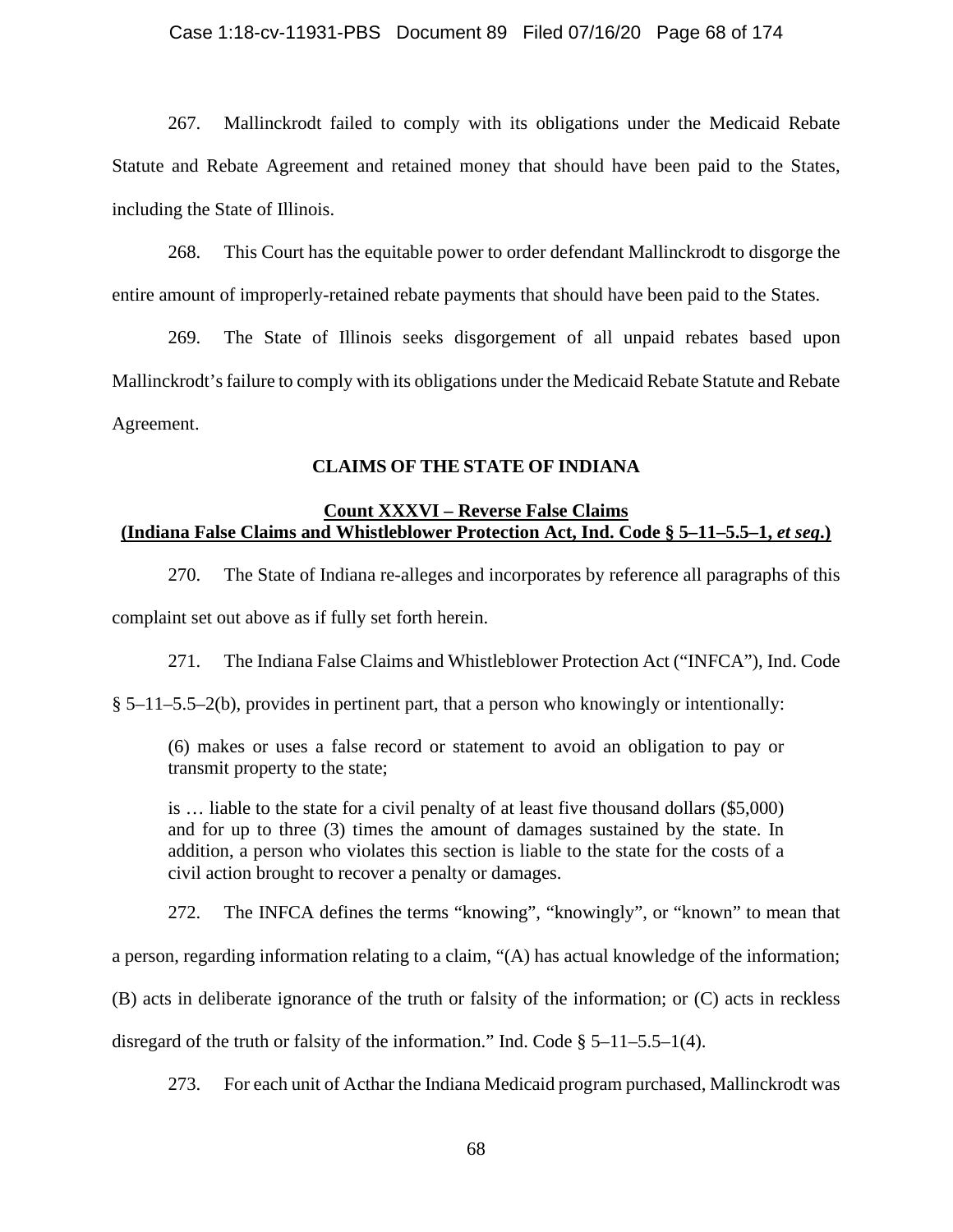267. Mallinckrodt failed to comply with its obligations under the Medicaid Rebate Statute and Rebate Agreement and retained money that should have been paid to the States, including the State of Illinois.

268. This Court has the equitable power to order defendant Mallinckrodt to disgorge the entire amount of improperly-retained rebate payments that should have been paid to the States.

269. The State of Illinois seeks disgorgement of all unpaid rebates based upon Mallinckrodt's failure to comply with its obligations under the Medicaid Rebate Statute and Rebate Agreement.

## CLAIMS OF THE STATE OF INDIANA

### Count XXXVI – Reverse False Claims (Indiana False Claims and Whistleblower Protection Act, Ind. Code § 5–11–5.5–1, *et seq*.)

270. The State of Indiana re-alleges and incorporates by reference all paragraphs of this complaint set out above as if fully set forth herein.

271. The Indiana False Claims and Whistleblower Protection Act ("INFCA"), Ind. Code § 5–11–5.5–2(b), provides in pertinent part, that a person who knowingly or intentionally:

> (6) makes or uses a false record or statement to avoid an obligation to pay or transmit property to the state;
>
> is … liable to the state for a civil penalty of at least five thousand dollars ($5,000) and for up to three (3) times the amount of damages sustained by the state. In addition, a person who violates this section is liable to the state for the costs of a civil action brought to recover a penalty or damages.

272. The INFCA defines the terms "knowing", "knowingly", or "known" to mean that a person, regarding information relating to a claim, "(A) has actual knowledge of the information; (B) acts in deliberate ignorance of the truth or falsity of the information; or (C) acts in reckless disregard of the truth or falsity of the information." Ind. Code § 5–11–5.5–1(4).

273. For each unit of Acthar the Indiana Medicaid program purchased, Mallinckrodt was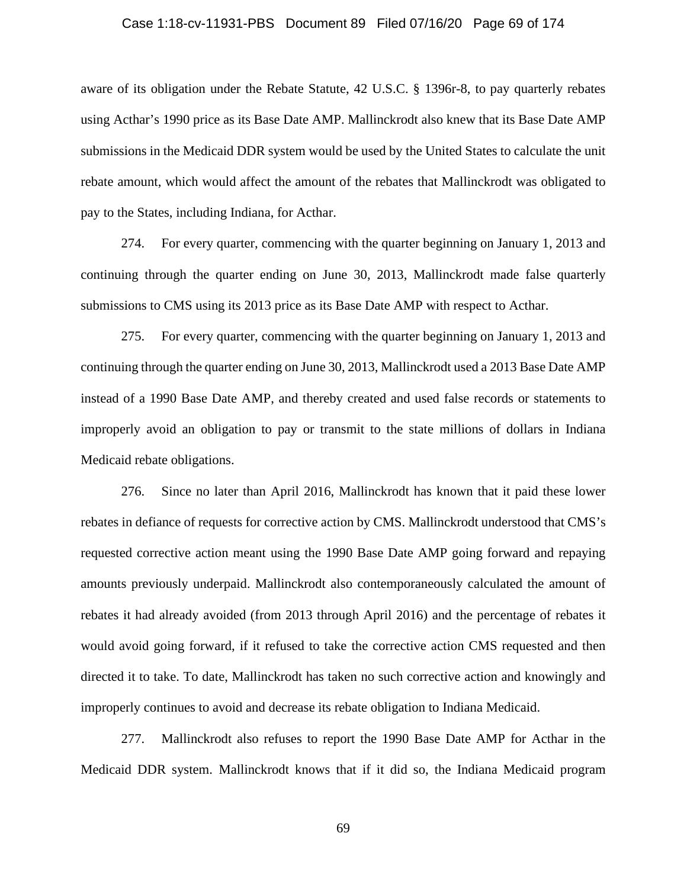aware of its obligation under the Rebate Statute, 42 U.S.C. § 1396r-8, to pay quarterly rebates using Acthar's 1990 price as its Base Date AMP. Mallinckrodt also knew that its Base Date AMP submissions in the Medicaid DDR system would be used by the United States to calculate the unit rebate amount, which would affect the amount of the rebates that Mallinckrodt was obligated to pay to the States, including Indiana, for Acthar.

274. For every quarter, commencing with the quarter beginning on January 1, 2013 and continuing through the quarter ending on June 30, 2013, Mallinckrodt made false quarterly submissions to CMS using its 2013 price as its Base Date AMP with respect to Acthar.

275. For every quarter, commencing with the quarter beginning on January 1, 2013 and continuing through the quarter ending on June 30, 2013, Mallinckrodt used a 2013 Base Date AMP instead of a 1990 Base Date AMP, and thereby created and used false records or statements to improperly avoid an obligation to pay or transmit to the state millions of dollars in Indiana Medicaid rebate obligations.

276. Since no later than April 2016, Mallinckrodt has known that it paid these lower rebates in defiance of requests for corrective action by CMS. Mallinckrodt understood that CMS's requested corrective action meant using the 1990 Base Date AMP going forward and repaying amounts previously underpaid. Mallinckrodt also contemporaneously calculated the amount of rebates it had already avoided (from 2013 through April 2016) and the percentage of rebates it would avoid going forward, if it refused to take the corrective action CMS requested and then directed it to take. To date, Mallinckrodt has taken no such corrective action and knowingly and improperly continues to avoid and decrease its rebate obligation to Indiana Medicaid.

277. Mallinckrodt also refuses to report the 1990 Base Date AMP for Acthar in the Medicaid DDR system. Mallinckrodt knows that if it did so, the Indiana Medicaid program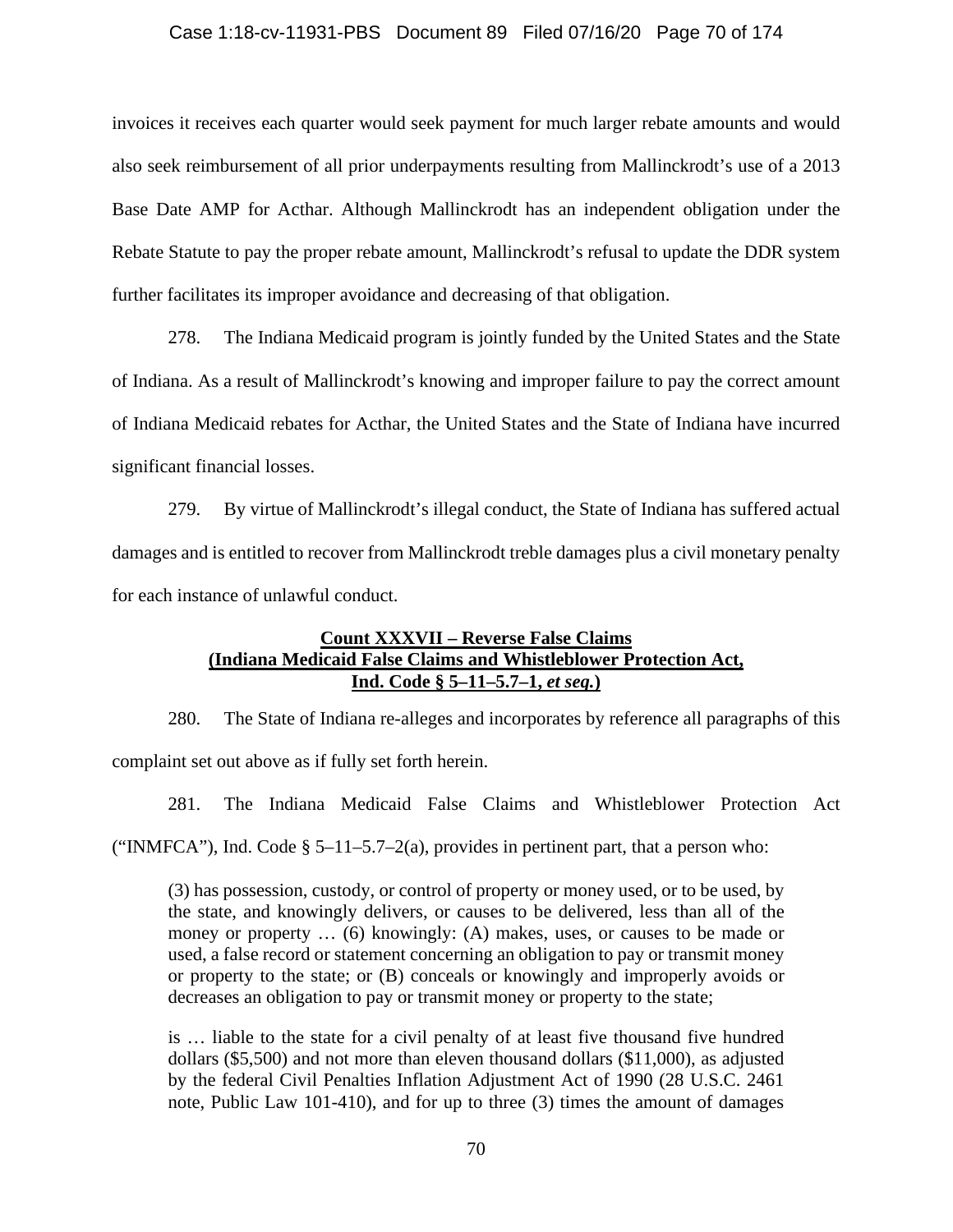invoices it receives each quarter would seek payment for much larger rebate amounts and would also seek reimbursement of all prior underpayments resulting from Mallinckrodt's use of a 2013 Base Date AMP for Acthar. Although Mallinckrodt has an independent obligation under the Rebate Statute to pay the proper rebate amount, Mallinckrodt's refusal to update the DDR system further facilitates its improper avoidance and decreasing of that obligation.

278. The Indiana Medicaid program is jointly funded by the United States and the State of Indiana. As a result of Mallinckrodt's knowing and improper failure to pay the correct amount of Indiana Medicaid rebates for Acthar, the United States and the State of Indiana have incurred significant financial losses.

279. By virtue of Mallinckrodt's illegal conduct, the State of Indiana has suffered actual damages and is entitled to recover from Mallinckrodt treble damages plus a civil monetary penalty for each instance of unlawful conduct.

**<u>Count XXXVII – Reverse False Claims</u>**
**<u>(Indiana Medicaid False Claims and Whistleblower Protection Act,</u>**
**<u>Ind. Code § 5–11–5.7–1, *et seq.*)</u>**

280. The State of Indiana re-alleges and incorporates by reference all paragraphs of this complaint set out above as if fully set forth herein.

281. The Indiana Medicaid False Claims and Whistleblower Protection Act ("INMFCA"), Ind. Code § 5–11–5.7–2(a), provides in pertinent part, that a person who:

> (3) has possession, custody, or control of property or money used, or to be used, by the state, and knowingly delivers, or causes to be delivered, less than all of the money or property … (6) knowingly: (A) makes, uses, or causes to be made or used, a false record or statement concerning an obligation to pay or transmit money or property to the state; or (B) conceals or knowingly and improperly avoids or decreases an obligation to pay or transmit money or property to the state;
>
> is … liable to the state for a civil penalty of at least five thousand five hundred dollars ($5,500) and not more than eleven thousand dollars ($11,000), as adjusted by the federal Civil Penalties Inflation Adjustment Act of 1990 (28 U.S.C. 2461 note, Public Law 101-410), and for up to three (3) times the amount of damages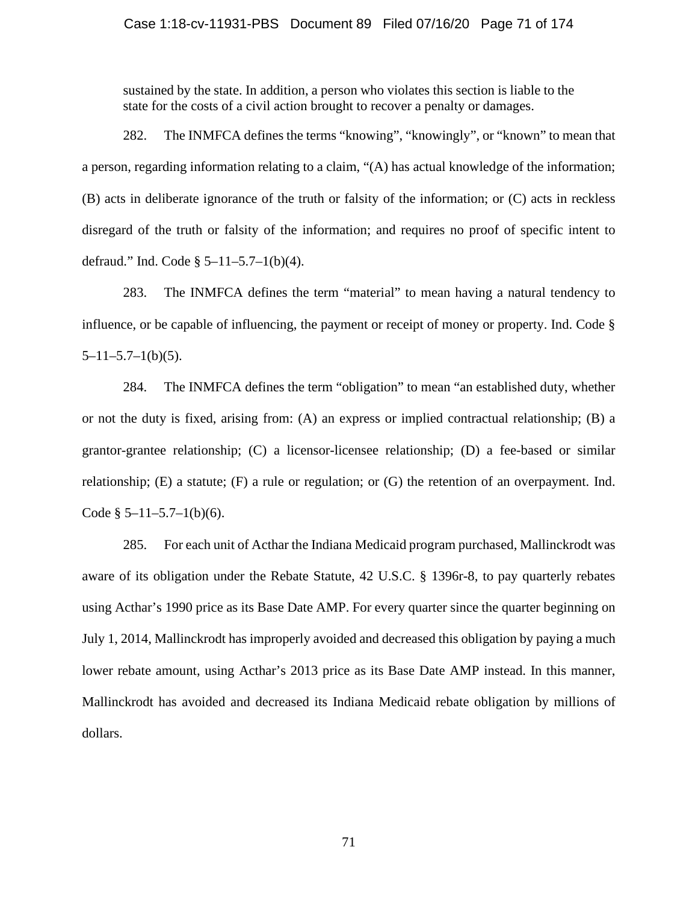> sustained by the state. In addition, a person who violates this section is liable to the state for the costs of a civil action brought to recover a penalty or damages.

282. The INMFCA defines the terms "knowing", "knowingly", or "known" to mean that a person, regarding information relating to a claim, "(A) has actual knowledge of the information; (B) acts in deliberate ignorance of the truth or falsity of the information; or (C) acts in reckless disregard of the truth or falsity of the information; and requires no proof of specific intent to defraud." Ind. Code § 5–11–5.7–1(b)(4).

283. The INMFCA defines the term "material" to mean having a natural tendency to influence, or be capable of influencing, the payment or receipt of money or property. Ind. Code § 5–11–5.7–1(b)(5).

284. The INMFCA defines the term "obligation" to mean "an established duty, whether or not the duty is fixed, arising from: (A) an express or implied contractual relationship; (B) a grantor-grantee relationship; (C) a licensor-licensee relationship; (D) a fee-based or similar relationship; (E) a statute; (F) a rule or regulation; or (G) the retention of an overpayment. Ind. Code § 5–11–5.7–1(b)(6).

285. For each unit of Acthar the Indiana Medicaid program purchased, Mallinckrodt was aware of its obligation under the Rebate Statute, 42 U.S.C. § 1396r-8, to pay quarterly rebates using Acthar's 1990 price as its Base Date AMP. For every quarter since the quarter beginning on July 1, 2014, Mallinckrodt has improperly avoided and decreased this obligation by paying a much lower rebate amount, using Acthar's 2013 price as its Base Date AMP instead. In this manner, Mallinckrodt has avoided and decreased its Indiana Medicaid rebate obligation by millions of dollars.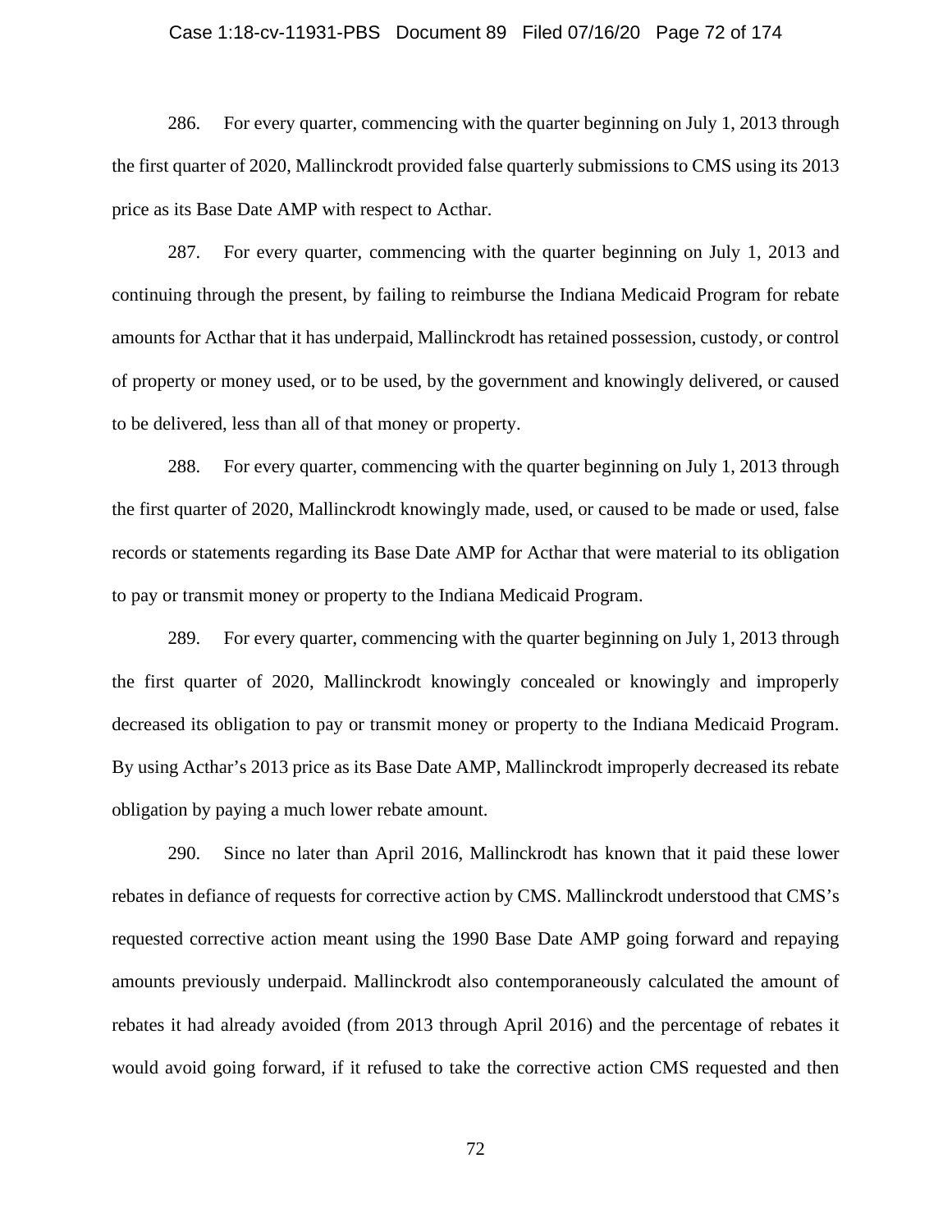286. For every quarter, commencing with the quarter beginning on July 1, 2013 through the first quarter of 2020, Mallinckrodt provided false quarterly submissions to CMS using its 2013 price as its Base Date AMP with respect to Acthar.

287. For every quarter, commencing with the quarter beginning on July 1, 2013 and continuing through the present, by failing to reimburse the Indiana Medicaid Program for rebate amounts for Acthar that it has underpaid, Mallinckrodt has retained possession, custody, or control of property or money used, or to be used, by the government and knowingly delivered, or caused to be delivered, less than all of that money or property.

288. For every quarter, commencing with the quarter beginning on July 1, 2013 through the first quarter of 2020, Mallinckrodt knowingly made, used, or caused to be made or used, false records or statements regarding its Base Date AMP for Acthar that were material to its obligation to pay or transmit money or property to the Indiana Medicaid Program.

289. For every quarter, commencing with the quarter beginning on July 1, 2013 through the first quarter of 2020, Mallinckrodt knowingly concealed or knowingly and improperly decreased its obligation to pay or transmit money or property to the Indiana Medicaid Program. By using Acthar's 2013 price as its Base Date AMP, Mallinckrodt improperly decreased its rebate obligation by paying a much lower rebate amount.

290. Since no later than April 2016, Mallinckrodt has known that it paid these lower rebates in defiance of requests for corrective action by CMS. Mallinckrodt understood that CMS's requested corrective action meant using the 1990 Base Date AMP going forward and repaying amounts previously underpaid. Mallinckrodt also contemporaneously calculated the amount of rebates it had already avoided (from 2013 through April 2016) and the percentage of rebates it would avoid going forward, if it refused to take the corrective action CMS requested and then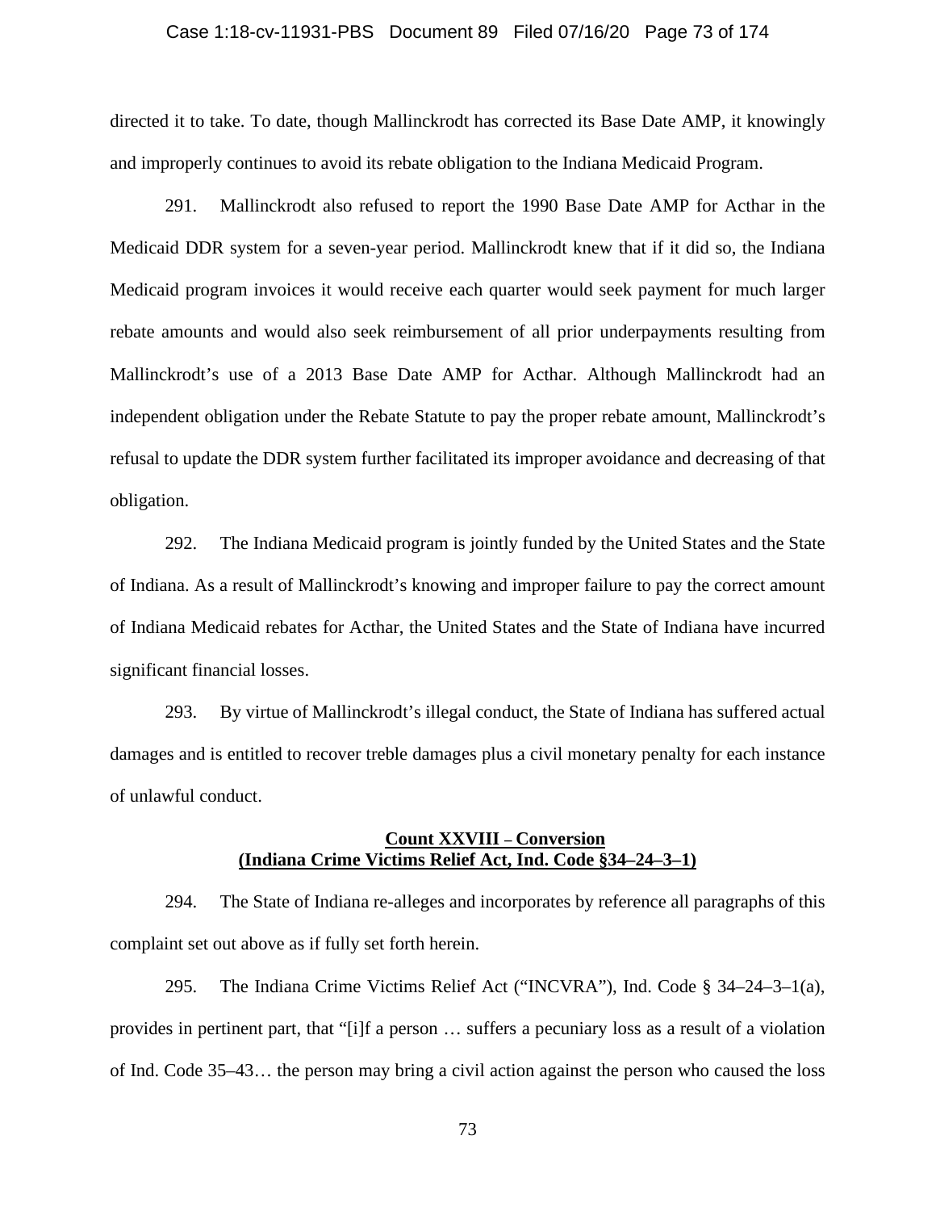directed it to take. To date, though Mallinckrodt has corrected its Base Date AMP, it knowingly and improperly continues to avoid its rebate obligation to the Indiana Medicaid Program.

291. Mallinckrodt also refused to report the 1990 Base Date AMP for Acthar in the Medicaid DDR system for a seven-year period. Mallinckrodt knew that if it did so, the Indiana Medicaid program invoices it would receive each quarter would seek payment for much larger rebate amounts and would also seek reimbursement of all prior underpayments resulting from Mallinckrodt's use of a 2013 Base Date AMP for Acthar. Although Mallinckrodt had an independent obligation under the Rebate Statute to pay the proper rebate amount, Mallinckrodt's refusal to update the DDR system further facilitated its improper avoidance and decreasing of that obligation.

292. The Indiana Medicaid program is jointly funded by the United States and the State of Indiana. As a result of Mallinckrodt's knowing and improper failure to pay the correct amount of Indiana Medicaid rebates for Acthar, the United States and the State of Indiana have incurred significant financial losses.

293. By virtue of Mallinckrodt's illegal conduct, the State of Indiana has suffered actual damages and is entitled to recover treble damages plus a civil monetary penalty for each instance of unlawful conduct.

**Count XXVIII – Conversion**
**(Indiana Crime Victims Relief Act, Ind. Code §34–24–3–1)**

294. The State of Indiana re-alleges and incorporates by reference all paragraphs of this complaint set out above as if fully set forth herein.

295. The Indiana Crime Victims Relief Act ("INCVRA"), Ind. Code § 34–24–3–1(a), provides in pertinent part, that "[i]f a person … suffers a pecuniary loss as a result of a violation of Ind. Code 35–43… the person may bring a civil action against the person who caused the loss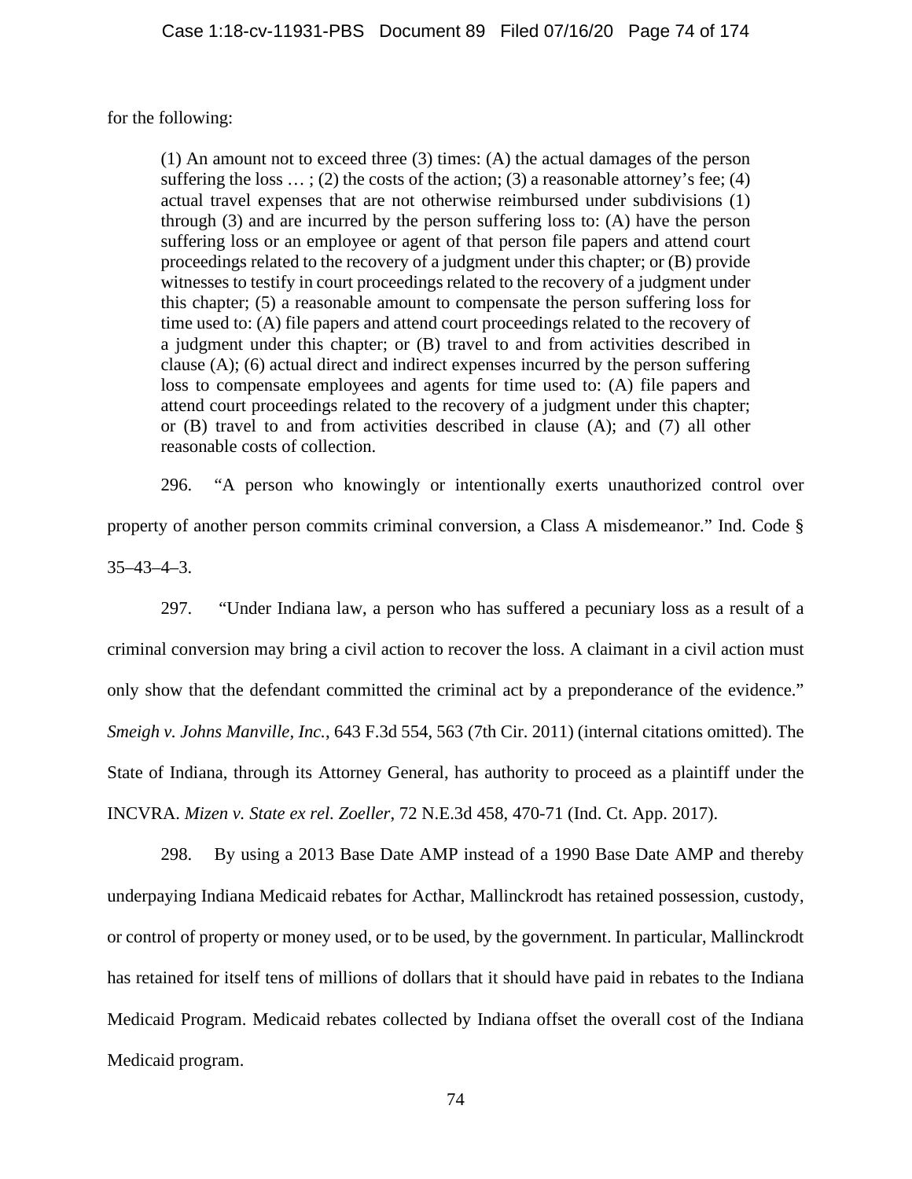for the following:

> (1) An amount not to exceed three (3) times: (A) the actual damages of the person suffering the loss … ; (2) the costs of the action; (3) a reasonable attorney's fee; (4) actual travel expenses that are not otherwise reimbursed under subdivisions (1) through (3) and are incurred by the person suffering loss to: (A) have the person suffering loss or an employee or agent of that person file papers and attend court proceedings related to the recovery of a judgment under this chapter; or (B) provide witnesses to testify in court proceedings related to the recovery of a judgment under this chapter; (5) a reasonable amount to compensate the person suffering loss for time used to: (A) file papers and attend court proceedings related to the recovery of a judgment under this chapter; or (B) travel to and from activities described in clause (A); (6) actual direct and indirect expenses incurred by the person suffering loss to compensate employees and agents for time used to: (A) file papers and attend court proceedings related to the recovery of a judgment under this chapter; or (B) travel to and from activities described in clause (A); and (7) all other reasonable costs of collection.

296. "A person who knowingly or intentionally exerts unauthorized control over property of another person commits criminal conversion, a Class A misdemeanor." Ind. Code § 35–43–4–3.

297. "Under Indiana law, a person who has suffered a pecuniary loss as a result of a criminal conversion may bring a civil action to recover the loss. A claimant in a civil action must only show that the defendant committed the criminal act by a preponderance of the evidence." *Smeigh v. Johns Manville, Inc.*, 643 F.3d 554, 563 (7th Cir. 2011) (internal citations omitted). The State of Indiana, through its Attorney General, has authority to proceed as a plaintiff under the INCVRA. *Mizen v. State ex rel. Zoeller*, 72 N.E.3d 458, 470-71 (Ind. Ct. App. 2017).

298. By using a 2013 Base Date AMP instead of a 1990 Base Date AMP and thereby underpaying Indiana Medicaid rebates for Acthar, Mallinckrodt has retained possession, custody, or control of property or money used, or to be used, by the government. In particular, Mallinckrodt has retained for itself tens of millions of dollars that it should have paid in rebates to the Indiana Medicaid Program. Medicaid rebates collected by Indiana offset the overall cost of the Indiana Medicaid program.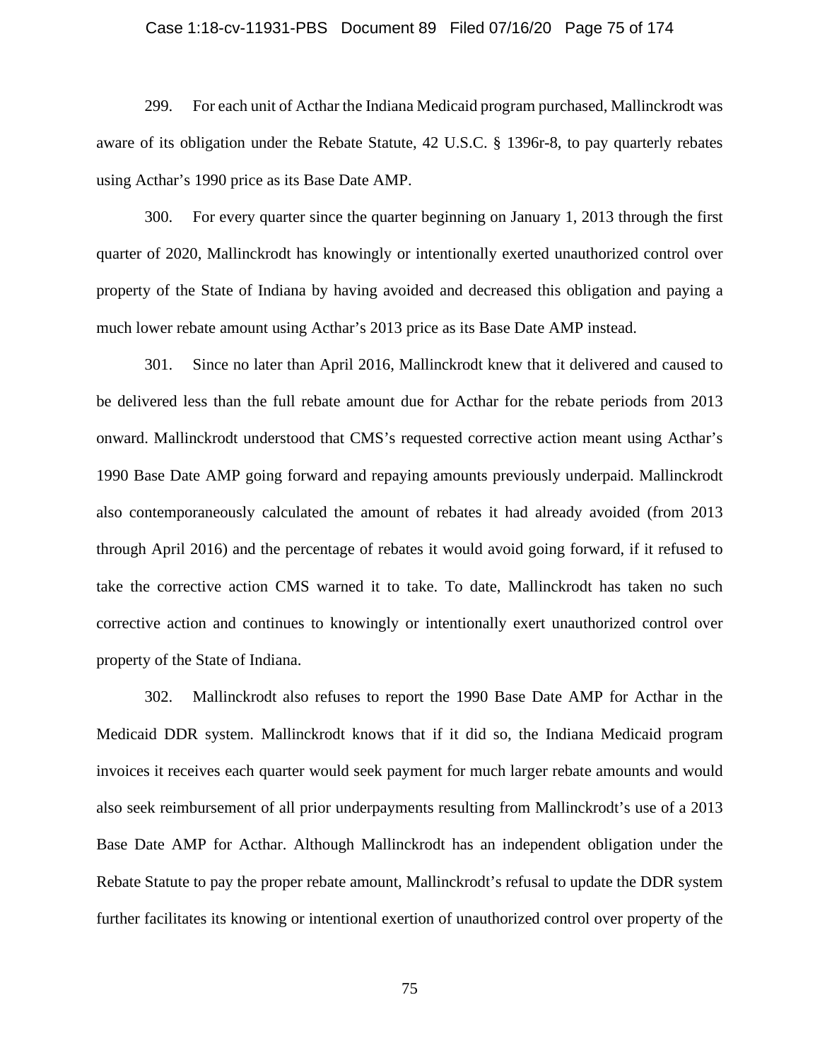299. For each unit of Acthar the Indiana Medicaid program purchased, Mallinckrodt was aware of its obligation under the Rebate Statute, 42 U.S.C. § 1396r-8, to pay quarterly rebates using Acthar's 1990 price as its Base Date AMP.

300. For every quarter since the quarter beginning on January 1, 2013 through the first quarter of 2020, Mallinckrodt has knowingly or intentionally exerted unauthorized control over property of the State of Indiana by having avoided and decreased this obligation and paying a much lower rebate amount using Acthar's 2013 price as its Base Date AMP instead.

301. Since no later than April 2016, Mallinckrodt knew that it delivered and caused to be delivered less than the full rebate amount due for Acthar for the rebate periods from 2013 onward. Mallinckrodt understood that CMS's requested corrective action meant using Acthar's 1990 Base Date AMP going forward and repaying amounts previously underpaid. Mallinckrodt also contemporaneously calculated the amount of rebates it had already avoided (from 2013 through April 2016) and the percentage of rebates it would avoid going forward, if it refused to take the corrective action CMS warned it to take. To date, Mallinckrodt has taken no such corrective action and continues to knowingly or intentionally exert unauthorized control over property of the State of Indiana.

302. Mallinckrodt also refuses to report the 1990 Base Date AMP for Acthar in the Medicaid DDR system. Mallinckrodt knows that if it did so, the Indiana Medicaid program invoices it receives each quarter would seek payment for much larger rebate amounts and would also seek reimbursement of all prior underpayments resulting from Mallinckrodt's use of a 2013 Base Date AMP for Acthar. Although Mallinckrodt has an independent obligation under the Rebate Statute to pay the proper rebate amount, Mallinckrodt's refusal to update the DDR system further facilitates its knowing or intentional exertion of unauthorized control over property of the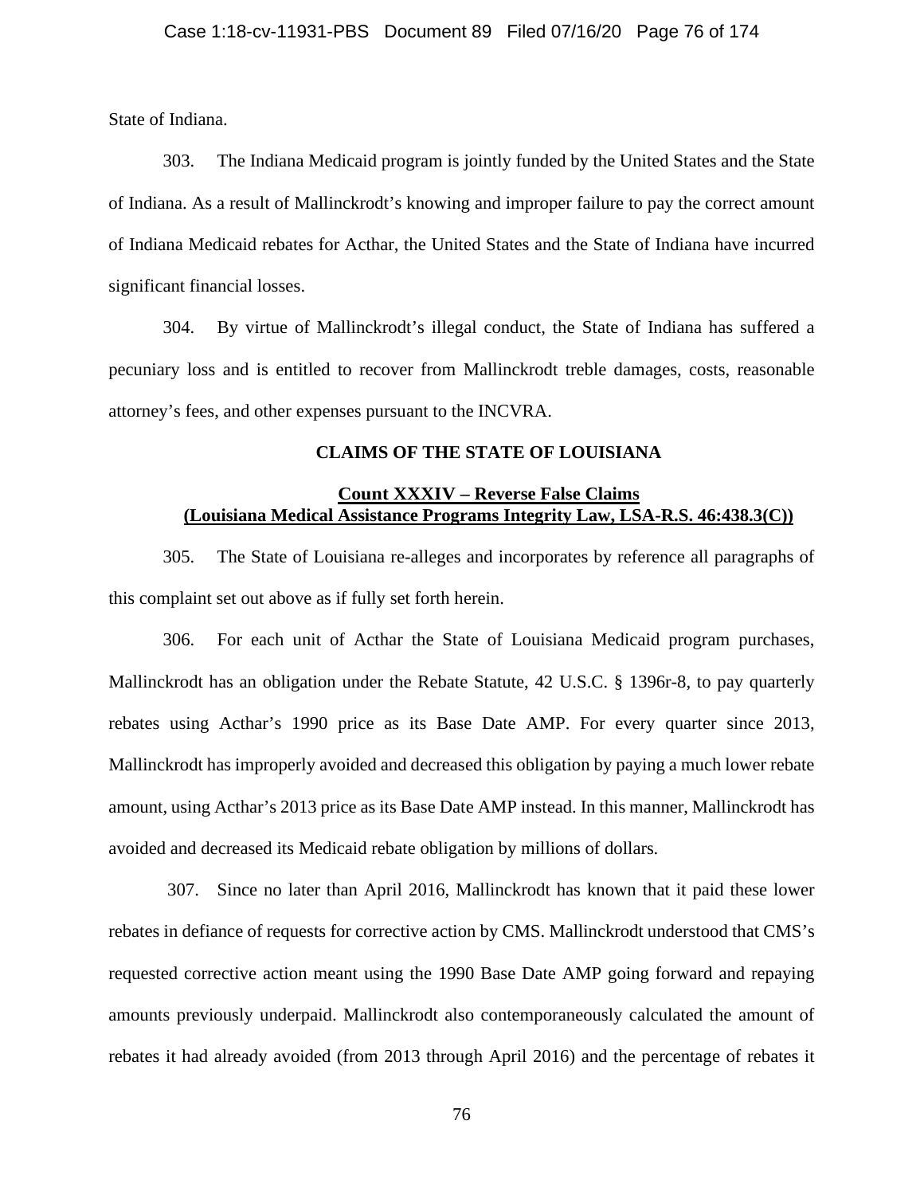State of Indiana.

303. The Indiana Medicaid program is jointly funded by the United States and the State of Indiana. As a result of Mallinckrodt's knowing and improper failure to pay the correct amount of Indiana Medicaid rebates for Acthar, the United States and the State of Indiana have incurred significant financial losses.

304. By virtue of Mallinckrodt's illegal conduct, the State of Indiana has suffered a pecuniary loss and is entitled to recover from Mallinckrodt treble damages, costs, reasonable attorney's fees, and other expenses pursuant to the INCVRA.

## CLAIMS OF THE STATE OF LOUISIANA

### Count XXXIV – Reverse False Claims (Louisiana Medical Assistance Programs Integrity Law, LSA-R.S. 46:438.3(C))

305. The State of Louisiana re-alleges and incorporates by reference all paragraphs of this complaint set out above as if fully set forth herein.

306. For each unit of Acthar the State of Louisiana Medicaid program purchases, Mallinckrodt has an obligation under the Rebate Statute, 42 U.S.C. § 1396r-8, to pay quarterly rebates using Acthar's 1990 price as its Base Date AMP. For every quarter since 2013, Mallinckrodt has improperly avoided and decreased this obligation by paying a much lower rebate amount, using Acthar's 2013 price as its Base Date AMP instead. In this manner, Mallinckrodt has avoided and decreased its Medicaid rebate obligation by millions of dollars.

307. Since no later than April 2016, Mallinckrodt has known that it paid these lower rebates in defiance of requests for corrective action by CMS. Mallinckrodt understood that CMS's requested corrective action meant using the 1990 Base Date AMP going forward and repaying amounts previously underpaid. Mallinckrodt also contemporaneously calculated the amount of rebates it had already avoided (from 2013 through April 2016) and the percentage of rebates it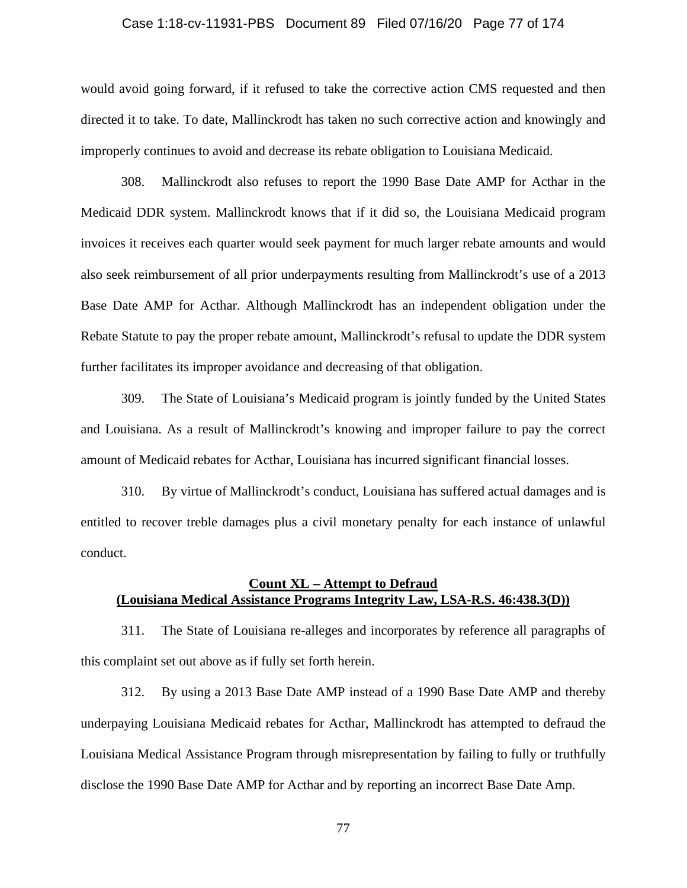would avoid going forward, if it refused to take the corrective action CMS requested and then directed it to take. To date, Mallinckrodt has taken no such corrective action and knowingly and improperly continues to avoid and decrease its rebate obligation to Louisiana Medicaid.

308. Mallinckrodt also refuses to report the 1990 Base Date AMP for Acthar in the Medicaid DDR system. Mallinckrodt knows that if it did so, the Louisiana Medicaid program invoices it receives each quarter would seek payment for much larger rebate amounts and would also seek reimbursement of all prior underpayments resulting from Mallinckrodt's use of a 2013 Base Date AMP for Acthar. Although Mallinckrodt has an independent obligation under the Rebate Statute to pay the proper rebate amount, Mallinckrodt's refusal to update the DDR system further facilitates its improper avoidance and decreasing of that obligation.

309. The State of Louisiana's Medicaid program is jointly funded by the United States and Louisiana. As a result of Mallinckrodt's knowing and improper failure to pay the correct amount of Medicaid rebates for Acthar, Louisiana has incurred significant financial losses.

310. By virtue of Mallinckrodt's conduct, Louisiana has suffered actual damages and is entitled to recover treble damages plus a civil monetary penalty for each instance of unlawful conduct.

## Count XL – Attempt to Defraud (Louisiana Medical Assistance Programs Integrity Law, LSA-R.S. 46:438.3(D))

311. The State of Louisiana re-alleges and incorporates by reference all paragraphs of this complaint set out above as if fully set forth herein.

312. By using a 2013 Base Date AMP instead of a 1990 Base Date AMP and thereby underpaying Louisiana Medicaid rebates for Acthar, Mallinckrodt has attempted to defraud the Louisiana Medical Assistance Program through misrepresentation by failing to fully or truthfully disclose the 1990 Base Date AMP for Acthar and by reporting an incorrect Base Date Amp.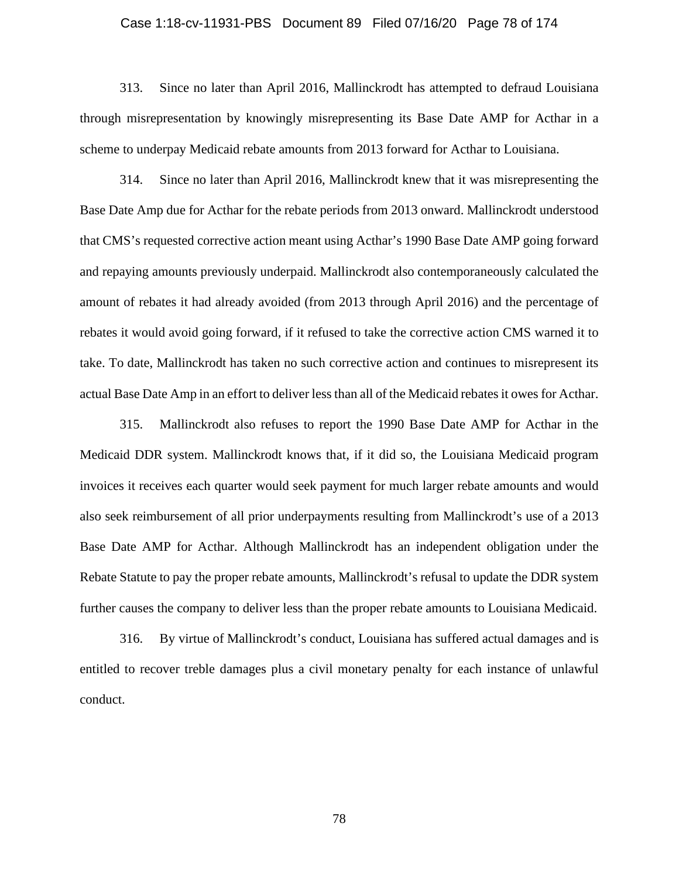313. Since no later than April 2016, Mallinckrodt has attempted to defraud Louisiana through misrepresentation by knowingly misrepresenting its Base Date AMP for Acthar in a scheme to underpay Medicaid rebate amounts from 2013 forward for Acthar to Louisiana.

314. Since no later than April 2016, Mallinckrodt knew that it was misrepresenting the Base Date Amp due for Acthar for the rebate periods from 2013 onward. Mallinckrodt understood that CMS's requested corrective action meant using Acthar's 1990 Base Date AMP going forward and repaying amounts previously underpaid. Mallinckrodt also contemporaneously calculated the amount of rebates it had already avoided (from 2013 through April 2016) and the percentage of rebates it would avoid going forward, if it refused to take the corrective action CMS warned it to take. To date, Mallinckrodt has taken no such corrective action and continues to misrepresent its actual Base Date Amp in an effort to deliver less than all of the Medicaid rebates it owes for Acthar.

315. Mallinckrodt also refuses to report the 1990 Base Date AMP for Acthar in the Medicaid DDR system. Mallinckrodt knows that, if it did so, the Louisiana Medicaid program invoices it receives each quarter would seek payment for much larger rebate amounts and would also seek reimbursement of all prior underpayments resulting from Mallinckrodt's use of a 2013 Base Date AMP for Acthar. Although Mallinckrodt has an independent obligation under the Rebate Statute to pay the proper rebate amounts, Mallinckrodt's refusal to update the DDR system further causes the company to deliver less than the proper rebate amounts to Louisiana Medicaid.

316. By virtue of Mallinckrodt's conduct, Louisiana has suffered actual damages and is entitled to recover treble damages plus a civil monetary penalty for each instance of unlawful conduct.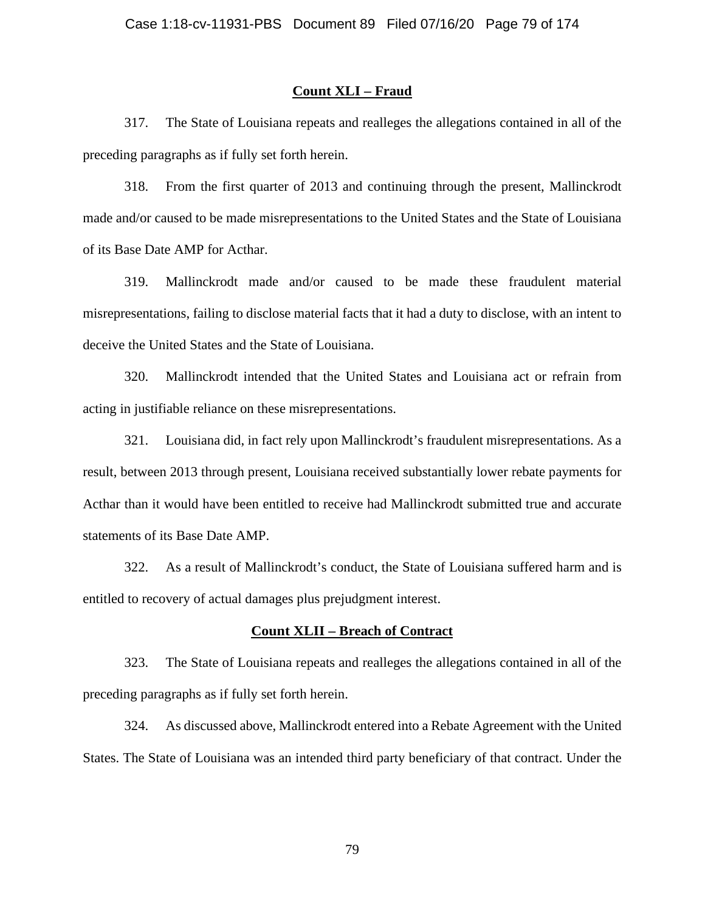**Count XLI – Fraud**

317. The State of Louisiana repeats and realleges the allegations contained in all of the preceding paragraphs as if fully set forth herein.

318. From the first quarter of 2013 and continuing through the present, Mallinckrodt made and/or caused to be made misrepresentations to the United States and the State of Louisiana of its Base Date AMP for Acthar.

319. Mallinckrodt made and/or caused to be made these fraudulent material misrepresentations, failing to disclose material facts that it had a duty to disclose, with an intent to deceive the United States and the State of Louisiana.

320. Mallinckrodt intended that the United States and Louisiana act or refrain from acting in justifiable reliance on these misrepresentations.

321. Louisiana did, in fact rely upon Mallinckrodt's fraudulent misrepresentations. As a result, between 2013 through present, Louisiana received substantially lower rebate payments for Acthar than it would have been entitled to receive had Mallinckrodt submitted true and accurate statements of its Base Date AMP.

322. As a result of Mallinckrodt's conduct, the State of Louisiana suffered harm and is entitled to recovery of actual damages plus prejudgment interest.

**Count XLII – Breach of Contract**

323. The State of Louisiana repeats and realleges the allegations contained in all of the preceding paragraphs as if fully set forth herein.

324. As discussed above, Mallinckrodt entered into a Rebate Agreement with the United States. The State of Louisiana was an intended third party beneficiary of that contract. Under the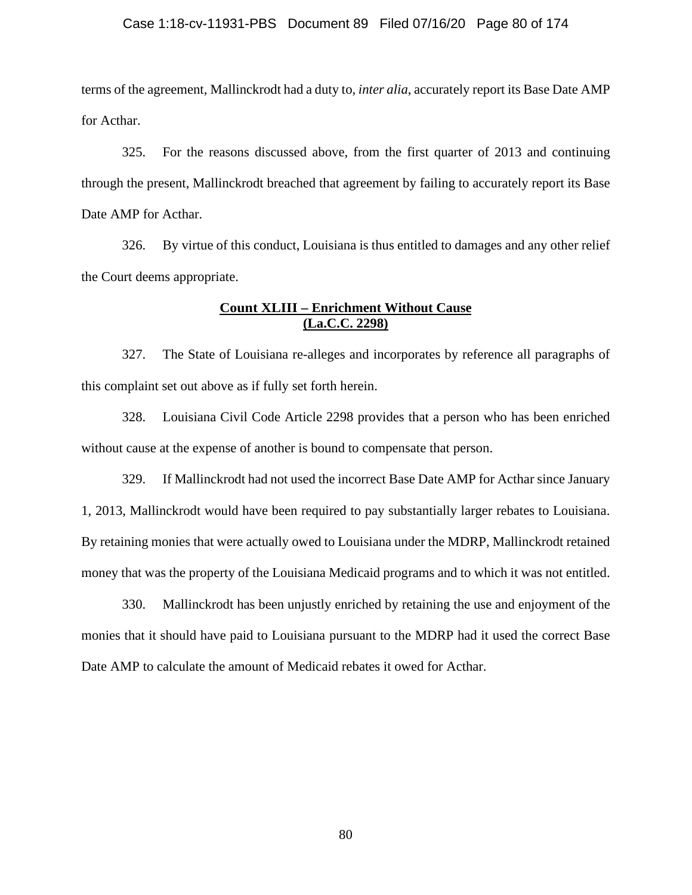terms of the agreement, Mallinckrodt had a duty to, *inter alia*, accurately report its Base Date AMP for Acthar.

325. For the reasons discussed above, from the first quarter of 2013 and continuing through the present, Mallinckrodt breached that agreement by failing to accurately report its Base Date AMP for Acthar.

326. By virtue of this conduct, Louisiana is thus entitled to damages and any other relief the Court deems appropriate.

**Count XLIII – Enrichment Without Cause**
**(La.C.C. 2298)**

327. The State of Louisiana re-alleges and incorporates by reference all paragraphs of this complaint set out above as if fully set forth herein.

328. Louisiana Civil Code Article 2298 provides that a person who has been enriched without cause at the expense of another is bound to compensate that person.

329. If Mallinckrodt had not used the incorrect Base Date AMP for Acthar since January 1, 2013, Mallinckrodt would have been required to pay substantially larger rebates to Louisiana. By retaining monies that were actually owed to Louisiana under the MDRP, Mallinckrodt retained money that was the property of the Louisiana Medicaid programs and to which it was not entitled.

330. Mallinckrodt has been unjustly enriched by retaining the use and enjoyment of the monies that it should have paid to Louisiana pursuant to the MDRP had it used the correct Base Date AMP to calculate the amount of Medicaid rebates it owed for Acthar.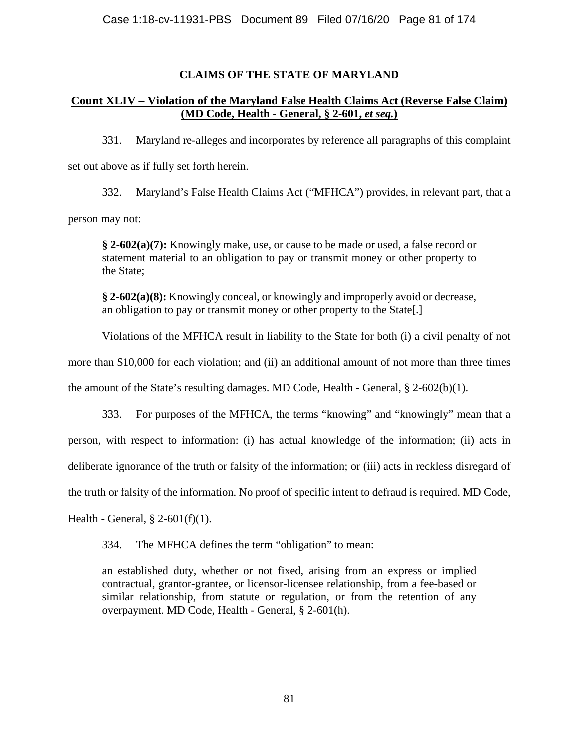## CLAIMS OF THE STATE OF MARYLAND

### Count XLIV – Violation of the Maryland False Health Claims Act (Reverse False Claim) (MD Code, Health - General, § 2-601, *et seq.*)

331. Maryland re-alleges and incorporates by reference all paragraphs of this complaint set out above as if fully set forth herein.

332. Maryland's False Health Claims Act ("MFHCA") provides, in relevant part, that a person may not:

> **§ 2-602(a)(7):** Knowingly make, use, or cause to be made or used, a false record or statement material to an obligation to pay or transmit money or other property to the State;
>
> **§ 2-602(a)(8):** Knowingly conceal, or knowingly and improperly avoid or decrease, an obligation to pay or transmit money or other property to the State[.]

Violations of the MFHCA result in liability to the State for both (i) a civil penalty of not more than $10,000 for each violation; and (ii) an additional amount of not more than three times the amount of the State's resulting damages. MD Code, Health - General, § 2-602(b)(1).

333. For purposes of the MFHCA, the terms "knowing" and "knowingly" mean that a person, with respect to information: (i) has actual knowledge of the information; (ii) acts in deliberate ignorance of the truth or falsity of the information; or (iii) acts in reckless disregard of the truth or falsity of the information. No proof of specific intent to defraud is required. MD Code, Health - General, § 2-601(f)(1).

334. The MFHCA defines the term "obligation" to mean:

> an established duty, whether or not fixed, arising from an express or implied contractual, grantor-grantee, or licensor-licensee relationship, from a fee-based or similar relationship, from statute or regulation, or from the retention of any overpayment. MD Code, Health - General, § 2-601(h).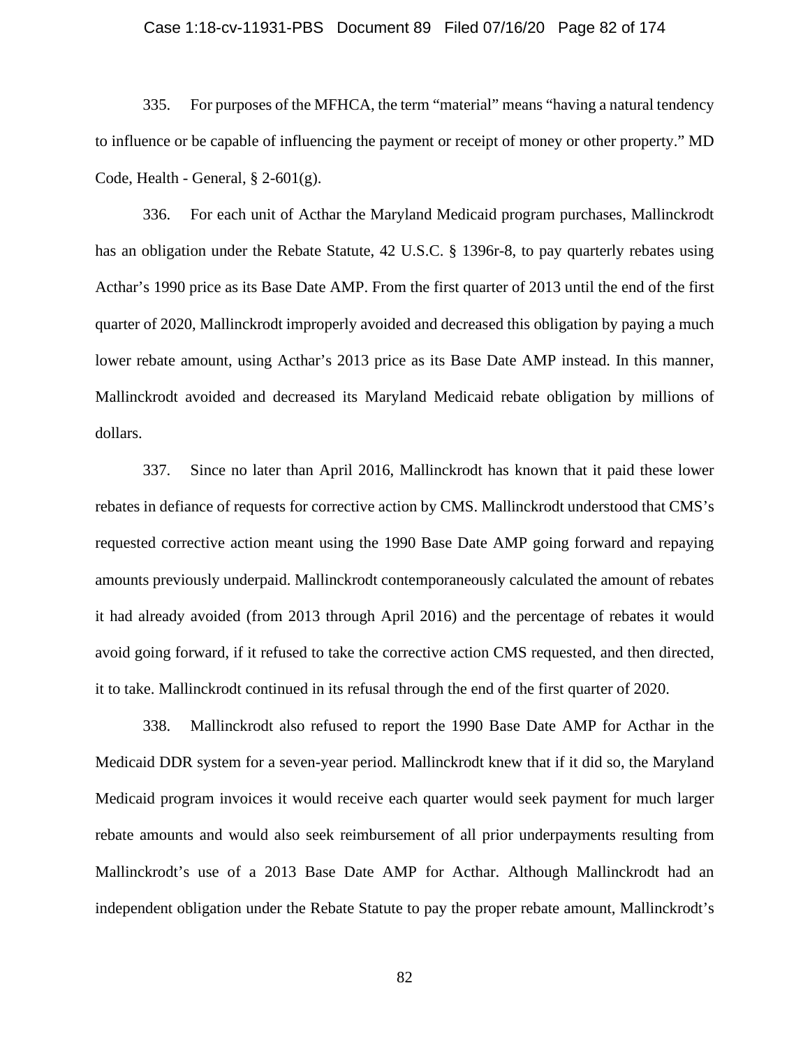335. For purposes of the MFHCA, the term "material" means "having a natural tendency to influence or be capable of influencing the payment or receipt of money or other property." MD Code, Health - General, § 2-601(g).

336. For each unit of Acthar the Maryland Medicaid program purchases, Mallinckrodt has an obligation under the Rebate Statute, 42 U.S.C. § 1396r-8, to pay quarterly rebates using Acthar's 1990 price as its Base Date AMP. From the first quarter of 2013 until the end of the first quarter of 2020, Mallinckrodt improperly avoided and decreased this obligation by paying a much lower rebate amount, using Acthar's 2013 price as its Base Date AMP instead. In this manner, Mallinckrodt avoided and decreased its Maryland Medicaid rebate obligation by millions of dollars.

337. Since no later than April 2016, Mallinckrodt has known that it paid these lower rebates in defiance of requests for corrective action by CMS. Mallinckrodt understood that CMS's requested corrective action meant using the 1990 Base Date AMP going forward and repaying amounts previously underpaid. Mallinckrodt contemporaneously calculated the amount of rebates it had already avoided (from 2013 through April 2016) and the percentage of rebates it would avoid going forward, if it refused to take the corrective action CMS requested, and then directed, it to take. Mallinckrodt continued in its refusal through the end of the first quarter of 2020.

338. Mallinckrodt also refused to report the 1990 Base Date AMP for Acthar in the Medicaid DDR system for a seven-year period. Mallinckrodt knew that if it did so, the Maryland Medicaid program invoices it would receive each quarter would seek payment for much larger rebate amounts and would also seek reimbursement of all prior underpayments resulting from Mallinckrodt's use of a 2013 Base Date AMP for Acthar. Although Mallinckrodt had an independent obligation under the Rebate Statute to pay the proper rebate amount, Mallinckrodt's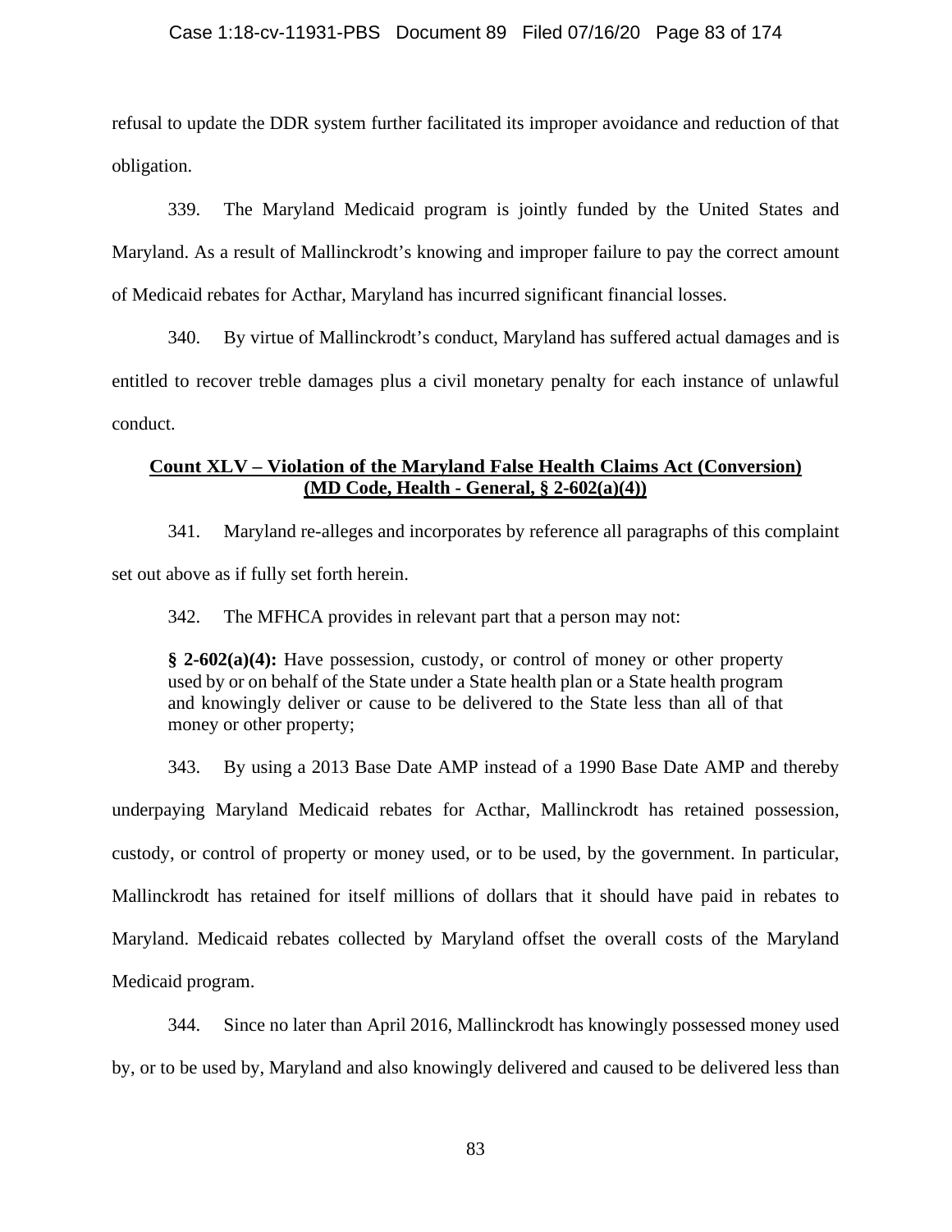refusal to update the DDR system further facilitated its improper avoidance and reduction of that obligation.

339. The Maryland Medicaid program is jointly funded by the United States and Maryland. As a result of Mallinckrodt's knowing and improper failure to pay the correct amount of Medicaid rebates for Acthar, Maryland has incurred significant financial losses.

340. By virtue of Mallinckrodt's conduct, Maryland has suffered actual damages and is entitled to recover treble damages plus a civil monetary penalty for each instance of unlawful conduct.

**Count XLV – Violation of the Maryland False Health Claims Act (Conversion) (MD Code, Health - General, § 2-602(a)(4))**

341. Maryland re-alleges and incorporates by reference all paragraphs of this complaint set out above as if fully set forth herein.

342. The MFHCA provides in relevant part that a person may not:

> **§ 2-602(a)(4):** Have possession, custody, or control of money or other property used by or on behalf of the State under a State health plan or a State health program and knowingly deliver or cause to be delivered to the State less than all of that money or other property;

343. By using a 2013 Base Date AMP instead of a 1990 Base Date AMP and thereby underpaying Maryland Medicaid rebates for Acthar, Mallinckrodt has retained possession, custody, or control of property or money used, or to be used, by the government. In particular, Mallinckrodt has retained for itself millions of dollars that it should have paid in rebates to Maryland. Medicaid rebates collected by Maryland offset the overall costs of the Maryland Medicaid program.

344. Since no later than April 2016, Mallinckrodt has knowingly possessed money used by, or to be used by, Maryland and also knowingly delivered and caused to be delivered less than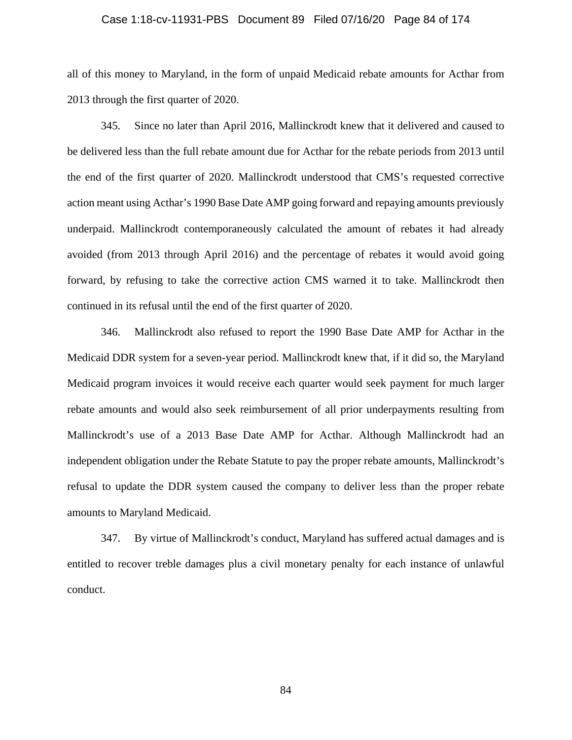all of this money to Maryland, in the form of unpaid Medicaid rebate amounts for Acthar from 2013 through the first quarter of 2020.

345. Since no later than April 2016, Mallinckrodt knew that it delivered and caused to be delivered less than the full rebate amount due for Acthar for the rebate periods from 2013 until the end of the first quarter of 2020. Mallinckrodt understood that CMS's requested corrective action meant using Acthar's 1990 Base Date AMP going forward and repaying amounts previously underpaid. Mallinckrodt contemporaneously calculated the amount of rebates it had already avoided (from 2013 through April 2016) and the percentage of rebates it would avoid going forward, by refusing to take the corrective action CMS warned it to take. Mallinckrodt then continued in its refusal until the end of the first quarter of 2020.

346. Mallinckrodt also refused to report the 1990 Base Date AMP for Acthar in the Medicaid DDR system for a seven-year period. Mallinckrodt knew that, if it did so, the Maryland Medicaid program invoices it would receive each quarter would seek payment for much larger rebate amounts and would also seek reimbursement of all prior underpayments resulting from Mallinckrodt's use of a 2013 Base Date AMP for Acthar. Although Mallinckrodt had an independent obligation under the Rebate Statute to pay the proper rebate amounts, Mallinckrodt's refusal to update the DDR system caused the company to deliver less than the proper rebate amounts to Maryland Medicaid.

347. By virtue of Mallinckrodt's conduct, Maryland has suffered actual damages and is entitled to recover treble damages plus a civil monetary penalty for each instance of unlawful conduct.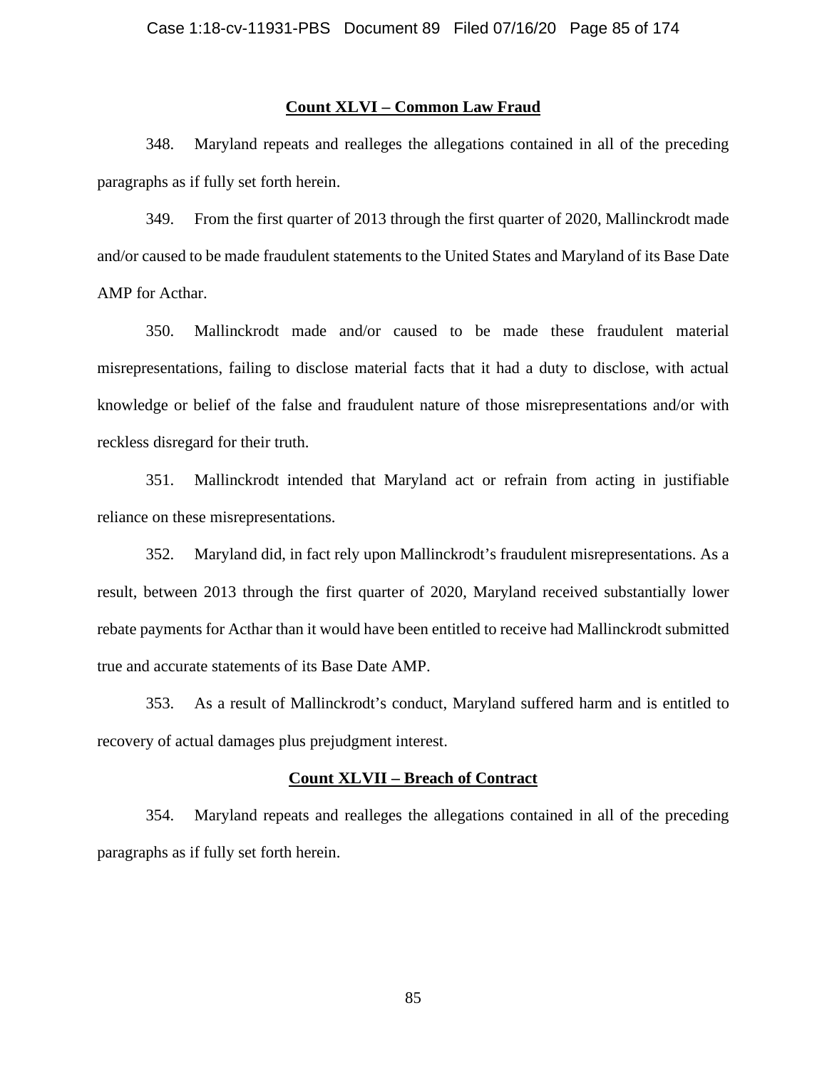**Count XLVI – Common Law Fraud**

348. Maryland repeats and realleges the allegations contained in all of the preceding paragraphs as if fully set forth herein.

349. From the first quarter of 2013 through the first quarter of 2020, Mallinckrodt made and/or caused to be made fraudulent statements to the United States and Maryland of its Base Date AMP for Acthar.

350. Mallinckrodt made and/or caused to be made these fraudulent material misrepresentations, failing to disclose material facts that it had a duty to disclose, with actual knowledge or belief of the false and fraudulent nature of those misrepresentations and/or with reckless disregard for their truth.

351. Mallinckrodt intended that Maryland act or refrain from acting in justifiable reliance on these misrepresentations.

352. Maryland did, in fact rely upon Mallinckrodt's fraudulent misrepresentations. As a result, between 2013 through the first quarter of 2020, Maryland received substantially lower rebate payments for Acthar than it would have been entitled to receive had Mallinckrodt submitted true and accurate statements of its Base Date AMP.

353. As a result of Mallinckrodt's conduct, Maryland suffered harm and is entitled to recovery of actual damages plus prejudgment interest.

**Count XLVII – Breach of Contract**

354. Maryland repeats and realleges the allegations contained in all of the preceding paragraphs as if fully set forth herein.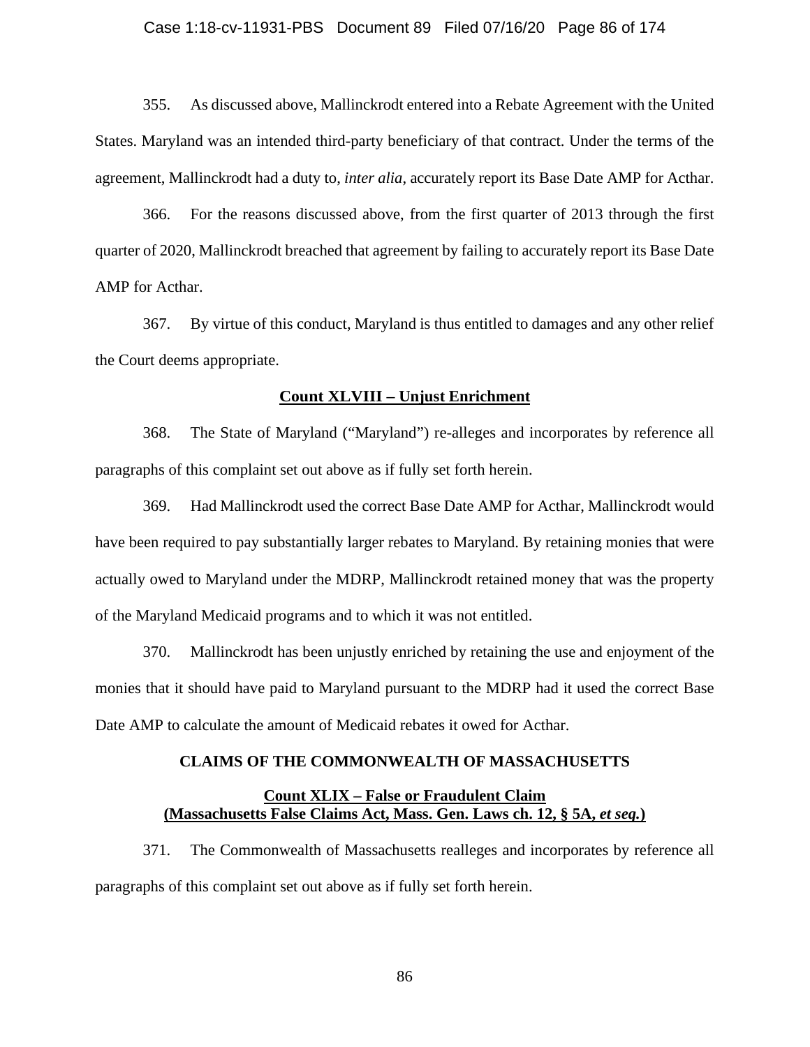355. As discussed above, Mallinckrodt entered into a Rebate Agreement with the United States. Maryland was an intended third-party beneficiary of that contract. Under the terms of the agreement, Mallinckrodt had a duty to, *inter alia*, accurately report its Base Date AMP for Acthar.

366. For the reasons discussed above, from the first quarter of 2013 through the first quarter of 2020, Mallinckrodt breached that agreement by failing to accurately report its Base Date AMP for Acthar.

367. By virtue of this conduct, Maryland is thus entitled to damages and any other relief the Court deems appropriate.

**<u>Count XLVIII – Unjust Enrichment</u>**

368. The State of Maryland ("Maryland") re-alleges and incorporates by reference all paragraphs of this complaint set out above as if fully set forth herein.

369. Had Mallinckrodt used the correct Base Date AMP for Acthar, Mallinckrodt would have been required to pay substantially larger rebates to Maryland. By retaining monies that were actually owed to Maryland under the MDRP, Mallinckrodt retained money that was the property of the Maryland Medicaid programs and to which it was not entitled.

370. Mallinckrodt has been unjustly enriched by retaining the use and enjoyment of the monies that it should have paid to Maryland pursuant to the MDRP had it used the correct Base Date AMP to calculate the amount of Medicaid rebates it owed for Acthar.

**CLAIMS OF THE COMMONWEALTH OF MASSACHUSETTS**

**<u>Count XLIX – False or Fraudulent Claim</u>**
**<u>(Massachusetts False Claims Act, Mass. Gen. Laws ch. 12, § 5A, *et seq.*)</u>**

371. The Commonwealth of Massachusetts realleges and incorporates by reference all paragraphs of this complaint set out above as if fully set forth herein.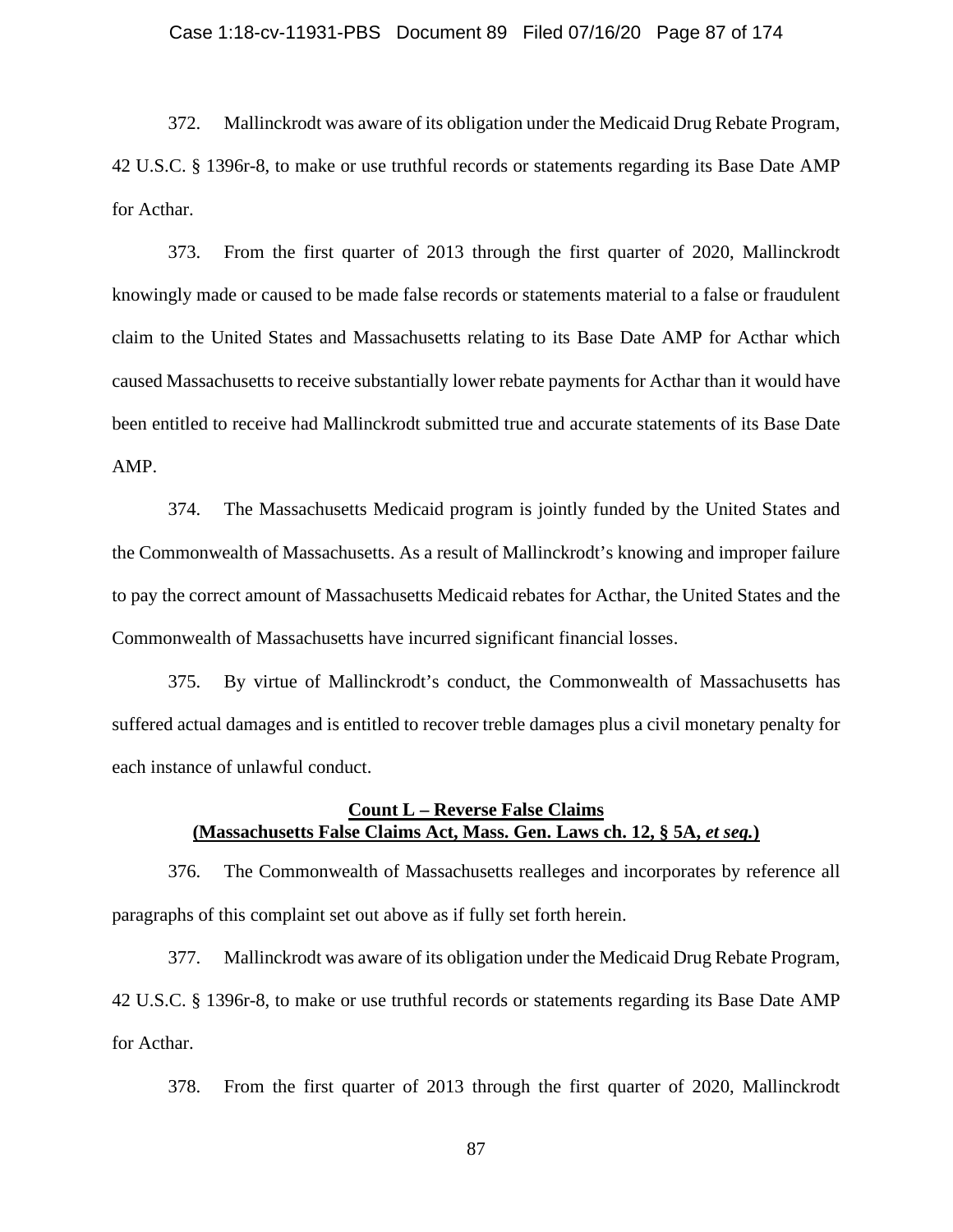372. Mallinckrodt was aware of its obligation under the Medicaid Drug Rebate Program, 42 U.S.C. § 1396r-8, to make or use truthful records or statements regarding its Base Date AMP for Acthar.

373. From the first quarter of 2013 through the first quarter of 2020, Mallinckrodt knowingly made or caused to be made false records or statements material to a false or fraudulent claim to the United States and Massachusetts relating to its Base Date AMP for Acthar which caused Massachusetts to receive substantially lower rebate payments for Acthar than it would have been entitled to receive had Mallinckrodt submitted true and accurate statements of its Base Date AMP.

374. The Massachusetts Medicaid program is jointly funded by the United States and the Commonwealth of Massachusetts. As a result of Mallinckrodt's knowing and improper failure to pay the correct amount of Massachusetts Medicaid rebates for Acthar, the United States and the Commonwealth of Massachusetts have incurred significant financial losses.

375. By virtue of Mallinckrodt's conduct, the Commonwealth of Massachusetts has suffered actual damages and is entitled to recover treble damages plus a civil monetary penalty for each instance of unlawful conduct.

**Count L – Reverse False Claims**
**(Massachusetts False Claims Act, Mass. Gen. Laws ch. 12, § 5A, *et seq.*)**

376. The Commonwealth of Massachusetts realleges and incorporates by reference all paragraphs of this complaint set out above as if fully set forth herein.

377. Mallinckrodt was aware of its obligation under the Medicaid Drug Rebate Program, 42 U.S.C. § 1396r-8, to make or use truthful records or statements regarding its Base Date AMP for Acthar.

378. From the first quarter of 2013 through the first quarter of 2020, Mallinckrodt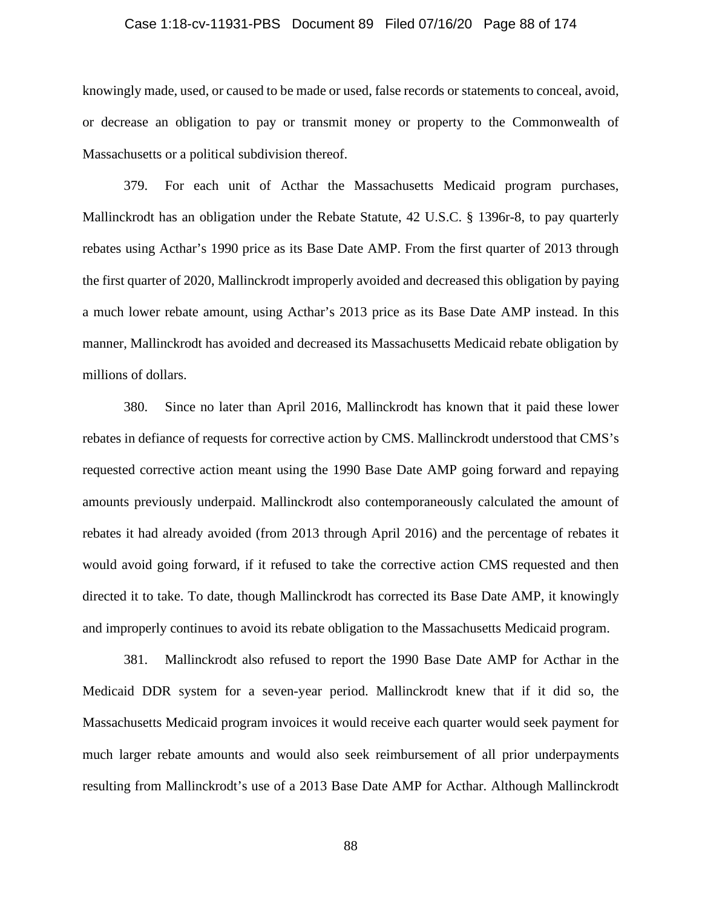knowingly made, used, or caused to be made or used, false records or statements to conceal, avoid, or decrease an obligation to pay or transmit money or property to the Commonwealth of Massachusetts or a political subdivision thereof.

379. For each unit of Acthar the Massachusetts Medicaid program purchases, Mallinckrodt has an obligation under the Rebate Statute, 42 U.S.C. § 1396r-8, to pay quarterly rebates using Acthar's 1990 price as its Base Date AMP. From the first quarter of 2013 through the first quarter of 2020, Mallinckrodt improperly avoided and decreased this obligation by paying a much lower rebate amount, using Acthar's 2013 price as its Base Date AMP instead. In this manner, Mallinckrodt has avoided and decreased its Massachusetts Medicaid rebate obligation by millions of dollars.

380. Since no later than April 2016, Mallinckrodt has known that it paid these lower rebates in defiance of requests for corrective action by CMS. Mallinckrodt understood that CMS's requested corrective action meant using the 1990 Base Date AMP going forward and repaying amounts previously underpaid. Mallinckrodt also contemporaneously calculated the amount of rebates it had already avoided (from 2013 through April 2016) and the percentage of rebates it would avoid going forward, if it refused to take the corrective action CMS requested and then directed it to take. To date, though Mallinckrodt has corrected its Base Date AMP, it knowingly and improperly continues to avoid its rebate obligation to the Massachusetts Medicaid program.

381. Mallinckrodt also refused to report the 1990 Base Date AMP for Acthar in the Medicaid DDR system for a seven-year period. Mallinckrodt knew that if it did so, the Massachusetts Medicaid program invoices it would receive each quarter would seek payment for much larger rebate amounts and would also seek reimbursement of all prior underpayments resulting from Mallinckrodt's use of a 2013 Base Date AMP for Acthar. Although Mallinckrodt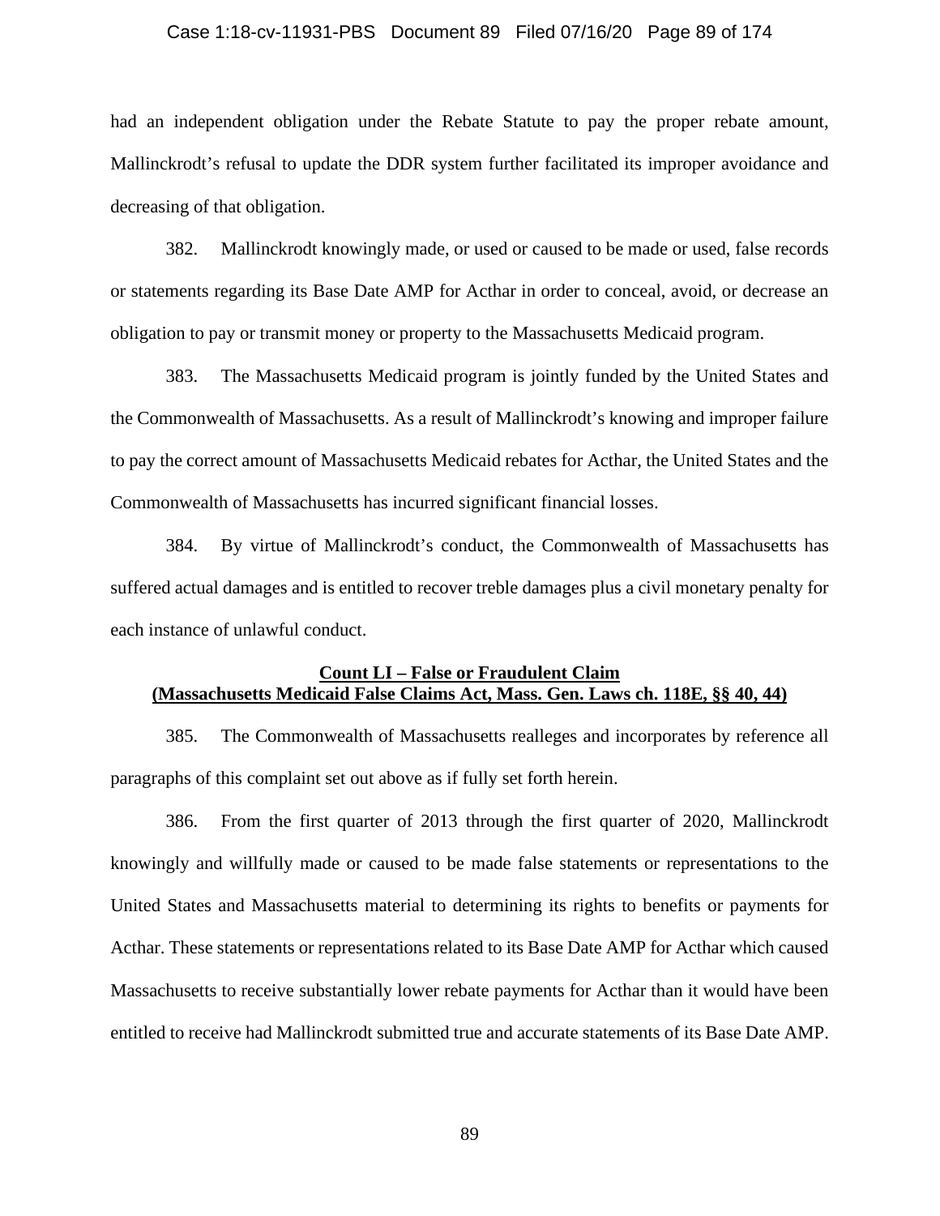had an independent obligation under the Rebate Statute to pay the proper rebate amount, Mallinckrodt's refusal to update the DDR system further facilitated its improper avoidance and decreasing of that obligation.

382. Mallinckrodt knowingly made, or used or caused to be made or used, false records or statements regarding its Base Date AMP for Acthar in order to conceal, avoid, or decrease an obligation to pay or transmit money or property to the Massachusetts Medicaid program.

383. The Massachusetts Medicaid program is jointly funded by the United States and the Commonwealth of Massachusetts. As a result of Mallinckrodt's knowing and improper failure to pay the correct amount of Massachusetts Medicaid rebates for Acthar, the United States and the Commonwealth of Massachusetts has incurred significant financial losses.

384. By virtue of Mallinckrodt's conduct, the Commonwealth of Massachusetts has suffered actual damages and is entitled to recover treble damages plus a civil monetary penalty for each instance of unlawful conduct.

**Count LI – False or Fraudulent Claim**
**(Massachusetts Medicaid False Claims Act, Mass. Gen. Laws ch. 118E, §§ 40, 44)**

385. The Commonwealth of Massachusetts realleges and incorporates by reference all paragraphs of this complaint set out above as if fully set forth herein.

386. From the first quarter of 2013 through the first quarter of 2020, Mallinckrodt knowingly and willfully made or caused to be made false statements or representations to the United States and Massachusetts material to determining its rights to benefits or payments for Acthar. These statements or representations related to its Base Date AMP for Acthar which caused Massachusetts to receive substantially lower rebate payments for Acthar than it would have been entitled to receive had Mallinckrodt submitted true and accurate statements of its Base Date AMP.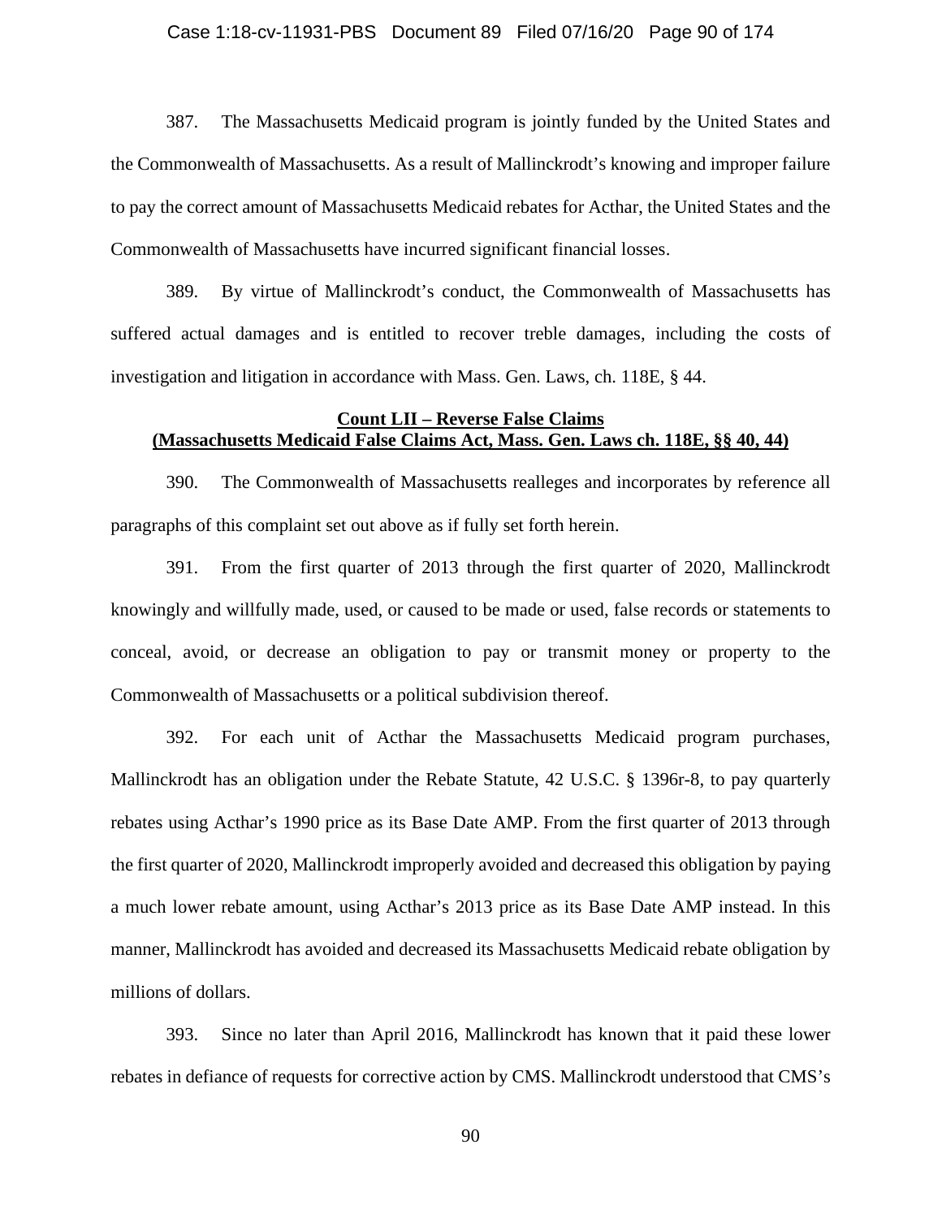387. The Massachusetts Medicaid program is jointly funded by the United States and the Commonwealth of Massachusetts. As a result of Mallinckrodt's knowing and improper failure to pay the correct amount of Massachusetts Medicaid rebates for Acthar, the United States and the Commonwealth of Massachusetts have incurred significant financial losses.

389. By virtue of Mallinckrodt's conduct, the Commonwealth of Massachusetts has suffered actual damages and is entitled to recover treble damages, including the costs of investigation and litigation in accordance with Mass. Gen. Laws, ch. 118E, § 44.

**Count LII – Reverse False Claims**
**(Massachusetts Medicaid False Claims Act, Mass. Gen. Laws ch. 118E, §§ 40, 44)**

390. The Commonwealth of Massachusetts realleges and incorporates by reference all paragraphs of this complaint set out above as if fully set forth herein.

391. From the first quarter of 2013 through the first quarter of 2020, Mallinckrodt knowingly and willfully made, used, or caused to be made or used, false records or statements to conceal, avoid, or decrease an obligation to pay or transmit money or property to the Commonwealth of Massachusetts or a political subdivision thereof.

392. For each unit of Acthar the Massachusetts Medicaid program purchases, Mallinckrodt has an obligation under the Rebate Statute, 42 U.S.C. § 1396r-8, to pay quarterly rebates using Acthar's 1990 price as its Base Date AMP. From the first quarter of 2013 through the first quarter of 2020, Mallinckrodt improperly avoided and decreased this obligation by paying a much lower rebate amount, using Acthar's 2013 price as its Base Date AMP instead. In this manner, Mallinckrodt has avoided and decreased its Massachusetts Medicaid rebate obligation by millions of dollars.

393. Since no later than April 2016, Mallinckrodt has known that it paid these lower rebates in defiance of requests for corrective action by CMS. Mallinckrodt understood that CMS's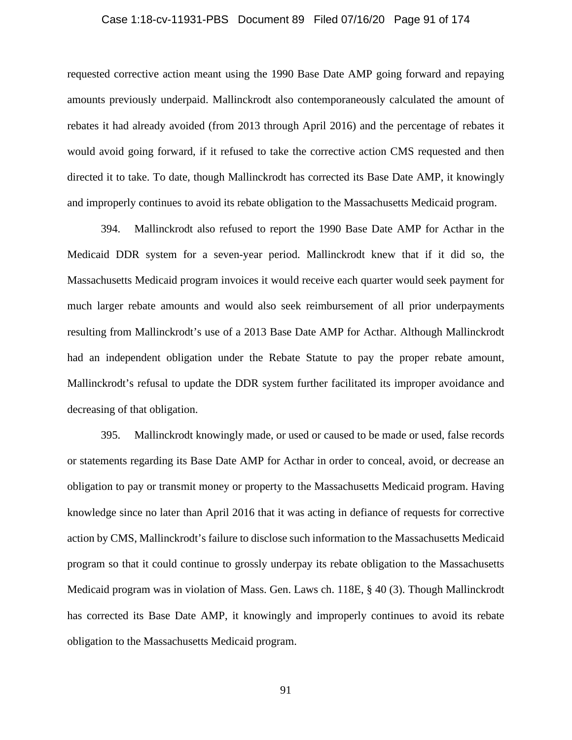requested corrective action meant using the 1990 Base Date AMP going forward and repaying amounts previously underpaid. Mallinckrodt also contemporaneously calculated the amount of rebates it had already avoided (from 2013 through April 2016) and the percentage of rebates it would avoid going forward, if it refused to take the corrective action CMS requested and then directed it to take. To date, though Mallinckrodt has corrected its Base Date AMP, it knowingly and improperly continues to avoid its rebate obligation to the Massachusetts Medicaid program.

394. Mallinckrodt also refused to report the 1990 Base Date AMP for Acthar in the Medicaid DDR system for a seven-year period. Mallinckrodt knew that if it did so, the Massachusetts Medicaid program invoices it would receive each quarter would seek payment for much larger rebate amounts and would also seek reimbursement of all prior underpayments resulting from Mallinckrodt's use of a 2013 Base Date AMP for Acthar. Although Mallinckrodt had an independent obligation under the Rebate Statute to pay the proper rebate amount, Mallinckrodt's refusal to update the DDR system further facilitated its improper avoidance and decreasing of that obligation.

395. Mallinckrodt knowingly made, or used or caused to be made or used, false records or statements regarding its Base Date AMP for Acthar in order to conceal, avoid, or decrease an obligation to pay or transmit money or property to the Massachusetts Medicaid program. Having knowledge since no later than April 2016 that it was acting in defiance of requests for corrective action by CMS, Mallinckrodt's failure to disclose such information to the Massachusetts Medicaid program so that it could continue to grossly underpay its rebate obligation to the Massachusetts Medicaid program was in violation of Mass. Gen. Laws ch. 118E, § 40 (3). Though Mallinckrodt has corrected its Base Date AMP, it knowingly and improperly continues to avoid its rebate obligation to the Massachusetts Medicaid program.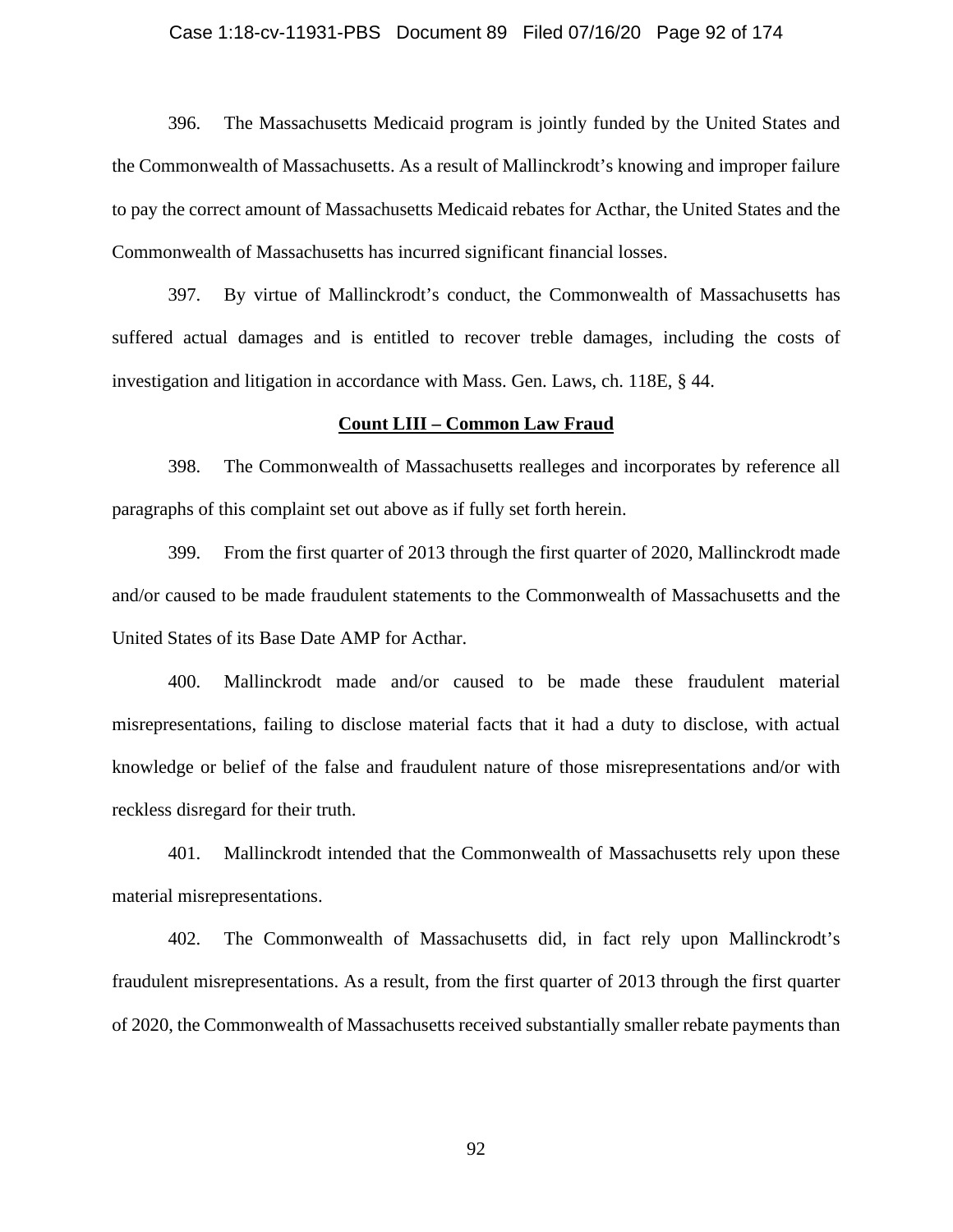396. The Massachusetts Medicaid program is jointly funded by the United States and the Commonwealth of Massachusetts. As a result of Mallinckrodt's knowing and improper failure to pay the correct amount of Massachusetts Medicaid rebates for Acthar, the United States and the Commonwealth of Massachusetts has incurred significant financial losses.

397. By virtue of Mallinckrodt's conduct, the Commonwealth of Massachusetts has suffered actual damages and is entitled to recover treble damages, including the costs of investigation and litigation in accordance with Mass. Gen. Laws, ch. 118E, § 44.

**Count LIII – Common Law Fraud**

398. The Commonwealth of Massachusetts realleges and incorporates by reference all paragraphs of this complaint set out above as if fully set forth herein.

399. From the first quarter of 2013 through the first quarter of 2020, Mallinckrodt made and/or caused to be made fraudulent statements to the Commonwealth of Massachusetts and the United States of its Base Date AMP for Acthar.

400. Mallinckrodt made and/or caused to be made these fraudulent material misrepresentations, failing to disclose material facts that it had a duty to disclose, with actual knowledge or belief of the false and fraudulent nature of those misrepresentations and/or with reckless disregard for their truth.

401. Mallinckrodt intended that the Commonwealth of Massachusetts rely upon these material misrepresentations.

402. The Commonwealth of Massachusetts did, in fact rely upon Mallinckrodt's fraudulent misrepresentations. As a result, from the first quarter of 2013 through the first quarter of 2020, the Commonwealth of Massachusetts received substantially smaller rebate payments than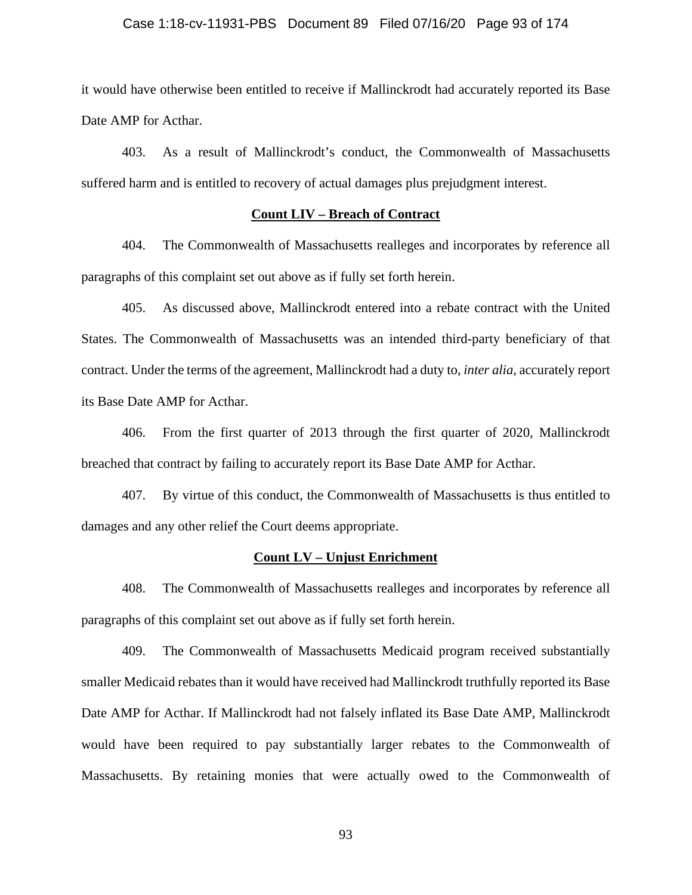it would have otherwise been entitled to receive if Mallinckrodt had accurately reported its Base Date AMP for Acthar.

403. As a result of Mallinckrodt's conduct, the Commonwealth of Massachusetts suffered harm and is entitled to recovery of actual damages plus prejudgment interest.

**Count LIV – Breach of Contract**

404. The Commonwealth of Massachusetts realleges and incorporates by reference all paragraphs of this complaint set out above as if fully set forth herein.

405. As discussed above, Mallinckrodt entered into a rebate contract with the United States. The Commonwealth of Massachusetts was an intended third-party beneficiary of that contract. Under the terms of the agreement, Mallinckrodt had a duty to, *inter alia*, accurately report its Base Date AMP for Acthar.

406. From the first quarter of 2013 through the first quarter of 2020, Mallinckrodt breached that contract by failing to accurately report its Base Date AMP for Acthar.

407. By virtue of this conduct, the Commonwealth of Massachusetts is thus entitled to damages and any other relief the Court deems appropriate.

**Count LV – Unjust Enrichment**

408. The Commonwealth of Massachusetts realleges and incorporates by reference all paragraphs of this complaint set out above as if fully set forth herein.

409. The Commonwealth of Massachusetts Medicaid program received substantially smaller Medicaid rebates than it would have received had Mallinckrodt truthfully reported its Base Date AMP for Acthar. If Mallinckrodt had not falsely inflated its Base Date AMP, Mallinckrodt would have been required to pay substantially larger rebates to the Commonwealth of Massachusetts. By retaining monies that were actually owed to the Commonwealth of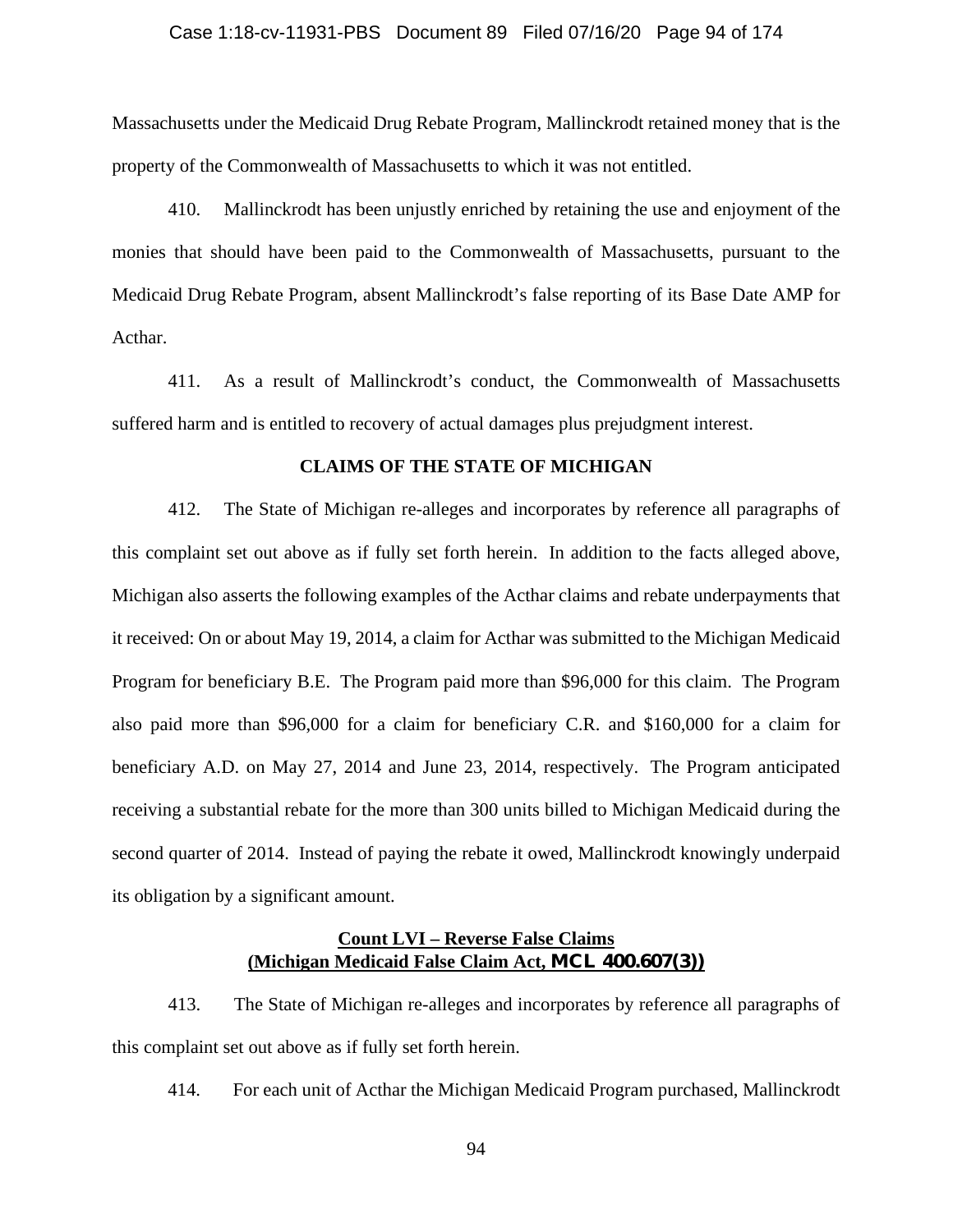Massachusetts under the Medicaid Drug Rebate Program, Mallinckrodt retained money that is the property of the Commonwealth of Massachusetts to which it was not entitled.

410. Mallinckrodt has been unjustly enriched by retaining the use and enjoyment of the monies that should have been paid to the Commonwealth of Massachusetts, pursuant to the Medicaid Drug Rebate Program, absent Mallinckrodt's false reporting of its Base Date AMP for Acthar.

411. As a result of Mallinckrodt's conduct, the Commonwealth of Massachusetts suffered harm and is entitled to recovery of actual damages plus prejudgment interest.

## CLAIMS OF THE STATE OF MICHIGAN

412. The State of Michigan re-alleges and incorporates by reference all paragraphs of this complaint set out above as if fully set forth herein. In addition to the facts alleged above, Michigan also asserts the following examples of the Acthar claims and rebate underpayments that it received: On or about May 19, 2014, a claim for Acthar was submitted to the Michigan Medicaid Program for beneficiary B.E. The Program paid more than $96,000 for this claim. The Program also paid more than $96,000 for a claim for beneficiary C.R. and $160,000 for a claim for beneficiary A.D. on May 27, 2014 and June 23, 2014, respectively. The Program anticipated receiving a substantial rebate for the more than 300 units billed to Michigan Medicaid during the second quarter of 2014. Instead of paying the rebate it owed, Mallinckrodt knowingly underpaid its obligation by a significant amount.

### Count LVI – Reverse False Claims (Michigan Medicaid False Claim Act, MCL 400.607(3))

413. The State of Michigan re-alleges and incorporates by reference all paragraphs of this complaint set out above as if fully set forth herein.

414. For each unit of Acthar the Michigan Medicaid Program purchased, Mallinckrodt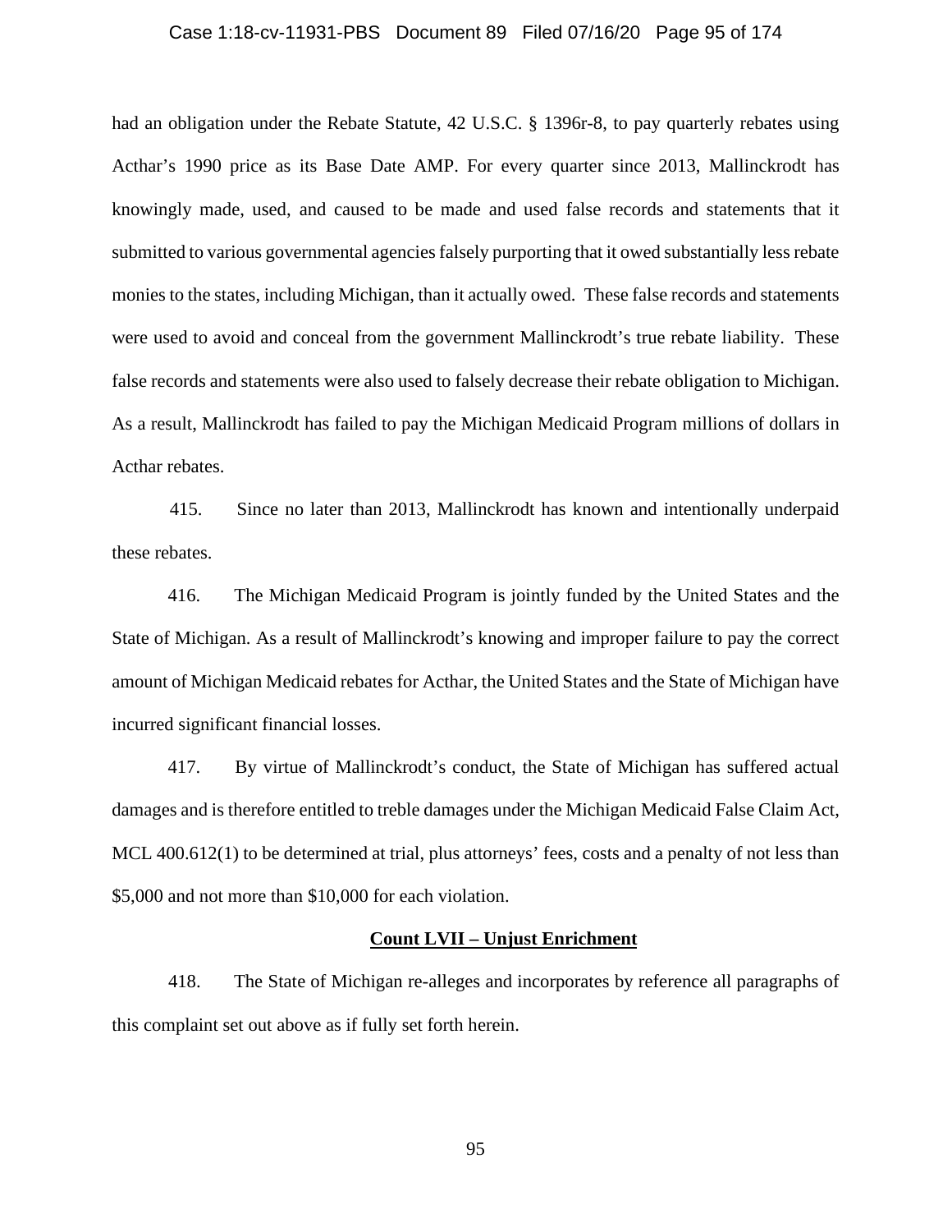had an obligation under the Rebate Statute, 42 U.S.C. § 1396r-8, to pay quarterly rebates using Acthar's 1990 price as its Base Date AMP. For every quarter since 2013, Mallinckrodt has knowingly made, used, and caused to be made and used false records and statements that it submitted to various governmental agencies falsely purporting that it owed substantially less rebate monies to the states, including Michigan, than it actually owed. These false records and statements were used to avoid and conceal from the government Mallinckrodt's true rebate liability. These false records and statements were also used to falsely decrease their rebate obligation to Michigan. As a result, Mallinckrodt has failed to pay the Michigan Medicaid Program millions of dollars in Acthar rebates.

415. Since no later than 2013, Mallinckrodt has known and intentionally underpaid these rebates.

416. The Michigan Medicaid Program is jointly funded by the United States and the State of Michigan. As a result of Mallinckrodt's knowing and improper failure to pay the correct amount of Michigan Medicaid rebates for Acthar, the United States and the State of Michigan have incurred significant financial losses.

417. By virtue of Mallinckrodt's conduct, the State of Michigan has suffered actual damages and is therefore entitled to treble damages under the Michigan Medicaid False Claim Act, MCL 400.612(1) to be determined at trial, plus attorneys' fees, costs and a penalty of not less than $5,000 and not more than $10,000 for each violation.

**Count LVII – Unjust Enrichment**

418. The State of Michigan re-alleges and incorporates by reference all paragraphs of this complaint set out above as if fully set forth herein.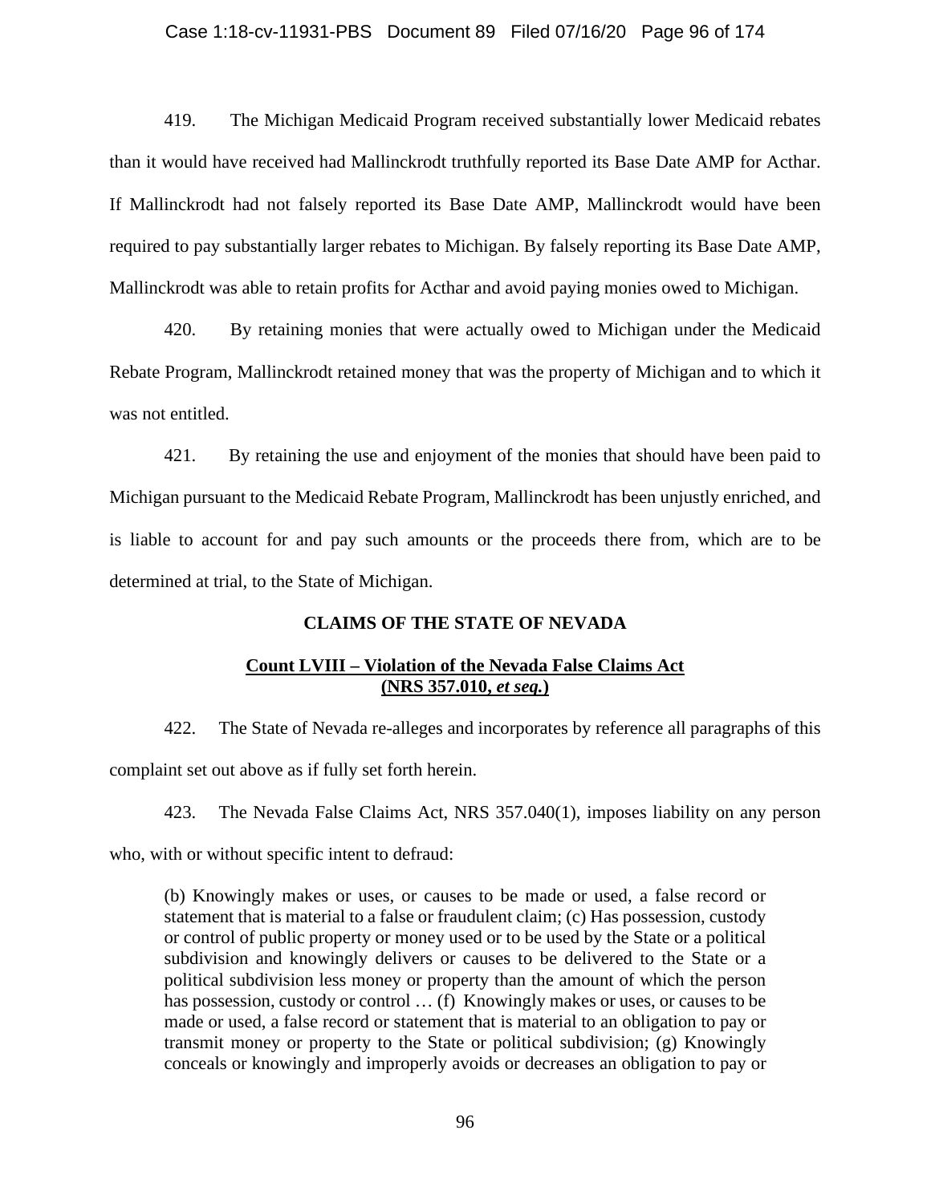419. The Michigan Medicaid Program received substantially lower Medicaid rebates than it would have received had Mallinckrodt truthfully reported its Base Date AMP for Acthar. If Mallinckrodt had not falsely reported its Base Date AMP, Mallinckrodt would have been required to pay substantially larger rebates to Michigan. By falsely reporting its Base Date AMP, Mallinckrodt was able to retain profits for Acthar and avoid paying monies owed to Michigan.

420. By retaining monies that were actually owed to Michigan under the Medicaid Rebate Program, Mallinckrodt retained money that was the property of Michigan and to which it was not entitled.

421. By retaining the use and enjoyment of the monies that should have been paid to Michigan pursuant to the Medicaid Rebate Program, Mallinckrodt has been unjustly enriched, and is liable to account for and pay such amounts or the proceeds there from, which are to be determined at trial, to the State of Michigan.

**CLAIMS OF THE STATE OF NEVADA**

**Count LVIII – Violation of the Nevada False Claims Act (NRS 357.010, *et seq.*)**

422. The State of Nevada re-alleges and incorporates by reference all paragraphs of this complaint set out above as if fully set forth herein.

423. The Nevada False Claims Act, NRS 357.040(1), imposes liability on any person who, with or without specific intent to defraud:

> (b) Knowingly makes or uses, or causes to be made or used, a false record or statement that is material to a false or fraudulent claim; (c) Has possession, custody or control of public property or money used or to be used by the State or a political subdivision and knowingly delivers or causes to be delivered to the State or a political subdivision less money or property than the amount of which the person has possession, custody or control … (f) Knowingly makes or uses, or causes to be made or used, a false record or statement that is material to an obligation to pay or transmit money or property to the State or political subdivision; (g) Knowingly conceals or knowingly and improperly avoids or decreases an obligation to pay or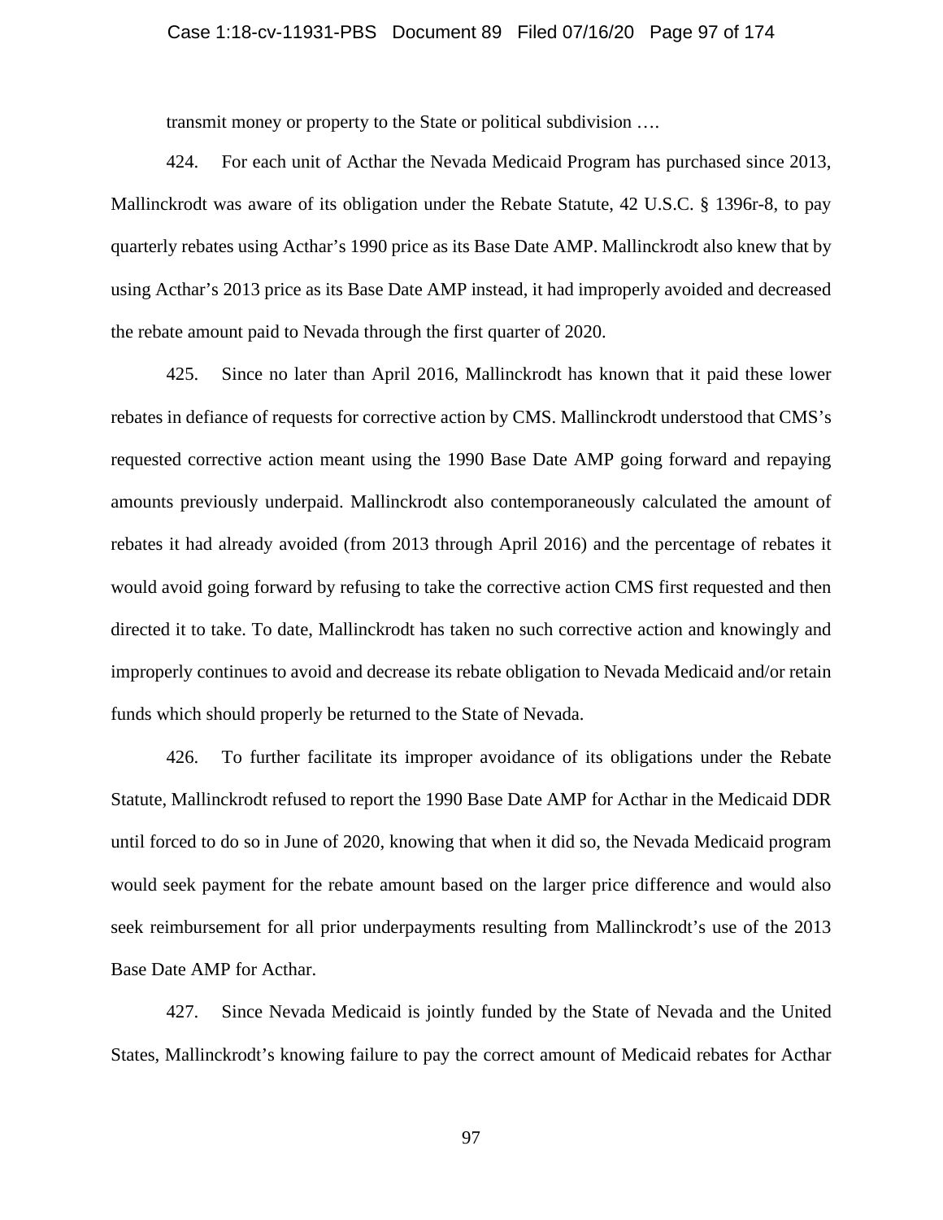transmit money or property to the State or political subdivision ….

424. For each unit of Acthar the Nevada Medicaid Program has purchased since 2013, Mallinckrodt was aware of its obligation under the Rebate Statute, 42 U.S.C. § 1396r-8, to pay quarterly rebates using Acthar's 1990 price as its Base Date AMP. Mallinckrodt also knew that by using Acthar's 2013 price as its Base Date AMP instead, it had improperly avoided and decreased the rebate amount paid to Nevada through the first quarter of 2020.

425. Since no later than April 2016, Mallinckrodt has known that it paid these lower rebates in defiance of requests for corrective action by CMS. Mallinckrodt understood that CMS's requested corrective action meant using the 1990 Base Date AMP going forward and repaying amounts previously underpaid. Mallinckrodt also contemporaneously calculated the amount of rebates it had already avoided (from 2013 through April 2016) and the percentage of rebates it would avoid going forward by refusing to take the corrective action CMS first requested and then directed it to take. To date, Mallinckrodt has taken no such corrective action and knowingly and improperly continues to avoid and decrease its rebate obligation to Nevada Medicaid and/or retain funds which should properly be returned to the State of Nevada.

426. To further facilitate its improper avoidance of its obligations under the Rebate Statute, Mallinckrodt refused to report the 1990 Base Date AMP for Acthar in the Medicaid DDR until forced to do so in June of 2020, knowing that when it did so, the Nevada Medicaid program would seek payment for the rebate amount based on the larger price difference and would also seek reimbursement for all prior underpayments resulting from Mallinckrodt's use of the 2013 Base Date AMP for Acthar.

427. Since Nevada Medicaid is jointly funded by the State of Nevada and the United States, Mallinckrodt's knowing failure to pay the correct amount of Medicaid rebates for Acthar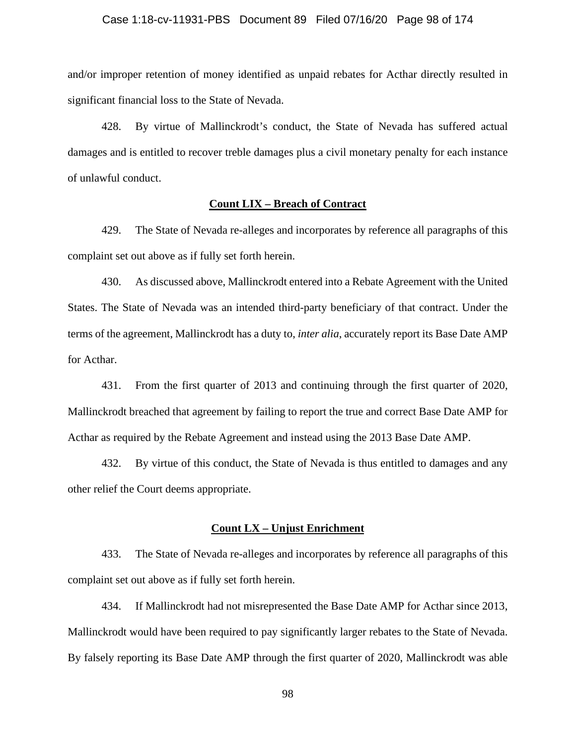and/or improper retention of money identified as unpaid rebates for Acthar directly resulted in significant financial loss to the State of Nevada.

428. By virtue of Mallinckrodt's conduct, the State of Nevada has suffered actual damages and is entitled to recover treble damages plus a civil monetary penalty for each instance of unlawful conduct.

**Count LIX – Breach of Contract**

429. The State of Nevada re-alleges and incorporates by reference all paragraphs of this complaint set out above as if fully set forth herein.

430. As discussed above, Mallinckrodt entered into a Rebate Agreement with the United States. The State of Nevada was an intended third-party beneficiary of that contract. Under the terms of the agreement, Mallinckrodt has a duty to, *inter alia*, accurately report its Base Date AMP for Acthar.

431. From the first quarter of 2013 and continuing through the first quarter of 2020, Mallinckrodt breached that agreement by failing to report the true and correct Base Date AMP for Acthar as required by the Rebate Agreement and instead using the 2013 Base Date AMP.

432. By virtue of this conduct, the State of Nevada is thus entitled to damages and any other relief the Court deems appropriate.

**Count LX – Unjust Enrichment**

433. The State of Nevada re-alleges and incorporates by reference all paragraphs of this complaint set out above as if fully set forth herein.

434. If Mallinckrodt had not misrepresented the Base Date AMP for Acthar since 2013, Mallinckrodt would have been required to pay significantly larger rebates to the State of Nevada. By falsely reporting its Base Date AMP through the first quarter of 2020, Mallinckrodt was able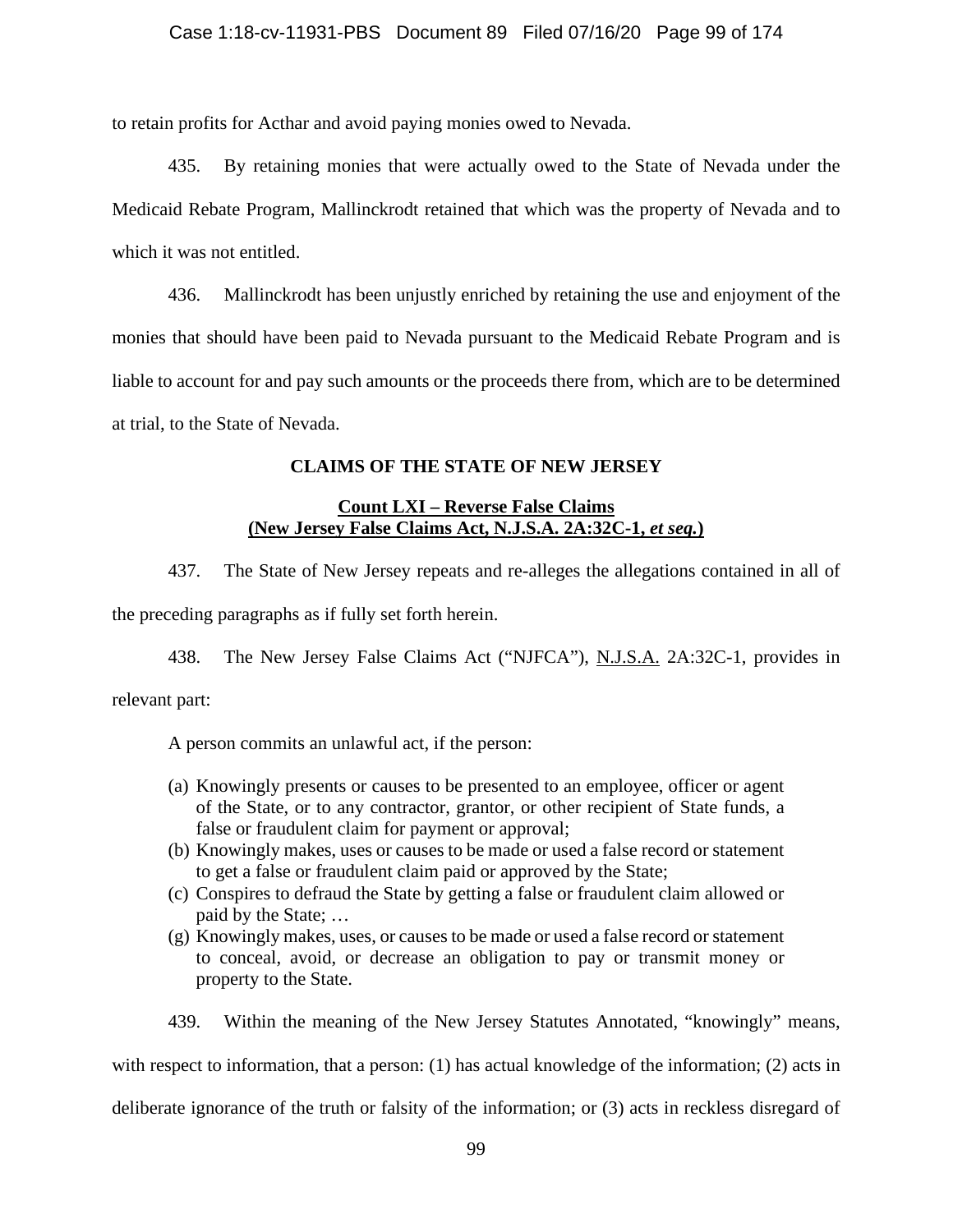to retain profits for Acthar and avoid paying monies owed to Nevada.

435. By retaining monies that were actually owed to the State of Nevada under the Medicaid Rebate Program, Mallinckrodt retained that which was the property of Nevada and to which it was not entitled.

436. Mallinckrodt has been unjustly enriched by retaining the use and enjoyment of the monies that should have been paid to Nevada pursuant to the Medicaid Rebate Program and is liable to account for and pay such amounts or the proceeds there from, which are to be determined at trial, to the State of Nevada.

## CLAIMS OF THE STATE OF NEW JERSEY

### Count LXI – Reverse False Claims (New Jersey False Claims Act, N.J.S.A. 2A:32C-1, *et seq.*)

437. The State of New Jersey repeats and re-alleges the allegations contained in all of the preceding paragraphs as if fully set forth herein.

438. The New Jersey False Claims Act ("NJFCA"), N.J.S.A. 2A:32C-1, provides in relevant part:

> A person commits an unlawful act, if the person:
>
> (a) Knowingly presents or causes to be presented to an employee, officer or agent of the State, or to any contractor, grantor, or other recipient of State funds, a false or fraudulent claim for payment or approval;
> (b) Knowingly makes, uses or causes to be made or used a false record or statement to get a false or fraudulent claim paid or approved by the State;
> (c) Conspires to defraud the State by getting a false or fraudulent claim allowed or paid by the State; …
> (g) Knowingly makes, uses, or causes to be made or used a false record or statement to conceal, avoid, or decrease an obligation to pay or transmit money or property to the State.

439. Within the meaning of the New Jersey Statutes Annotated, "knowingly" means, with respect to information, that a person: (1) has actual knowledge of the information; (2) acts in deliberate ignorance of the truth or falsity of the information; or (3) acts in reckless disregard of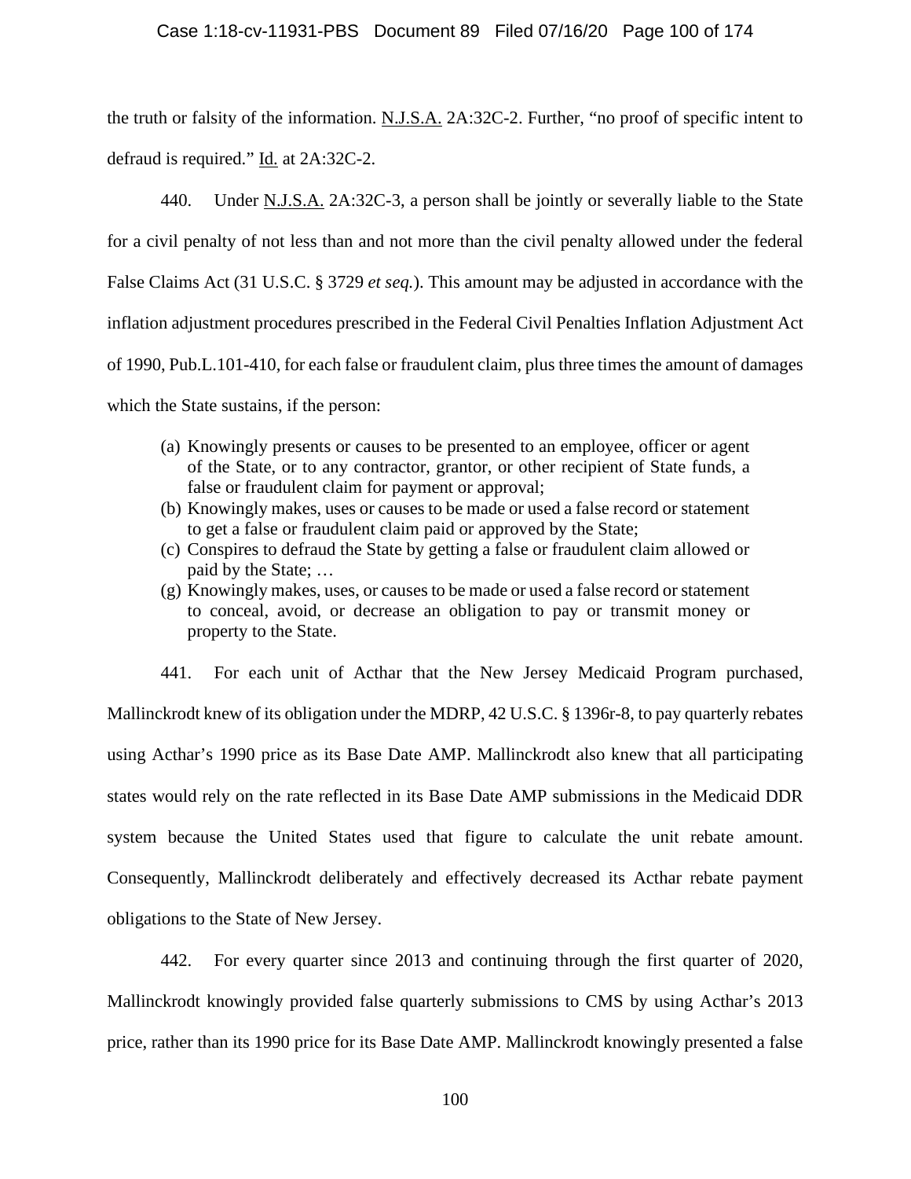the truth or falsity of the information. N.J.S.A. 2A:32C-2. Further, "no proof of specific intent to defraud is required." Id. at 2A:32C-2.

440. Under N.J.S.A. 2A:32C-3, a person shall be jointly or severally liable to the State for a civil penalty of not less than and not more than the civil penalty allowed under the federal False Claims Act (31 U.S.C. § 3729 *et seq.*). This amount may be adjusted in accordance with the inflation adjustment procedures prescribed in the Federal Civil Penalties Inflation Adjustment Act of 1990, Pub.L.101-410, for each false or fraudulent claim, plus three times the amount of damages which the State sustains, if the person:

> (a) Knowingly presents or causes to be presented to an employee, officer or agent of the State, or to any contractor, grantor, or other recipient of State funds, a false or fraudulent claim for payment or approval;
> (b) Knowingly makes, uses or causes to be made or used a false record or statement to get a false or fraudulent claim paid or approved by the State;
> (c) Conspires to defraud the State by getting a false or fraudulent claim allowed or paid by the State; …
> (g) Knowingly makes, uses, or causes to be made or used a false record or statement to conceal, avoid, or decrease an obligation to pay or transmit money or property to the State.

441. For each unit of Acthar that the New Jersey Medicaid Program purchased, Mallinckrodt knew of its obligation under the MDRP, 42 U.S.C. § 1396r-8, to pay quarterly rebates using Acthar's 1990 price as its Base Date AMP. Mallinckrodt also knew that all participating states would rely on the rate reflected in its Base Date AMP submissions in the Medicaid DDR system because the United States used that figure to calculate the unit rebate amount. Consequently, Mallinckrodt deliberately and effectively decreased its Acthar rebate payment obligations to the State of New Jersey.

442. For every quarter since 2013 and continuing through the first quarter of 2020, Mallinckrodt knowingly provided false quarterly submissions to CMS by using Acthar's 2013 price, rather than its 1990 price for its Base Date AMP. Mallinckrodt knowingly presented a false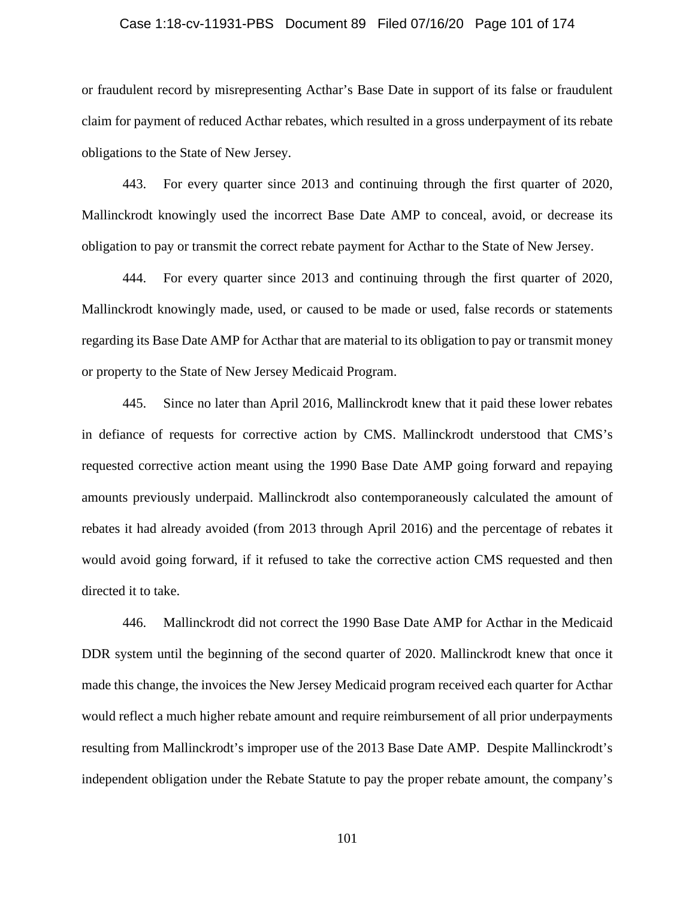or fraudulent record by misrepresenting Acthar's Base Date in support of its false or fraudulent claim for payment of reduced Acthar rebates, which resulted in a gross underpayment of its rebate obligations to the State of New Jersey.

443. For every quarter since 2013 and continuing through the first quarter of 2020, Mallinckrodt knowingly used the incorrect Base Date AMP to conceal, avoid, or decrease its obligation to pay or transmit the correct rebate payment for Acthar to the State of New Jersey.

444. For every quarter since 2013 and continuing through the first quarter of 2020, Mallinckrodt knowingly made, used, or caused to be made or used, false records or statements regarding its Base Date AMP for Acthar that are material to its obligation to pay or transmit money or property to the State of New Jersey Medicaid Program.

445. Since no later than April 2016, Mallinckrodt knew that it paid these lower rebates in defiance of requests for corrective action by CMS. Mallinckrodt understood that CMS's requested corrective action meant using the 1990 Base Date AMP going forward and repaying amounts previously underpaid. Mallinckrodt also contemporaneously calculated the amount of rebates it had already avoided (from 2013 through April 2016) and the percentage of rebates it would avoid going forward, if it refused to take the corrective action CMS requested and then directed it to take.

446. Mallinckrodt did not correct the 1990 Base Date AMP for Acthar in the Medicaid DDR system until the beginning of the second quarter of 2020. Mallinckrodt knew that once it made this change, the invoices the New Jersey Medicaid program received each quarter for Acthar would reflect a much higher rebate amount and require reimbursement of all prior underpayments resulting from Mallinckrodt's improper use of the 2013 Base Date AMP. Despite Mallinckrodt's independent obligation under the Rebate Statute to pay the proper rebate amount, the company's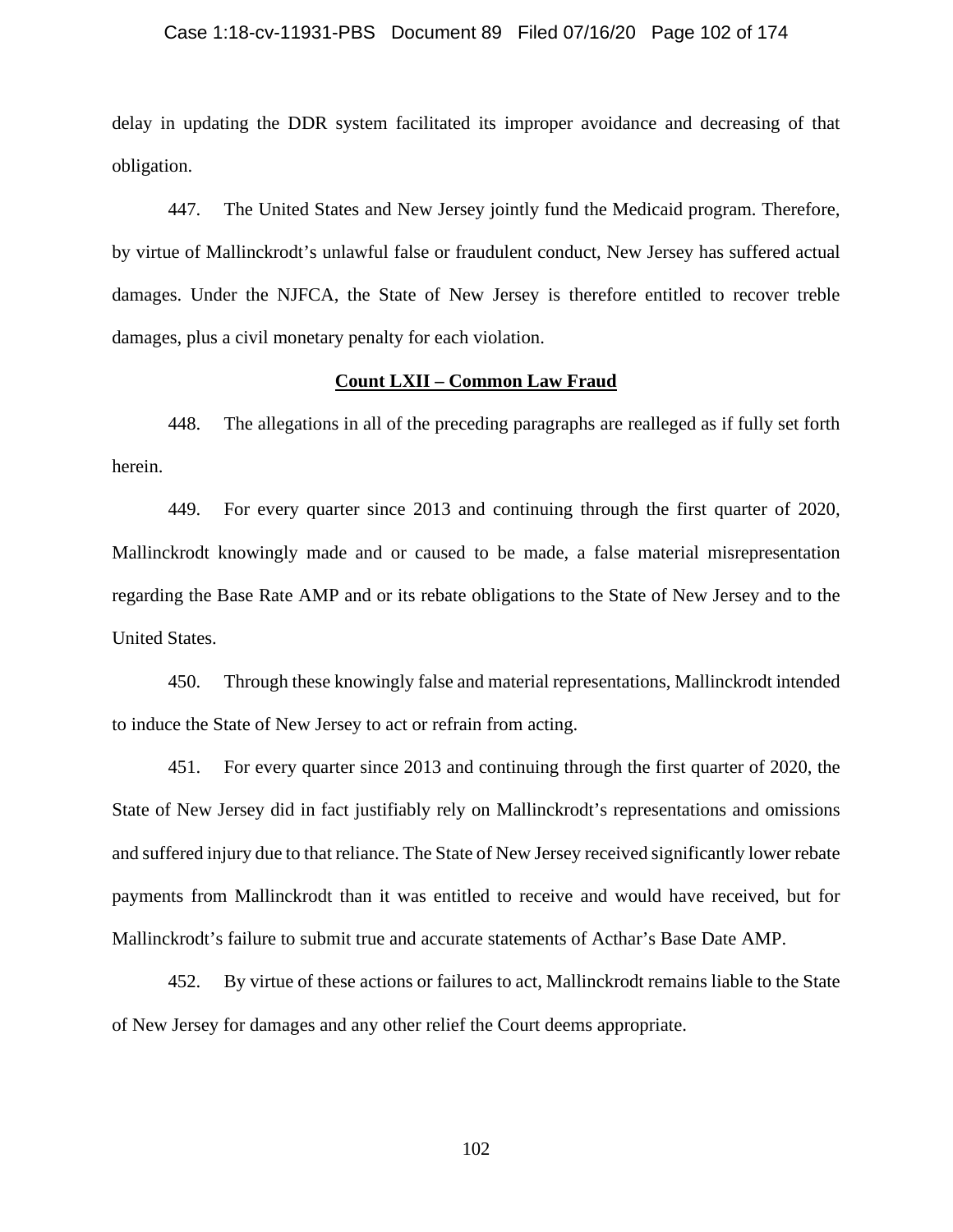delay in updating the DDR system facilitated its improper avoidance and decreasing of that obligation.

447. The United States and New Jersey jointly fund the Medicaid program. Therefore, by virtue of Mallinckrodt's unlawful false or fraudulent conduct, New Jersey has suffered actual damages. Under the NJFCA, the State of New Jersey is therefore entitled to recover treble damages, plus a civil monetary penalty for each violation.

**Count LXII – Common Law Fraud**

448. The allegations in all of the preceding paragraphs are realleged as if fully set forth herein.

449. For every quarter since 2013 and continuing through the first quarter of 2020, Mallinckrodt knowingly made and or caused to be made, a false material misrepresentation regarding the Base Rate AMP and or its rebate obligations to the State of New Jersey and to the United States.

450. Through these knowingly false and material representations, Mallinckrodt intended to induce the State of New Jersey to act or refrain from acting.

451. For every quarter since 2013 and continuing through the first quarter of 2020, the State of New Jersey did in fact justifiably rely on Mallinckrodt's representations and omissions and suffered injury due to that reliance. The State of New Jersey received significantly lower rebate payments from Mallinckrodt than it was entitled to receive and would have received, but for Mallinckrodt's failure to submit true and accurate statements of Acthar's Base Date AMP.

452. By virtue of these actions or failures to act, Mallinckrodt remains liable to the State of New Jersey for damages and any other relief the Court deems appropriate.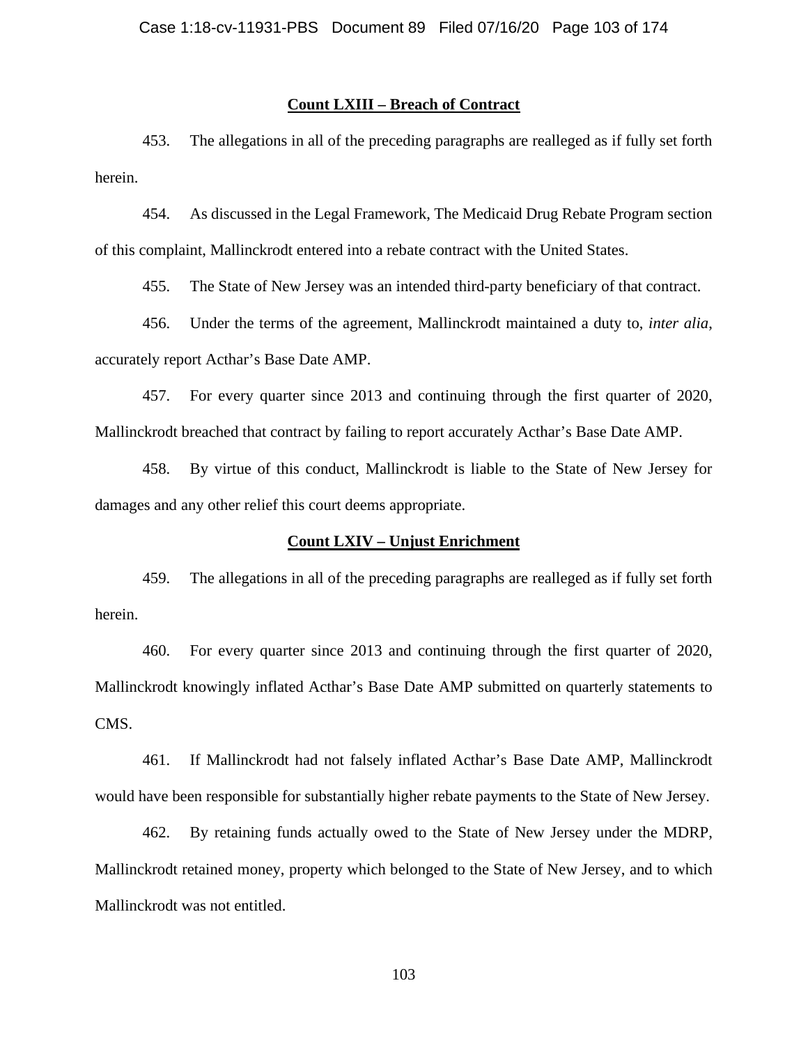**Count LXIII – Breach of Contract**

453. The allegations in all of the preceding paragraphs are realleged as if fully set forth herein.

454. As discussed in the Legal Framework, The Medicaid Drug Rebate Program section of this complaint, Mallinckrodt entered into a rebate contract with the United States.

455. The State of New Jersey was an intended third-party beneficiary of that contract.

456. Under the terms of the agreement, Mallinckrodt maintained a duty to, *inter alia*, accurately report Acthar's Base Date AMP.

457. For every quarter since 2013 and continuing through the first quarter of 2020, Mallinckrodt breached that contract by failing to report accurately Acthar's Base Date AMP.

458. By virtue of this conduct, Mallinckrodt is liable to the State of New Jersey for damages and any other relief this court deems appropriate.

**Count LXIV – Unjust Enrichment**

459. The allegations in all of the preceding paragraphs are realleged as if fully set forth herein.

460. For every quarter since 2013 and continuing through the first quarter of 2020, Mallinckrodt knowingly inflated Acthar's Base Date AMP submitted on quarterly statements to CMS.

461. If Mallinckrodt had not falsely inflated Acthar's Base Date AMP, Mallinckrodt would have been responsible for substantially higher rebate payments to the State of New Jersey.

462. By retaining funds actually owed to the State of New Jersey under the MDRP, Mallinckrodt retained money, property which belonged to the State of New Jersey, and to which Mallinckrodt was not entitled.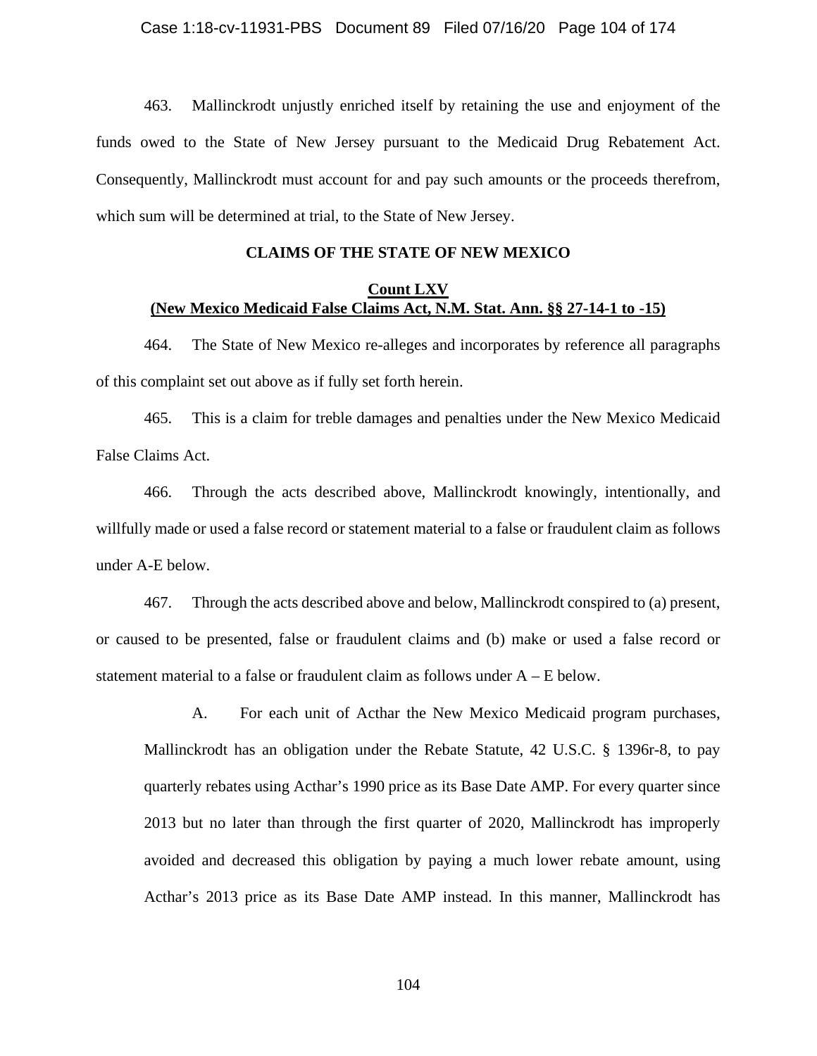463. Mallinckrodt unjustly enriched itself by retaining the use and enjoyment of the funds owed to the State of New Jersey pursuant to the Medicaid Drug Rebatement Act. Consequently, Mallinckrodt must account for and pay such amounts or the proceeds therefrom, which sum will be determined at trial, to the State of New Jersey.

## CLAIMS OF THE STATE OF NEW MEXICO

### Count LXV
### (New Mexico Medicaid False Claims Act, N.M. Stat. Ann. §§ 27-14-1 to -15)

464. The State of New Mexico re-alleges and incorporates by reference all paragraphs of this complaint set out above as if fully set forth herein.

465. This is a claim for treble damages and penalties under the New Mexico Medicaid False Claims Act.

466. Through the acts described above, Mallinckrodt knowingly, intentionally, and willfully made or used a false record or statement material to a false or fraudulent claim as follows under A-E below.

467. Through the acts described above and below, Mallinckrodt conspired to (a) present, or caused to be presented, false or fraudulent claims and (b) make or used a false record or statement material to a false or fraudulent claim as follows under A – E below.

> A. For each unit of Acthar the New Mexico Medicaid program purchases, Mallinckrodt has an obligation under the Rebate Statute, 42 U.S.C. § 1396r-8, to pay quarterly rebates using Acthar's 1990 price as its Base Date AMP. For every quarter since 2013 but no later than through the first quarter of 2020, Mallinckrodt has improperly avoided and decreased this obligation by paying a much lower rebate amount, using Acthar's 2013 price as its Base Date AMP instead. In this manner, Mallinckrodt has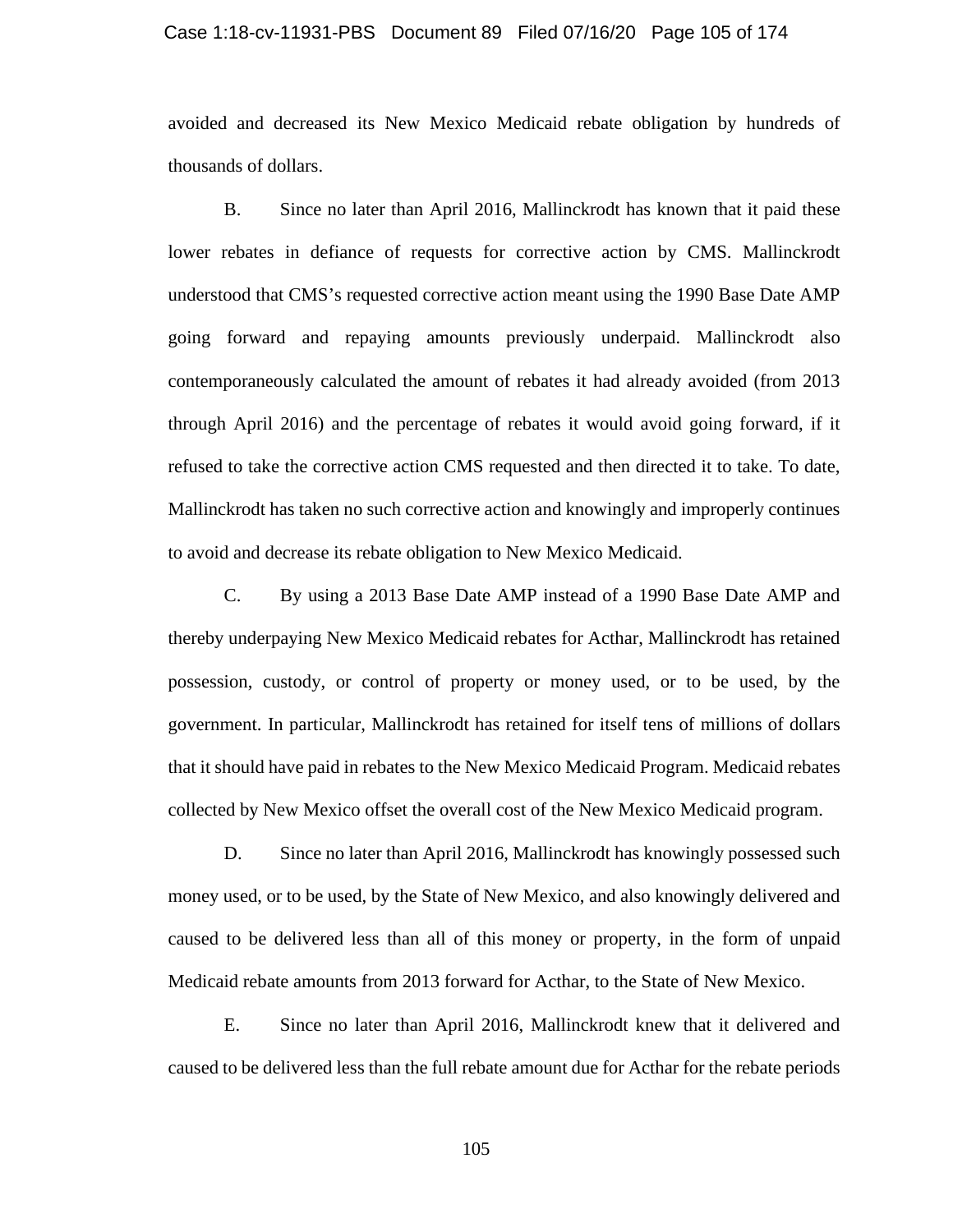avoided and decreased its New Mexico Medicaid rebate obligation by hundreds of thousands of dollars.

B. Since no later than April 2016, Mallinckrodt has known that it paid these lower rebates in defiance of requests for corrective action by CMS. Mallinckrodt understood that CMS's requested corrective action meant using the 1990 Base Date AMP going forward and repaying amounts previously underpaid. Mallinckrodt also contemporaneously calculated the amount of rebates it had already avoided (from 2013 through April 2016) and the percentage of rebates it would avoid going forward, if it refused to take the corrective action CMS requested and then directed it to take. To date, Mallinckrodt has taken no such corrective action and knowingly and improperly continues to avoid and decrease its rebate obligation to New Mexico Medicaid.

C. By using a 2013 Base Date AMP instead of a 1990 Base Date AMP and thereby underpaying New Mexico Medicaid rebates for Acthar, Mallinckrodt has retained possession, custody, or control of property or money used, or to be used, by the government. In particular, Mallinckrodt has retained for itself tens of millions of dollars that it should have paid in rebates to the New Mexico Medicaid Program. Medicaid rebates collected by New Mexico offset the overall cost of the New Mexico Medicaid program.

D. Since no later than April 2016, Mallinckrodt has knowingly possessed such money used, or to be used, by the State of New Mexico, and also knowingly delivered and caused to be delivered less than all of this money or property, in the form of unpaid Medicaid rebate amounts from 2013 forward for Acthar, to the State of New Mexico.

E. Since no later than April 2016, Mallinckrodt knew that it delivered and caused to be delivered less than the full rebate amount due for Acthar for the rebate periods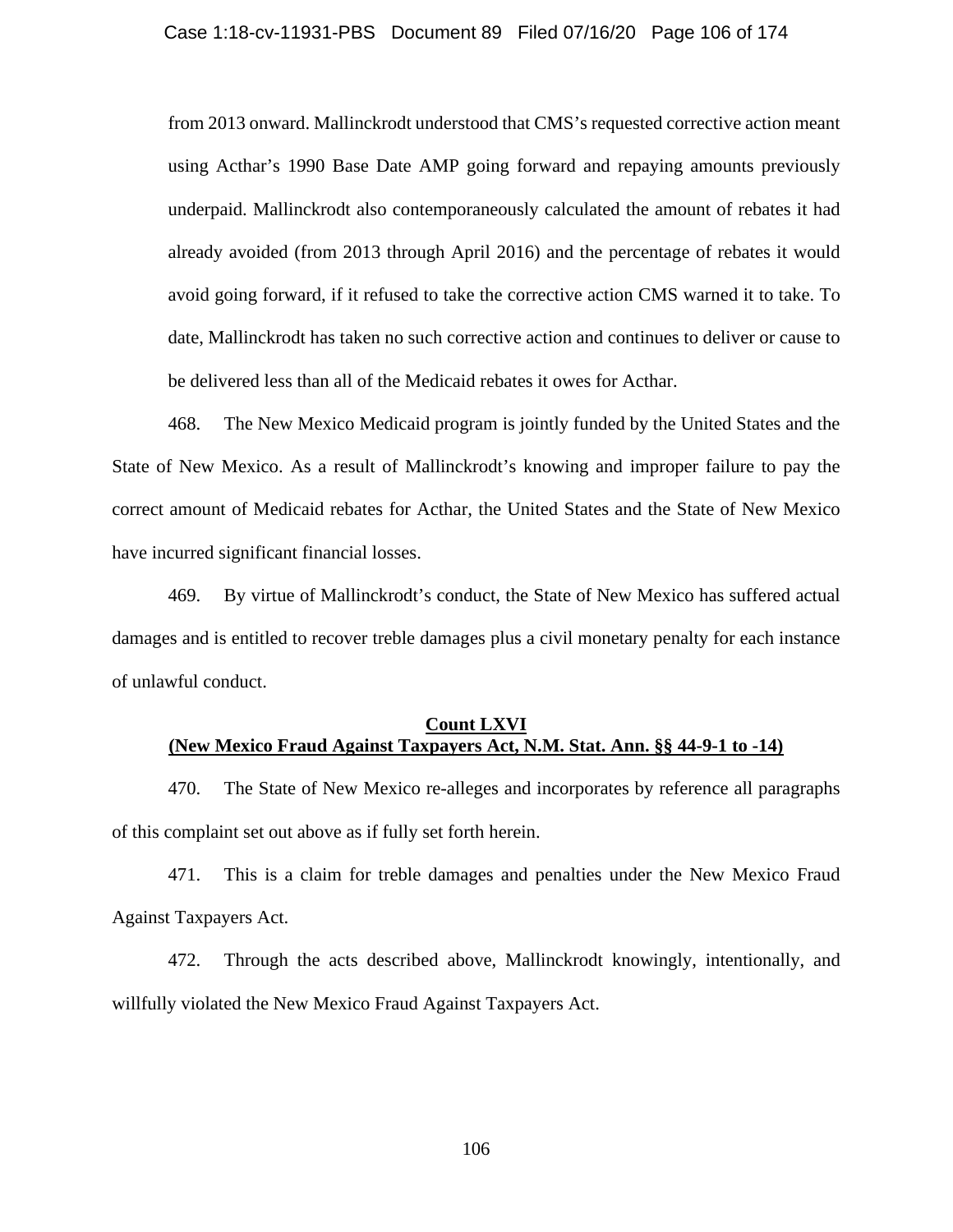from 2013 onward. Mallinckrodt understood that CMS's requested corrective action meant using Acthar's 1990 Base Date AMP going forward and repaying amounts previously underpaid. Mallinckrodt also contemporaneously calculated the amount of rebates it had already avoided (from 2013 through April 2016) and the percentage of rebates it would avoid going forward, if it refused to take the corrective action CMS warned it to take. To date, Mallinckrodt has taken no such corrective action and continues to deliver or cause to be delivered less than all of the Medicaid rebates it owes for Acthar.

468. The New Mexico Medicaid program is jointly funded by the United States and the State of New Mexico. As a result of Mallinckrodt's knowing and improper failure to pay the correct amount of Medicaid rebates for Acthar, the United States and the State of New Mexico have incurred significant financial losses.

469. By virtue of Mallinckrodt's conduct, the State of New Mexico has suffered actual damages and is entitled to recover treble damages plus a civil monetary penalty for each instance of unlawful conduct.

**Count LXVI**
**(New Mexico Fraud Against Taxpayers Act, N.M. Stat. Ann. §§ 44-9-1 to -14)**

470. The State of New Mexico re-alleges and incorporates by reference all paragraphs of this complaint set out above as if fully set forth herein.

471. This is a claim for treble damages and penalties under the New Mexico Fraud Against Taxpayers Act.

472. Through the acts described above, Mallinckrodt knowingly, intentionally, and willfully violated the New Mexico Fraud Against Taxpayers Act.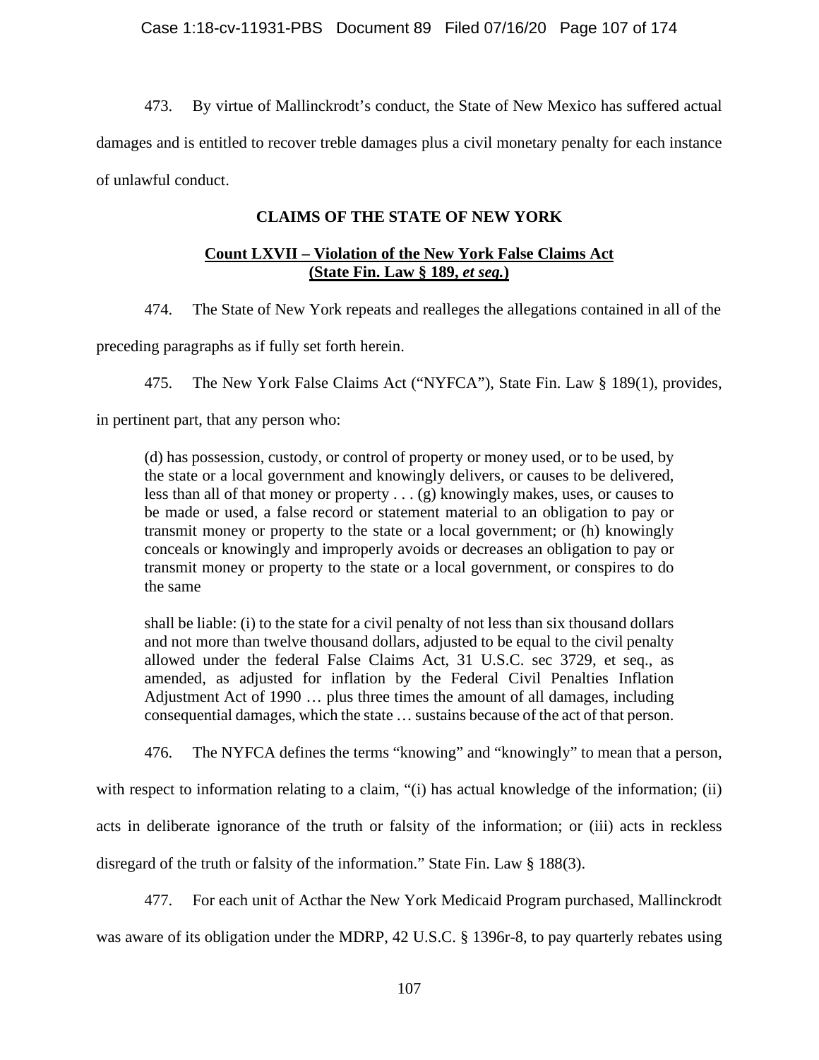473. By virtue of Mallinckrodt's conduct, the State of New Mexico has suffered actual damages and is entitled to recover treble damages plus a civil monetary penalty for each instance of unlawful conduct.

## CLAIMS OF THE STATE OF NEW YORK

### Count LXVII – Violation of the New York False Claims Act (State Fin. Law § 189, *et seq.*)

474. The State of New York repeats and realleges the allegations contained in all of the preceding paragraphs as if fully set forth herein.

475. The New York False Claims Act ("NYFCA"), State Fin. Law § 189(1), provides, in pertinent part, that any person who:

> (d) has possession, custody, or control of property or money used, or to be used, by the state or a local government and knowingly delivers, or causes to be delivered, less than all of that money or property . . . (g) knowingly makes, uses, or causes to be made or used, a false record or statement material to an obligation to pay or transmit money or property to the state or a local government; or (h) knowingly conceals or knowingly and improperly avoids or decreases an obligation to pay or transmit money or property to the state or a local government, or conspires to do the same
>
> shall be liable: (i) to the state for a civil penalty of not less than six thousand dollars and not more than twelve thousand dollars, adjusted to be equal to the civil penalty allowed under the federal False Claims Act, 31 U.S.C. sec 3729, et seq., as amended, as adjusted for inflation by the Federal Civil Penalties Inflation Adjustment Act of 1990 … plus three times the amount of all damages, including consequential damages, which the state … sustains because of the act of that person.

476. The NYFCA defines the terms "knowing" and "knowingly" to mean that a person, with respect to information relating to a claim, "(i) has actual knowledge of the information; (ii) acts in deliberate ignorance of the truth or falsity of the information; or (iii) acts in reckless disregard of the truth or falsity of the information." State Fin. Law § 188(3).

477. For each unit of Acthar the New York Medicaid Program purchased, Mallinckrodt was aware of its obligation under the MDRP, 42 U.S.C. § 1396r-8, to pay quarterly rebates using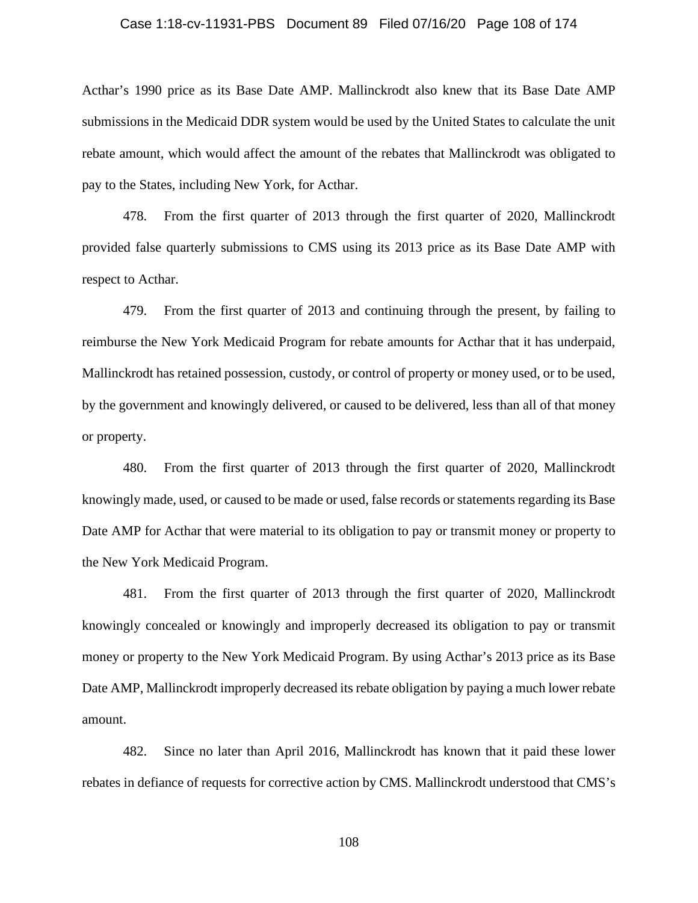Acthar's 1990 price as its Base Date AMP. Mallinckrodt also knew that its Base Date AMP submissions in the Medicaid DDR system would be used by the United States to calculate the unit rebate amount, which would affect the amount of the rebates that Mallinckrodt was obligated to pay to the States, including New York, for Acthar.

478. From the first quarter of 2013 through the first quarter of 2020, Mallinckrodt provided false quarterly submissions to CMS using its 2013 price as its Base Date AMP with respect to Acthar.

479. From the first quarter of 2013 and continuing through the present, by failing to reimburse the New York Medicaid Program for rebate amounts for Acthar that it has underpaid, Mallinckrodt has retained possession, custody, or control of property or money used, or to be used, by the government and knowingly delivered, or caused to be delivered, less than all of that money or property.

480. From the first quarter of 2013 through the first quarter of 2020, Mallinckrodt knowingly made, used, or caused to be made or used, false records or statements regarding its Base Date AMP for Acthar that were material to its obligation to pay or transmit money or property to the New York Medicaid Program.

481. From the first quarter of 2013 through the first quarter of 2020, Mallinckrodt knowingly concealed or knowingly and improperly decreased its obligation to pay or transmit money or property to the New York Medicaid Program. By using Acthar's 2013 price as its Base Date AMP, Mallinckrodt improperly decreased its rebate obligation by paying a much lower rebate amount.

482. Since no later than April 2016, Mallinckrodt has known that it paid these lower rebates in defiance of requests for corrective action by CMS. Mallinckrodt understood that CMS's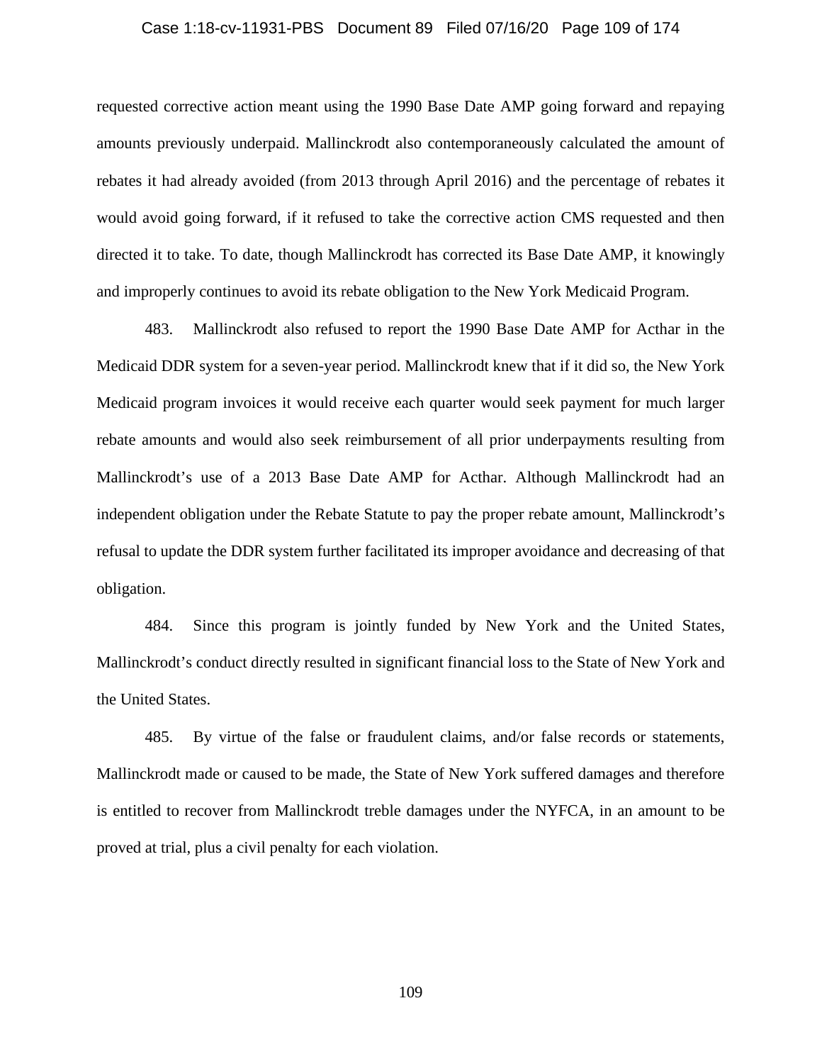requested corrective action meant using the 1990 Base Date AMP going forward and repaying amounts previously underpaid. Mallinckrodt also contemporaneously calculated the amount of rebates it had already avoided (from 2013 through April 2016) and the percentage of rebates it would avoid going forward, if it refused to take the corrective action CMS requested and then directed it to take. To date, though Mallinckrodt has corrected its Base Date AMP, it knowingly and improperly continues to avoid its rebate obligation to the New York Medicaid Program.

483. Mallinckrodt also refused to report the 1990 Base Date AMP for Acthar in the Medicaid DDR system for a seven-year period. Mallinckrodt knew that if it did so, the New York Medicaid program invoices it would receive each quarter would seek payment for much larger rebate amounts and would also seek reimbursement of all prior underpayments resulting from Mallinckrodt's use of a 2013 Base Date AMP for Acthar. Although Mallinckrodt had an independent obligation under the Rebate Statute to pay the proper rebate amount, Mallinckrodt's refusal to update the DDR system further facilitated its improper avoidance and decreasing of that obligation.

484. Since this program is jointly funded by New York and the United States, Mallinckrodt's conduct directly resulted in significant financial loss to the State of New York and the United States.

485. By virtue of the false or fraudulent claims, and/or false records or statements, Mallinckrodt made or caused to be made, the State of New York suffered damages and therefore is entitled to recover from Mallinckrodt treble damages under the NYFCA, in an amount to be proved at trial, plus a civil penalty for each violation.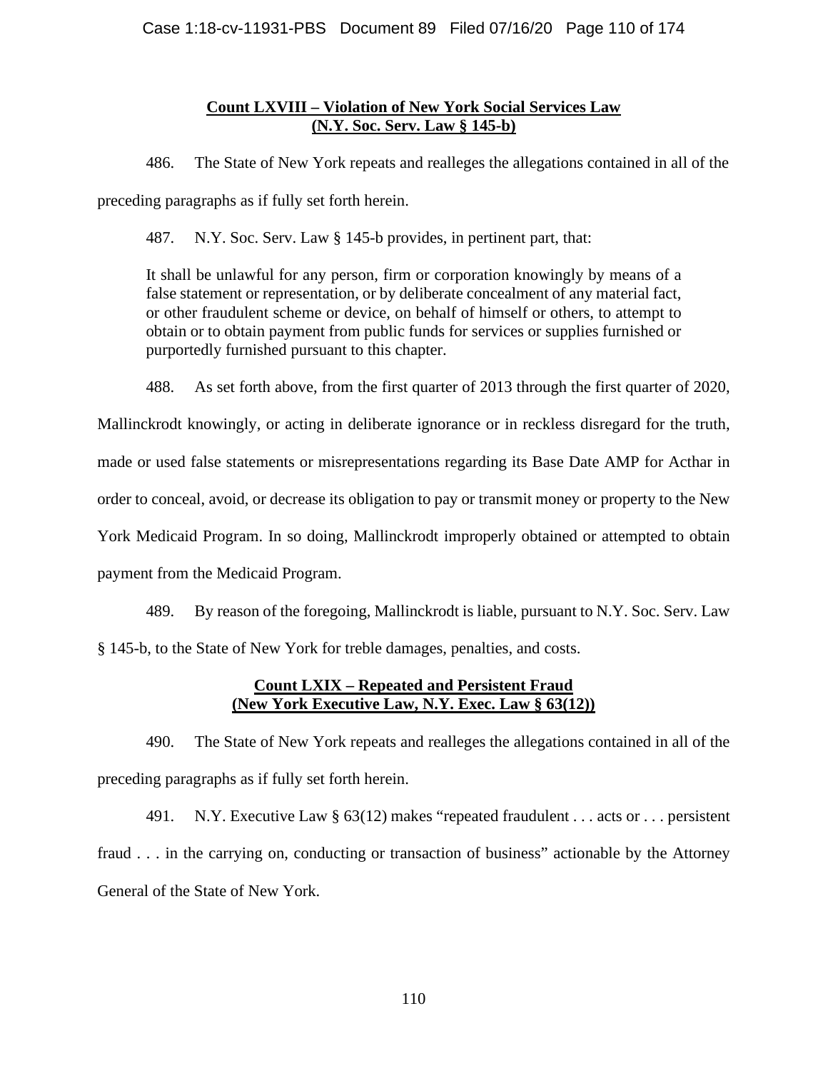**Count LXVIII – Violation of New York Social Services Law**
**(N.Y. Soc. Serv. Law § 145-b)**

486. The State of New York repeats and realleges the allegations contained in all of the preceding paragraphs as if fully set forth herein.

487. N.Y. Soc. Serv. Law § 145-b provides, in pertinent part, that:

> It shall be unlawful for any person, firm or corporation knowingly by means of a false statement or representation, or by deliberate concealment of any material fact, or other fraudulent scheme or device, on behalf of himself or others, to attempt to obtain or to obtain payment from public funds for services or supplies furnished or purportedly furnished pursuant to this chapter.

488. As set forth above, from the first quarter of 2013 through the first quarter of 2020, Mallinckrodt knowingly, or acting in deliberate ignorance or in reckless disregard for the truth, made or used false statements or misrepresentations regarding its Base Date AMP for Acthar in order to conceal, avoid, or decrease its obligation to pay or transmit money or property to the New York Medicaid Program. In so doing, Mallinckrodt improperly obtained or attempted to obtain payment from the Medicaid Program.

489. By reason of the foregoing, Mallinckrodt is liable, pursuant to N.Y. Soc. Serv. Law § 145-b, to the State of New York for treble damages, penalties, and costs.

**Count LXIX – Repeated and Persistent Fraud**
**(New York Executive Law, N.Y. Exec. Law § 63(12))**

490. The State of New York repeats and realleges the allegations contained in all of the preceding paragraphs as if fully set forth herein.

491. N.Y. Executive Law § 63(12) makes "repeated fraudulent . . . acts or . . . persistent fraud . . . in the carrying on, conducting or transaction of business" actionable by the Attorney General of the State of New York.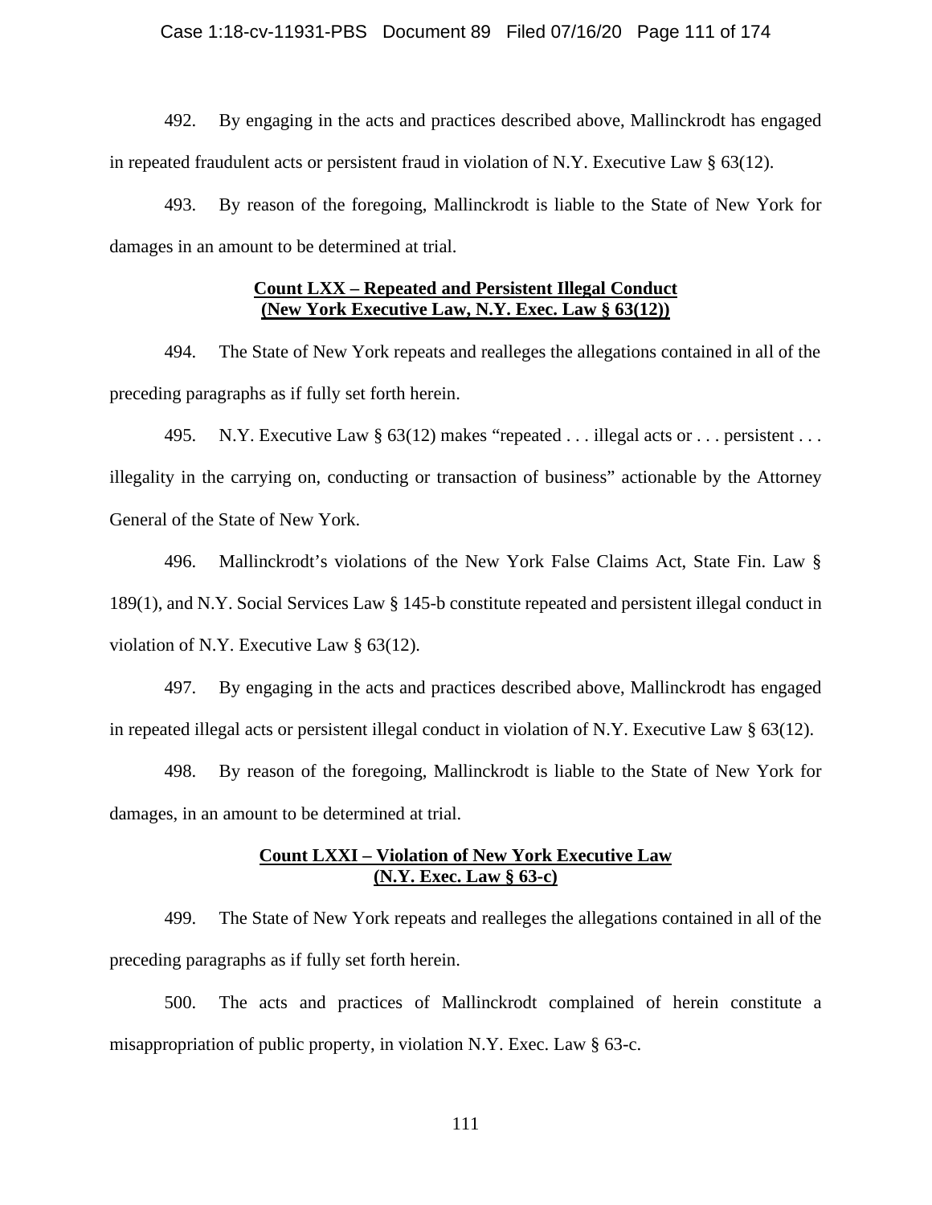492. By engaging in the acts and practices described above, Mallinckrodt has engaged in repeated fraudulent acts or persistent fraud in violation of N.Y. Executive Law § 63(12).

493. By reason of the foregoing, Mallinckrodt is liable to the State of New York for damages in an amount to be determined at trial.

**Count LXX – Repeated and Persistent Illegal Conduct (New York Executive Law, N.Y. Exec. Law § 63(12))**

494. The State of New York repeats and realleges the allegations contained in all of the preceding paragraphs as if fully set forth herein.

495. N.Y. Executive Law § 63(12) makes "repeated . . . illegal acts or . . . persistent . . . illegality in the carrying on, conducting or transaction of business" actionable by the Attorney General of the State of New York.

496. Mallinckrodt's violations of the New York False Claims Act, State Fin. Law § 189(1), and N.Y. Social Services Law § 145-b constitute repeated and persistent illegal conduct in violation of N.Y. Executive Law § 63(12).

497. By engaging in the acts and practices described above, Mallinckrodt has engaged in repeated illegal acts or persistent illegal conduct in violation of N.Y. Executive Law § 63(12).

498. By reason of the foregoing, Mallinckrodt is liable to the State of New York for damages, in an amount to be determined at trial.

**Count LXXI – Violation of New York Executive Law (N.Y. Exec. Law § 63-c)**

499. The State of New York repeats and realleges the allegations contained in all of the preceding paragraphs as if fully set forth herein.

500. The acts and practices of Mallinckrodt complained of herein constitute a misappropriation of public property, in violation N.Y. Exec. Law § 63-c.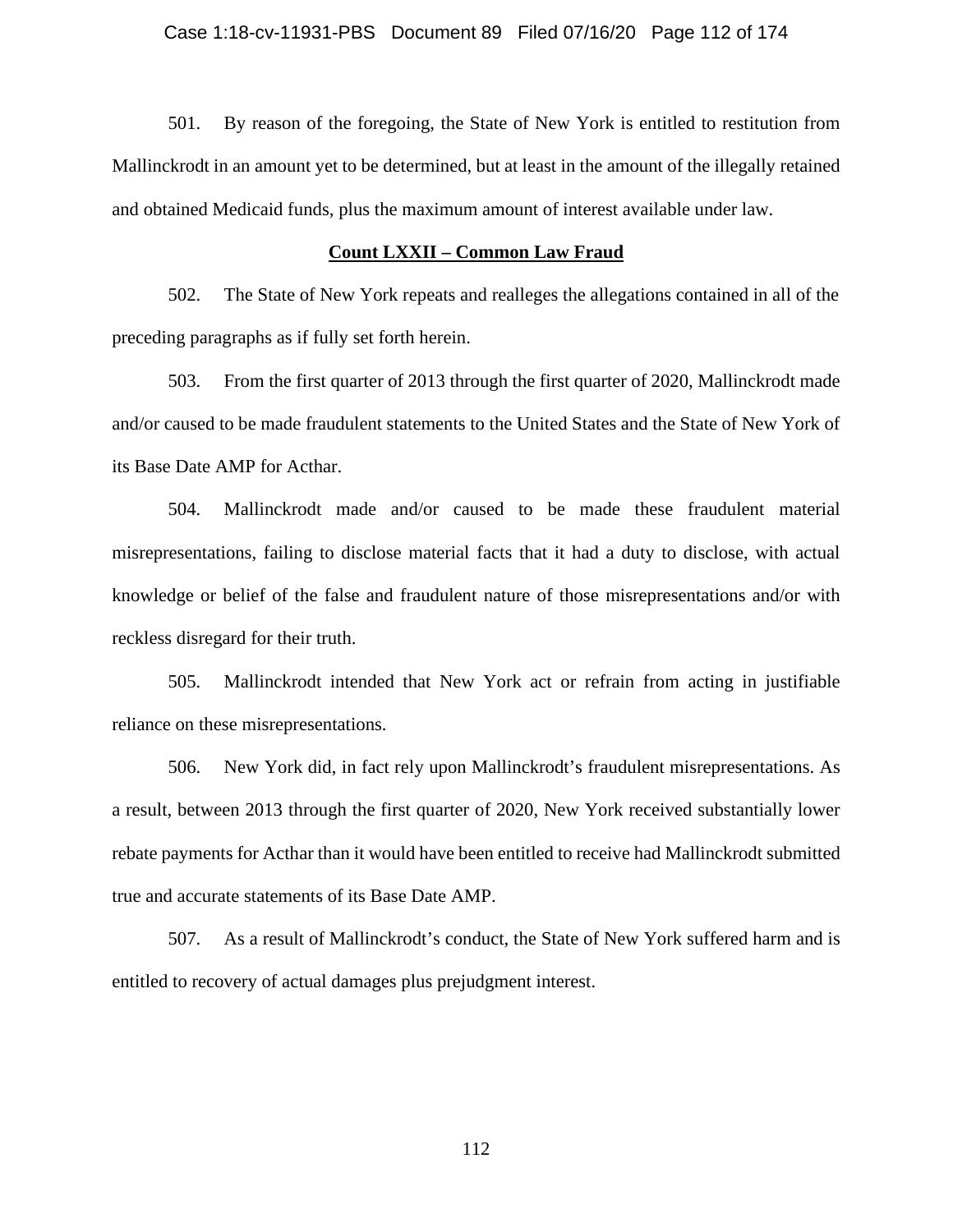501. By reason of the foregoing, the State of New York is entitled to restitution from Mallinckrodt in an amount yet to be determined, but at least in the amount of the illegally retained and obtained Medicaid funds, plus the maximum amount of interest available under law.

**Count LXXII – Common Law Fraud**

502. The State of New York repeats and realleges the allegations contained in all of the preceding paragraphs as if fully set forth herein.

503. From the first quarter of 2013 through the first quarter of 2020, Mallinckrodt made and/or caused to be made fraudulent statements to the United States and the State of New York of its Base Date AMP for Acthar.

504. Mallinckrodt made and/or caused to be made these fraudulent material misrepresentations, failing to disclose material facts that it had a duty to disclose, with actual knowledge or belief of the false and fraudulent nature of those misrepresentations and/or with reckless disregard for their truth.

505. Mallinckrodt intended that New York act or refrain from acting in justifiable reliance on these misrepresentations.

506. New York did, in fact rely upon Mallinckrodt's fraudulent misrepresentations. As a result, between 2013 through the first quarter of 2020, New York received substantially lower rebate payments for Acthar than it would have been entitled to receive had Mallinckrodt submitted true and accurate statements of its Base Date AMP.

507. As a result of Mallinckrodt's conduct, the State of New York suffered harm and is entitled to recovery of actual damages plus prejudgment interest.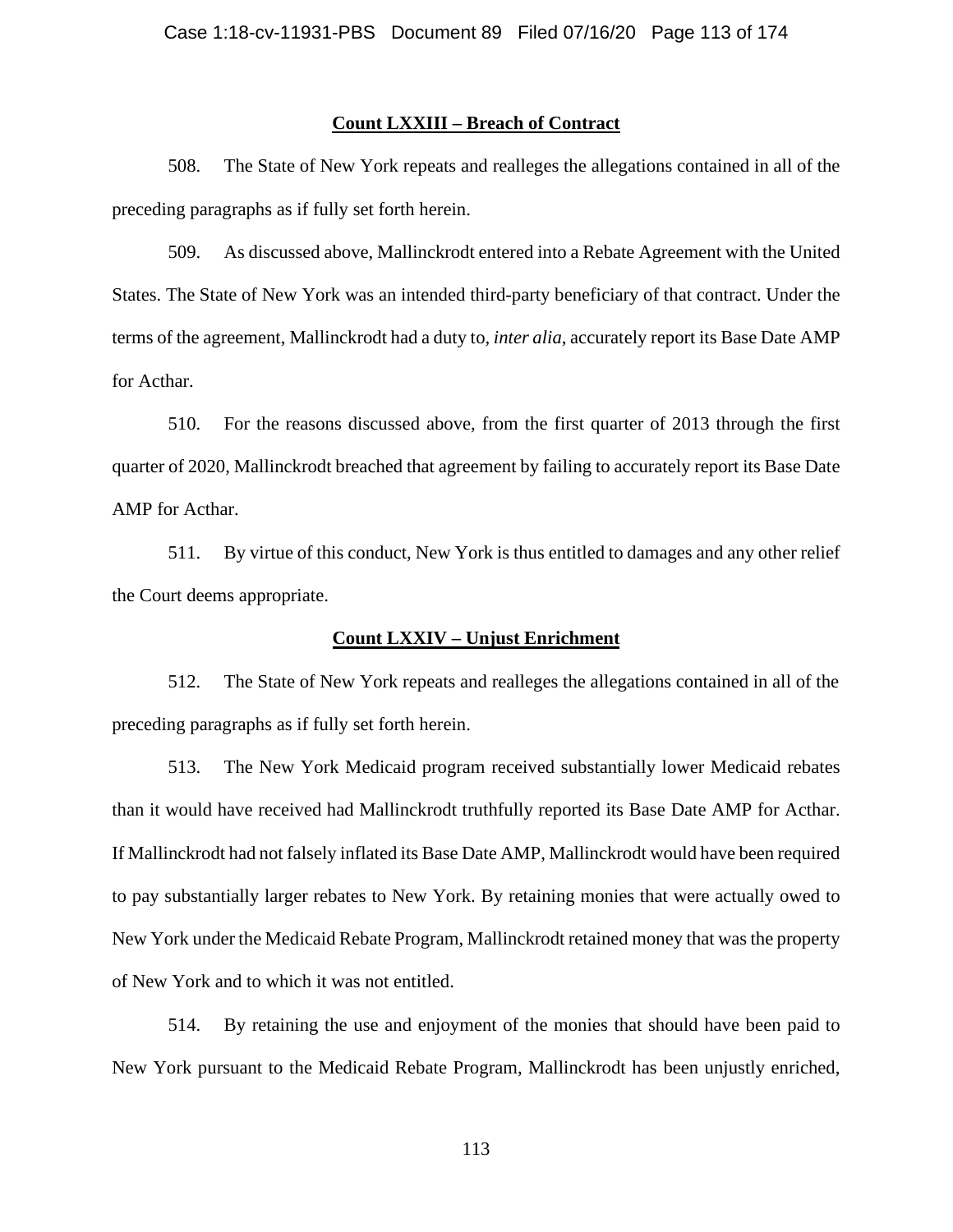**Count LXXIII – Breach of Contract**

508. The State of New York repeats and realleges the allegations contained in all of the preceding paragraphs as if fully set forth herein.

509. As discussed above, Mallinckrodt entered into a Rebate Agreement with the United States. The State of New York was an intended third-party beneficiary of that contract. Under the terms of the agreement, Mallinckrodt had a duty to, *inter alia*, accurately report its Base Date AMP for Acthar.

510. For the reasons discussed above, from the first quarter of 2013 through the first quarter of 2020, Mallinckrodt breached that agreement by failing to accurately report its Base Date AMP for Acthar.

511. By virtue of this conduct, New York is thus entitled to damages and any other relief the Court deems appropriate.

**Count LXXIV – Unjust Enrichment**

512. The State of New York repeats and realleges the allegations contained in all of the preceding paragraphs as if fully set forth herein.

513. The New York Medicaid program received substantially lower Medicaid rebates than it would have received had Mallinckrodt truthfully reported its Base Date AMP for Acthar. If Mallinckrodt had not falsely inflated its Base Date AMP, Mallinckrodt would have been required to pay substantially larger rebates to New York. By retaining monies that were actually owed to New York under the Medicaid Rebate Program, Mallinckrodt retained money that was the property of New York and to which it was not entitled.

514. By retaining the use and enjoyment of the monies that should have been paid to New York pursuant to the Medicaid Rebate Program, Mallinckrodt has been unjustly enriched,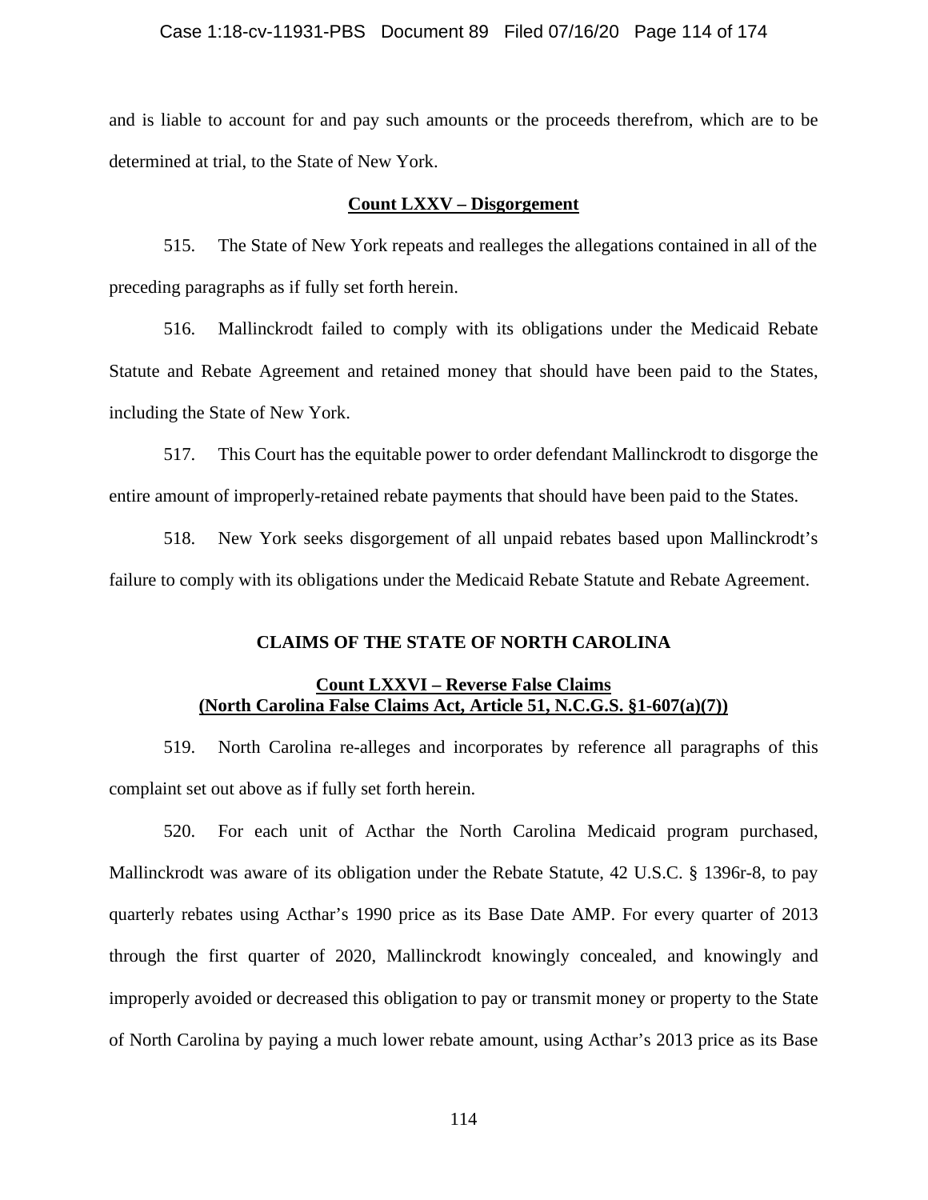and is liable to account for and pay such amounts or the proceeds therefrom, which are to be determined at trial, to the State of New York.

**Count LXXV – Disgorgement**

515. The State of New York repeats and realleges the allegations contained in all of the preceding paragraphs as if fully set forth herein.

516. Mallinckrodt failed to comply with its obligations under the Medicaid Rebate Statute and Rebate Agreement and retained money that should have been paid to the States, including the State of New York.

517. This Court has the equitable power to order defendant Mallinckrodt to disgorge the entire amount of improperly-retained rebate payments that should have been paid to the States.

518. New York seeks disgorgement of all unpaid rebates based upon Mallinckrodt's failure to comply with its obligations under the Medicaid Rebate Statute and Rebate Agreement.

## CLAIMS OF THE STATE OF NORTH CAROLINA

**Count LXXVI – Reverse False Claims (North Carolina False Claims Act, Article 51, N.C.G.S. §1-607(a)(7))**

519. North Carolina re-alleges and incorporates by reference all paragraphs of this complaint set out above as if fully set forth herein.

520. For each unit of Acthar the North Carolina Medicaid program purchased, Mallinckrodt was aware of its obligation under the Rebate Statute, 42 U.S.C. § 1396r-8, to pay quarterly rebates using Acthar's 1990 price as its Base Date AMP. For every quarter of 2013 through the first quarter of 2020, Mallinckrodt knowingly concealed, and knowingly and improperly avoided or decreased this obligation to pay or transmit money or property to the State of North Carolina by paying a much lower rebate amount, using Acthar's 2013 price as its Base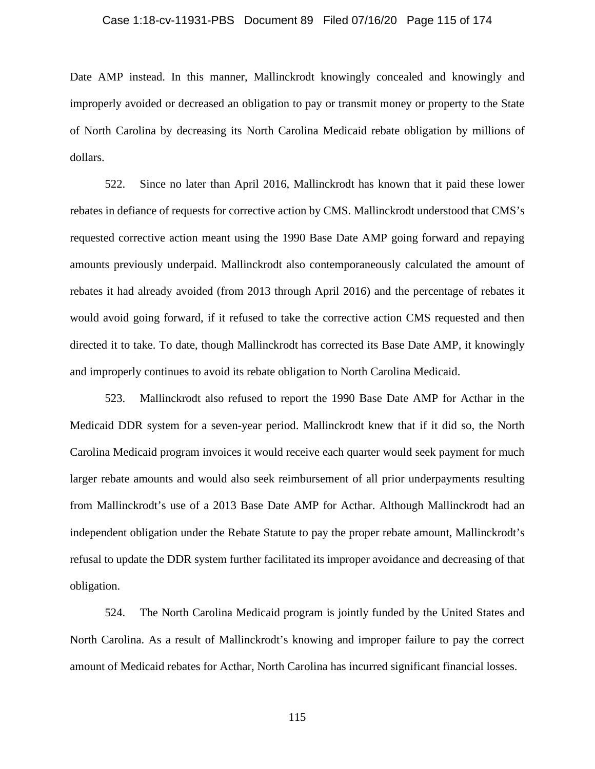Date AMP instead. In this manner, Mallinckrodt knowingly concealed and knowingly and improperly avoided or decreased an obligation to pay or transmit money or property to the State of North Carolina by decreasing its North Carolina Medicaid rebate obligation by millions of dollars.

522. Since no later than April 2016, Mallinckrodt has known that it paid these lower rebates in defiance of requests for corrective action by CMS. Mallinckrodt understood that CMS's requested corrective action meant using the 1990 Base Date AMP going forward and repaying amounts previously underpaid. Mallinckrodt also contemporaneously calculated the amount of rebates it had already avoided (from 2013 through April 2016) and the percentage of rebates it would avoid going forward, if it refused to take the corrective action CMS requested and then directed it to take. To date, though Mallinckrodt has corrected its Base Date AMP, it knowingly and improperly continues to avoid its rebate obligation to North Carolina Medicaid.

523. Mallinckrodt also refused to report the 1990 Base Date AMP for Acthar in the Medicaid DDR system for a seven-year period. Mallinckrodt knew that if it did so, the North Carolina Medicaid program invoices it would receive each quarter would seek payment for much larger rebate amounts and would also seek reimbursement of all prior underpayments resulting from Mallinckrodt's use of a 2013 Base Date AMP for Acthar. Although Mallinckrodt had an independent obligation under the Rebate Statute to pay the proper rebate amount, Mallinckrodt's refusal to update the DDR system further facilitated its improper avoidance and decreasing of that obligation.

524. The North Carolina Medicaid program is jointly funded by the United States and North Carolina. As a result of Mallinckrodt's knowing and improper failure to pay the correct amount of Medicaid rebates for Acthar, North Carolina has incurred significant financial losses.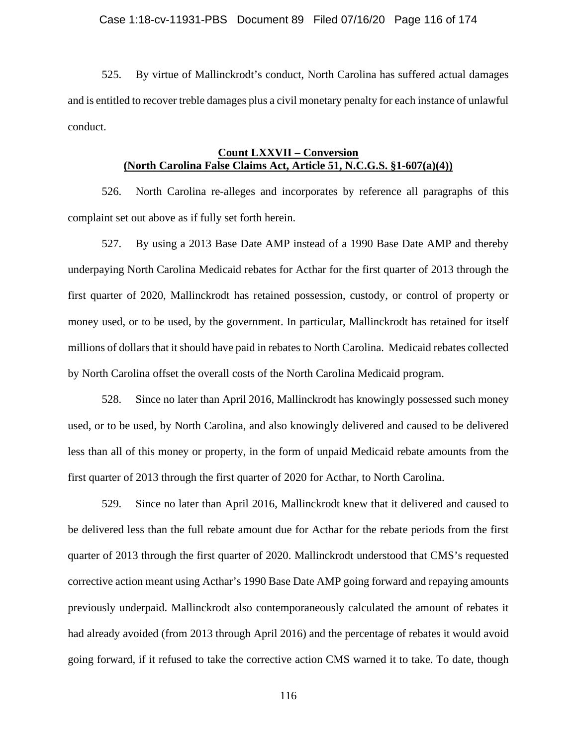525. By virtue of Mallinckrodt's conduct, North Carolina has suffered actual damages and is entitled to recover treble damages plus a civil monetary penalty for each instance of unlawful conduct.

**Count LXXVII – Conversion**
**(North Carolina False Claims Act, Article 51, N.C.G.S. §1-607(a)(4))**

526. North Carolina re-alleges and incorporates by reference all paragraphs of this complaint set out above as if fully set forth herein.

527. By using a 2013 Base Date AMP instead of a 1990 Base Date AMP and thereby underpaying North Carolina Medicaid rebates for Acthar for the first quarter of 2013 through the first quarter of 2020, Mallinckrodt has retained possession, custody, or control of property or money used, or to be used, by the government. In particular, Mallinckrodt has retained for itself millions of dollars that it should have paid in rebates to North Carolina. Medicaid rebates collected by North Carolina offset the overall costs of the North Carolina Medicaid program.

528. Since no later than April 2016, Mallinckrodt has knowingly possessed such money used, or to be used, by North Carolina, and also knowingly delivered and caused to be delivered less than all of this money or property, in the form of unpaid Medicaid rebate amounts from the first quarter of 2013 through the first quarter of 2020 for Acthar, to North Carolina.

529. Since no later than April 2016, Mallinckrodt knew that it delivered and caused to be delivered less than the full rebate amount due for Acthar for the rebate periods from the first quarter of 2013 through the first quarter of 2020. Mallinckrodt understood that CMS's requested corrective action meant using Acthar's 1990 Base Date AMP going forward and repaying amounts previously underpaid. Mallinckrodt also contemporaneously calculated the amount of rebates it had already avoided (from 2013 through April 2016) and the percentage of rebates it would avoid going forward, if it refused to take the corrective action CMS warned it to take. To date, though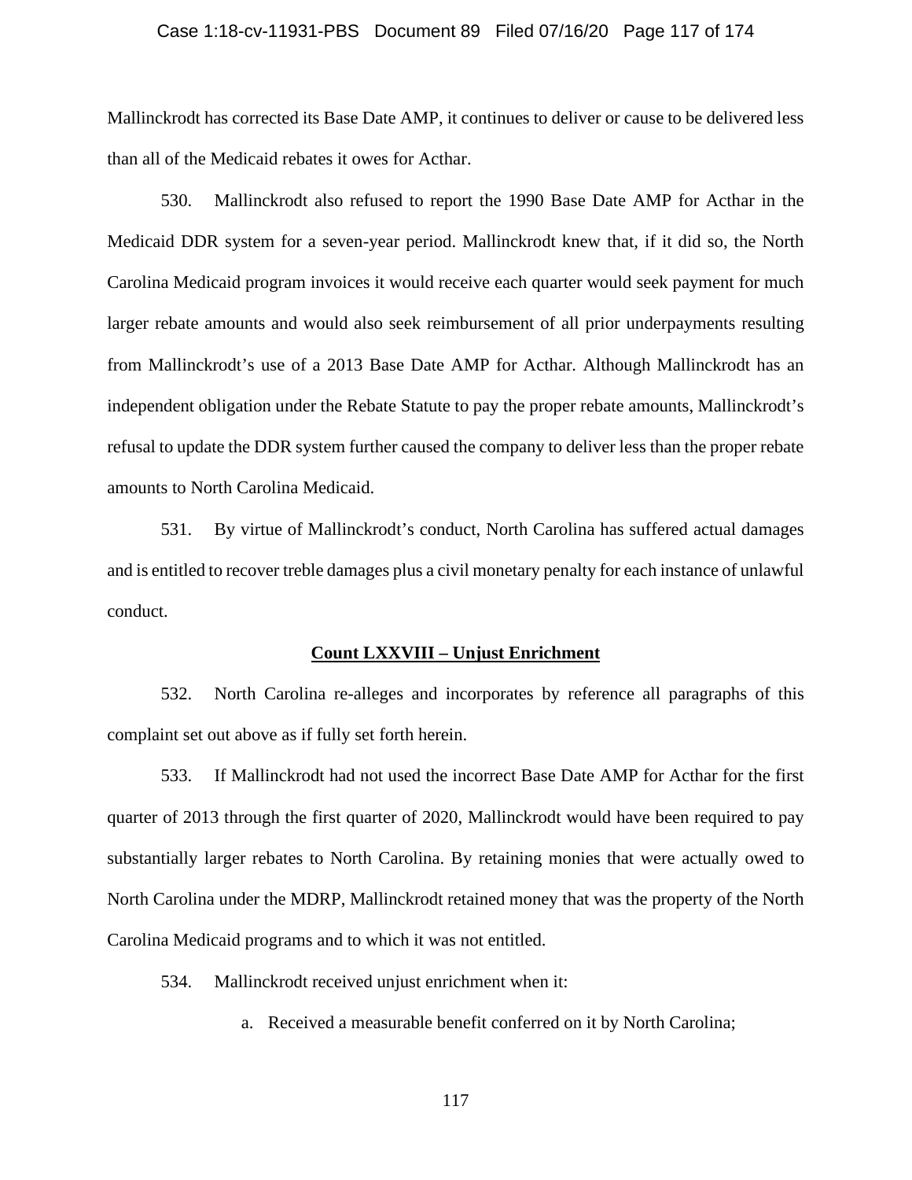Mallinckrodt has corrected its Base Date AMP, it continues to deliver or cause to be delivered less than all of the Medicaid rebates it owes for Acthar.

530. Mallinckrodt also refused to report the 1990 Base Date AMP for Acthar in the Medicaid DDR system for a seven-year period. Mallinckrodt knew that, if it did so, the North Carolina Medicaid program invoices it would receive each quarter would seek payment for much larger rebate amounts and would also seek reimbursement of all prior underpayments resulting from Mallinckrodt's use of a 2013 Base Date AMP for Acthar. Although Mallinckrodt has an independent obligation under the Rebate Statute to pay the proper rebate amounts, Mallinckrodt's refusal to update the DDR system further caused the company to deliver less than the proper rebate amounts to North Carolina Medicaid.

531. By virtue of Mallinckrodt's conduct, North Carolina has suffered actual damages and is entitled to recover treble damages plus a civil monetary penalty for each instance of unlawful conduct.

**Count LXXVIII – Unjust Enrichment**

532. North Carolina re-alleges and incorporates by reference all paragraphs of this complaint set out above as if fully set forth herein.

533. If Mallinckrodt had not used the incorrect Base Date AMP for Acthar for the first quarter of 2013 through the first quarter of 2020, Mallinckrodt would have been required to pay substantially larger rebates to North Carolina. By retaining monies that were actually owed to North Carolina under the MDRP, Mallinckrodt retained money that was the property of the North Carolina Medicaid programs and to which it was not entitled.

534. Mallinckrodt received unjust enrichment when it:

a. Received a measurable benefit conferred on it by North Carolina;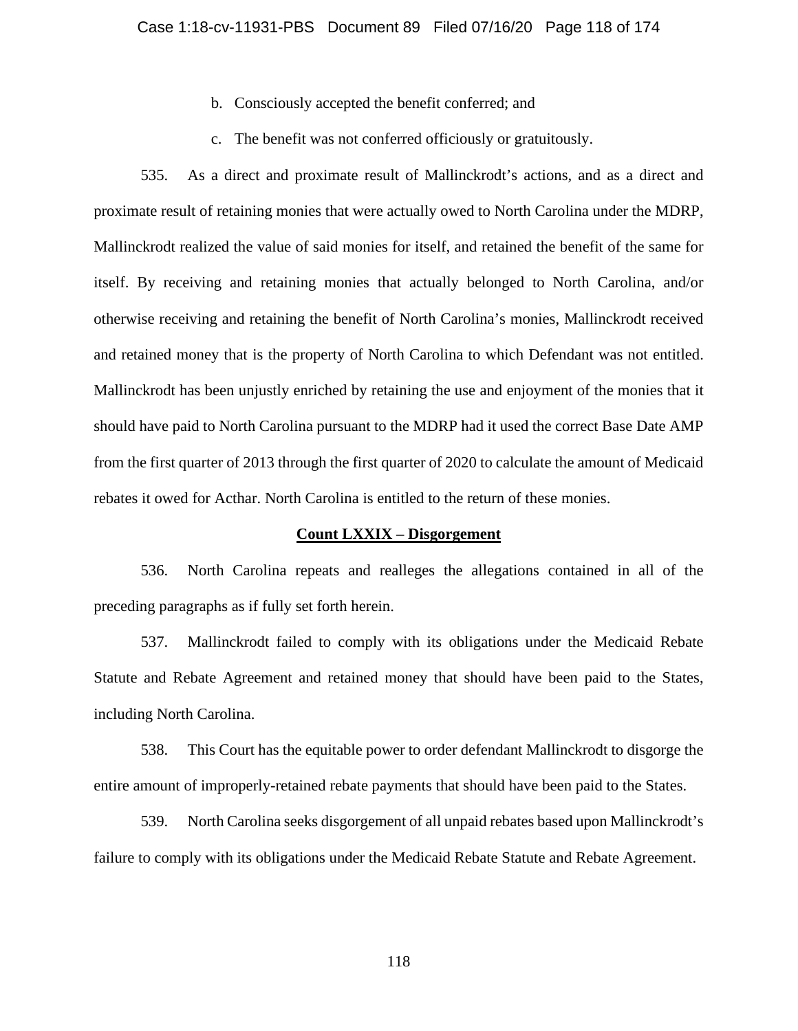b. Consciously accepted the benefit conferred; and

c. The benefit was not conferred officiously or gratuitously.

535. As a direct and proximate result of Mallinckrodt's actions, and as a direct and proximate result of retaining monies that were actually owed to North Carolina under the MDRP, Mallinckrodt realized the value of said monies for itself, and retained the benefit of the same for itself. By receiving and retaining monies that actually belonged to North Carolina, and/or otherwise receiving and retaining the benefit of North Carolina's monies, Mallinckrodt received and retained money that is the property of North Carolina to which Defendant was not entitled. Mallinckrodt has been unjustly enriched by retaining the use and enjoyment of the monies that it should have paid to North Carolina pursuant to the MDRP had it used the correct Base Date AMP from the first quarter of 2013 through the first quarter of 2020 to calculate the amount of Medicaid rebates it owed for Acthar. North Carolina is entitled to the return of these monies.

**Count LXXIX – Disgorgement**

536. North Carolina repeats and realleges the allegations contained in all of the preceding paragraphs as if fully set forth herein.

537. Mallinckrodt failed to comply with its obligations under the Medicaid Rebate Statute and Rebate Agreement and retained money that should have been paid to the States, including North Carolina.

538. This Court has the equitable power to order defendant Mallinckrodt to disgorge the entire amount of improperly-retained rebate payments that should have been paid to the States.

539. North Carolina seeks disgorgement of all unpaid rebates based upon Mallinckrodt's failure to comply with its obligations under the Medicaid Rebate Statute and Rebate Agreement.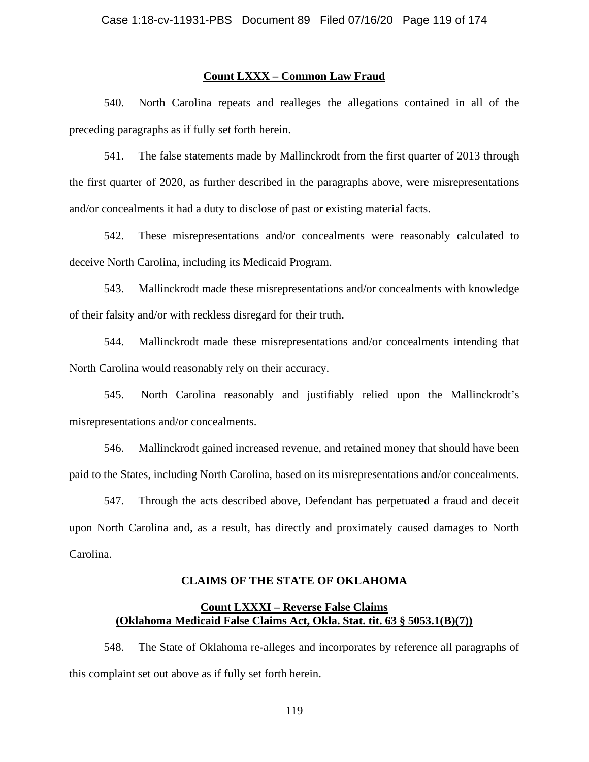**Count LXXX – Common Law Fraud**

540. North Carolina repeats and realleges the allegations contained in all of the preceding paragraphs as if fully set forth herein.

541. The false statements made by Mallinckrodt from the first quarter of 2013 through the first quarter of 2020, as further described in the paragraphs above, were misrepresentations and/or concealments it had a duty to disclose of past or existing material facts.

542. These misrepresentations and/or concealments were reasonably calculated to deceive North Carolina, including its Medicaid Program.

543. Mallinckrodt made these misrepresentations and/or concealments with knowledge of their falsity and/or with reckless disregard for their truth.

544. Mallinckrodt made these misrepresentations and/or concealments intending that North Carolina would reasonably rely on their accuracy.

545. North Carolina reasonably and justifiably relied upon the Mallinckrodt's misrepresentations and/or concealments.

546. Mallinckrodt gained increased revenue, and retained money that should have been paid to the States, including North Carolina, based on its misrepresentations and/or concealments.

547. Through the acts described above, Defendant has perpetuated a fraud and deceit upon North Carolina and, as a result, has directly and proximately caused damages to North Carolina.

**CLAIMS OF THE STATE OF OKLAHOMA**

**Count LXXXI – Reverse False Claims**
**(Oklahoma Medicaid False Claims Act, Okla. Stat. tit. 63 § 5053.1(B)(7))**

548. The State of Oklahoma re-alleges and incorporates by reference all paragraphs of this complaint set out above as if fully set forth herein.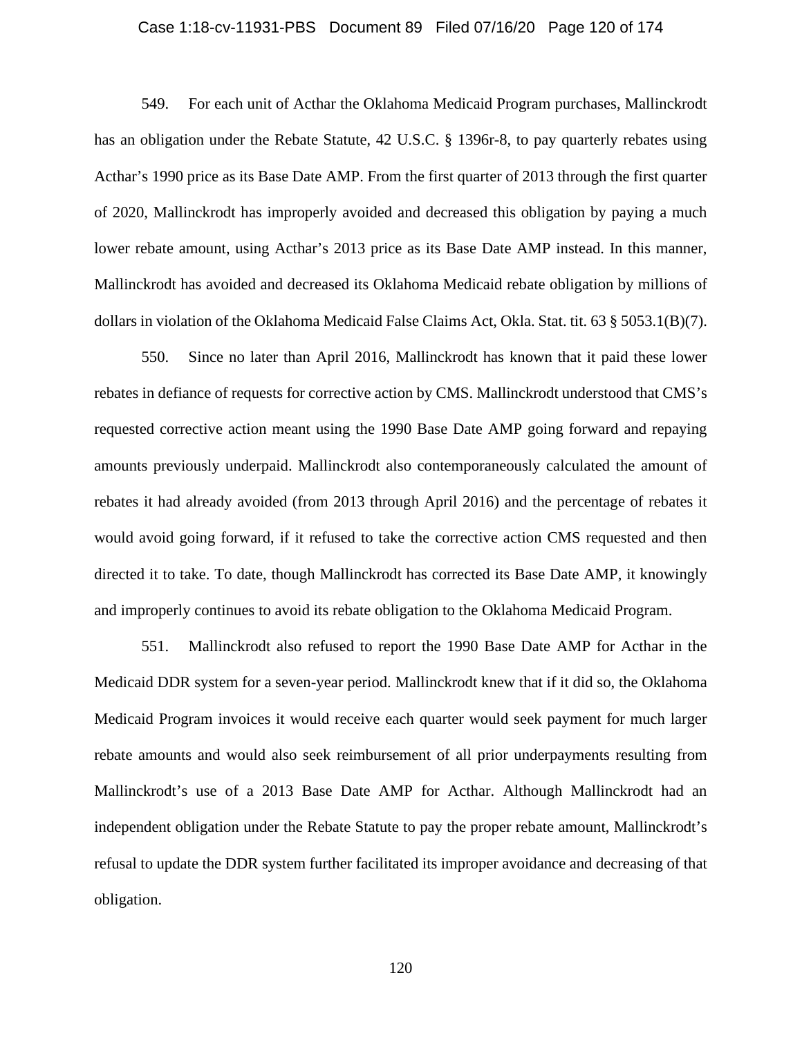549. For each unit of Acthar the Oklahoma Medicaid Program purchases, Mallinckrodt has an obligation under the Rebate Statute, 42 U.S.C. § 1396r-8, to pay quarterly rebates using Acthar's 1990 price as its Base Date AMP. From the first quarter of 2013 through the first quarter of 2020, Mallinckrodt has improperly avoided and decreased this obligation by paying a much lower rebate amount, using Acthar's 2013 price as its Base Date AMP instead. In this manner, Mallinckrodt has avoided and decreased its Oklahoma Medicaid rebate obligation by millions of dollars in violation of the Oklahoma Medicaid False Claims Act, Okla. Stat. tit. 63 § 5053.1(B)(7).

550. Since no later than April 2016, Mallinckrodt has known that it paid these lower rebates in defiance of requests for corrective action by CMS. Mallinckrodt understood that CMS's requested corrective action meant using the 1990 Base Date AMP going forward and repaying amounts previously underpaid. Mallinckrodt also contemporaneously calculated the amount of rebates it had already avoided (from 2013 through April 2016) and the percentage of rebates it would avoid going forward, if it refused to take the corrective action CMS requested and then directed it to take. To date, though Mallinckrodt has corrected its Base Date AMP, it knowingly and improperly continues to avoid its rebate obligation to the Oklahoma Medicaid Program.

551. Mallinckrodt also refused to report the 1990 Base Date AMP for Acthar in the Medicaid DDR system for a seven-year period. Mallinckrodt knew that if it did so, the Oklahoma Medicaid Program invoices it would receive each quarter would seek payment for much larger rebate amounts and would also seek reimbursement of all prior underpayments resulting from Mallinckrodt's use of a 2013 Base Date AMP for Acthar. Although Mallinckrodt had an independent obligation under the Rebate Statute to pay the proper rebate amount, Mallinckrodt's refusal to update the DDR system further facilitated its improper avoidance and decreasing of that obligation.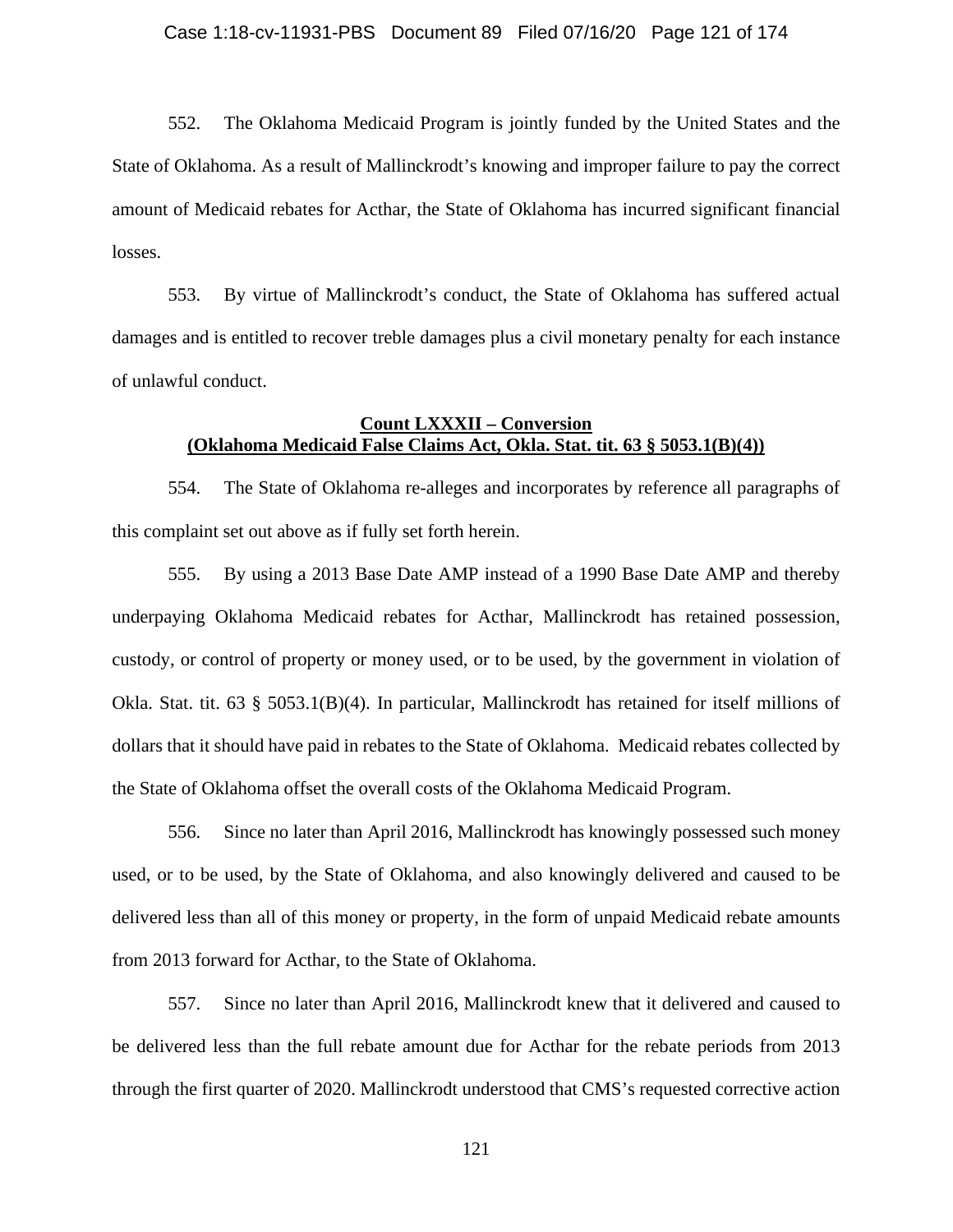552. The Oklahoma Medicaid Program is jointly funded by the United States and the State of Oklahoma. As a result of Mallinckrodt's knowing and improper failure to pay the correct amount of Medicaid rebates for Acthar, the State of Oklahoma has incurred significant financial losses.

553. By virtue of Mallinckrodt's conduct, the State of Oklahoma has suffered actual damages and is entitled to recover treble damages plus a civil monetary penalty for each instance of unlawful conduct.

**Count LXXXII – Conversion**
**(Oklahoma Medicaid False Claims Act, Okla. Stat. tit. 63 § 5053.1(B)(4))**

554. The State of Oklahoma re-alleges and incorporates by reference all paragraphs of this complaint set out above as if fully set forth herein.

555. By using a 2013 Base Date AMP instead of a 1990 Base Date AMP and thereby underpaying Oklahoma Medicaid rebates for Acthar, Mallinckrodt has retained possession, custody, or control of property or money used, or to be used, by the government in violation of Okla. Stat. tit. 63 § 5053.1(B)(4). In particular, Mallinckrodt has retained for itself millions of dollars that it should have paid in rebates to the State of Oklahoma. Medicaid rebates collected by the State of Oklahoma offset the overall costs of the Oklahoma Medicaid Program.

556. Since no later than April 2016, Mallinckrodt has knowingly possessed such money used, or to be used, by the State of Oklahoma, and also knowingly delivered and caused to be delivered less than all of this money or property, in the form of unpaid Medicaid rebate amounts from 2013 forward for Acthar, to the State of Oklahoma.

557. Since no later than April 2016, Mallinckrodt knew that it delivered and caused to be delivered less than the full rebate amount due for Acthar for the rebate periods from 2013 through the first quarter of 2020. Mallinckrodt understood that CMS's requested corrective action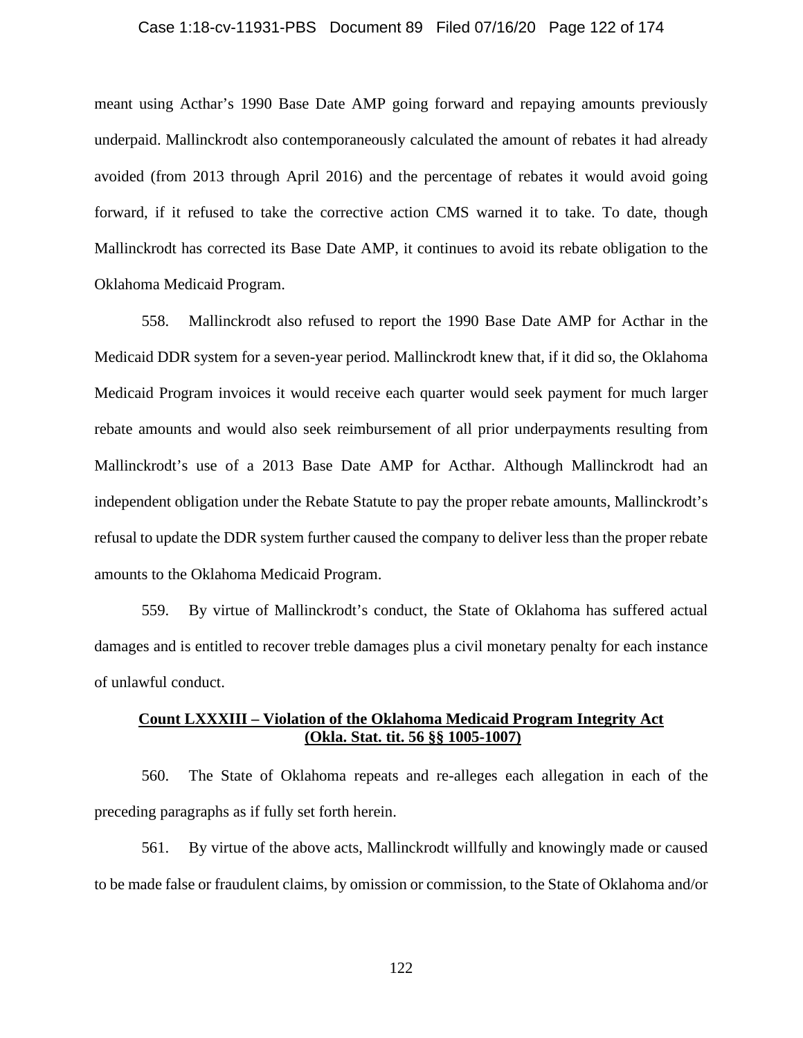meant using Acthar's 1990 Base Date AMP going forward and repaying amounts previously underpaid. Mallinckrodt also contemporaneously calculated the amount of rebates it had already avoided (from 2013 through April 2016) and the percentage of rebates it would avoid going forward, if it refused to take the corrective action CMS warned it to take. To date, though Mallinckrodt has corrected its Base Date AMP, it continues to avoid its rebate obligation to the Oklahoma Medicaid Program.

558. Mallinckrodt also refused to report the 1990 Base Date AMP for Acthar in the Medicaid DDR system for a seven-year period. Mallinckrodt knew that, if it did so, the Oklahoma Medicaid Program invoices it would receive each quarter would seek payment for much larger rebate amounts and would also seek reimbursement of all prior underpayments resulting from Mallinckrodt's use of a 2013 Base Date AMP for Acthar. Although Mallinckrodt had an independent obligation under the Rebate Statute to pay the proper rebate amounts, Mallinckrodt's refusal to update the DDR system further caused the company to deliver less than the proper rebate amounts to the Oklahoma Medicaid Program.

559. By virtue of Mallinckrodt's conduct, the State of Oklahoma has suffered actual damages and is entitled to recover treble damages plus a civil monetary penalty for each instance of unlawful conduct.

**Count LXXXIII – Violation of the Oklahoma Medicaid Program Integrity Act (Okla. Stat. tit. 56 §§ 1005-1007)**

560. The State of Oklahoma repeats and re-alleges each allegation in each of the preceding paragraphs as if fully set forth herein.

561. By virtue of the above acts, Mallinckrodt willfully and knowingly made or caused to be made false or fraudulent claims, by omission or commission, to the State of Oklahoma and/or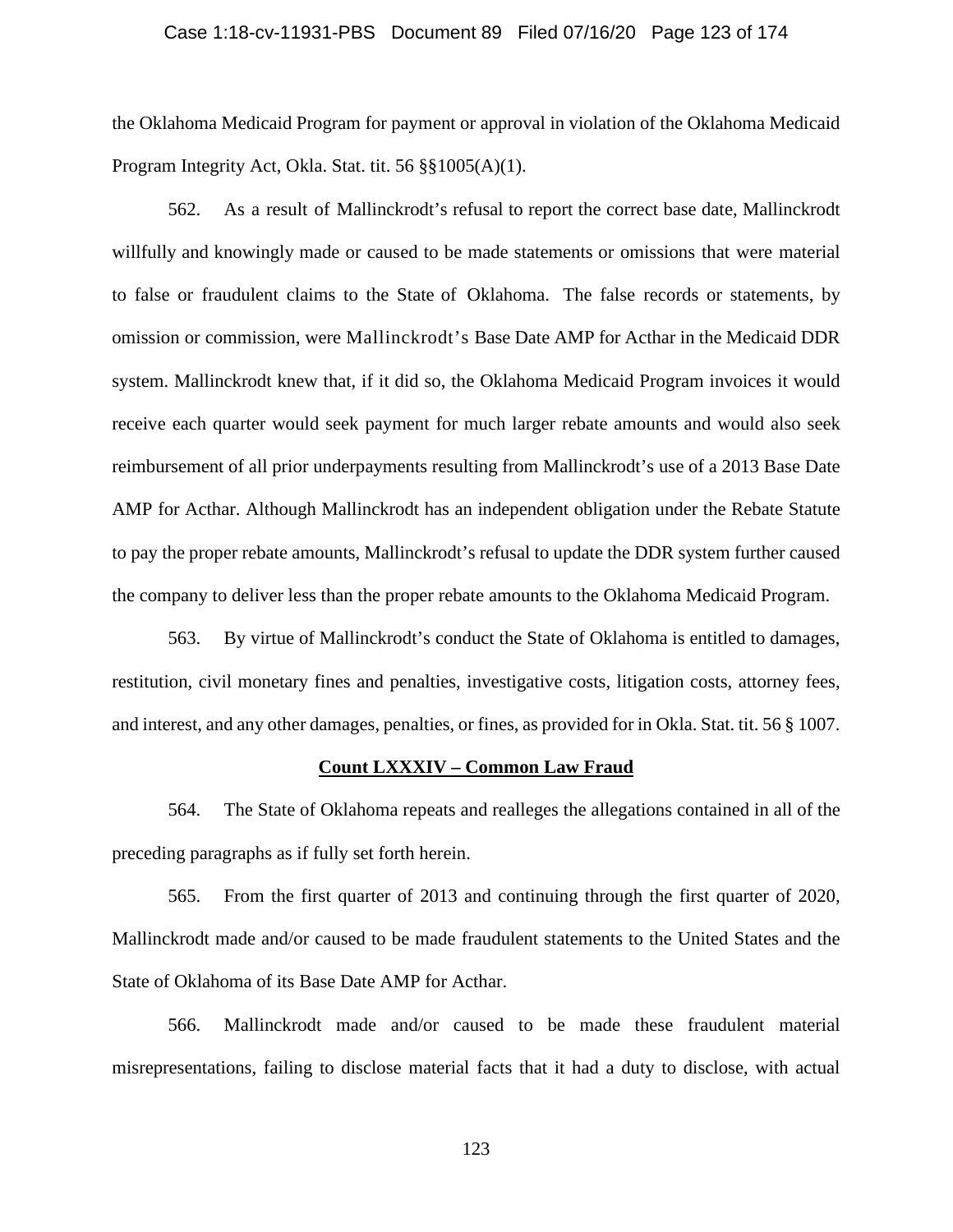the Oklahoma Medicaid Program for payment or approval in violation of the Oklahoma Medicaid Program Integrity Act, Okla. Stat. tit. 56 §§1005(A)(1).

562. As a result of Mallinckrodt's refusal to report the correct base date, Mallinckrodt willfully and knowingly made or caused to be made statements or omissions that were material to false or fraudulent claims to the State of Oklahoma. The false records or statements, by omission or commission, were Mallinckrodt's Base Date AMP for Acthar in the Medicaid DDR system. Mallinckrodt knew that, if it did so, the Oklahoma Medicaid Program invoices it would receive each quarter would seek payment for much larger rebate amounts and would also seek reimbursement of all prior underpayments resulting from Mallinckrodt's use of a 2013 Base Date AMP for Acthar. Although Mallinckrodt has an independent obligation under the Rebate Statute to pay the proper rebate amounts, Mallinckrodt's refusal to update the DDR system further caused the company to deliver less than the proper rebate amounts to the Oklahoma Medicaid Program.

563. By virtue of Mallinckrodt's conduct the State of Oklahoma is entitled to damages, restitution, civil monetary fines and penalties, investigative costs, litigation costs, attorney fees, and interest, and any other damages, penalties, or fines, as provided for in Okla. Stat. tit. 56 § 1007.

**Count LXXXIV – Common Law Fraud**

564. The State of Oklahoma repeats and realleges the allegations contained in all of the preceding paragraphs as if fully set forth herein.

565. From the first quarter of 2013 and continuing through the first quarter of 2020, Mallinckrodt made and/or caused to be made fraudulent statements to the United States and the State of Oklahoma of its Base Date AMP for Acthar.

566. Mallinckrodt made and/or caused to be made these fraudulent material misrepresentations, failing to disclose material facts that it had a duty to disclose, with actual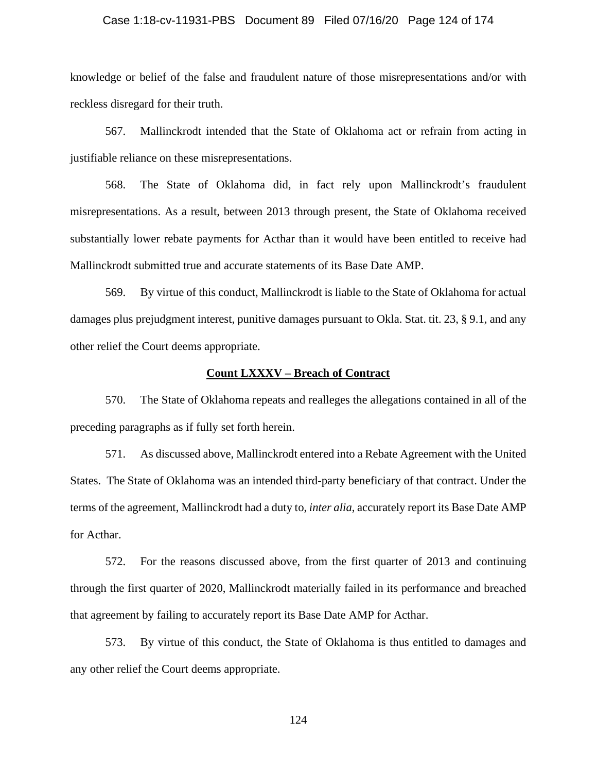knowledge or belief of the false and fraudulent nature of those misrepresentations and/or with reckless disregard for their truth.

567. Mallinckrodt intended that the State of Oklahoma act or refrain from acting in justifiable reliance on these misrepresentations.

568. The State of Oklahoma did, in fact rely upon Mallinckrodt's fraudulent misrepresentations. As a result, between 2013 through present, the State of Oklahoma received substantially lower rebate payments for Acthar than it would have been entitled to receive had Mallinckrodt submitted true and accurate statements of its Base Date AMP.

569. By virtue of this conduct, Mallinckrodt is liable to the State of Oklahoma for actual damages plus prejudgment interest, punitive damages pursuant to Okla. Stat. tit. 23, § 9.1, and any other relief the Court deems appropriate.

**Count LXXXV – Breach of Contract**

570. The State of Oklahoma repeats and realleges the allegations contained in all of the preceding paragraphs as if fully set forth herein.

571. As discussed above, Mallinckrodt entered into a Rebate Agreement with the United States. The State of Oklahoma was an intended third-party beneficiary of that contract. Under the terms of the agreement, Mallinckrodt had a duty to, *inter alia*, accurately report its Base Date AMP for Acthar.

572. For the reasons discussed above, from the first quarter of 2013 and continuing through the first quarter of 2020, Mallinckrodt materially failed in its performance and breached that agreement by failing to accurately report its Base Date AMP for Acthar.

573. By virtue of this conduct, the State of Oklahoma is thus entitled to damages and any other relief the Court deems appropriate.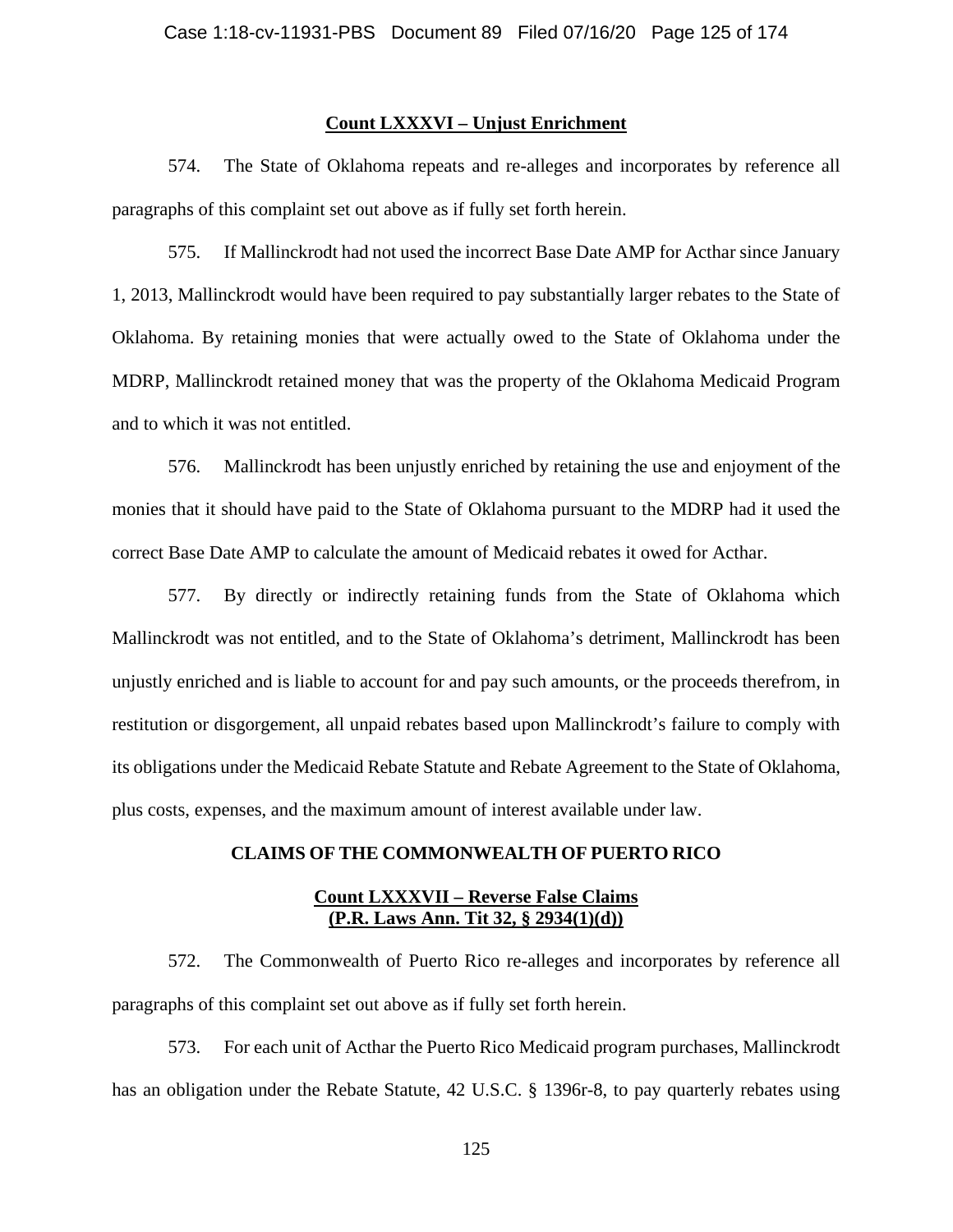**Count LXXXVI – Unjust Enrichment**

574. The State of Oklahoma repeats and re-alleges and incorporates by reference all paragraphs of this complaint set out above as if fully set forth herein.

575. If Mallinckrodt had not used the incorrect Base Date AMP for Acthar since January 1, 2013, Mallinckrodt would have been required to pay substantially larger rebates to the State of Oklahoma. By retaining monies that were actually owed to the State of Oklahoma under the MDRP, Mallinckrodt retained money that was the property of the Oklahoma Medicaid Program and to which it was not entitled.

576. Mallinckrodt has been unjustly enriched by retaining the use and enjoyment of the monies that it should have paid to the State of Oklahoma pursuant to the MDRP had it used the correct Base Date AMP to calculate the amount of Medicaid rebates it owed for Acthar.

577. By directly or indirectly retaining funds from the State of Oklahoma which Mallinckrodt was not entitled, and to the State of Oklahoma's detriment, Mallinckrodt has been unjustly enriched and is liable to account for and pay such amounts, or the proceeds therefrom, in restitution or disgorgement, all unpaid rebates based upon Mallinckrodt's failure to comply with its obligations under the Medicaid Rebate Statute and Rebate Agreement to the State of Oklahoma, plus costs, expenses, and the maximum amount of interest available under law.

**CLAIMS OF THE COMMONWEALTH OF PUERTO RICO**

**Count LXXXVII – Reverse False Claims**
**(P.R. Laws Ann. Tit 32, § 2934(1)(d))**

572. The Commonwealth of Puerto Rico re-alleges and incorporates by reference all paragraphs of this complaint set out above as if fully set forth herein.

573. For each unit of Acthar the Puerto Rico Medicaid program purchases, Mallinckrodt has an obligation under the Rebate Statute, 42 U.S.C. § 1396r-8, to pay quarterly rebates using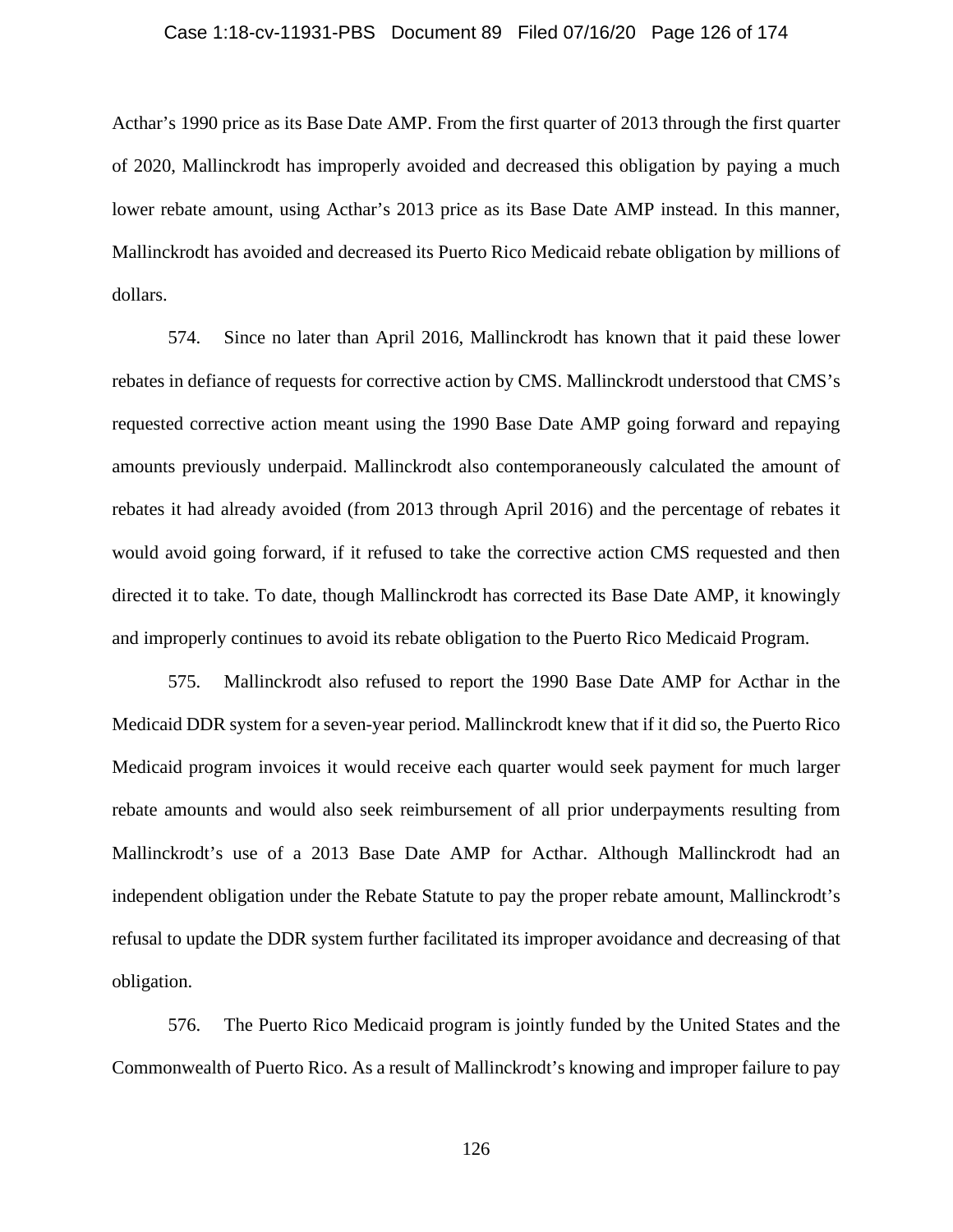Acthar's 1990 price as its Base Date AMP. From the first quarter of 2013 through the first quarter of 2020, Mallinckrodt has improperly avoided and decreased this obligation by paying a much lower rebate amount, using Acthar's 2013 price as its Base Date AMP instead. In this manner, Mallinckrodt has avoided and decreased its Puerto Rico Medicaid rebate obligation by millions of dollars.

574. Since no later than April 2016, Mallinckrodt has known that it paid these lower rebates in defiance of requests for corrective action by CMS. Mallinckrodt understood that CMS's requested corrective action meant using the 1990 Base Date AMP going forward and repaying amounts previously underpaid. Mallinckrodt also contemporaneously calculated the amount of rebates it had already avoided (from 2013 through April 2016) and the percentage of rebates it would avoid going forward, if it refused to take the corrective action CMS requested and then directed it to take. To date, though Mallinckrodt has corrected its Base Date AMP, it knowingly and improperly continues to avoid its rebate obligation to the Puerto Rico Medicaid Program.

575. Mallinckrodt also refused to report the 1990 Base Date AMP for Acthar in the Medicaid DDR system for a seven-year period. Mallinckrodt knew that if it did so, the Puerto Rico Medicaid program invoices it would receive each quarter would seek payment for much larger rebate amounts and would also seek reimbursement of all prior underpayments resulting from Mallinckrodt's use of a 2013 Base Date AMP for Acthar. Although Mallinckrodt had an independent obligation under the Rebate Statute to pay the proper rebate amount, Mallinckrodt's refusal to update the DDR system further facilitated its improper avoidance and decreasing of that obligation.

576. The Puerto Rico Medicaid program is jointly funded by the United States and the Commonwealth of Puerto Rico. As a result of Mallinckrodt's knowing and improper failure to pay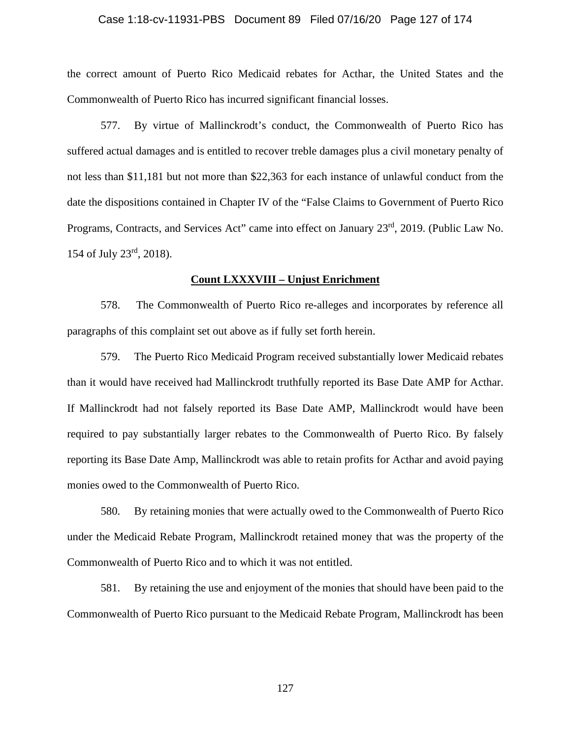the correct amount of Puerto Rico Medicaid rebates for Acthar, the United States and the Commonwealth of Puerto Rico has incurred significant financial losses.

577. By virtue of Mallinckrodt's conduct, the Commonwealth of Puerto Rico has suffered actual damages and is entitled to recover treble damages plus a civil monetary penalty of not less than $11,181 but not more than $22,363 for each instance of unlawful conduct from the date the dispositions contained in Chapter IV of the "False Claims to Government of Puerto Rico Programs, Contracts, and Services Act" came into effect on January 23rd, 2019. (Public Law No. 154 of July 23rd, 2018).

**Count LXXXVIII – Unjust Enrichment**

578. The Commonwealth of Puerto Rico re-alleges and incorporates by reference all paragraphs of this complaint set out above as if fully set forth herein.

579. The Puerto Rico Medicaid Program received substantially lower Medicaid rebates than it would have received had Mallinckrodt truthfully reported its Base Date AMP for Acthar. If Mallinckrodt had not falsely reported its Base Date AMP, Mallinckrodt would have been required to pay substantially larger rebates to the Commonwealth of Puerto Rico. By falsely reporting its Base Date Amp, Mallinckrodt was able to retain profits for Acthar and avoid paying monies owed to the Commonwealth of Puerto Rico.

580. By retaining monies that were actually owed to the Commonwealth of Puerto Rico under the Medicaid Rebate Program, Mallinckrodt retained money that was the property of the Commonwealth of Puerto Rico and to which it was not entitled.

581. By retaining the use and enjoyment of the monies that should have been paid to the Commonwealth of Puerto Rico pursuant to the Medicaid Rebate Program, Mallinckrodt has been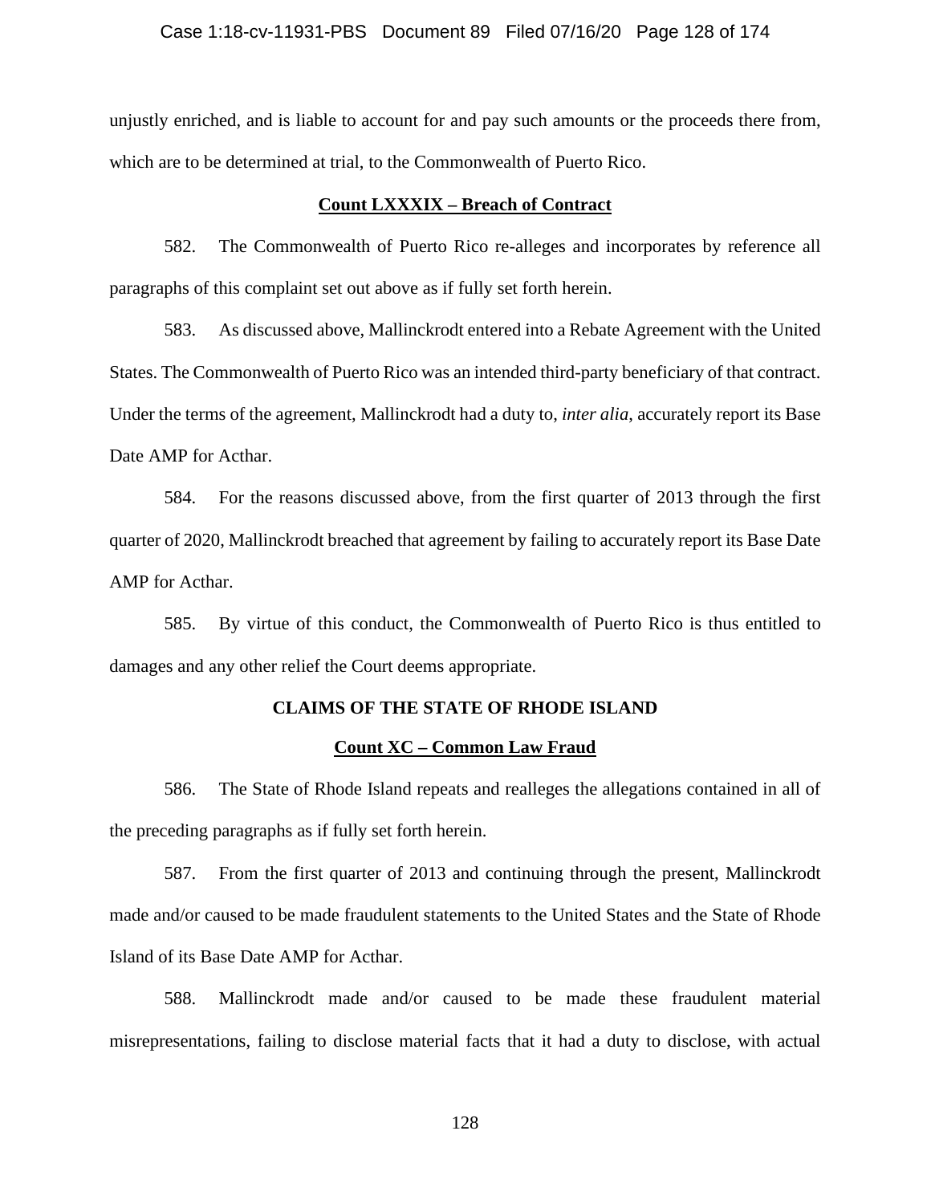unjustly enriched, and is liable to account for and pay such amounts or the proceeds there from, which are to be determined at trial, to the Commonwealth of Puerto Rico.

**Count LXXXIX – Breach of Contract**

582. The Commonwealth of Puerto Rico re-alleges and incorporates by reference all paragraphs of this complaint set out above as if fully set forth herein.

583. As discussed above, Mallinckrodt entered into a Rebate Agreement with the United States. The Commonwealth of Puerto Rico was an intended third-party beneficiary of that contract. Under the terms of the agreement, Mallinckrodt had a duty to, *inter alia*, accurately report its Base Date AMP for Acthar.

584. For the reasons discussed above, from the first quarter of 2013 through the first quarter of 2020, Mallinckrodt breached that agreement by failing to accurately report its Base Date AMP for Acthar.

585. By virtue of this conduct, the Commonwealth of Puerto Rico is thus entitled to damages and any other relief the Court deems appropriate.

**CLAIMS OF THE STATE OF RHODE ISLAND**

**Count XC – Common Law Fraud**

586. The State of Rhode Island repeats and realleges the allegations contained in all of the preceding paragraphs as if fully set forth herein.

587. From the first quarter of 2013 and continuing through the present, Mallinckrodt made and/or caused to be made fraudulent statements to the United States and the State of Rhode Island of its Base Date AMP for Acthar.

588. Mallinckrodt made and/or caused to be made these fraudulent material misrepresentations, failing to disclose material facts that it had a duty to disclose, with actual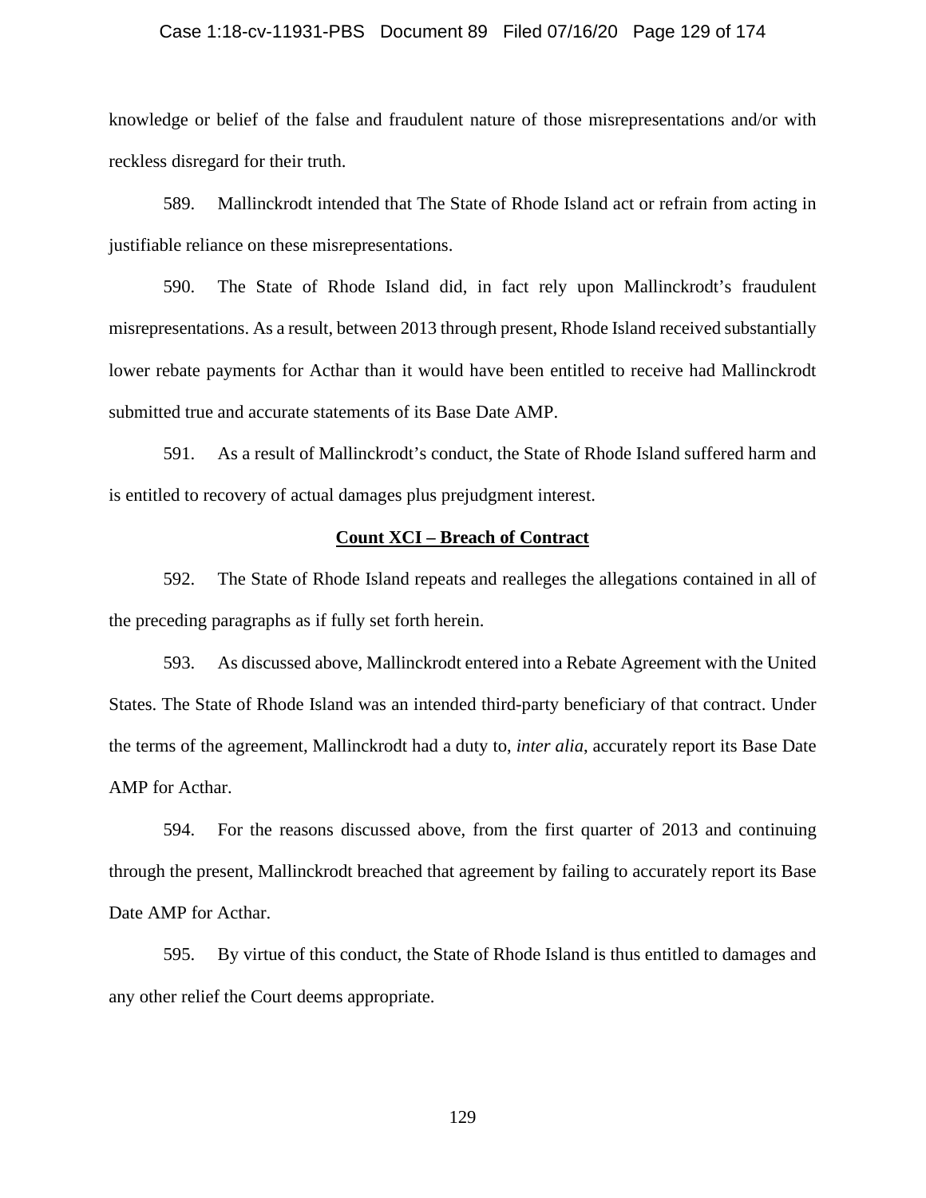knowledge or belief of the false and fraudulent nature of those misrepresentations and/or with reckless disregard for their truth.

589. Mallinckrodt intended that The State of Rhode Island act or refrain from acting in justifiable reliance on these misrepresentations.

590. The State of Rhode Island did, in fact rely upon Mallinckrodt's fraudulent misrepresentations. As a result, between 2013 through present, Rhode Island received substantially lower rebate payments for Acthar than it would have been entitled to receive had Mallinckrodt submitted true and accurate statements of its Base Date AMP.

591. As a result of Mallinckrodt's conduct, the State of Rhode Island suffered harm and is entitled to recovery of actual damages plus prejudgment interest.

**Count XCI – Breach of Contract**

592. The State of Rhode Island repeats and realleges the allegations contained in all of the preceding paragraphs as if fully set forth herein.

593. As discussed above, Mallinckrodt entered into a Rebate Agreement with the United States. The State of Rhode Island was an intended third-party beneficiary of that contract. Under the terms of the agreement, Mallinckrodt had a duty to, *inter alia*, accurately report its Base Date AMP for Acthar.

594. For the reasons discussed above, from the first quarter of 2013 and continuing through the present, Mallinckrodt breached that agreement by failing to accurately report its Base Date AMP for Acthar.

595. By virtue of this conduct, the State of Rhode Island is thus entitled to damages and any other relief the Court deems appropriate.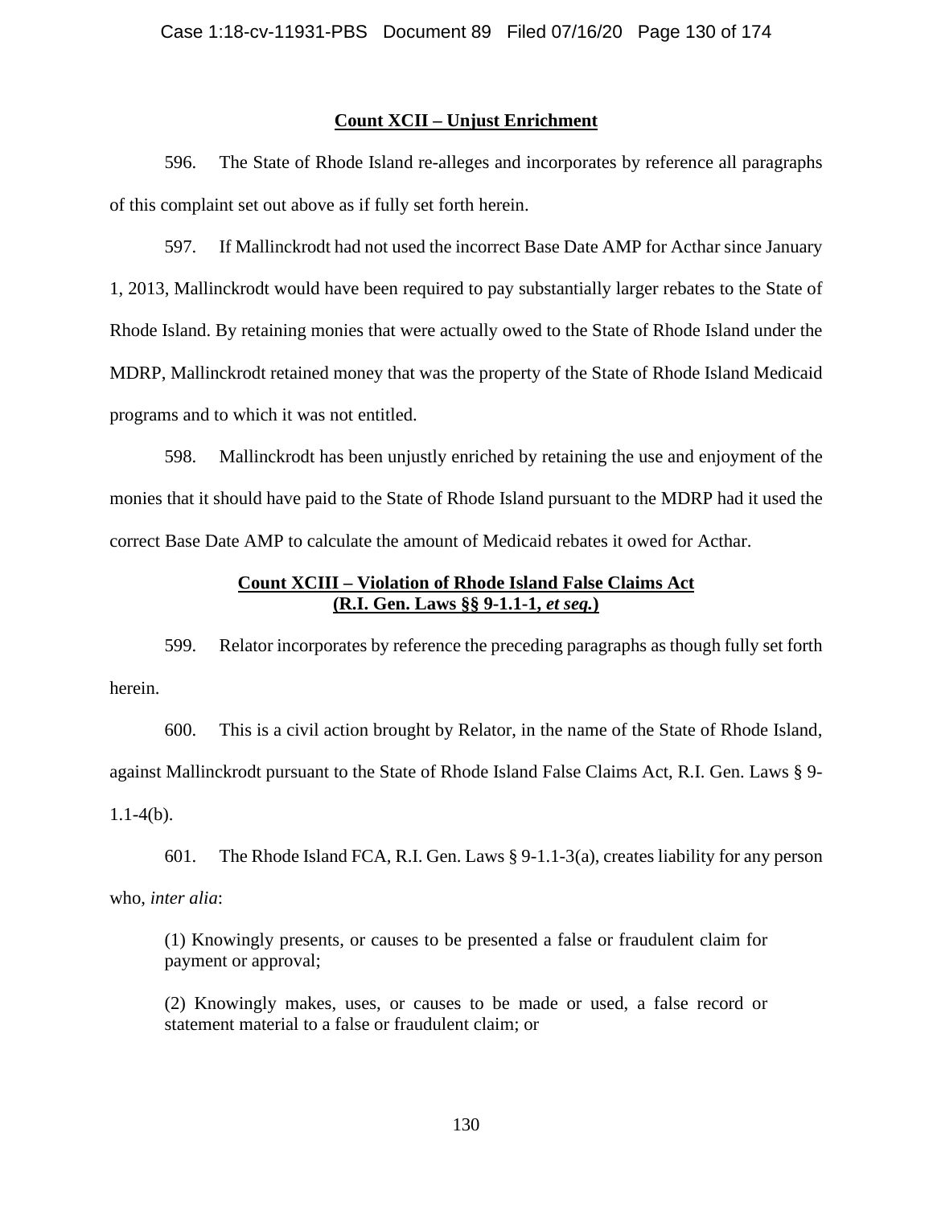**Count XCII – Unjust Enrichment**

596. The State of Rhode Island re-alleges and incorporates by reference all paragraphs of this complaint set out above as if fully set forth herein.

597. If Mallinckrodt had not used the incorrect Base Date AMP for Acthar since January 1, 2013, Mallinckrodt would have been required to pay substantially larger rebates to the State of Rhode Island. By retaining monies that were actually owed to the State of Rhode Island under the MDRP, Mallinckrodt retained money that was the property of the State of Rhode Island Medicaid programs and to which it was not entitled.

598. Mallinckrodt has been unjustly enriched by retaining the use and enjoyment of the monies that it should have paid to the State of Rhode Island pursuant to the MDRP had it used the correct Base Date AMP to calculate the amount of Medicaid rebates it owed for Acthar.

**Count XCIII – Violation of Rhode Island False Claims Act**
**(R.I. Gen. Laws §§ 9-1.1-1, *et seq.*)**

599. Relator incorporates by reference the preceding paragraphs as though fully set forth herein.

600. This is a civil action brought by Relator, in the name of the State of Rhode Island, against Mallinckrodt pursuant to the State of Rhode Island False Claims Act, R.I. Gen. Laws § 9-1.1-4(b).

601. The Rhode Island FCA, R.I. Gen. Laws § 9-1.1-3(a), creates liability for any person who, *inter alia*:

> (1) Knowingly presents, or causes to be presented a false or fraudulent claim for payment or approval;
>
> (2) Knowingly makes, uses, or causes to be made or used, a false record or statement material to a false or fraudulent claim; or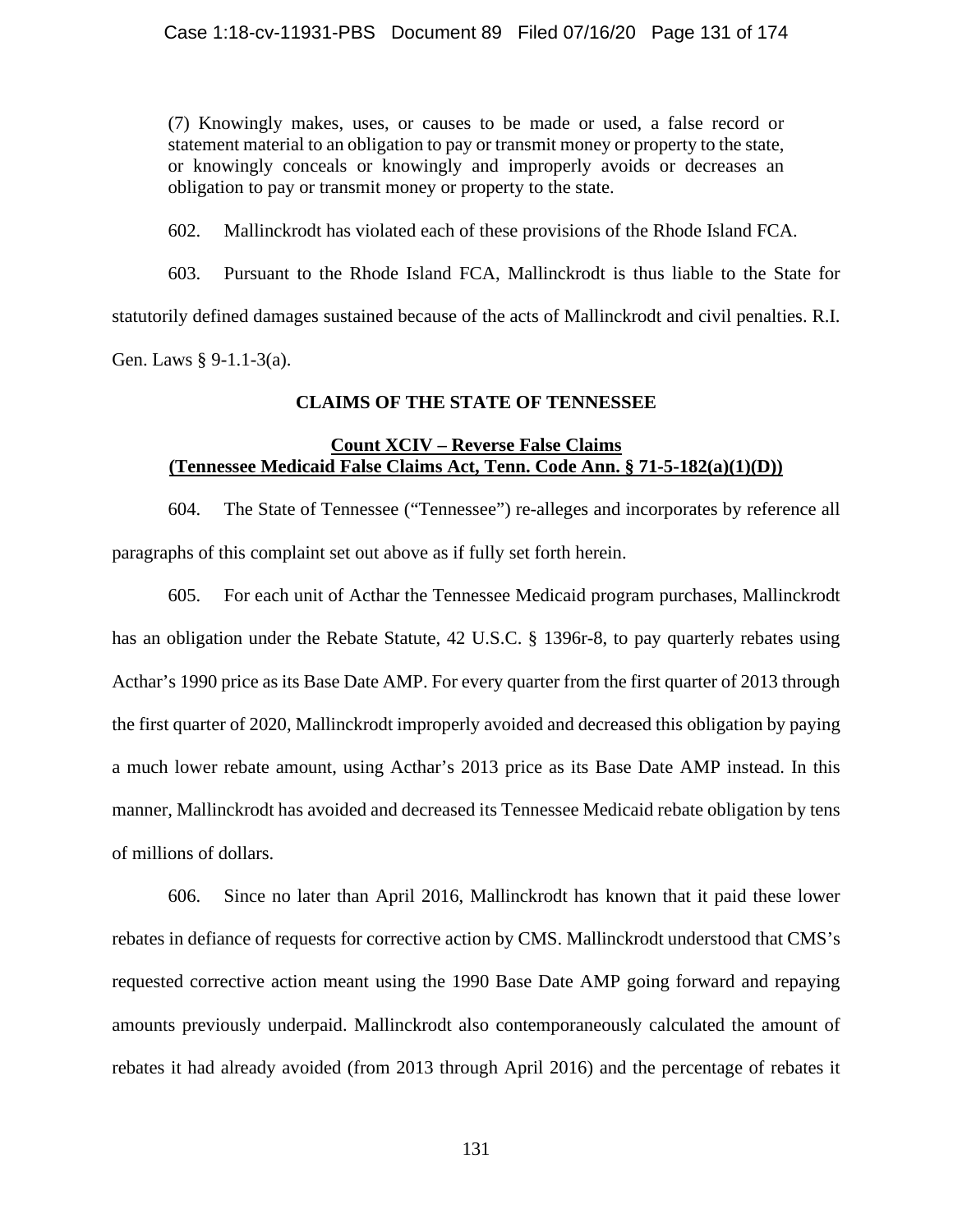> (7) Knowingly makes, uses, or causes to be made or used, a false record or statement material to an obligation to pay or transmit money or property to the state, or knowingly conceals or knowingly and improperly avoids or decreases an obligation to pay or transmit money or property to the state.

602. Mallinckrodt has violated each of these provisions of the Rhode Island FCA.

603. Pursuant to the Rhode Island FCA, Mallinckrodt is thus liable to the State for statutorily defined damages sustained because of the acts of Mallinckrodt and civil penalties. R.I. Gen. Laws § 9-1.1-3(a).

## CLAIMS OF THE STATE OF TENNESSEE

### Count XCIV – Reverse False Claims (Tennessee Medicaid False Claims Act, Tenn. Code Ann. § 71-5-182(a)(1)(D))

604. The State of Tennessee ("Tennessee") re-alleges and incorporates by reference all paragraphs of this complaint set out above as if fully set forth herein.

605. For each unit of Acthar the Tennessee Medicaid program purchases, Mallinckrodt has an obligation under the Rebate Statute, 42 U.S.C. § 1396r-8, to pay quarterly rebates using Acthar's 1990 price as its Base Date AMP. For every quarter from the first quarter of 2013 through the first quarter of 2020, Mallinckrodt improperly avoided and decreased this obligation by paying a much lower rebate amount, using Acthar's 2013 price as its Base Date AMP instead. In this manner, Mallinckrodt has avoided and decreased its Tennessee Medicaid rebate obligation by tens of millions of dollars.

606. Since no later than April 2016, Mallinckrodt has known that it paid these lower rebates in defiance of requests for corrective action by CMS. Mallinckrodt understood that CMS's requested corrective action meant using the 1990 Base Date AMP going forward and repaying amounts previously underpaid. Mallinckrodt also contemporaneously calculated the amount of rebates it had already avoided (from 2013 through April 2016) and the percentage of rebates it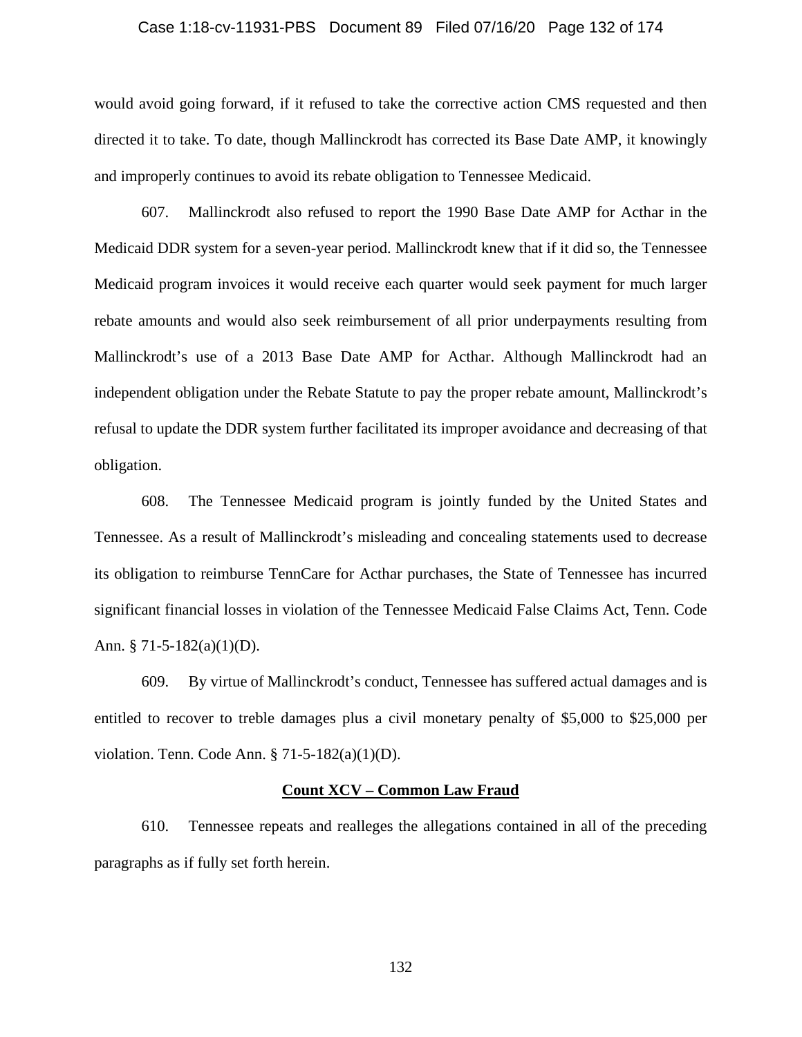would avoid going forward, if it refused to take the corrective action CMS requested and then directed it to take. To date, though Mallinckrodt has corrected its Base Date AMP, it knowingly and improperly continues to avoid its rebate obligation to Tennessee Medicaid.

607. Mallinckrodt also refused to report the 1990 Base Date AMP for Acthar in the Medicaid DDR system for a seven-year period. Mallinckrodt knew that if it did so, the Tennessee Medicaid program invoices it would receive each quarter would seek payment for much larger rebate amounts and would also seek reimbursement of all prior underpayments resulting from Mallinckrodt's use of a 2013 Base Date AMP for Acthar. Although Mallinckrodt had an independent obligation under the Rebate Statute to pay the proper rebate amount, Mallinckrodt's refusal to update the DDR system further facilitated its improper avoidance and decreasing of that obligation.

608. The Tennessee Medicaid program is jointly funded by the United States and Tennessee. As a result of Mallinckrodt's misleading and concealing statements used to decrease its obligation to reimburse TennCare for Acthar purchases, the State of Tennessee has incurred significant financial losses in violation of the Tennessee Medicaid False Claims Act, Tenn. Code Ann. § 71-5-182(a)(1)(D).

609. By virtue of Mallinckrodt's conduct, Tennessee has suffered actual damages and is entitled to recover to treble damages plus a civil monetary penalty of $5,000 to $25,000 per violation. Tenn. Code Ann. § 71-5-182(a)(1)(D).

## Count XCV – Common Law Fraud

610. Tennessee repeats and realleges the allegations contained in all of the preceding paragraphs as if fully set forth herein.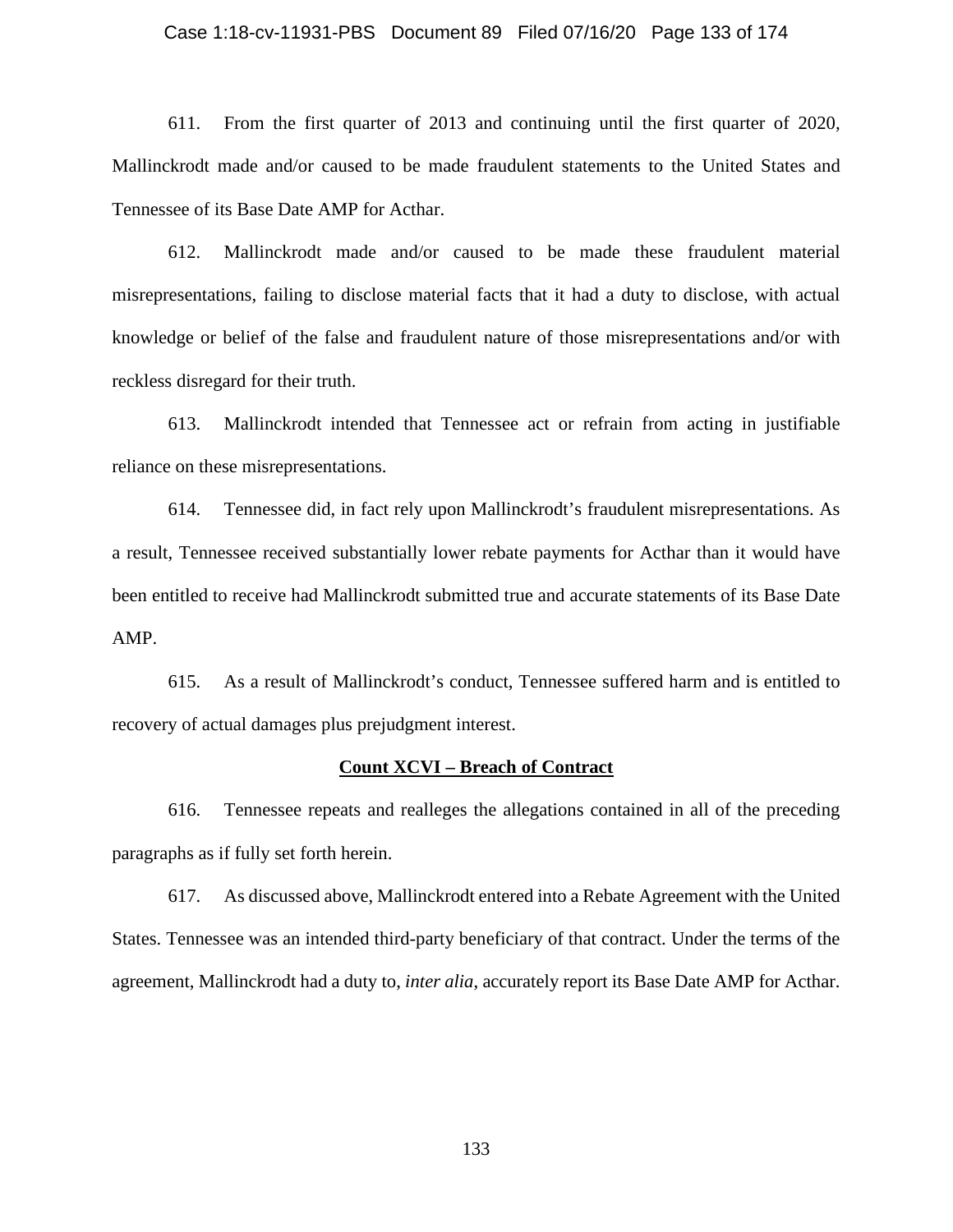611. From the first quarter of 2013 and continuing until the first quarter of 2020, Mallinckrodt made and/or caused to be made fraudulent statements to the United States and Tennessee of its Base Date AMP for Acthar.

612. Mallinckrodt made and/or caused to be made these fraudulent material misrepresentations, failing to disclose material facts that it had a duty to disclose, with actual knowledge or belief of the false and fraudulent nature of those misrepresentations and/or with reckless disregard for their truth.

613. Mallinckrodt intended that Tennessee act or refrain from acting in justifiable reliance on these misrepresentations.

614. Tennessee did, in fact rely upon Mallinckrodt's fraudulent misrepresentations. As a result, Tennessee received substantially lower rebate payments for Acthar than it would have been entitled to receive had Mallinckrodt submitted true and accurate statements of its Base Date AMP.

615. As a result of Mallinckrodt's conduct, Tennessee suffered harm and is entitled to recovery of actual damages plus prejudgment interest.

**Count XCVI – Breach of Contract**

616. Tennessee repeats and realleges the allegations contained in all of the preceding paragraphs as if fully set forth herein.

617. As discussed above, Mallinckrodt entered into a Rebate Agreement with the United States. Tennessee was an intended third-party beneficiary of that contract. Under the terms of the agreement, Mallinckrodt had a duty to, *inter alia*, accurately report its Base Date AMP for Acthar.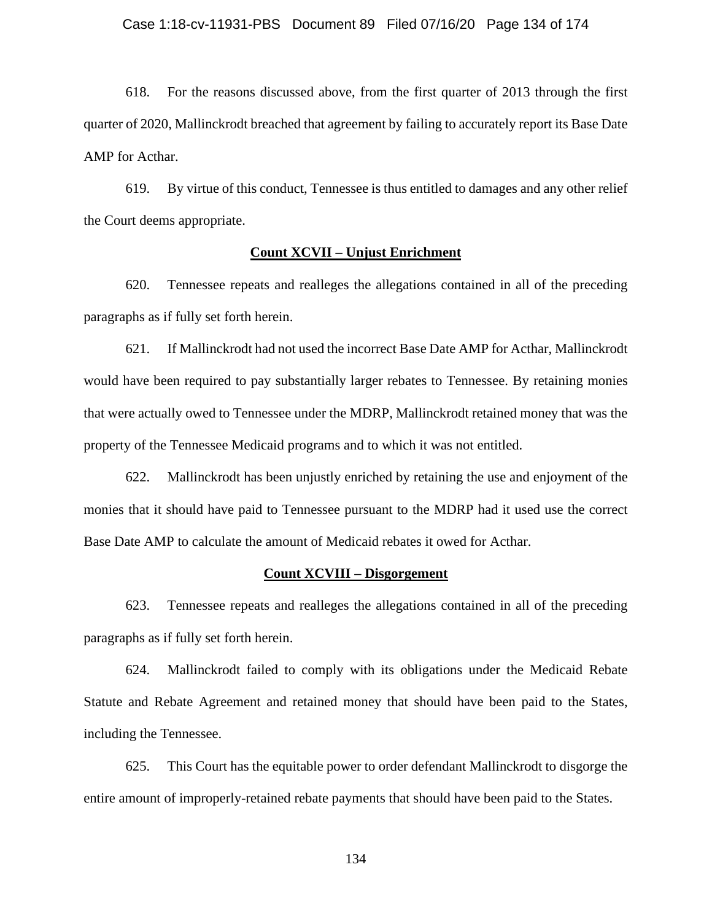618. For the reasons discussed above, from the first quarter of 2013 through the first quarter of 2020, Mallinckrodt breached that agreement by failing to accurately report its Base Date AMP for Acthar.

619. By virtue of this conduct, Tennessee is thus entitled to damages and any other relief the Court deems appropriate.

**Count XCVII – Unjust Enrichment**

620. Tennessee repeats and realleges the allegations contained in all of the preceding paragraphs as if fully set forth herein.

621. If Mallinckrodt had not used the incorrect Base Date AMP for Acthar, Mallinckrodt would have been required to pay substantially larger rebates to Tennessee. By retaining monies that were actually owed to Tennessee under the MDRP, Mallinckrodt retained money that was the property of the Tennessee Medicaid programs and to which it was not entitled.

622. Mallinckrodt has been unjustly enriched by retaining the use and enjoyment of the monies that it should have paid to Tennessee pursuant to the MDRP had it used use the correct Base Date AMP to calculate the amount of Medicaid rebates it owed for Acthar.

**Count XCVIII – Disgorgement**

623. Tennessee repeats and realleges the allegations contained in all of the preceding paragraphs as if fully set forth herein.

624. Mallinckrodt failed to comply with its obligations under the Medicaid Rebate Statute and Rebate Agreement and retained money that should have been paid to the States, including the Tennessee.

625. This Court has the equitable power to order defendant Mallinckrodt to disgorge the entire amount of improperly-retained rebate payments that should have been paid to the States.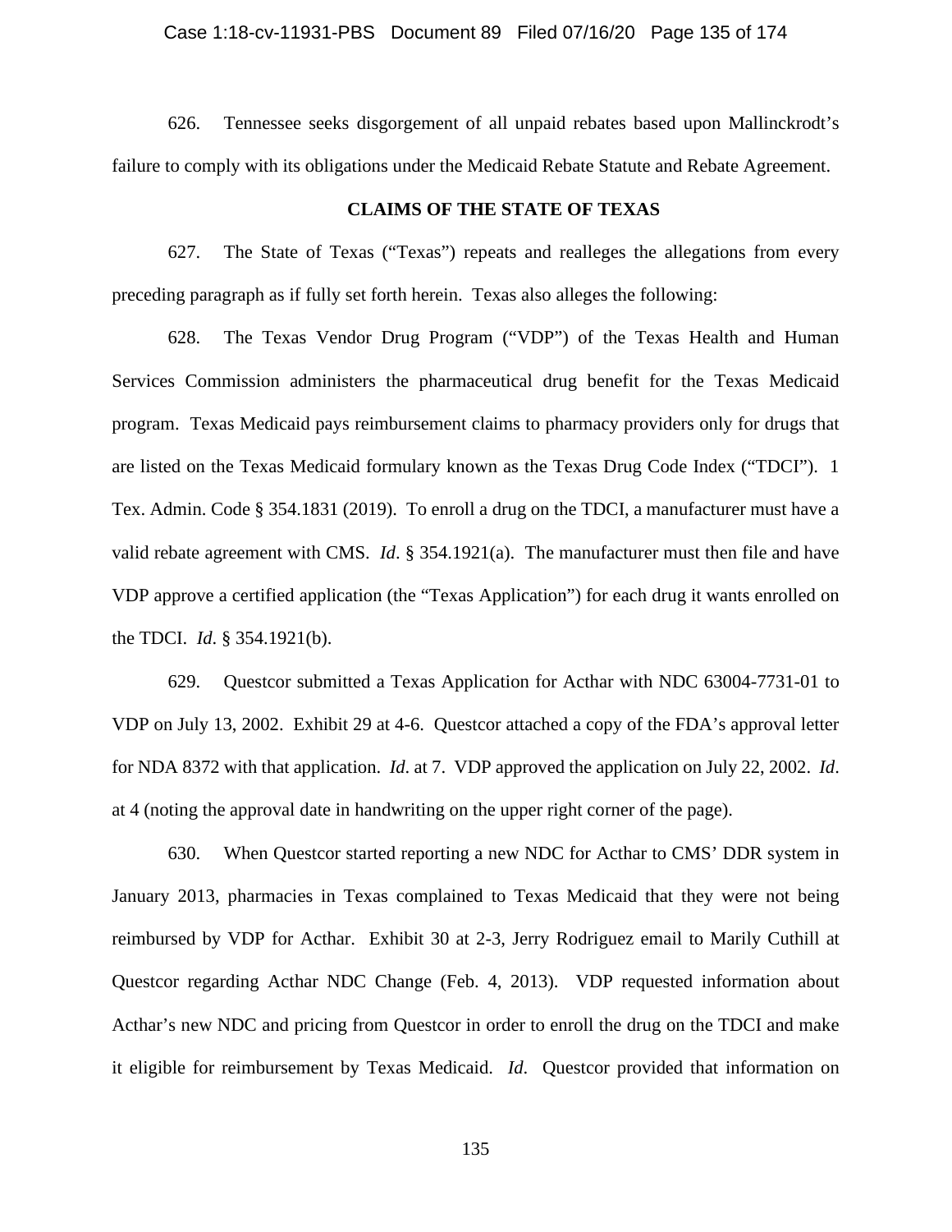626. Tennessee seeks disgorgement of all unpaid rebates based upon Mallinckrodt's failure to comply with its obligations under the Medicaid Rebate Statute and Rebate Agreement.

## CLAIMS OF THE STATE OF TEXAS

627. The State of Texas ("Texas") repeats and realleges the allegations from every preceding paragraph as if fully set forth herein. Texas also alleges the following:

628. The Texas Vendor Drug Program ("VDP") of the Texas Health and Human Services Commission administers the pharmaceutical drug benefit for the Texas Medicaid program. Texas Medicaid pays reimbursement claims to pharmacy providers only for drugs that are listed on the Texas Medicaid formulary known as the Texas Drug Code Index ("TDCI"). 1 Tex. Admin. Code § 354.1831 (2019). To enroll a drug on the TDCI, a manufacturer must have a valid rebate agreement with CMS. *Id*. § 354.1921(a). The manufacturer must then file and have VDP approve a certified application (the "Texas Application") for each drug it wants enrolled on the TDCI. *Id*. § 354.1921(b).

629. Questcor submitted a Texas Application for Acthar with NDC 63004-7731-01 to VDP on July 13, 2002. Exhibit 29 at 4-6. Questcor attached a copy of the FDA's approval letter for NDA 8372 with that application. *Id*. at 7. VDP approved the application on July 22, 2002. *Id*. at 4 (noting the approval date in handwriting on the upper right corner of the page).

630. When Questcor started reporting a new NDC for Acthar to CMS' DDR system in January 2013, pharmacies in Texas complained to Texas Medicaid that they were not being reimbursed by VDP for Acthar. Exhibit 30 at 2-3, Jerry Rodriguez email to Marily Cuthill at Questcor regarding Acthar NDC Change (Feb. 4, 2013). VDP requested information about Acthar's new NDC and pricing from Questcor in order to enroll the drug on the TDCI and make it eligible for reimbursement by Texas Medicaid. *Id*. Questcor provided that information on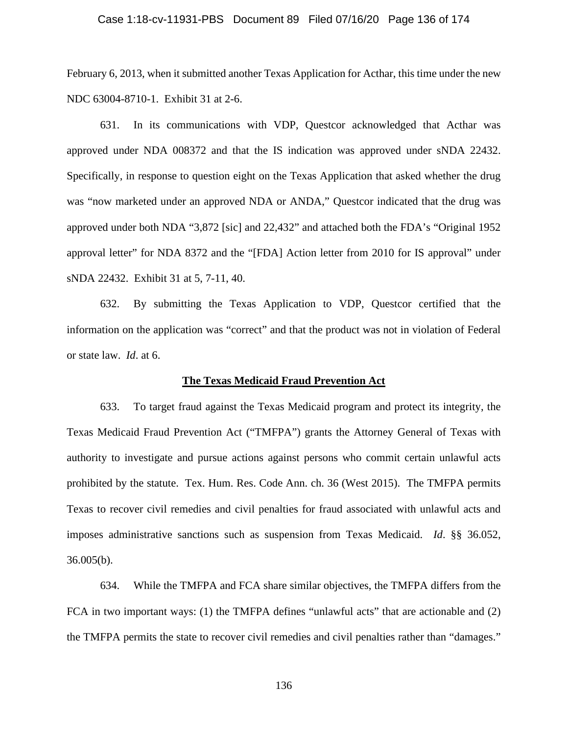February 6, 2013, when it submitted another Texas Application for Acthar, this time under the new NDC 63004-8710-1. Exhibit 31 at 2-6.

631. In its communications with VDP, Questcor acknowledged that Acthar was approved under NDA 008372 and that the IS indication was approved under sNDA 22432. Specifically, in response to question eight on the Texas Application that asked whether the drug was "now marketed under an approved NDA or ANDA," Questcor indicated that the drug was approved under both NDA "3,872 [sic] and 22,432" and attached both the FDA's "Original 1952 approval letter" for NDA 8372 and the "[FDA] Action letter from 2010 for IS approval" under sNDA 22432. Exhibit 31 at 5, 7-11, 40.

632. By submitting the Texas Application to VDP, Questcor certified that the information on the application was "correct" and that the product was not in violation of Federal or state law. *Id*. at 6.

**The Texas Medicaid Fraud Prevention Act**

633. To target fraud against the Texas Medicaid program and protect its integrity, the Texas Medicaid Fraud Prevention Act ("TMFPA") grants the Attorney General of Texas with authority to investigate and pursue actions against persons who commit certain unlawful acts prohibited by the statute. Tex. Hum. Res. Code Ann. ch. 36 (West 2015). The TMFPA permits Texas to recover civil remedies and civil penalties for fraud associated with unlawful acts and imposes administrative sanctions such as suspension from Texas Medicaid. *Id*. §§ 36.052, 36.005(b).

634. While the TMFPA and FCA share similar objectives, the TMFPA differs from the FCA in two important ways: (1) the TMFPA defines "unlawful acts" that are actionable and (2) the TMFPA permits the state to recover civil remedies and civil penalties rather than "damages."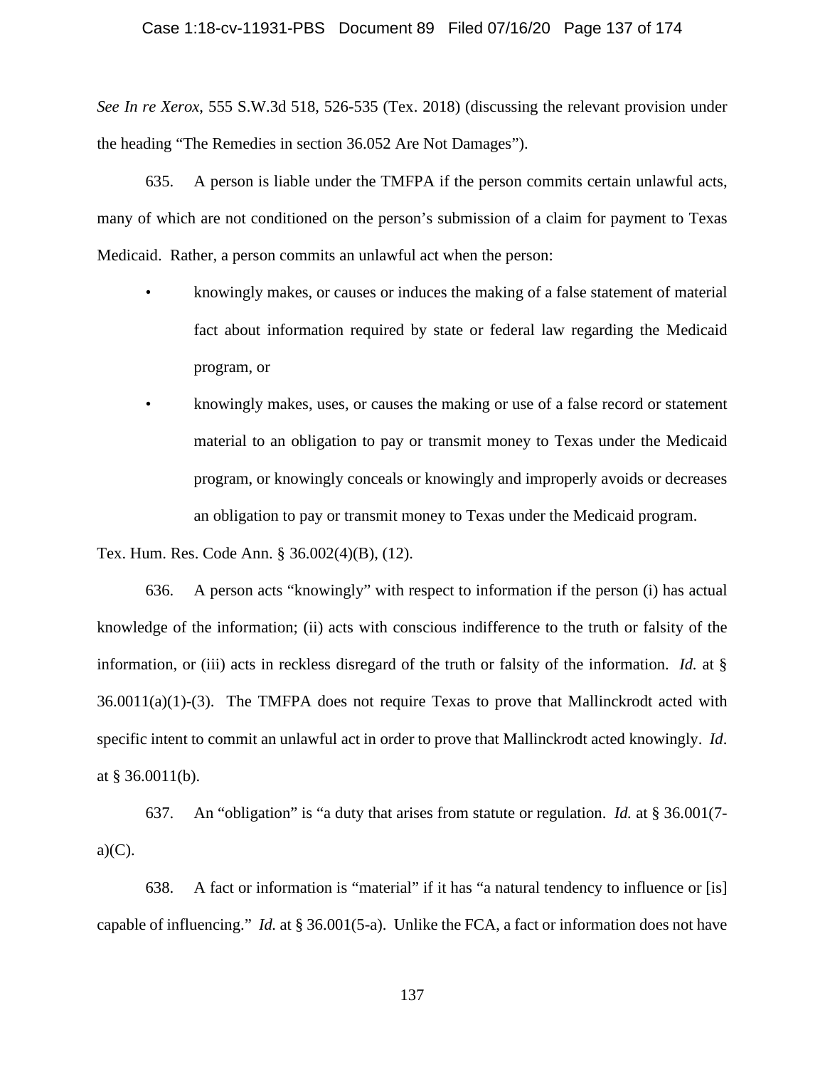*See In re Xerox*, 555 S.W.3d 518, 526-535 (Tex. 2018) (discussing the relevant provision under the heading "The Remedies in section 36.052 Are Not Damages").

635. A person is liable under the TMFPA if the person commits certain unlawful acts, many of which are not conditioned on the person's submission of a claim for payment to Texas Medicaid. Rather, a person commits an unlawful act when the person:

- knowingly makes, or causes or induces the making of a false statement of material fact about information required by state or federal law regarding the Medicaid program, or
- knowingly makes, uses, or causes the making or use of a false record or statement material to an obligation to pay or transmit money to Texas under the Medicaid program, or knowingly conceals or knowingly and improperly avoids or decreases an obligation to pay or transmit money to Texas under the Medicaid program.

Tex. Hum. Res. Code Ann. § 36.002(4)(B), (12).

636. A person acts "knowingly" with respect to information if the person (i) has actual knowledge of the information; (ii) acts with conscious indifference to the truth or falsity of the information, or (iii) acts in reckless disregard of the truth or falsity of the information. *Id.* at § 36.0011(a)(1)-(3). The TMFPA does not require Texas to prove that Mallinckrodt acted with specific intent to commit an unlawful act in order to prove that Mallinckrodt acted knowingly. *Id*. at § 36.0011(b).

637. An "obligation" is "a duty that arises from statute or regulation. *Id.* at § 36.001(7-a)(C).

638. A fact or information is "material" if it has "a natural tendency to influence or [is] capable of influencing." *Id.* at § 36.001(5-a). Unlike the FCA, a fact or information does not have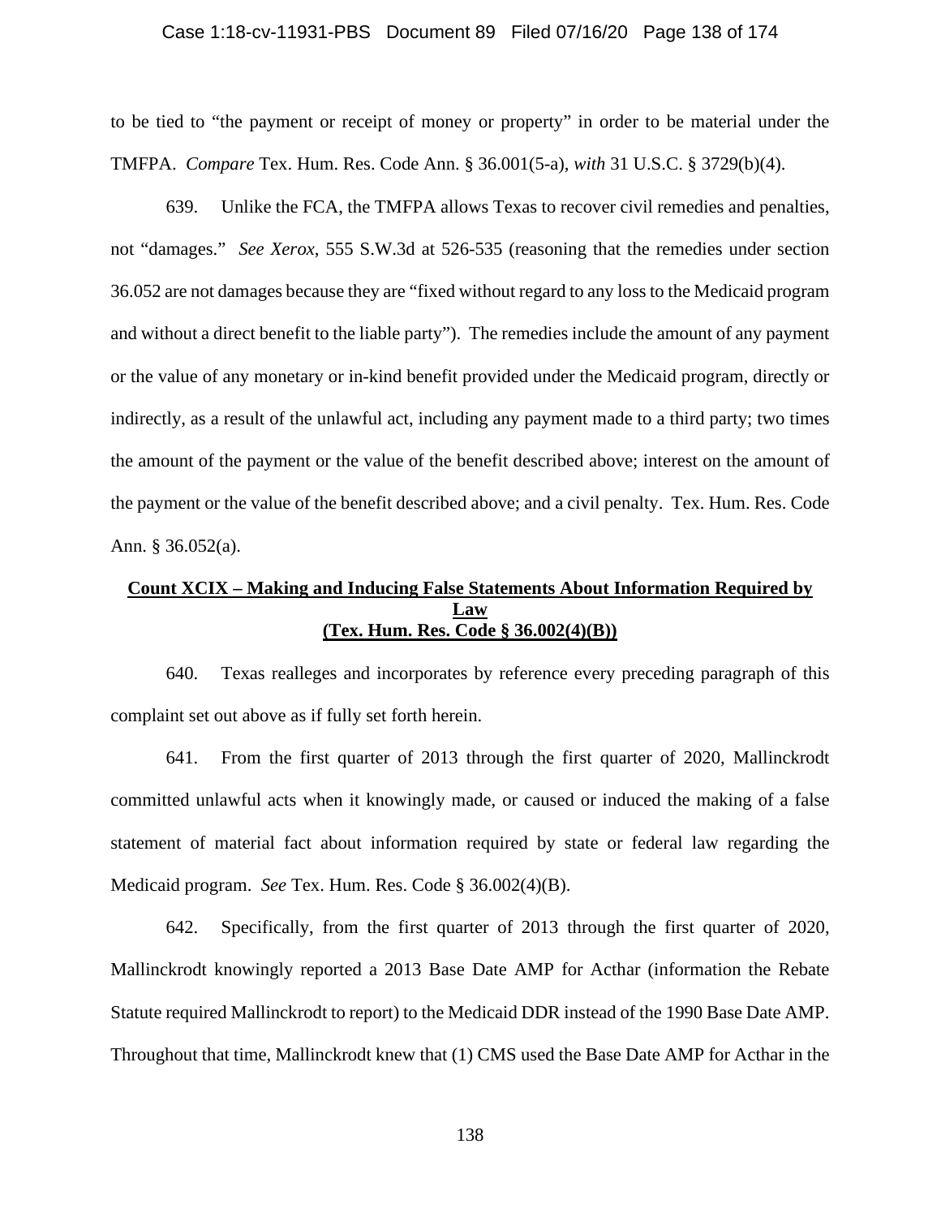to be tied to "the payment or receipt of money or property" in order to be material under the TMFPA. *Compare* Tex. Hum. Res. Code Ann. § 36.001(5-a), *with* 31 U.S.C. § 3729(b)(4).

639. Unlike the FCA, the TMFPA allows Texas to recover civil remedies and penalties, not "damages." *See Xerox*, 555 S.W.3d at 526-535 (reasoning that the remedies under section 36.052 are not damages because they are "fixed without regard to any loss to the Medicaid program and without a direct benefit to the liable party"). The remedies include the amount of any payment or the value of any monetary or in-kind benefit provided under the Medicaid program, directly or indirectly, as a result of the unlawful act, including any payment made to a third party; two times the amount of the payment or the value of the benefit described above; interest on the amount of the payment or the value of the benefit described above; and a civil penalty. Tex. Hum. Res. Code Ann. § 36.052(a).

## Count XCIX – Making and Inducing False Statements About Information Required by Law (Tex. Hum. Res. Code § 36.002(4)(B))

640. Texas realleges and incorporates by reference every preceding paragraph of this complaint set out above as if fully set forth herein.

641. From the first quarter of 2013 through the first quarter of 2020, Mallinckrodt committed unlawful acts when it knowingly made, or caused or induced the making of a false statement of material fact about information required by state or federal law regarding the Medicaid program. *See* Tex. Hum. Res. Code § 36.002(4)(B).

642. Specifically, from the first quarter of 2013 through the first quarter of 2020, Mallinckrodt knowingly reported a 2013 Base Date AMP for Acthar (information the Rebate Statute required Mallinckrodt to report) to the Medicaid DDR instead of the 1990 Base Date AMP. Throughout that time, Mallinckrodt knew that (1) CMS used the Base Date AMP for Acthar in the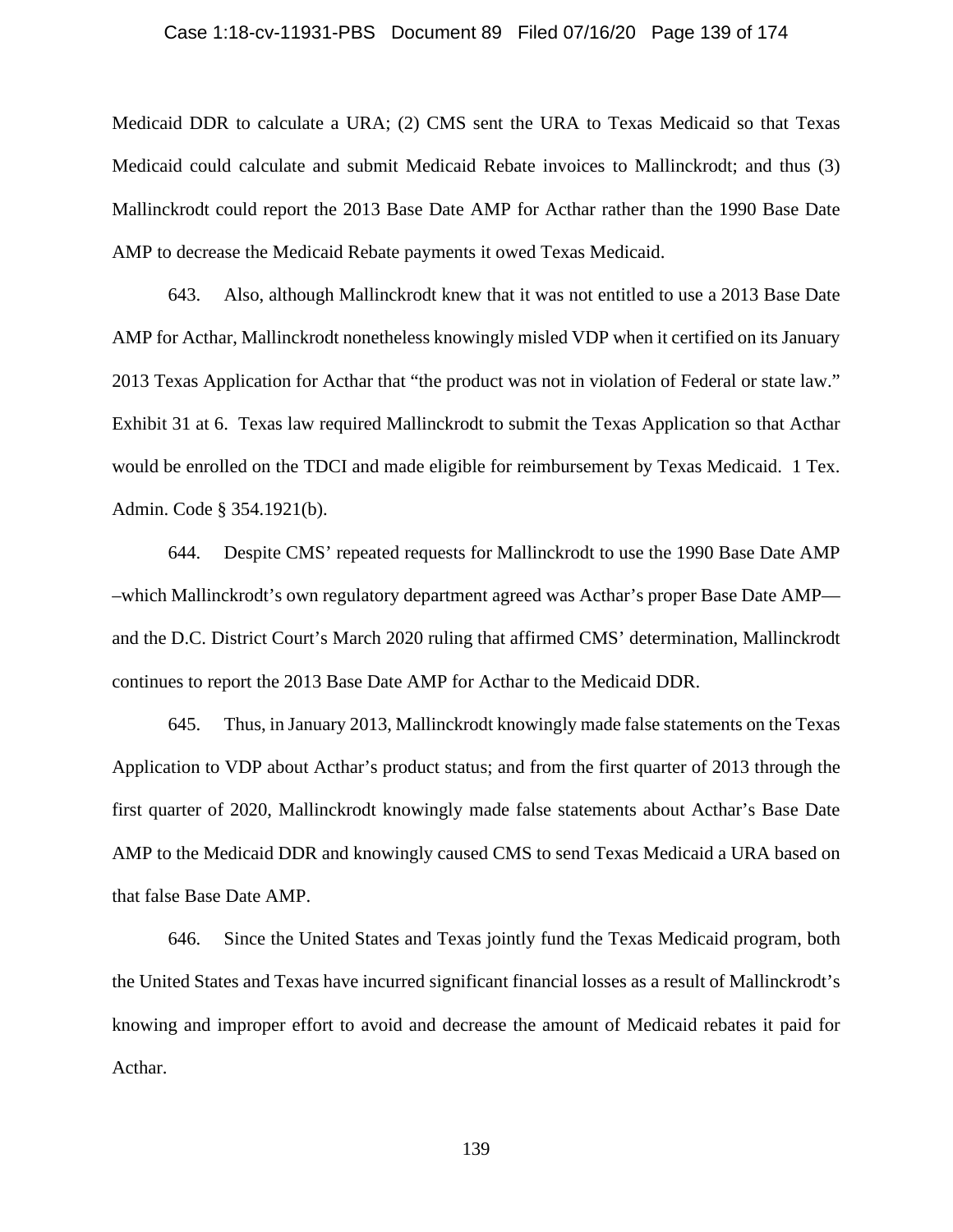Medicaid DDR to calculate a URA; (2) CMS sent the URA to Texas Medicaid so that Texas Medicaid could calculate and submit Medicaid Rebate invoices to Mallinckrodt; and thus (3) Mallinckrodt could report the 2013 Base Date AMP for Acthar rather than the 1990 Base Date AMP to decrease the Medicaid Rebate payments it owed Texas Medicaid.

643. Also, although Mallinckrodt knew that it was not entitled to use a 2013 Base Date AMP for Acthar, Mallinckrodt nonetheless knowingly misled VDP when it certified on its January 2013 Texas Application for Acthar that "the product was not in violation of Federal or state law." Exhibit 31 at 6. Texas law required Mallinckrodt to submit the Texas Application so that Acthar would be enrolled on the TDCI and made eligible for reimbursement by Texas Medicaid. 1 Tex. Admin. Code § 354.1921(b).

644. Despite CMS' repeated requests for Mallinckrodt to use the 1990 Base Date AMP –which Mallinckrodt's own regulatory department agreed was Acthar's proper Base Date AMP— and the D.C. District Court's March 2020 ruling that affirmed CMS' determination, Mallinckrodt continues to report the 2013 Base Date AMP for Acthar to the Medicaid DDR.

645. Thus, in January 2013, Mallinckrodt knowingly made false statements on the Texas Application to VDP about Acthar's product status; and from the first quarter of 2013 through the first quarter of 2020, Mallinckrodt knowingly made false statements about Acthar's Base Date AMP to the Medicaid DDR and knowingly caused CMS to send Texas Medicaid a URA based on that false Base Date AMP.

646. Since the United States and Texas jointly fund the Texas Medicaid program, both the United States and Texas have incurred significant financial losses as a result of Mallinckrodt's knowing and improper effort to avoid and decrease the amount of Medicaid rebates it paid for Acthar.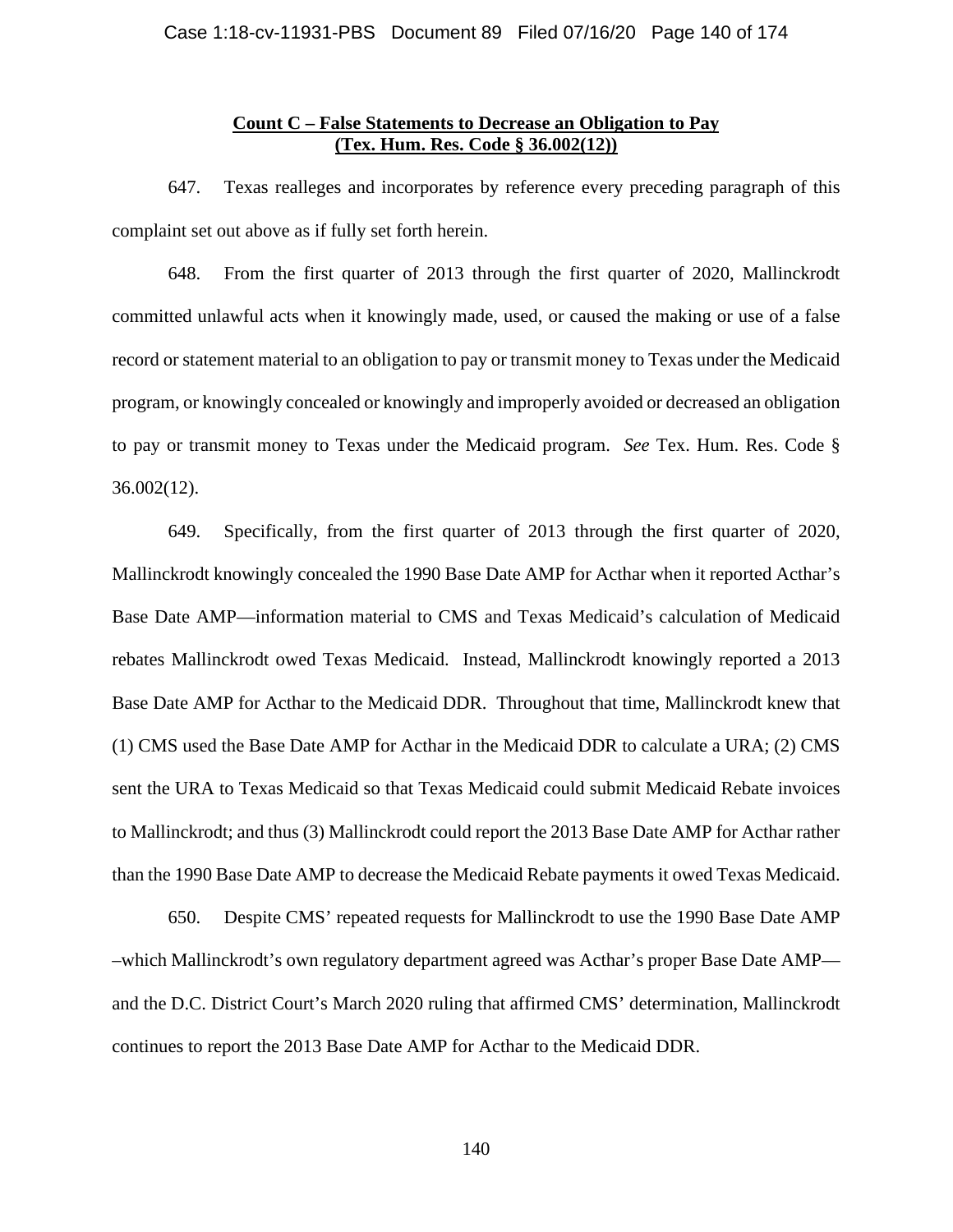**Count C – False Statements to Decrease an Obligation to Pay (Tex. Hum. Res. Code § 36.002(12))**

647. Texas realleges and incorporates by reference every preceding paragraph of this complaint set out above as if fully set forth herein.

648. From the first quarter of 2013 through the first quarter of 2020, Mallinckrodt committed unlawful acts when it knowingly made, used, or caused the making or use of a false record or statement material to an obligation to pay or transmit money to Texas under the Medicaid program, or knowingly concealed or knowingly and improperly avoided or decreased an obligation to pay or transmit money to Texas under the Medicaid program. *See* Tex. Hum. Res. Code § 36.002(12).

649. Specifically, from the first quarter of 2013 through the first quarter of 2020, Mallinckrodt knowingly concealed the 1990 Base Date AMP for Acthar when it reported Acthar's Base Date AMP—information material to CMS and Texas Medicaid's calculation of Medicaid rebates Mallinckrodt owed Texas Medicaid. Instead, Mallinckrodt knowingly reported a 2013 Base Date AMP for Acthar to the Medicaid DDR. Throughout that time, Mallinckrodt knew that (1) CMS used the Base Date AMP for Acthar in the Medicaid DDR to calculate a URA; (2) CMS sent the URA to Texas Medicaid so that Texas Medicaid could submit Medicaid Rebate invoices to Mallinckrodt; and thus (3) Mallinckrodt could report the 2013 Base Date AMP for Acthar rather than the 1990 Base Date AMP to decrease the Medicaid Rebate payments it owed Texas Medicaid.

650. Despite CMS' repeated requests for Mallinckrodt to use the 1990 Base Date AMP –which Mallinckrodt's own regulatory department agreed was Acthar's proper Base Date AMP— and the D.C. District Court's March 2020 ruling that affirmed CMS' determination, Mallinckrodt continues to report the 2013 Base Date AMP for Acthar to the Medicaid DDR.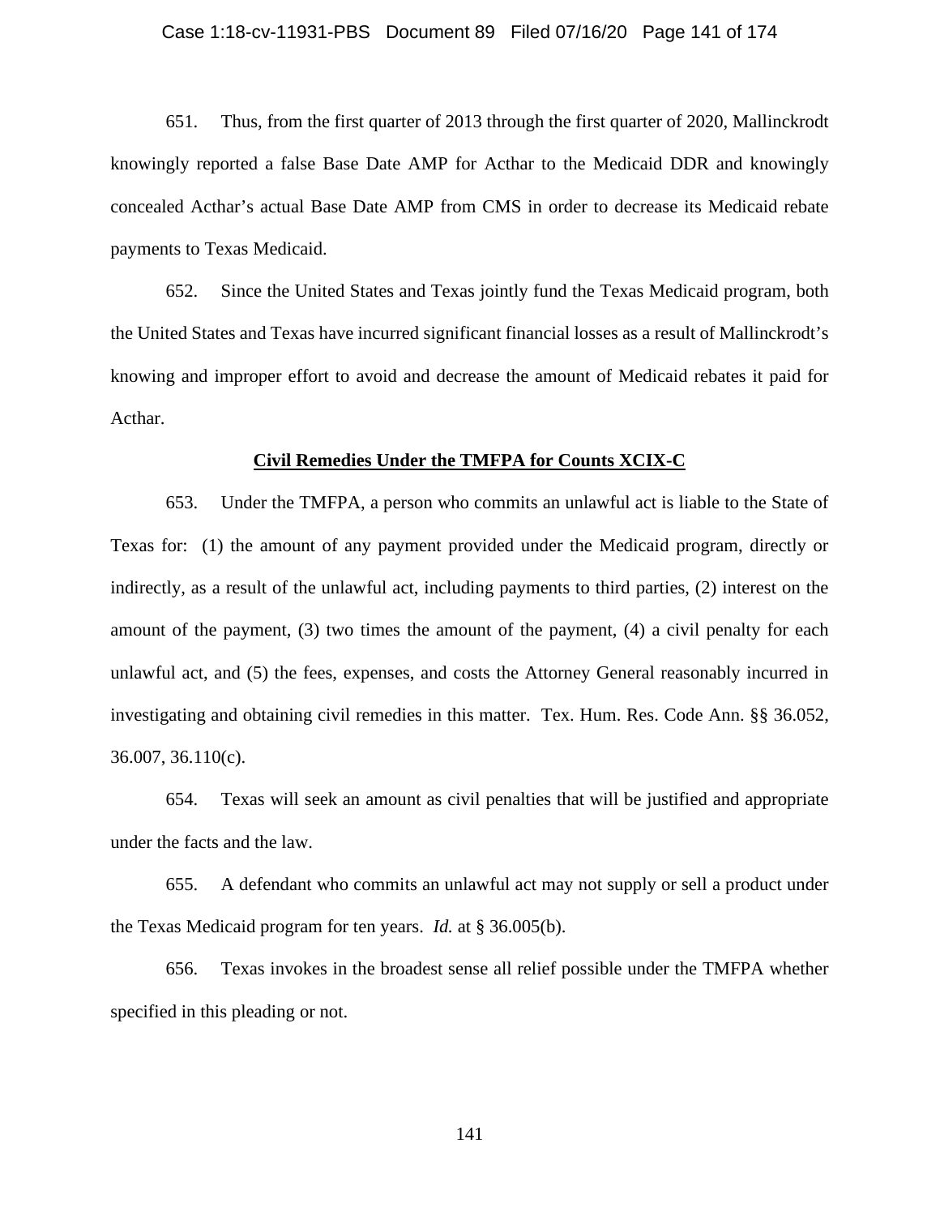651. Thus, from the first quarter of 2013 through the first quarter of 2020, Mallinckrodt knowingly reported a false Base Date AMP for Acthar to the Medicaid DDR and knowingly concealed Acthar's actual Base Date AMP from CMS in order to decrease its Medicaid rebate payments to Texas Medicaid.

652. Since the United States and Texas jointly fund the Texas Medicaid program, both the United States and Texas have incurred significant financial losses as a result of Mallinckrodt's knowing and improper effort to avoid and decrease the amount of Medicaid rebates it paid for Acthar.

**<u>Civil Remedies Under the TMFPA for Counts XCIX-C</u>**

653. Under the TMFPA, a person who commits an unlawful act is liable to the State of Texas for: (1) the amount of any payment provided under the Medicaid program, directly or indirectly, as a result of the unlawful act, including payments to third parties, (2) interest on the amount of the payment, (3) two times the amount of the payment, (4) a civil penalty for each unlawful act, and (5) the fees, expenses, and costs the Attorney General reasonably incurred in investigating and obtaining civil remedies in this matter. Tex. Hum. Res. Code Ann. §§ 36.052, 36.007, 36.110(c).

654. Texas will seek an amount as civil penalties that will be justified and appropriate under the facts and the law.

655. A defendant who commits an unlawful act may not supply or sell a product under the Texas Medicaid program for ten years. *Id.* at § 36.005(b).

656. Texas invokes in the broadest sense all relief possible under the TMFPA whether specified in this pleading or not.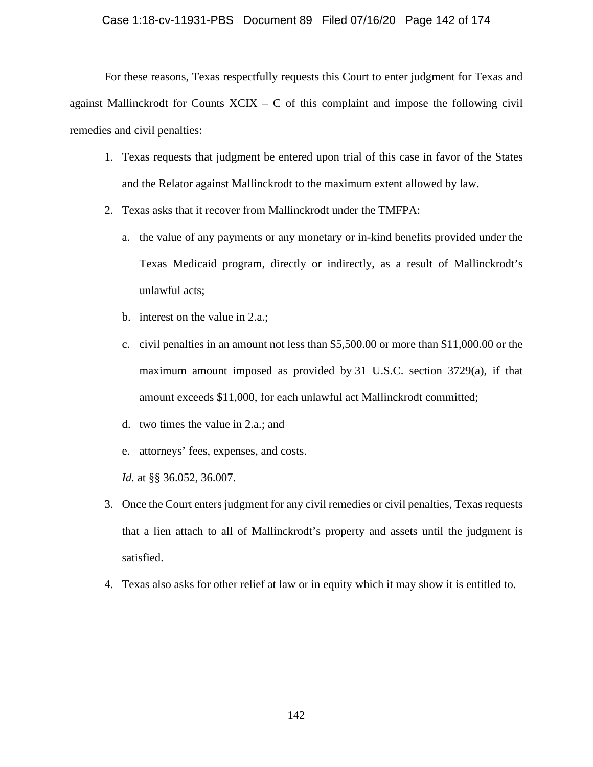For these reasons, Texas respectfully requests this Court to enter judgment for Texas and against Mallinckrodt for Counts XCIX – C of this complaint and impose the following civil remedies and civil penalties:

1. Texas requests that judgment be entered upon trial of this case in favor of the States and the Relator against Mallinckrodt to the maximum extent allowed by law.
2. Texas asks that it recover from Mallinckrodt under the TMFPA:
   a. the value of any payments or any monetary or in-kind benefits provided under the Texas Medicaid program, directly or indirectly, as a result of Mallinckrodt's unlawful acts;
   b. interest on the value in 2.a.;
   c. civil penalties in an amount not less than $5,500.00 or more than $11,000.00 or the maximum amount imposed as provided by 31 U.S.C. section 3729(a), if that amount exceeds $11,000, for each unlawful act Mallinckrodt committed;
   d. two times the value in 2.a.; and
   e. attorneys' fees, expenses, and costs.

   *Id.* at §§ 36.052, 36.007.
3. Once the Court enters judgment for any civil remedies or civil penalties, Texas requests that a lien attach to all of Mallinckrodt's property and assets until the judgment is satisfied.
4. Texas also asks for other relief at law or in equity which it may show it is entitled to.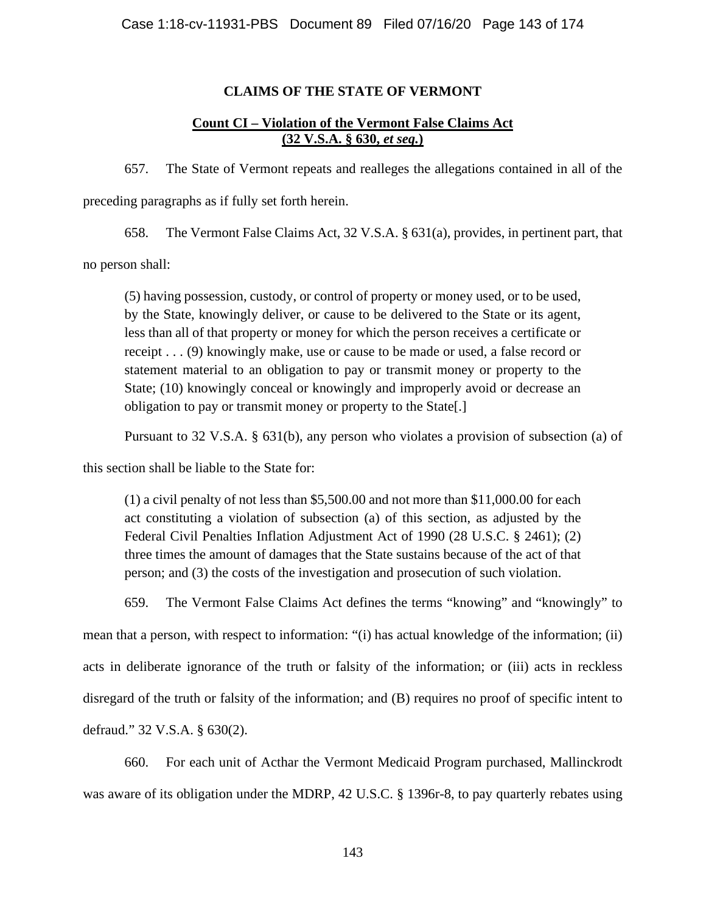## CLAIMS OF THE STATE OF VERMONT

### Count CI – Violation of the Vermont False Claims Act (32 V.S.A. § 630, *et seq.*)

657. The State of Vermont repeats and realleges the allegations contained in all of the preceding paragraphs as if fully set forth herein.

658. The Vermont False Claims Act, 32 V.S.A. § 631(a), provides, in pertinent part, that no person shall:

> (5) having possession, custody, or control of property or money used, or to be used, by the State, knowingly deliver, or cause to be delivered to the State or its agent, less than all of that property or money for which the person receives a certificate or receipt . . . (9) knowingly make, use or cause to be made or used, a false record or statement material to an obligation to pay or transmit money or property to the State; (10) knowingly conceal or knowingly and improperly avoid or decrease an obligation to pay or transmit money or property to the State[.]

Pursuant to 32 V.S.A. § 631(b), any person who violates a provision of subsection (a) of this section shall be liable to the State for:

> (1) a civil penalty of not less than $5,500.00 and not more than $11,000.00 for each act constituting a violation of subsection (a) of this section, as adjusted by the Federal Civil Penalties Inflation Adjustment Act of 1990 (28 U.S.C. § 2461); (2) three times the amount of damages that the State sustains because of the act of that person; and (3) the costs of the investigation and prosecution of such violation.

659. The Vermont False Claims Act defines the terms "knowing" and "knowingly" to mean that a person, with respect to information: "(i) has actual knowledge of the information; (ii) acts in deliberate ignorance of the truth or falsity of the information; or (iii) acts in reckless disregard of the truth or falsity of the information; and (B) requires no proof of specific intent to defraud." 32 V.S.A. § 630(2).

660. For each unit of Acthar the Vermont Medicaid Program purchased, Mallinckrodt was aware of its obligation under the MDRP, 42 U.S.C. § 1396r-8, to pay quarterly rebates using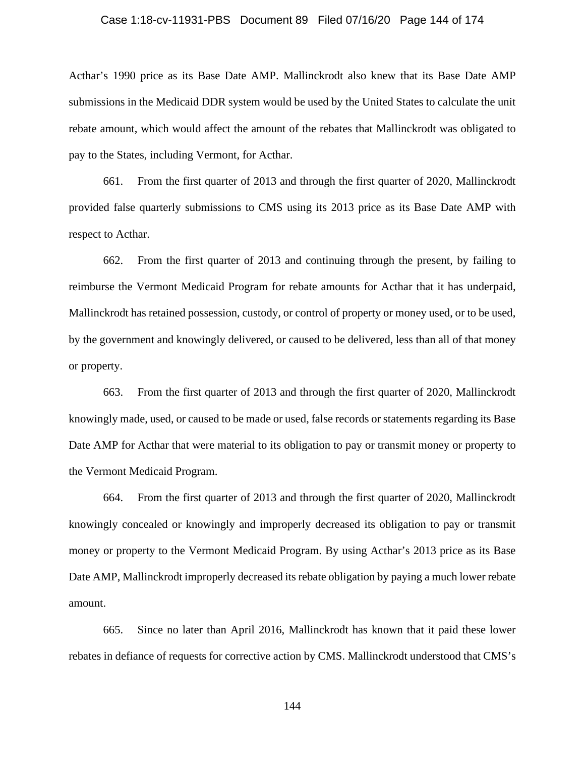Acthar's 1990 price as its Base Date AMP. Mallinckrodt also knew that its Base Date AMP submissions in the Medicaid DDR system would be used by the United States to calculate the unit rebate amount, which would affect the amount of the rebates that Mallinckrodt was obligated to pay to the States, including Vermont, for Acthar.

661. From the first quarter of 2013 and through the first quarter of 2020, Mallinckrodt provided false quarterly submissions to CMS using its 2013 price as its Base Date AMP with respect to Acthar.

662. From the first quarter of 2013 and continuing through the present, by failing to reimburse the Vermont Medicaid Program for rebate amounts for Acthar that it has underpaid, Mallinckrodt has retained possession, custody, or control of property or money used, or to be used, by the government and knowingly delivered, or caused to be delivered, less than all of that money or property.

663. From the first quarter of 2013 and through the first quarter of 2020, Mallinckrodt knowingly made, used, or caused to be made or used, false records or statements regarding its Base Date AMP for Acthar that were material to its obligation to pay or transmit money or property to the Vermont Medicaid Program.

664. From the first quarter of 2013 and through the first quarter of 2020, Mallinckrodt knowingly concealed or knowingly and improperly decreased its obligation to pay or transmit money or property to the Vermont Medicaid Program. By using Acthar's 2013 price as its Base Date AMP, Mallinckrodt improperly decreased its rebate obligation by paying a much lower rebate amount.

665. Since no later than April 2016, Mallinckrodt has known that it paid these lower rebates in defiance of requests for corrective action by CMS. Mallinckrodt understood that CMS's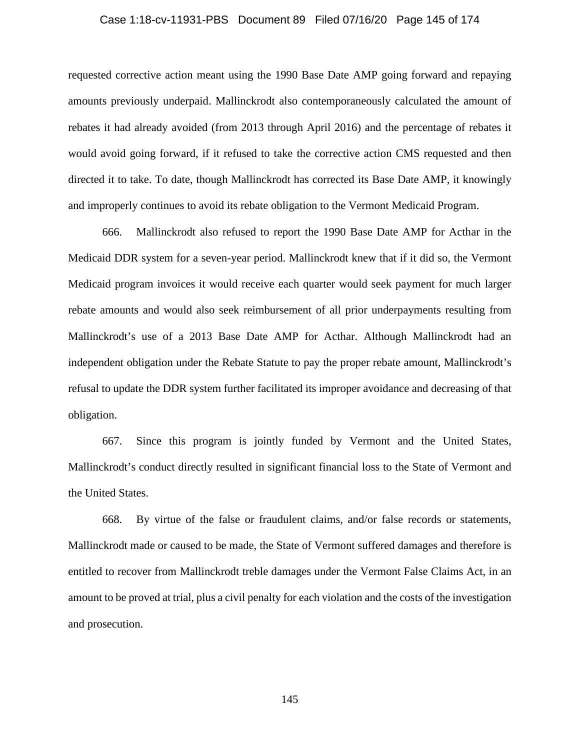requested corrective action meant using the 1990 Base Date AMP going forward and repaying amounts previously underpaid. Mallinckrodt also contemporaneously calculated the amount of rebates it had already avoided (from 2013 through April 2016) and the percentage of rebates it would avoid going forward, if it refused to take the corrective action CMS requested and then directed it to take. To date, though Mallinckrodt has corrected its Base Date AMP, it knowingly and improperly continues to avoid its rebate obligation to the Vermont Medicaid Program.

666. Mallinckrodt also refused to report the 1990 Base Date AMP for Acthar in the Medicaid DDR system for a seven-year period. Mallinckrodt knew that if it did so, the Vermont Medicaid program invoices it would receive each quarter would seek payment for much larger rebate amounts and would also seek reimbursement of all prior underpayments resulting from Mallinckrodt's use of a 2013 Base Date AMP for Acthar. Although Mallinckrodt had an independent obligation under the Rebate Statute to pay the proper rebate amount, Mallinckrodt's refusal to update the DDR system further facilitated its improper avoidance and decreasing of that obligation.

667. Since this program is jointly funded by Vermont and the United States, Mallinckrodt's conduct directly resulted in significant financial loss to the State of Vermont and the United States.

668. By virtue of the false or fraudulent claims, and/or false records or statements, Mallinckrodt made or caused to be made, the State of Vermont suffered damages and therefore is entitled to recover from Mallinckrodt treble damages under the Vermont False Claims Act, in an amount to be proved at trial, plus a civil penalty for each violation and the costs of the investigation and prosecution.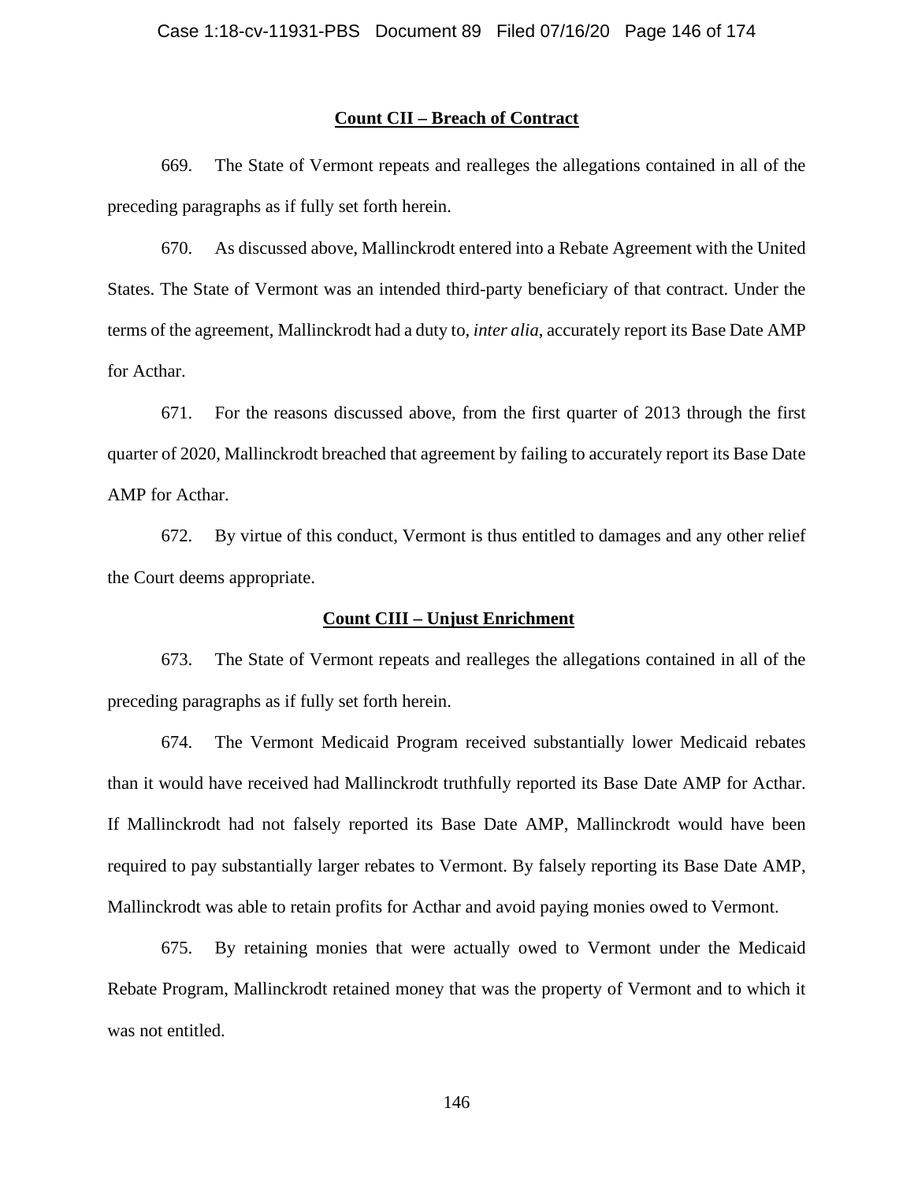**Count CII – Breach of Contract**

669. The State of Vermont repeats and realleges the allegations contained in all of the preceding paragraphs as if fully set forth herein.

670. As discussed above, Mallinckrodt entered into a Rebate Agreement with the United States. The State of Vermont was an intended third-party beneficiary of that contract. Under the terms of the agreement, Mallinckrodt had a duty to, *inter alia*, accurately report its Base Date AMP for Acthar.

671. For the reasons discussed above, from the first quarter of 2013 through the first quarter of 2020, Mallinckrodt breached that agreement by failing to accurately report its Base Date AMP for Acthar.

672. By virtue of this conduct, Vermont is thus entitled to damages and any other relief the Court deems appropriate.

**Count CIII – Unjust Enrichment**

673. The State of Vermont repeats and realleges the allegations contained in all of the preceding paragraphs as if fully set forth herein.

674. The Vermont Medicaid Program received substantially lower Medicaid rebates than it would have received had Mallinckrodt truthfully reported its Base Date AMP for Acthar. If Mallinckrodt had not falsely reported its Base Date AMP, Mallinckrodt would have been required to pay substantially larger rebates to Vermont. By falsely reporting its Base Date AMP, Mallinckrodt was able to retain profits for Acthar and avoid paying monies owed to Vermont.

675. By retaining monies that were actually owed to Vermont under the Medicaid Rebate Program, Mallinckrodt retained money that was the property of Vermont and to which it was not entitled.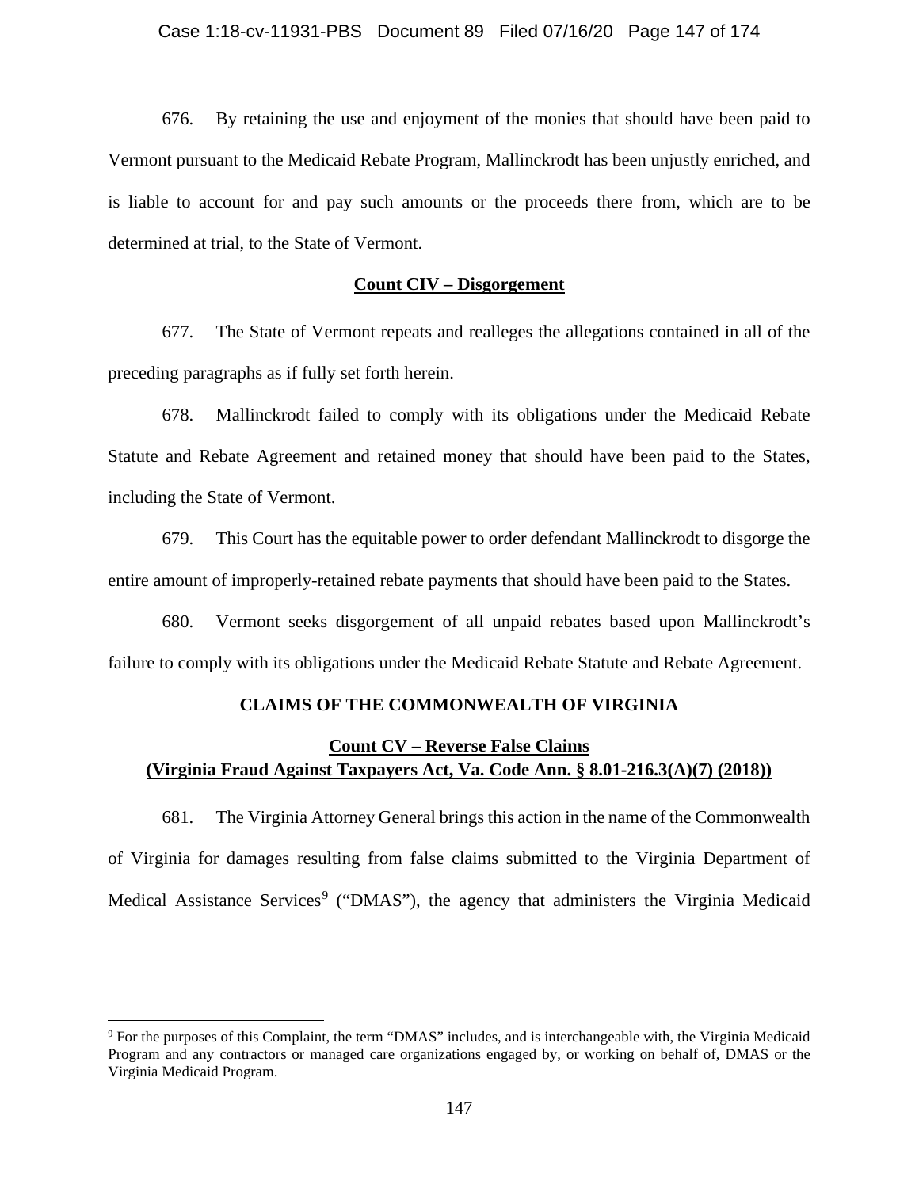676. By retaining the use and enjoyment of the monies that should have been paid to Vermont pursuant to the Medicaid Rebate Program, Mallinckrodt has been unjustly enriched, and is liable to account for and pay such amounts or the proceeds there from, which are to be determined at trial, to the State of Vermont.

**Count CIV – Disgorgement**

677. The State of Vermont repeats and realleges the allegations contained in all of the preceding paragraphs as if fully set forth herein.

678. Mallinckrodt failed to comply with its obligations under the Medicaid Rebate Statute and Rebate Agreement and retained money that should have been paid to the States, including the State of Vermont.

679. This Court has the equitable power to order defendant Mallinckrodt to disgorge the entire amount of improperly-retained rebate payments that should have been paid to the States.

680. Vermont seeks disgorgement of all unpaid rebates based upon Mallinckrodt's failure to comply with its obligations under the Medicaid Rebate Statute and Rebate Agreement.

## CLAIMS OF THE COMMONWEALTH OF VIRGINIA

**Count CV – Reverse False Claims**
**(Virginia Fraud Against Taxpayers Act, Va. Code Ann. § 8.01-216.3(A)(7) (2018))**

681. The Virginia Attorney General brings this action in the name of the Commonwealth of Virginia for damages resulting from false claims submitted to the Virginia Department of Medical Assistance Services[9] ("DMAS"), the agency that administers the Virginia Medicaid

---

[9] For the purposes of this Complaint, the term "DMAS" includes, and is interchangeable with, the Virginia Medicaid Program and any contractors or managed care organizations engaged by, or working on behalf of, DMAS or the Virginia Medicaid Program.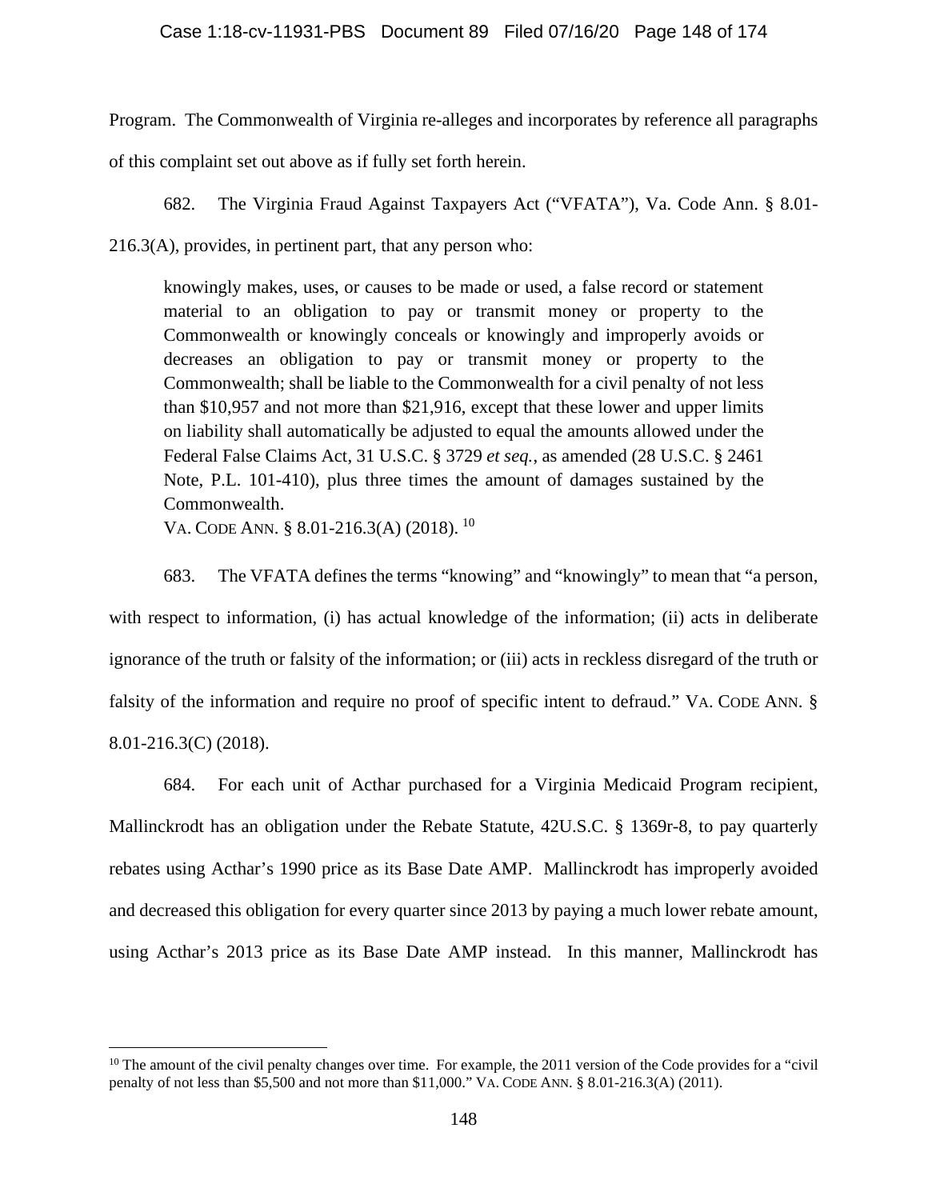Program. The Commonwealth of Virginia re-alleges and incorporates by reference all paragraphs of this complaint set out above as if fully set forth herein.

682. The Virginia Fraud Against Taxpayers Act ("VFATA"), Va. Code Ann. § 8.01-216.3(A), provides, in pertinent part, that any person who:

> knowingly makes, uses, or causes to be made or used, a false record or statement material to an obligation to pay or transmit money or property to the Commonwealth or knowingly conceals or knowingly and improperly avoids or decreases an obligation to pay or transmit money or property to the Commonwealth; shall be liable to the Commonwealth for a civil penalty of not less than $10,957 and not more than $21,916, except that these lower and upper limits on liability shall automatically be adjusted to equal the amounts allowed under the Federal False Claims Act, 31 U.S.C. § 3729 *et seq.*, as amended (28 U.S.C. § 2461 Note, P.L. 101-410), plus three times the amount of damages sustained by the Commonwealth.
>
> VA. CODE ANN. § 8.01-216.3(A) (2018).[10]

683. The VFATA defines the terms "knowing" and "knowingly" to mean that "a person, with respect to information, (i) has actual knowledge of the information; (ii) acts in deliberate ignorance of the truth or falsity of the information; or (iii) acts in reckless disregard of the truth or falsity of the information and require no proof of specific intent to defraud." VA. CODE ANN. § 8.01-216.3(C) (2018).

684. For each unit of Acthar purchased for a Virginia Medicaid Program recipient, Mallinckrodt has an obligation under the Rebate Statute, 42U.S.C. § 1369r-8, to pay quarterly rebates using Acthar's 1990 price as its Base Date AMP. Mallinckrodt has improperly avoided and decreased this obligation for every quarter since 2013 by paying a much lower rebate amount, using Acthar's 2013 price as its Base Date AMP instead. In this manner, Mallinckrodt has

---

[10] The amount of the civil penalty changes over time. For example, the 2011 version of the Code provides for a "civil penalty of not less than $5,500 and not more than $11,000." VA. CODE ANN. § 8.01-216.3(A) (2011).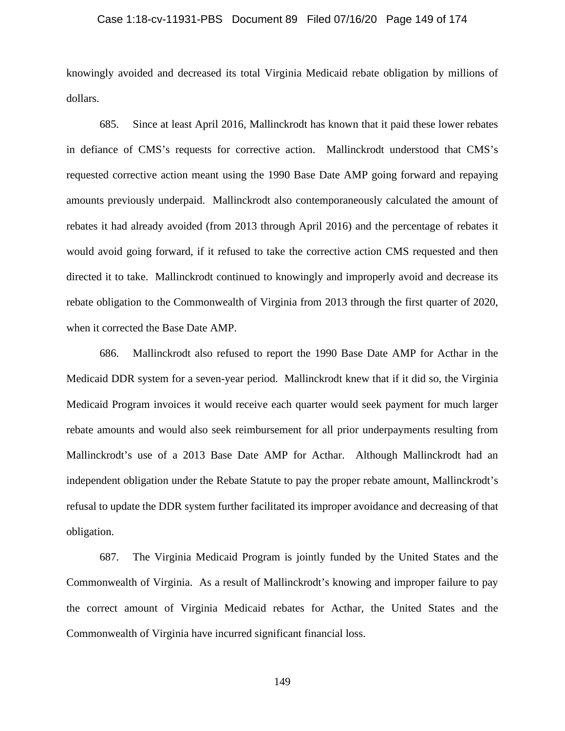knowingly avoided and decreased its total Virginia Medicaid rebate obligation by millions of dollars.

685. Since at least April 2016, Mallinckrodt has known that it paid these lower rebates in defiance of CMS's requests for corrective action. Mallinckrodt understood that CMS's requested corrective action meant using the 1990 Base Date AMP going forward and repaying amounts previously underpaid. Mallinckrodt also contemporaneously calculated the amount of rebates it had already avoided (from 2013 through April 2016) and the percentage of rebates it would avoid going forward, if it refused to take the corrective action CMS requested and then directed it to take. Mallinckrodt continued to knowingly and improperly avoid and decrease its rebate obligation to the Commonwealth of Virginia from 2013 through the first quarter of 2020, when it corrected the Base Date AMP.

686. Mallinckrodt also refused to report the 1990 Base Date AMP for Acthar in the Medicaid DDR system for a seven-year period. Mallinckrodt knew that if it did so, the Virginia Medicaid Program invoices it would receive each quarter would seek payment for much larger rebate amounts and would also seek reimbursement for all prior underpayments resulting from Mallinckrodt's use of a 2013 Base Date AMP for Acthar. Although Mallinckrodt had an independent obligation under the Rebate Statute to pay the proper rebate amount, Mallinckrodt's refusal to update the DDR system further facilitated its improper avoidance and decreasing of that obligation.

687. The Virginia Medicaid Program is jointly funded by the United States and the Commonwealth of Virginia. As a result of Mallinckrodt's knowing and improper failure to pay the correct amount of Virginia Medicaid rebates for Acthar, the United States and the Commonwealth of Virginia have incurred significant financial loss.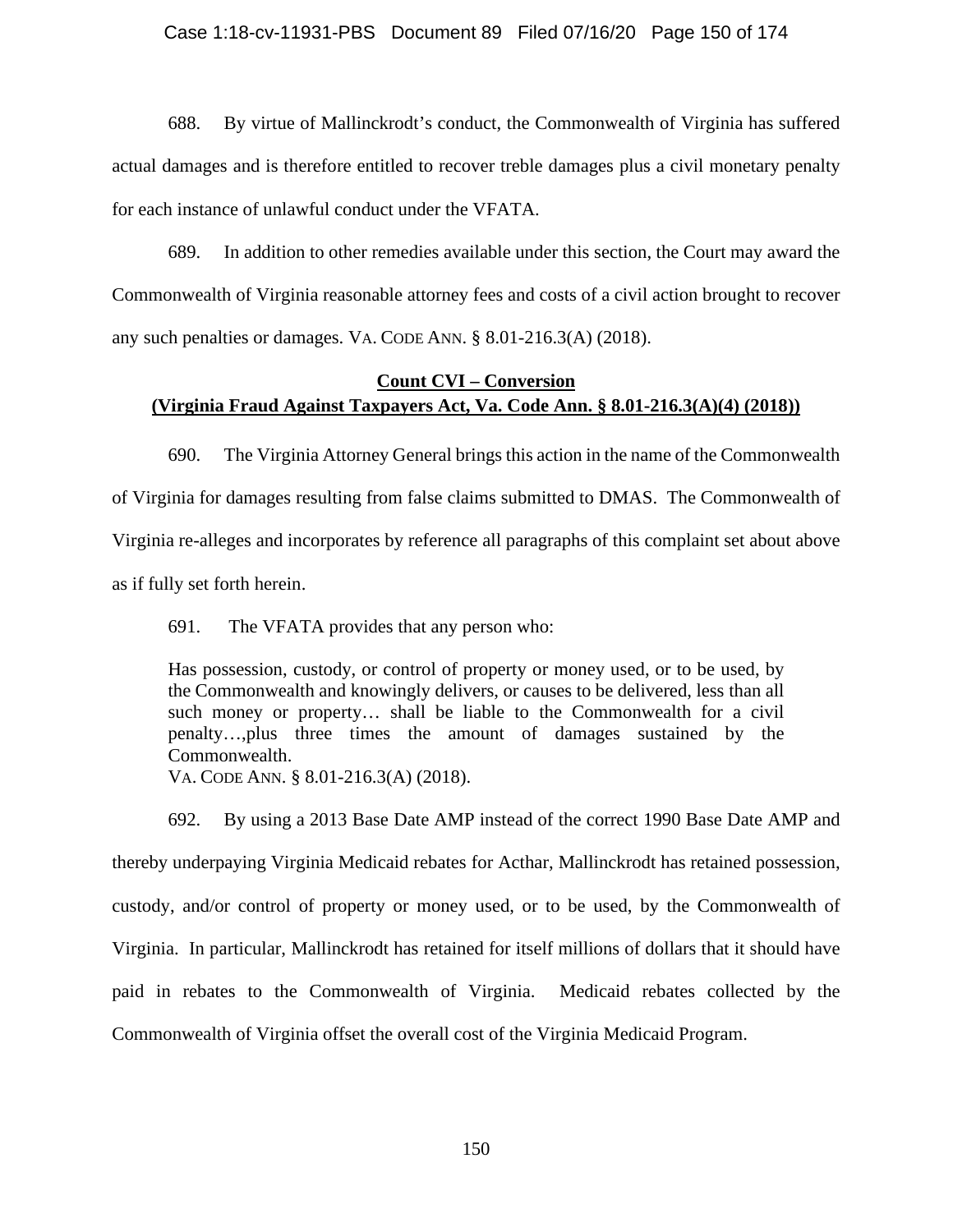688. By virtue of Mallinckrodt's conduct, the Commonwealth of Virginia has suffered actual damages and is therefore entitled to recover treble damages plus a civil monetary penalty for each instance of unlawful conduct under the VFATA.

689. In addition to other remedies available under this section, the Court may award the Commonwealth of Virginia reasonable attorney fees and costs of a civil action brought to recover any such penalties or damages. VA. CODE ANN. § 8.01-216.3(A) (2018).

**Count CVI – Conversion**
**(Virginia Fraud Against Taxpayers Act, Va. Code Ann. § 8.01-216.3(A)(4) (2018))**

690. The Virginia Attorney General brings this action in the name of the Commonwealth of Virginia for damages resulting from false claims submitted to DMAS. The Commonwealth of Virginia re-alleges and incorporates by reference all paragraphs of this complaint set about above as if fully set forth herein.

691. The VFATA provides that any person who:

> Has possession, custody, or control of property or money used, or to be used, by the Commonwealth and knowingly delivers, or causes to be delivered, less than all such money or property… shall be liable to the Commonwealth for a civil penalty…,plus three times the amount of damages sustained by the Commonwealth.
> VA. CODE ANN. § 8.01-216.3(A) (2018).

692. By using a 2013 Base Date AMP instead of the correct 1990 Base Date AMP and thereby underpaying Virginia Medicaid rebates for Acthar, Mallinckrodt has retained possession, custody, and/or control of property or money used, or to be used, by the Commonwealth of Virginia. In particular, Mallinckrodt has retained for itself millions of dollars that it should have paid in rebates to the Commonwealth of Virginia. Medicaid rebates collected by the Commonwealth of Virginia offset the overall cost of the Virginia Medicaid Program.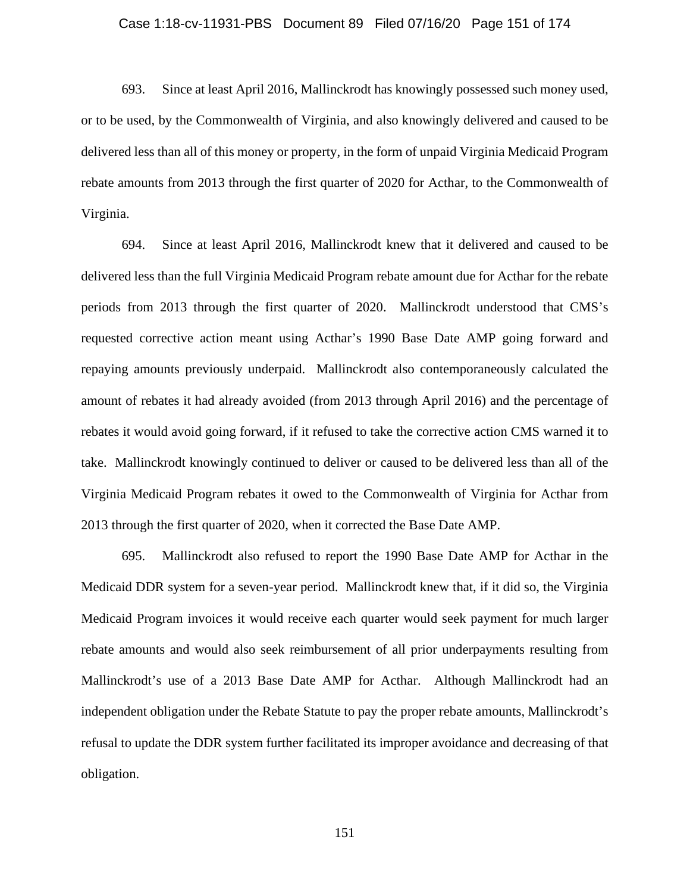693. Since at least April 2016, Mallinckrodt has knowingly possessed such money used, or to be used, by the Commonwealth of Virginia, and also knowingly delivered and caused to be delivered less than all of this money or property, in the form of unpaid Virginia Medicaid Program rebate amounts from 2013 through the first quarter of 2020 for Acthar, to the Commonwealth of Virginia.

694. Since at least April 2016, Mallinckrodt knew that it delivered and caused to be delivered less than the full Virginia Medicaid Program rebate amount due for Acthar for the rebate periods from 2013 through the first quarter of 2020. Mallinckrodt understood that CMS's requested corrective action meant using Acthar's 1990 Base Date AMP going forward and repaying amounts previously underpaid. Mallinckrodt also contemporaneously calculated the amount of rebates it had already avoided (from 2013 through April 2016) and the percentage of rebates it would avoid going forward, if it refused to take the corrective action CMS warned it to take. Mallinckrodt knowingly continued to deliver or caused to be delivered less than all of the Virginia Medicaid Program rebates it owed to the Commonwealth of Virginia for Acthar from 2013 through the first quarter of 2020, when it corrected the Base Date AMP.

695. Mallinckrodt also refused to report the 1990 Base Date AMP for Acthar in the Medicaid DDR system for a seven-year period. Mallinckrodt knew that, if it did so, the Virginia Medicaid Program invoices it would receive each quarter would seek payment for much larger rebate amounts and would also seek reimbursement of all prior underpayments resulting from Mallinckrodt's use of a 2013 Base Date AMP for Acthar. Although Mallinckrodt had an independent obligation under the Rebate Statute to pay the proper rebate amounts, Mallinckrodt's refusal to update the DDR system further facilitated its improper avoidance and decreasing of that obligation.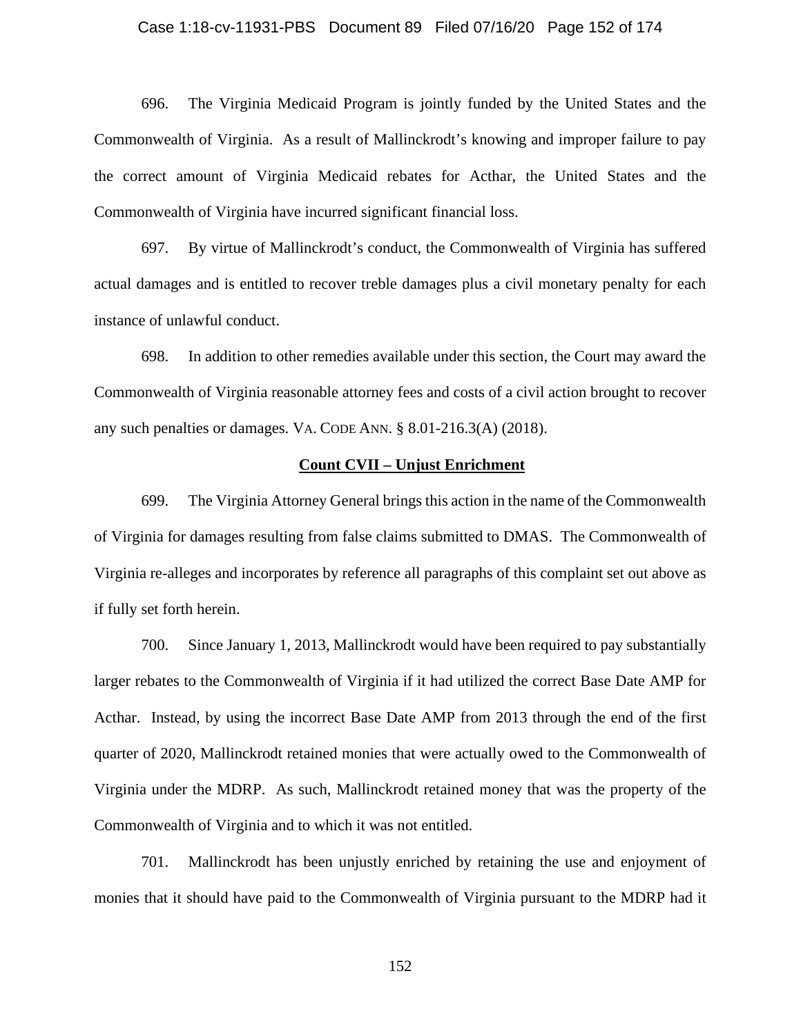696. The Virginia Medicaid Program is jointly funded by the United States and the Commonwealth of Virginia. As a result of Mallinckrodt's knowing and improper failure to pay the correct amount of Virginia Medicaid rebates for Acthar, the United States and the Commonwealth of Virginia have incurred significant financial loss.

697. By virtue of Mallinckrodt's conduct, the Commonwealth of Virginia has suffered actual damages and is entitled to recover treble damages plus a civil monetary penalty for each instance of unlawful conduct.

698. In addition to other remedies available under this section, the Court may award the Commonwealth of Virginia reasonable attorney fees and costs of a civil action brought to recover any such penalties or damages. VA. CODE ANN. § 8.01-216.3(A) (2018).

**Count CVII – Unjust Enrichment**

699. The Virginia Attorney General brings this action in the name of the Commonwealth of Virginia for damages resulting from false claims submitted to DMAS. The Commonwealth of Virginia re-alleges and incorporates by reference all paragraphs of this complaint set out above as if fully set forth herein.

700. Since January 1, 2013, Mallinckrodt would have been required to pay substantially larger rebates to the Commonwealth of Virginia if it had utilized the correct Base Date AMP for Acthar. Instead, by using the incorrect Base Date AMP from 2013 through the end of the first quarter of 2020, Mallinckrodt retained monies that were actually owed to the Commonwealth of Virginia under the MDRP. As such, Mallinckrodt retained money that was the property of the Commonwealth of Virginia and to which it was not entitled.

701. Mallinckrodt has been unjustly enriched by retaining the use and enjoyment of monies that it should have paid to the Commonwealth of Virginia pursuant to the MDRP had it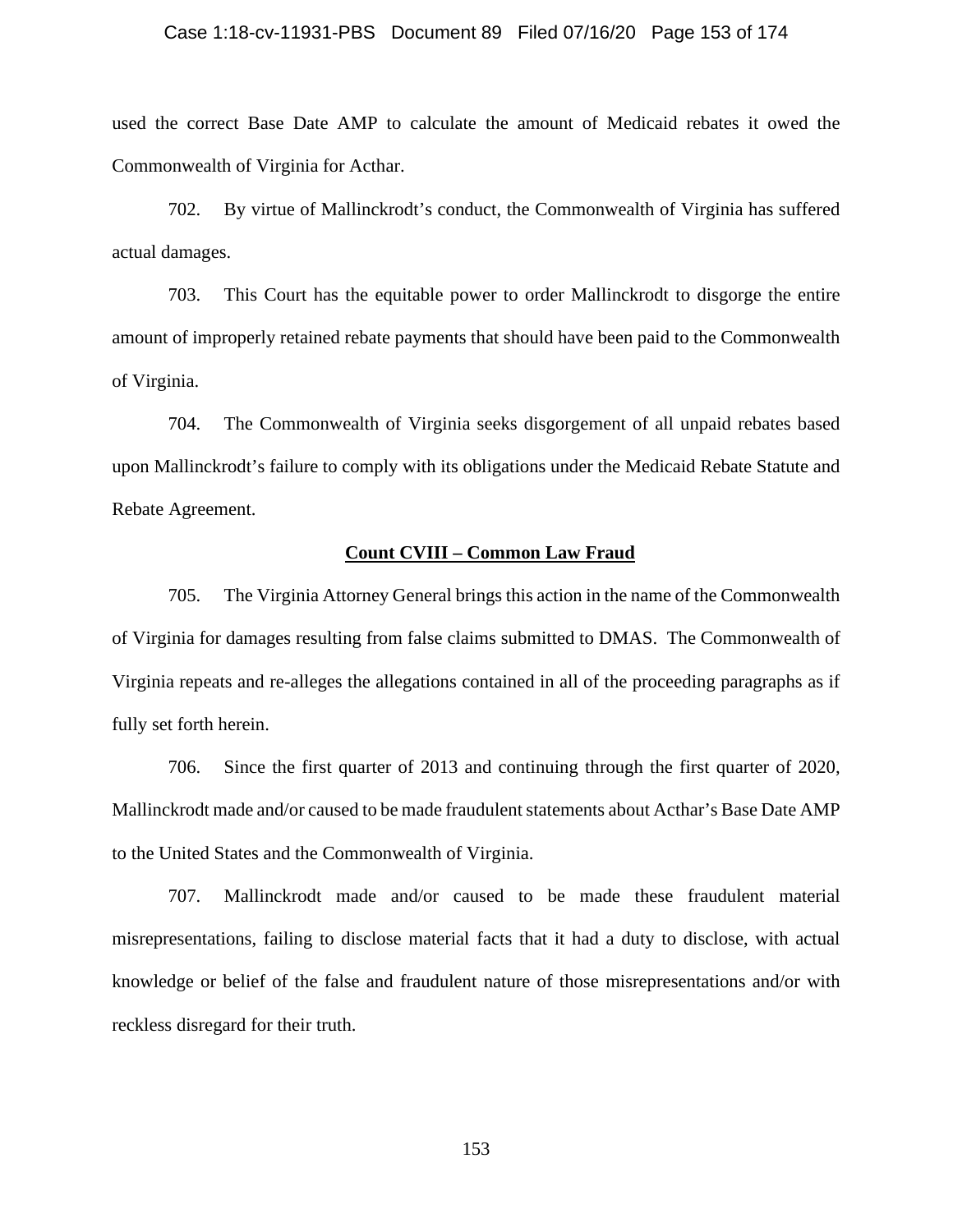used the correct Base Date AMP to calculate the amount of Medicaid rebates it owed the Commonwealth of Virginia for Acthar.

702. By virtue of Mallinckrodt's conduct, the Commonwealth of Virginia has suffered actual damages.

703. This Court has the equitable power to order Mallinckrodt to disgorge the entire amount of improperly retained rebate payments that should have been paid to the Commonwealth of Virginia.

704. The Commonwealth of Virginia seeks disgorgement of all unpaid rebates based upon Mallinckrodt's failure to comply with its obligations under the Medicaid Rebate Statute and Rebate Agreement.

**Count CVIII – Common Law Fraud**

705. The Virginia Attorney General brings this action in the name of the Commonwealth of Virginia for damages resulting from false claims submitted to DMAS. The Commonwealth of Virginia repeats and re-alleges the allegations contained in all of the proceeding paragraphs as if fully set forth herein.

706. Since the first quarter of 2013 and continuing through the first quarter of 2020, Mallinckrodt made and/or caused to be made fraudulent statements about Acthar's Base Date AMP to the United States and the Commonwealth of Virginia.

707. Mallinckrodt made and/or caused to be made these fraudulent material misrepresentations, failing to disclose material facts that it had a duty to disclose, with actual knowledge or belief of the false and fraudulent nature of those misrepresentations and/or with reckless disregard for their truth.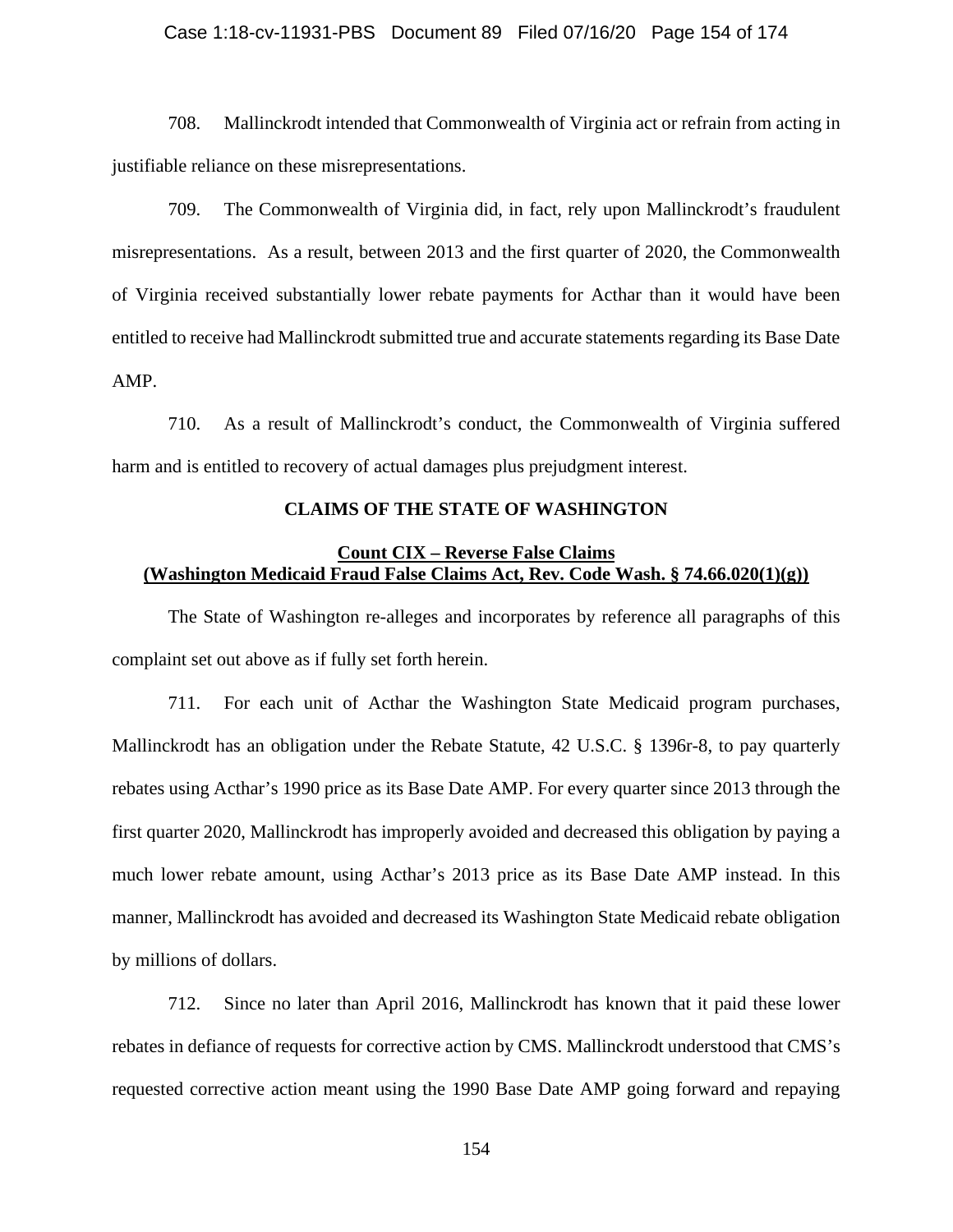708. Mallinckrodt intended that Commonwealth of Virginia act or refrain from acting in justifiable reliance on these misrepresentations.

709. The Commonwealth of Virginia did, in fact, rely upon Mallinckrodt's fraudulent misrepresentations. As a result, between 2013 and the first quarter of 2020, the Commonwealth of Virginia received substantially lower rebate payments for Acthar than it would have been entitled to receive had Mallinckrodt submitted true and accurate statements regarding its Base Date AMP.

710. As a result of Mallinckrodt's conduct, the Commonwealth of Virginia suffered harm and is entitled to recovery of actual damages plus prejudgment interest.

## CLAIMS OF THE STATE OF WASHINGTON

### Count CIX – Reverse False Claims (Washington Medicaid Fraud False Claims Act, Rev. Code Wash. § 74.66.020(1)(g))

The State of Washington re-alleges and incorporates by reference all paragraphs of this complaint set out above as if fully set forth herein.

711. For each unit of Acthar the Washington State Medicaid program purchases, Mallinckrodt has an obligation under the Rebate Statute, 42 U.S.C. § 1396r-8, to pay quarterly rebates using Acthar's 1990 price as its Base Date AMP. For every quarter since 2013 through the first quarter 2020, Mallinckrodt has improperly avoided and decreased this obligation by paying a much lower rebate amount, using Acthar's 2013 price as its Base Date AMP instead. In this manner, Mallinckrodt has avoided and decreased its Washington State Medicaid rebate obligation by millions of dollars.

712. Since no later than April 2016, Mallinckrodt has known that it paid these lower rebates in defiance of requests for corrective action by CMS. Mallinckrodt understood that CMS's requested corrective action meant using the 1990 Base Date AMP going forward and repaying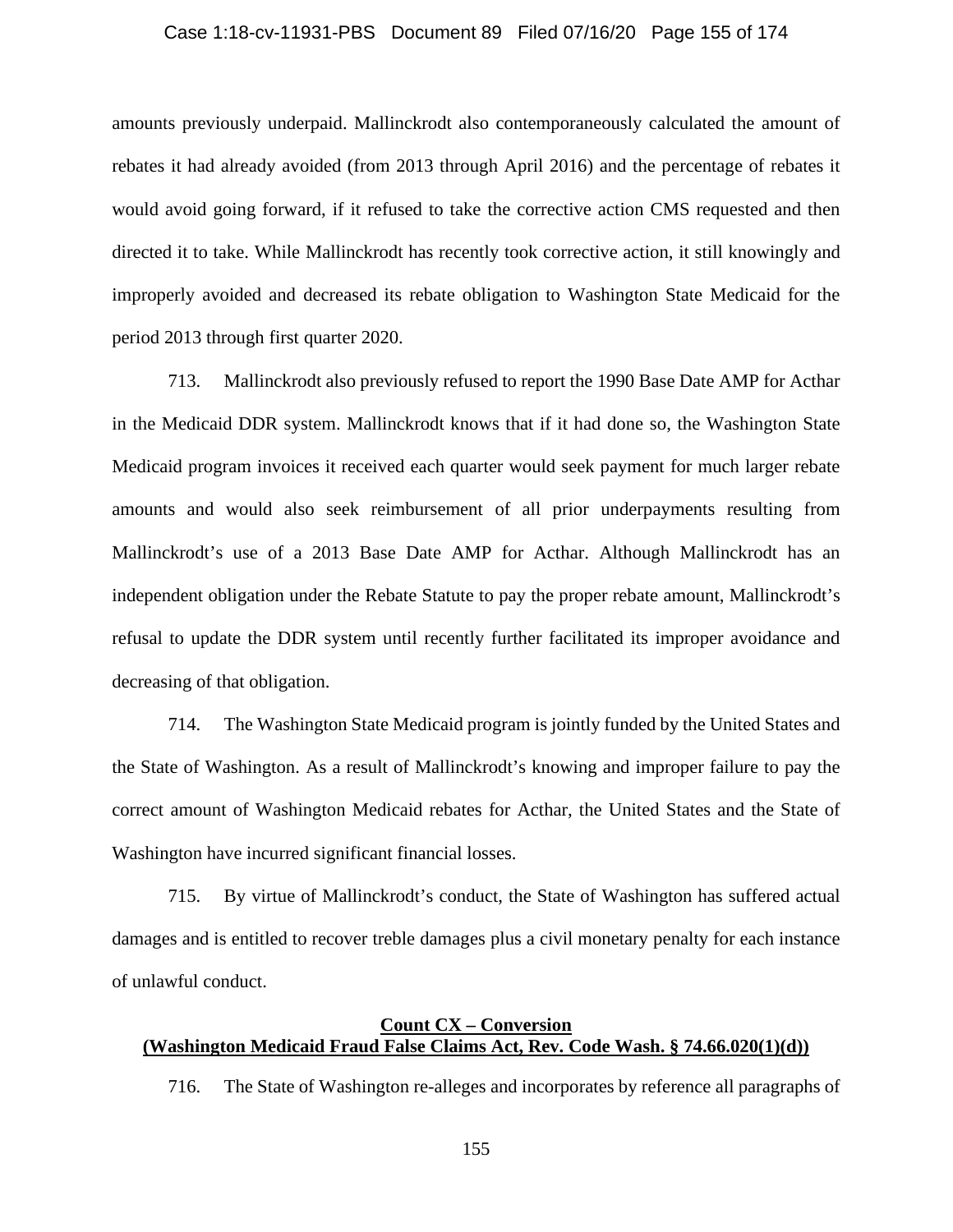amounts previously underpaid. Mallinckrodt also contemporaneously calculated the amount of rebates it had already avoided (from 2013 through April 2016) and the percentage of rebates it would avoid going forward, if it refused to take the corrective action CMS requested and then directed it to take. While Mallinckrodt has recently took corrective action, it still knowingly and improperly avoided and decreased its rebate obligation to Washington State Medicaid for the period 2013 through first quarter 2020.

713. Mallinckrodt also previously refused to report the 1990 Base Date AMP for Acthar in the Medicaid DDR system. Mallinckrodt knows that if it had done so, the Washington State Medicaid program invoices it received each quarter would seek payment for much larger rebate amounts and would also seek reimbursement of all prior underpayments resulting from Mallinckrodt's use of a 2013 Base Date AMP for Acthar. Although Mallinckrodt has an independent obligation under the Rebate Statute to pay the proper rebate amount, Mallinckrodt's refusal to update the DDR system until recently further facilitated its improper avoidance and decreasing of that obligation.

714. The Washington State Medicaid program is jointly funded by the United States and the State of Washington. As a result of Mallinckrodt's knowing and improper failure to pay the correct amount of Washington Medicaid rebates for Acthar, the United States and the State of Washington have incurred significant financial losses.

715. By virtue of Mallinckrodt's conduct, the State of Washington has suffered actual damages and is entitled to recover treble damages plus a civil monetary penalty for each instance of unlawful conduct.

**Count CX – Conversion**
**(Washington Medicaid Fraud False Claims Act, Rev. Code Wash. § 74.66.020(1)(d))**

716. The State of Washington re-alleges and incorporates by reference all paragraphs of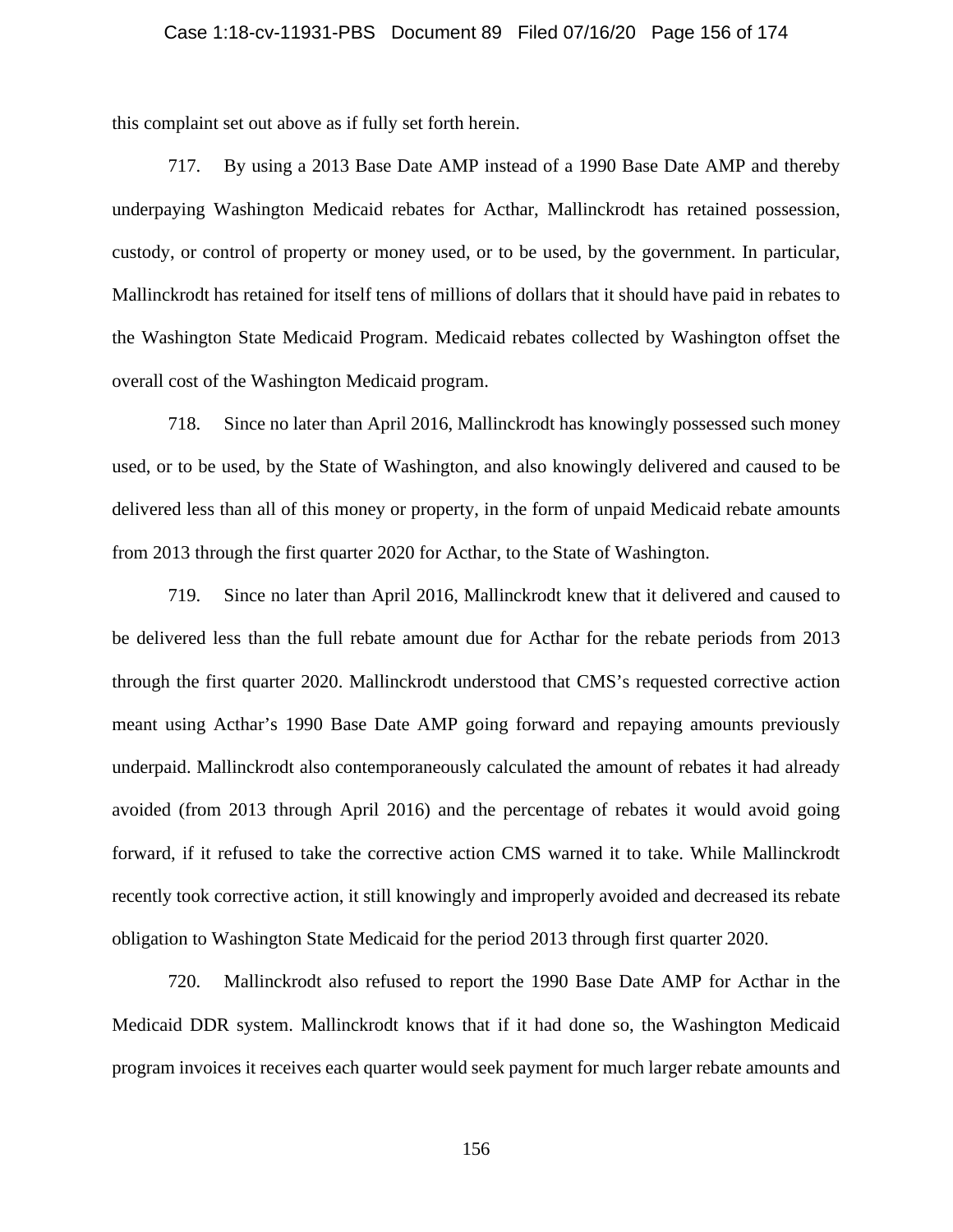this complaint set out above as if fully set forth herein.

717. By using a 2013 Base Date AMP instead of a 1990 Base Date AMP and thereby underpaying Washington Medicaid rebates for Acthar, Mallinckrodt has retained possession, custody, or control of property or money used, or to be used, by the government. In particular, Mallinckrodt has retained for itself tens of millions of dollars that it should have paid in rebates to the Washington State Medicaid Program. Medicaid rebates collected by Washington offset the overall cost of the Washington Medicaid program.

718. Since no later than April 2016, Mallinckrodt has knowingly possessed such money used, or to be used, by the State of Washington, and also knowingly delivered and caused to be delivered less than all of this money or property, in the form of unpaid Medicaid rebate amounts from 2013 through the first quarter 2020 for Acthar, to the State of Washington.

719. Since no later than April 2016, Mallinckrodt knew that it delivered and caused to be delivered less than the full rebate amount due for Acthar for the rebate periods from 2013 through the first quarter 2020. Mallinckrodt understood that CMS's requested corrective action meant using Acthar's 1990 Base Date AMP going forward and repaying amounts previously underpaid. Mallinckrodt also contemporaneously calculated the amount of rebates it had already avoided (from 2013 through April 2016) and the percentage of rebates it would avoid going forward, if it refused to take the corrective action CMS warned it to take. While Mallinckrodt recently took corrective action, it still knowingly and improperly avoided and decreased its rebate obligation to Washington State Medicaid for the period 2013 through first quarter 2020.

720. Mallinckrodt also refused to report the 1990 Base Date AMP for Acthar in the Medicaid DDR system. Mallinckrodt knows that if it had done so, the Washington Medicaid program invoices it receives each quarter would seek payment for much larger rebate amounts and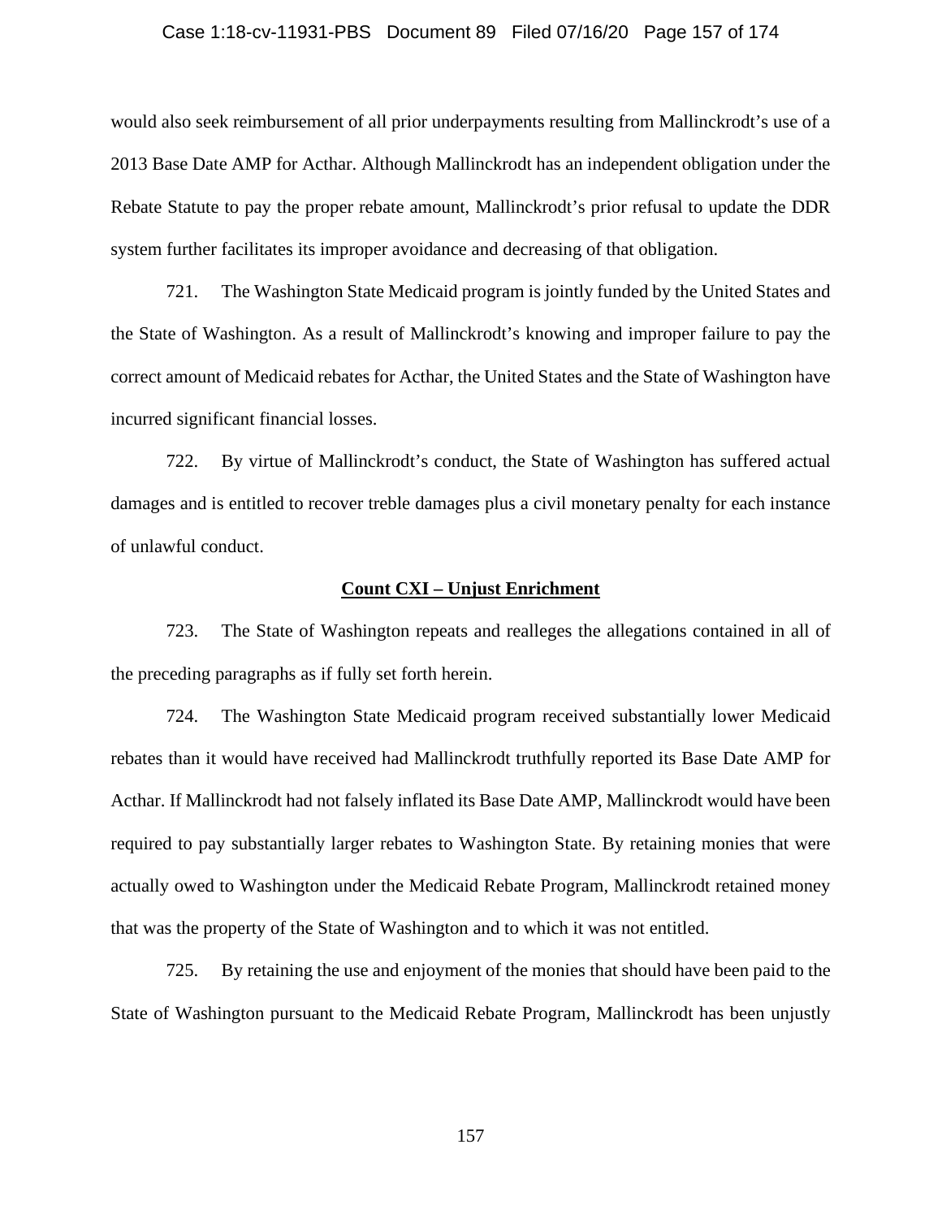would also seek reimbursement of all prior underpayments resulting from Mallinckrodt's use of a 2013 Base Date AMP for Acthar. Although Mallinckrodt has an independent obligation under the Rebate Statute to pay the proper rebate amount, Mallinckrodt's prior refusal to update the DDR system further facilitates its improper avoidance and decreasing of that obligation.

721. The Washington State Medicaid program is jointly funded by the United States and the State of Washington. As a result of Mallinckrodt's knowing and improper failure to pay the correct amount of Medicaid rebates for Acthar, the United States and the State of Washington have incurred significant financial losses.

722. By virtue of Mallinckrodt's conduct, the State of Washington has suffered actual damages and is entitled to recover treble damages plus a civil monetary penalty for each instance of unlawful conduct.

**Count CXI – Unjust Enrichment**

723. The State of Washington repeats and realleges the allegations contained in all of the preceding paragraphs as if fully set forth herein.

724. The Washington State Medicaid program received substantially lower Medicaid rebates than it would have received had Mallinckrodt truthfully reported its Base Date AMP for Acthar. If Mallinckrodt had not falsely inflated its Base Date AMP, Mallinckrodt would have been required to pay substantially larger rebates to Washington State. By retaining monies that were actually owed to Washington under the Medicaid Rebate Program, Mallinckrodt retained money that was the property of the State of Washington and to which it was not entitled.

725. By retaining the use and enjoyment of the monies that should have been paid to the State of Washington pursuant to the Medicaid Rebate Program, Mallinckrodt has been unjustly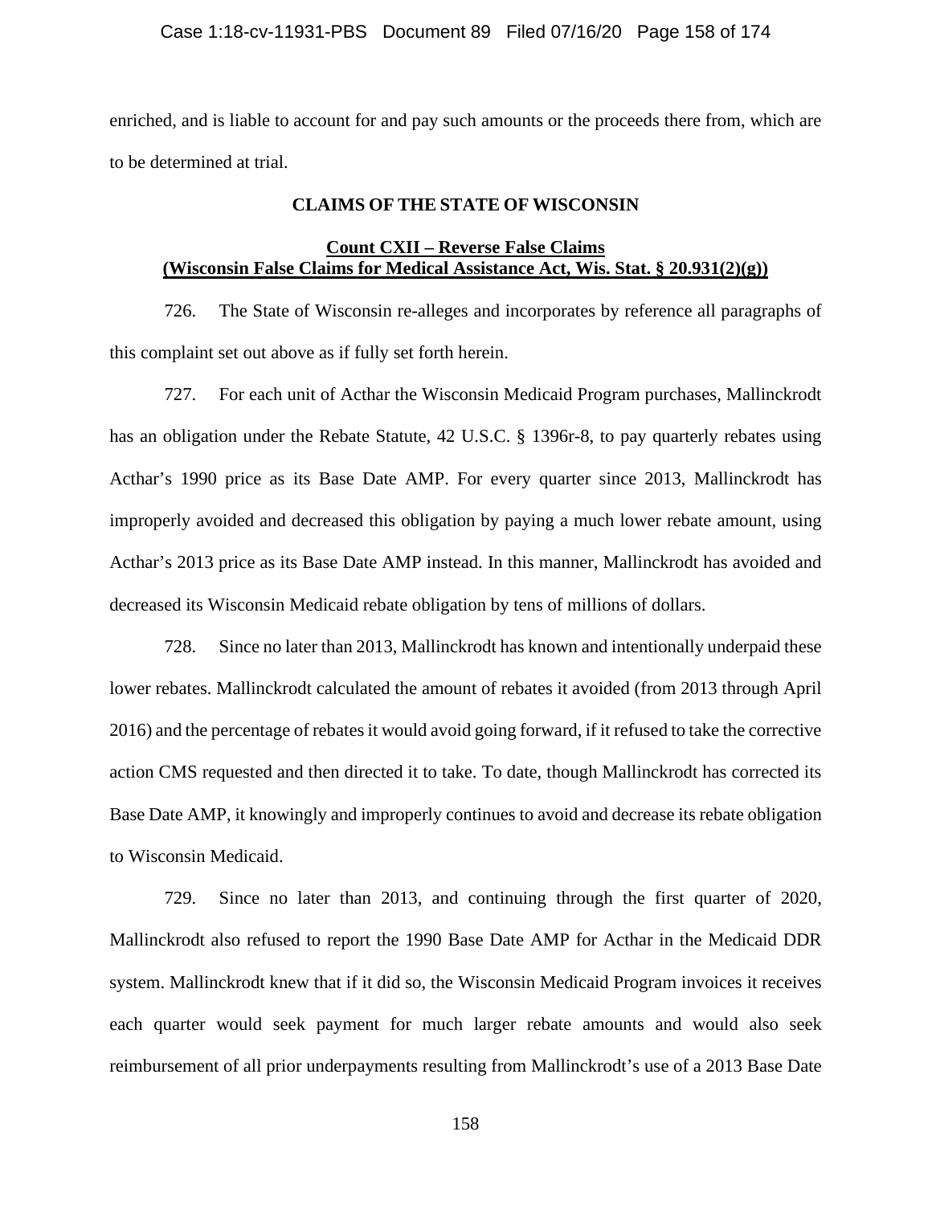enriched, and is liable to account for and pay such amounts or the proceeds there from, which are to be determined at trial.

**CLAIMS OF THE STATE OF WISCONSIN**

**Count CXII – Reverse False Claims**
**(Wisconsin False Claims for Medical Assistance Act, Wis. Stat. § 20.931(2)(g))**

726. The State of Wisconsin re-alleges and incorporates by reference all paragraphs of this complaint set out above as if fully set forth herein.

727. For each unit of Acthar the Wisconsin Medicaid Program purchases, Mallinckrodt has an obligation under the Rebate Statute, 42 U.S.C. § 1396r-8, to pay quarterly rebates using Acthar's 1990 price as its Base Date AMP. For every quarter since 2013, Mallinckrodt has improperly avoided and decreased this obligation by paying a much lower rebate amount, using Acthar's 2013 price as its Base Date AMP instead. In this manner, Mallinckrodt has avoided and decreased its Wisconsin Medicaid rebate obligation by tens of millions of dollars.

728. Since no later than 2013, Mallinckrodt has known and intentionally underpaid these lower rebates. Mallinckrodt calculated the amount of rebates it avoided (from 2013 through April 2016) and the percentage of rebates it would avoid going forward, if it refused to take the corrective action CMS requested and then directed it to take. To date, though Mallinckrodt has corrected its Base Date AMP, it knowingly and improperly continues to avoid and decrease its rebate obligation to Wisconsin Medicaid.

729. Since no later than 2013, and continuing through the first quarter of 2020, Mallinckrodt also refused to report the 1990 Base Date AMP for Acthar in the Medicaid DDR system. Mallinckrodt knew that if it did so, the Wisconsin Medicaid Program invoices it receives each quarter would seek payment for much larger rebate amounts and would also seek reimbursement of all prior underpayments resulting from Mallinckrodt's use of a 2013 Base Date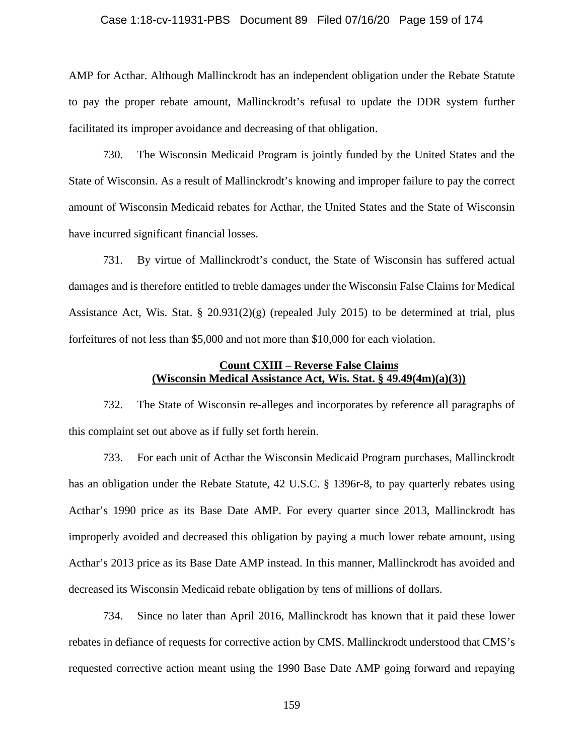AMP for Acthar. Although Mallinckrodt has an independent obligation under the Rebate Statute to pay the proper rebate amount, Mallinckrodt's refusal to update the DDR system further facilitated its improper avoidance and decreasing of that obligation.

730. The Wisconsin Medicaid Program is jointly funded by the United States and the State of Wisconsin. As a result of Mallinckrodt's knowing and improper failure to pay the correct amount of Wisconsin Medicaid rebates for Acthar, the United States and the State of Wisconsin have incurred significant financial losses.

731. By virtue of Mallinckrodt's conduct, the State of Wisconsin has suffered actual damages and is therefore entitled to treble damages under the Wisconsin False Claims for Medical Assistance Act, Wis. Stat. § 20.931(2)(g) (repealed July 2015) to be determined at trial, plus forfeitures of not less than $5,000 and not more than $10,000 for each violation.

**Count CXIII – Reverse False Claims**
**(Wisconsin Medical Assistance Act, Wis. Stat. § 49.49(4m)(a)(3))**

732. The State of Wisconsin re-alleges and incorporates by reference all paragraphs of this complaint set out above as if fully set forth herein.

733. For each unit of Acthar the Wisconsin Medicaid Program purchases, Mallinckrodt has an obligation under the Rebate Statute, 42 U.S.C. § 1396r-8, to pay quarterly rebates using Acthar's 1990 price as its Base Date AMP. For every quarter since 2013, Mallinckrodt has improperly avoided and decreased this obligation by paying a much lower rebate amount, using Acthar's 2013 price as its Base Date AMP instead. In this manner, Mallinckrodt has avoided and decreased its Wisconsin Medicaid rebate obligation by tens of millions of dollars.

734. Since no later than April 2016, Mallinckrodt has known that it paid these lower rebates in defiance of requests for corrective action by CMS. Mallinckrodt understood that CMS's requested corrective action meant using the 1990 Base Date AMP going forward and repaying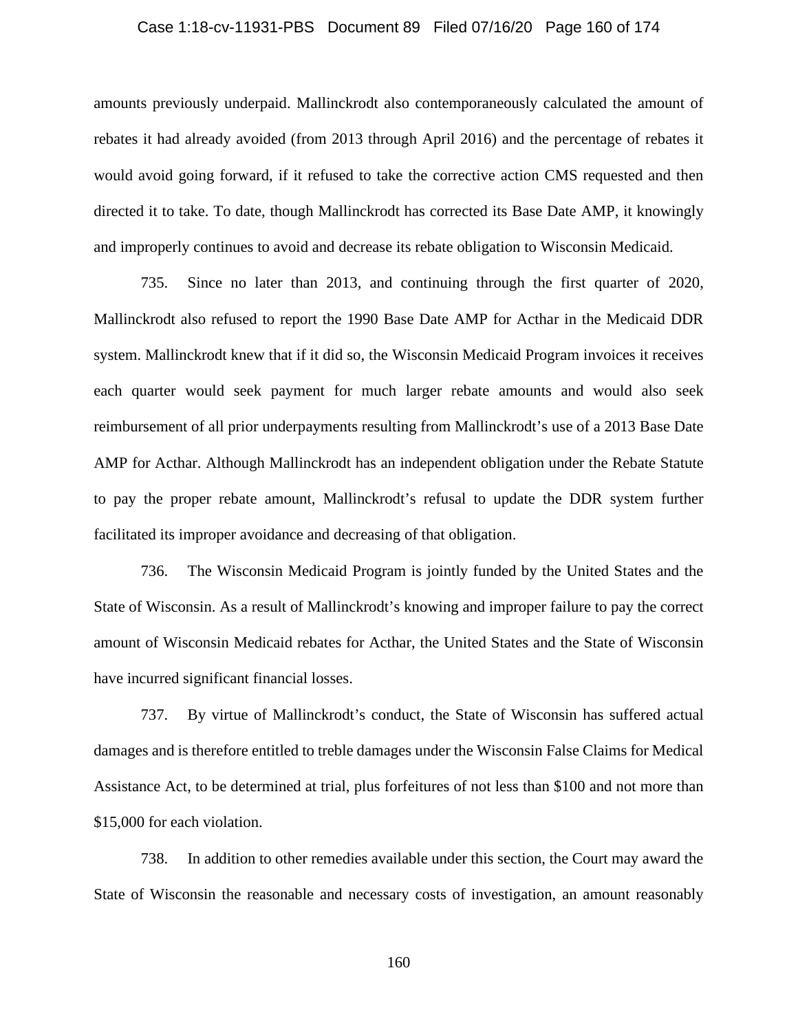amounts previously underpaid. Mallinckrodt also contemporaneously calculated the amount of rebates it had already avoided (from 2013 through April 2016) and the percentage of rebates it would avoid going forward, if it refused to take the corrective action CMS requested and then directed it to take. To date, though Mallinckrodt has corrected its Base Date AMP, it knowingly and improperly continues to avoid and decrease its rebate obligation to Wisconsin Medicaid.

735. Since no later than 2013, and continuing through the first quarter of 2020, Mallinckrodt also refused to report the 1990 Base Date AMP for Acthar in the Medicaid DDR system. Mallinckrodt knew that if it did so, the Wisconsin Medicaid Program invoices it receives each quarter would seek payment for much larger rebate amounts and would also seek reimbursement of all prior underpayments resulting from Mallinckrodt's use of a 2013 Base Date AMP for Acthar. Although Mallinckrodt has an independent obligation under the Rebate Statute to pay the proper rebate amount, Mallinckrodt's refusal to update the DDR system further facilitated its improper avoidance and decreasing of that obligation.

736. The Wisconsin Medicaid Program is jointly funded by the United States and the State of Wisconsin. As a result of Mallinckrodt's knowing and improper failure to pay the correct amount of Wisconsin Medicaid rebates for Acthar, the United States and the State of Wisconsin have incurred significant financial losses.

737. By virtue of Mallinckrodt's conduct, the State of Wisconsin has suffered actual damages and is therefore entitled to treble damages under the Wisconsin False Claims for Medical Assistance Act, to be determined at trial, plus forfeitures of not less than $100 and not more than $15,000 for each violation.

738. In addition to other remedies available under this section, the Court may award the State of Wisconsin the reasonable and necessary costs of investigation, an amount reasonably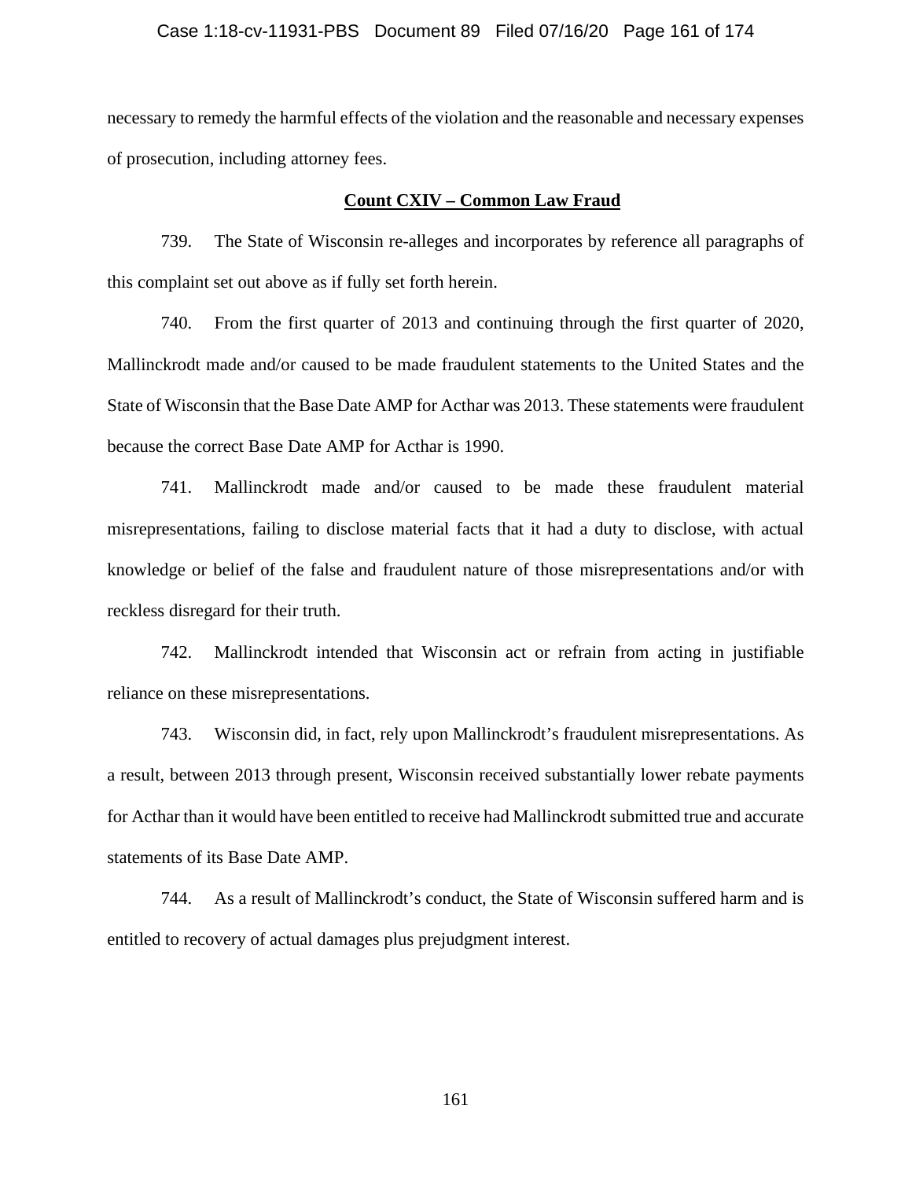necessary to remedy the harmful effects of the violation and the reasonable and necessary expenses of prosecution, including attorney fees.

**Count CXIV – Common Law Fraud**

739. The State of Wisconsin re-alleges and incorporates by reference all paragraphs of this complaint set out above as if fully set forth herein.

740. From the first quarter of 2013 and continuing through the first quarter of 2020, Mallinckrodt made and/or caused to be made fraudulent statements to the United States and the State of Wisconsin that the Base Date AMP for Acthar was 2013. These statements were fraudulent because the correct Base Date AMP for Acthar is 1990.

741. Mallinckrodt made and/or caused to be made these fraudulent material misrepresentations, failing to disclose material facts that it had a duty to disclose, with actual knowledge or belief of the false and fraudulent nature of those misrepresentations and/or with reckless disregard for their truth.

742. Mallinckrodt intended that Wisconsin act or refrain from acting in justifiable reliance on these misrepresentations.

743. Wisconsin did, in fact, rely upon Mallinckrodt's fraudulent misrepresentations. As a result, between 2013 through present, Wisconsin received substantially lower rebate payments for Acthar than it would have been entitled to receive had Mallinckrodt submitted true and accurate statements of its Base Date AMP.

744. As a result of Mallinckrodt's conduct, the State of Wisconsin suffered harm and is entitled to recovery of actual damages plus prejudgment interest.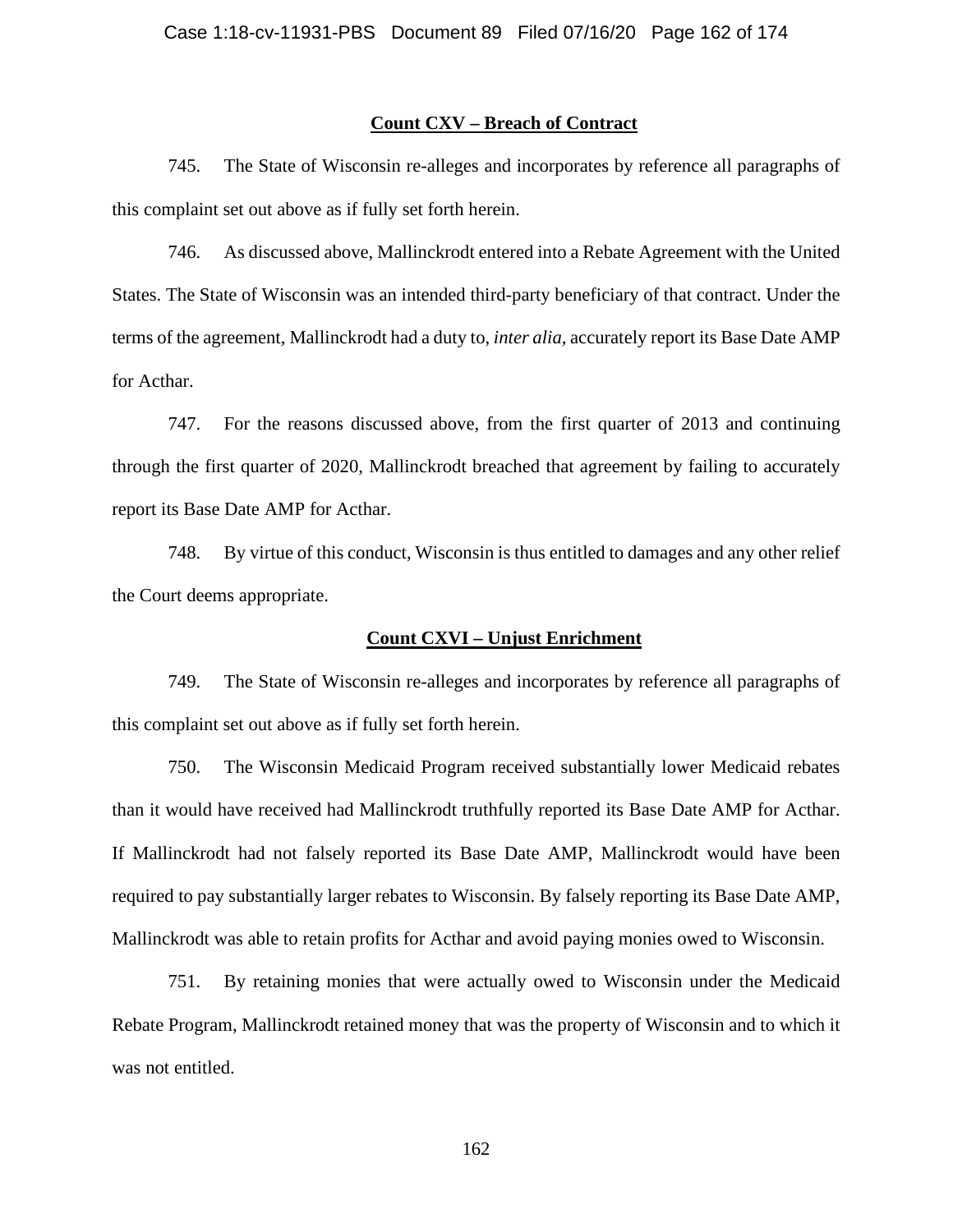**Count CXV – Breach of Contract**

745. The State of Wisconsin re-alleges and incorporates by reference all paragraphs of this complaint set out above as if fully set forth herein.

746. As discussed above, Mallinckrodt entered into a Rebate Agreement with the United States. The State of Wisconsin was an intended third-party beneficiary of that contract. Under the terms of the agreement, Mallinckrodt had a duty to, *inter alia*, accurately report its Base Date AMP for Acthar.

747. For the reasons discussed above, from the first quarter of 2013 and continuing through the first quarter of 2020, Mallinckrodt breached that agreement by failing to accurately report its Base Date AMP for Acthar.

748. By virtue of this conduct, Wisconsin is thus entitled to damages and any other relief the Court deems appropriate.

**Count CXVI – Unjust Enrichment**

749. The State of Wisconsin re-alleges and incorporates by reference all paragraphs of this complaint set out above as if fully set forth herein.

750. The Wisconsin Medicaid Program received substantially lower Medicaid rebates than it would have received had Mallinckrodt truthfully reported its Base Date AMP for Acthar. If Mallinckrodt had not falsely reported its Base Date AMP, Mallinckrodt would have been required to pay substantially larger rebates to Wisconsin. By falsely reporting its Base Date AMP, Mallinckrodt was able to retain profits for Acthar and avoid paying monies owed to Wisconsin.

751. By retaining monies that were actually owed to Wisconsin under the Medicaid Rebate Program, Mallinckrodt retained money that was the property of Wisconsin and to which it was not entitled.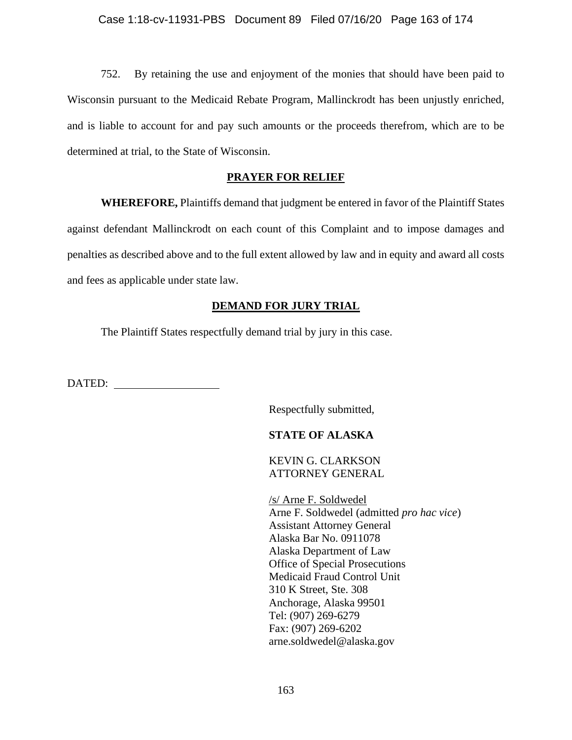752. By retaining the use and enjoyment of the monies that should have been paid to Wisconsin pursuant to the Medicaid Rebate Program, Mallinckrodt has been unjustly enriched, and is liable to account for and pay such amounts or the proceeds therefrom, which are to be determined at trial, to the State of Wisconsin.

## PRAYER FOR RELIEF

**WHEREFORE,** Plaintiffs demand that judgment be entered in favor of the Plaintiff States against defendant Mallinckrodt on each count of this Complaint and to impose damages and penalties as described above and to the full extent allowed by law and in equity and award all costs and fees as applicable under state law.

## DEMAND FOR JURY TRIAL

The Plaintiff States respectfully demand trial by jury in this case.

DATED: ___________________

Respectfully submitted,

**STATE OF ALASKA**

KEVIN G. CLARKSON
ATTORNEY GENERAL

/s/ Arne F. Soldwedel
Arne F. Soldwedel (admitted *pro hac vice*)
Assistant Attorney General
Alaska Bar No. 0911078
Alaska Department of Law
Office of Special Prosecutions
Medicaid Fraud Control Unit
310 K Street, Ste. 308
Anchorage, Alaska 99501
Tel: (907) 269-6279
Fax: (907) 269-6202
arne.soldwedel@alaska.gov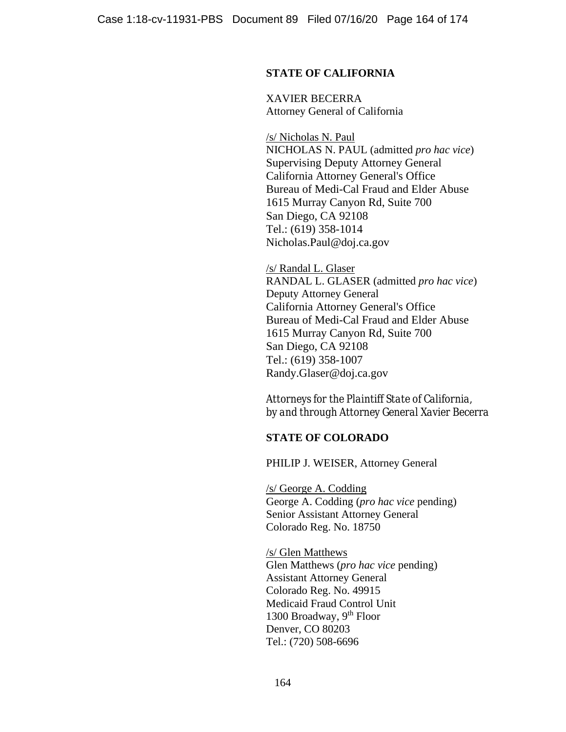**STATE OF CALIFORNIA**

XAVIER BECERRA
Attorney General of California

/s/ Nicholas N. Paul
NICHOLAS N. PAUL (admitted *pro hac vice*)
Supervising Deputy Attorney General
California Attorney General's Office
Bureau of Medi-Cal Fraud and Elder Abuse
1615 Murray Canyon Rd, Suite 700
San Diego, CA 92108
Tel.: (619) 358-1014
Nicholas.Paul@doj.ca.gov

/s/ Randal L. Glaser
RANDAL L. GLASER (admitted *pro hac vice*)
Deputy Attorney General
California Attorney General's Office
Bureau of Medi-Cal Fraud and Elder Abuse
1615 Murray Canyon Rd, Suite 700
San Diego, CA 92108
Tel.: (619) 358-1007
Randy.Glaser@doj.ca.gov

*Attorneys for the Plaintiff State of California, by and through Attorney General Xavier Becerra*

**STATE OF COLORADO**

PHILIP J. WEISER, Attorney General

/s/ George A. Codding
George A. Codding (*pro hac vice* pending)
Senior Assistant Attorney General
Colorado Reg. No. 18750

/s/ Glen Matthews
Glen Matthews (*pro hac vice* pending)
Assistant Attorney General
Colorado Reg. No. 49915
Medicaid Fraud Control Unit
1300 Broadway, 9th Floor
Denver, CO 80203
Tel.: (720) 508-6696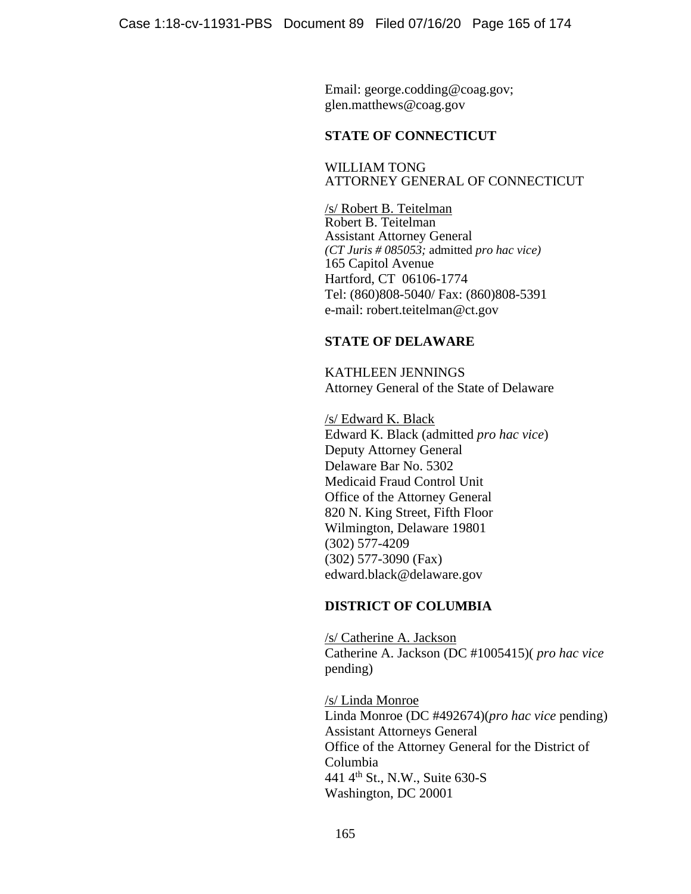Email: george.codding@coag.gov;
glen.matthews@coag.gov

**STATE OF CONNECTICUT**

WILLIAM TONG
ATTORNEY GENERAL OF CONNECTICUT

/s/ Robert B. Teitelman
Robert B. Teitelman
Assistant Attorney General
*(CT Juris # 085053;* admitted *pro hac vice)*
165 Capitol Avenue
Hartford, CT 06106-1774
Tel: (860)808-5040/ Fax: (860)808-5391
e-mail: robert.teitelman@ct.gov

**STATE OF DELAWARE**

KATHLEEN JENNINGS
Attorney General of the State of Delaware

/s/ Edward K. Black
Edward K. Black (admitted *pro hac vice*)
Deputy Attorney General
Delaware Bar No. 5302
Medicaid Fraud Control Unit
Office of the Attorney General
820 N. King Street, Fifth Floor
Wilmington, Delaware 19801
(302) 577-4209
(302) 577-3090 (Fax)
edward.black@delaware.gov

**DISTRICT OF COLUMBIA**

/s/ Catherine A. Jackson
Catherine A. Jackson (DC #1005415)( *pro hac vice* pending)

/s/ Linda Monroe
Linda Monroe (DC #492674)(*pro hac vice* pending)
Assistant Attorneys General
Office of the Attorney General for the District of Columbia
441 4th St., N.W., Suite 630-S
Washington, DC 20001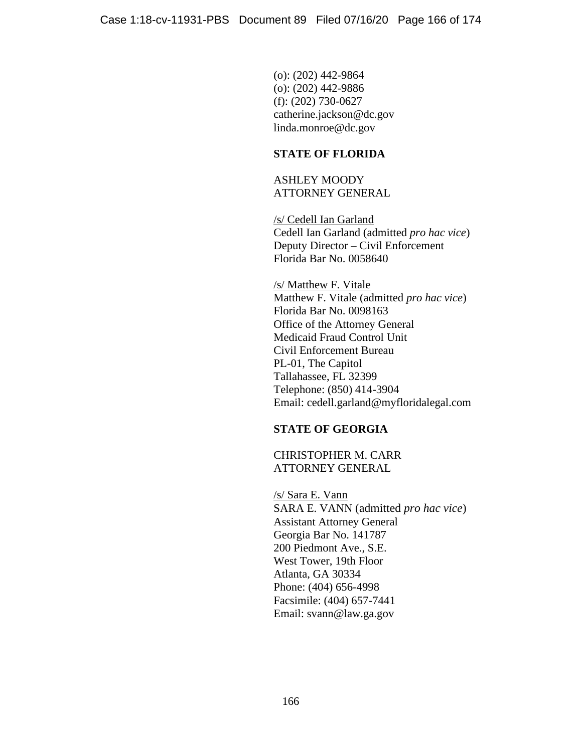(o): (202) 442-9864
(o): (202) 442-9886
(f): (202) 730-0627
catherine.jackson@dc.gov
linda.monroe@dc.gov

**STATE OF FLORIDA**

ASHLEY MOODY
ATTORNEY GENERAL

/s/ Cedell Ian Garland
Cedell Ian Garland (admitted *pro hac vice*)
Deputy Director – Civil Enforcement
Florida Bar No. 0058640

/s/ Matthew F. Vitale
Matthew F. Vitale (admitted *pro hac vice*)
Florida Bar No. 0098163
Office of the Attorney General
Medicaid Fraud Control Unit
Civil Enforcement Bureau
PL-01, The Capitol
Tallahassee, FL 32399
Telephone: (850) 414-3904
Email: cedell.garland@myfloridalegal.com

**STATE OF GEORGIA**

CHRISTOPHER M. CARR
ATTORNEY GENERAL

/s/ Sara E. Vann
SARA E. VANN (admitted *pro hac vice*)
Assistant Attorney General
Georgia Bar No. 141787
200 Piedmont Ave., S.E.
West Tower, 19th Floor
Atlanta, GA 30334
Phone: (404) 656-4998
Facsimile: (404) 657-7441
Email: svann@law.ga.gov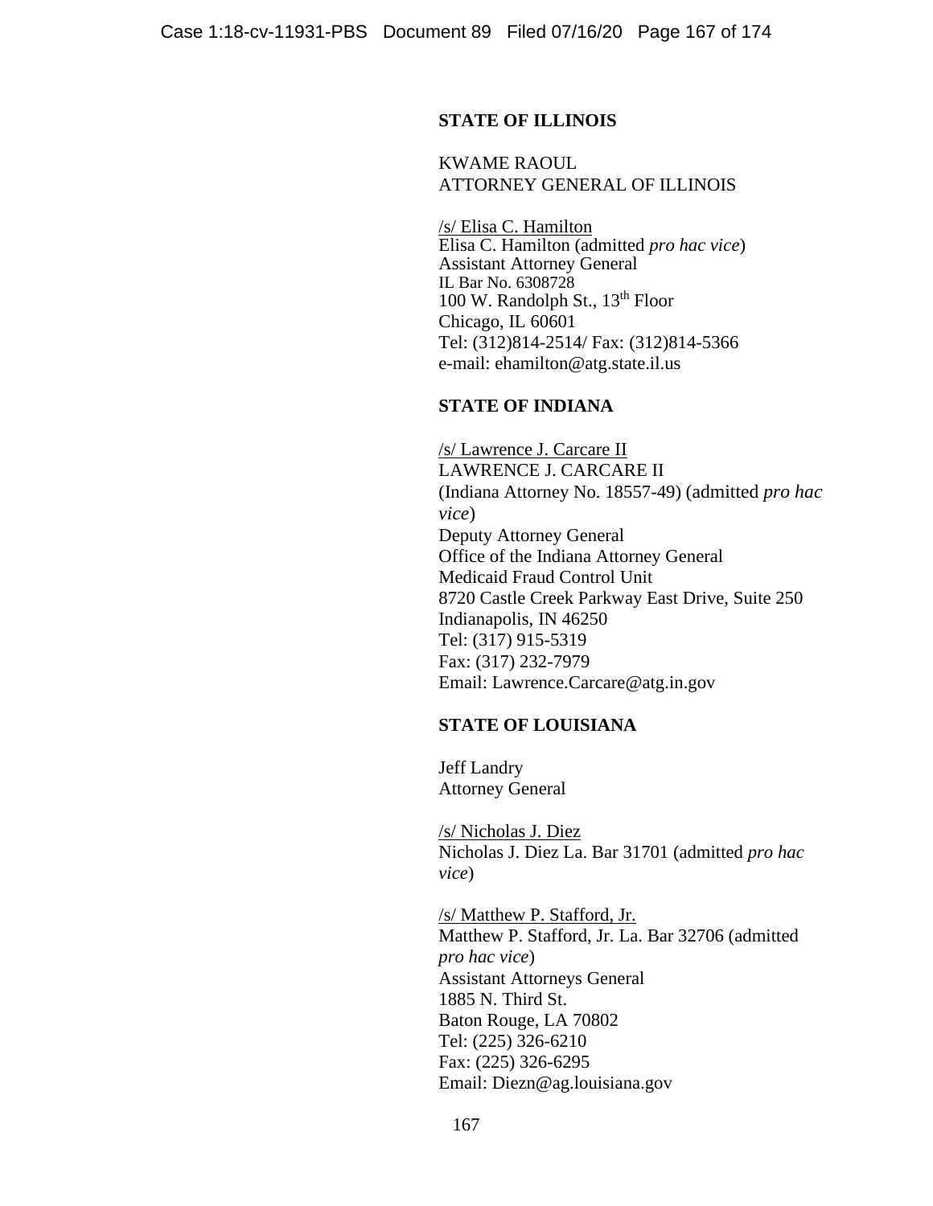**STATE OF ILLINOIS**

KWAME RAOUL
ATTORNEY GENERAL OF ILLINOIS

/s/ Elisa C. Hamilton
Elisa C. Hamilton (admitted *pro hac vice*)
Assistant Attorney General
IL Bar No. 6308728
100 W. Randolph St., 13th Floor
Chicago, IL 60601
Tel: (312)814-2514/ Fax: (312)814-5366
e-mail: ehamilton@atg.state.il.us

**STATE OF INDIANA**

/s/ Lawrence J. Carcare II
LAWRENCE J. CARCARE II
(Indiana Attorney No. 18557-49) (admitted *pro hac vice*)
Deputy Attorney General
Office of the Indiana Attorney General
Medicaid Fraud Control Unit
8720 Castle Creek Parkway East Drive, Suite 250
Indianapolis, IN 46250
Tel: (317) 915-5319
Fax: (317) 232-7979
Email: Lawrence.Carcare@atg.in.gov

**STATE OF LOUISIANA**

Jeff Landry
Attorney General

/s/ Nicholas J. Diez
Nicholas J. Diez La. Bar 31701 (admitted *pro hac vice*)

/s/ Matthew P. Stafford, Jr.
Matthew P. Stafford, Jr. La. Bar 32706 (admitted *pro hac vice*)
Assistant Attorneys General
1885 N. Third St.
Baton Rouge, LA 70802
Tel: (225) 326-6210
Fax: (225) 326-6295
Email: Diezn@ag.louisiana.gov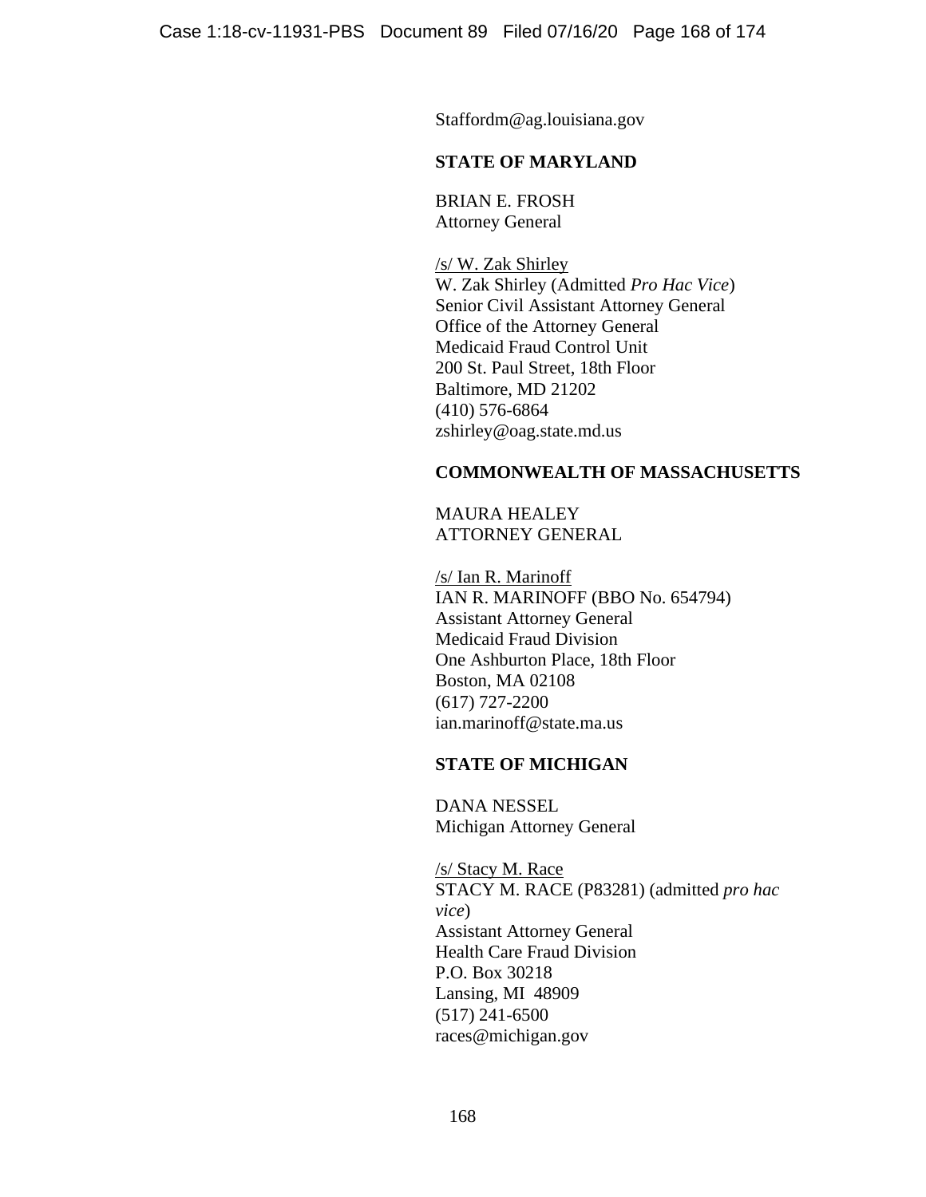Staffordm@ag.louisiana.gov

**STATE OF MARYLAND**

BRIAN E. FROSH
Attorney General

/s/ W. Zak Shirley
W. Zak Shirley (Admitted *Pro Hac Vice*)
Senior Civil Assistant Attorney General
Office of the Attorney General
Medicaid Fraud Control Unit
200 St. Paul Street, 18th Floor
Baltimore, MD 21202
(410) 576-6864
zshirley@oag.state.md.us

**COMMONWEALTH OF MASSACHUSETTS**

MAURA HEALEY
ATTORNEY GENERAL

/s/ Ian R. Marinoff
IAN R. MARINOFF (BBO No. 654794)
Assistant Attorney General
Medicaid Fraud Division
One Ashburton Place, 18th Floor
Boston, MA 02108
(617) 727-2200
ian.marinoff@state.ma.us

**STATE OF MICHIGAN**

DANA NESSEL
Michigan Attorney General

/s/ Stacy M. Race
STACY M. RACE (P83281) (admitted *pro hac vice*)
Assistant Attorney General
Health Care Fraud Division
P.O. Box 30218
Lansing, MI 48909
(517) 241-6500
races@michigan.gov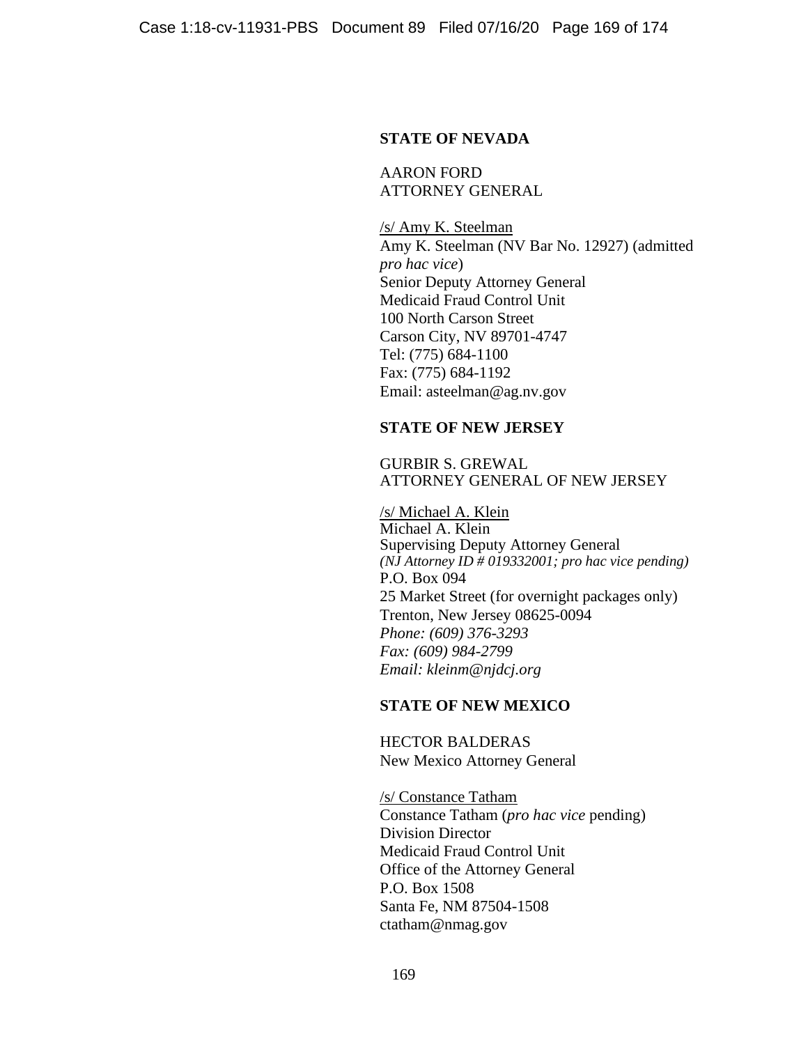**STATE OF NEVADA**

AARON FORD
ATTORNEY GENERAL

/s/ Amy K. Steelman
Amy K. Steelman (NV Bar No. 12927) (admitted *pro hac vice*)
Senior Deputy Attorney General
Medicaid Fraud Control Unit
100 North Carson Street
Carson City, NV 89701-4747
Tel: (775) 684-1100
Fax: (775) 684-1192
Email: asteelman@ag.nv.gov

**STATE OF NEW JERSEY**

GURBIR S. GREWAL
ATTORNEY GENERAL OF NEW JERSEY

/s/ Michael A. Klein
Michael A. Klein
Supervising Deputy Attorney General
*(NJ Attorney ID # 019332001; pro hac vice pending)*
P.O. Box 094
25 Market Street (for overnight packages only)
Trenton, New Jersey 08625-0094
*Phone: (609) 376-3293*
*Fax: (609) 984-2799*
*Email: kleinm@njdcj.org*

**STATE OF NEW MEXICO**

HECTOR BALDERAS
New Mexico Attorney General

/s/ Constance Tatham
Constance Tatham (*pro hac vice* pending)
Division Director
Medicaid Fraud Control Unit
Office of the Attorney General
P.O. Box 1508
Santa Fe, NM 87504-1508
ctatham@nmag.gov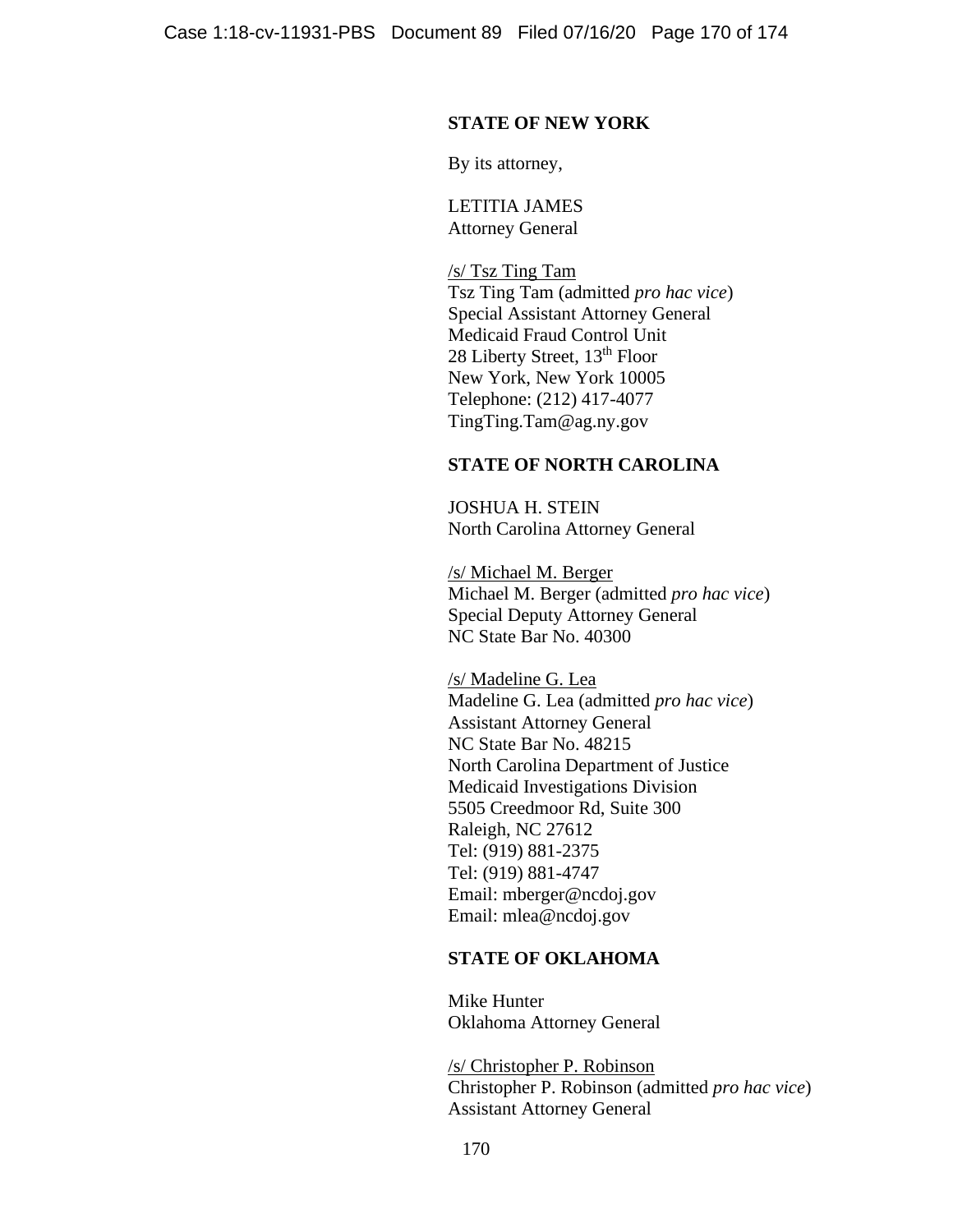**STATE OF NEW YORK**

By its attorney,

LETITIA JAMES
Attorney General

/s/ Tsz Ting Tam
Tsz Ting Tam (admitted *pro hac vice*)
Special Assistant Attorney General
Medicaid Fraud Control Unit
28 Liberty Street, 13th Floor
New York, New York 10005
Telephone: (212) 417-4077
TingTing.Tam@ag.ny.gov

**STATE OF NORTH CAROLINA**

JOSHUA H. STEIN
North Carolina Attorney General

/s/ Michael M. Berger
Michael M. Berger (admitted *pro hac vice*)
Special Deputy Attorney General
NC State Bar No. 40300

/s/ Madeline G. Lea
Madeline G. Lea (admitted *pro hac vice*)
Assistant Attorney General
NC State Bar No. 48215
North Carolina Department of Justice
Medicaid Investigations Division
5505 Creedmoor Rd, Suite 300
Raleigh, NC 27612
Tel: (919) 881-2375
Tel: (919) 881-4747
Email: mberger@ncdoj.gov
Email: mlea@ncdoj.gov

**STATE OF OKLAHOMA**

Mike Hunter
Oklahoma Attorney General

/s/ Christopher P. Robinson
Christopher P. Robinson (admitted *pro hac vice*)
Assistant Attorney General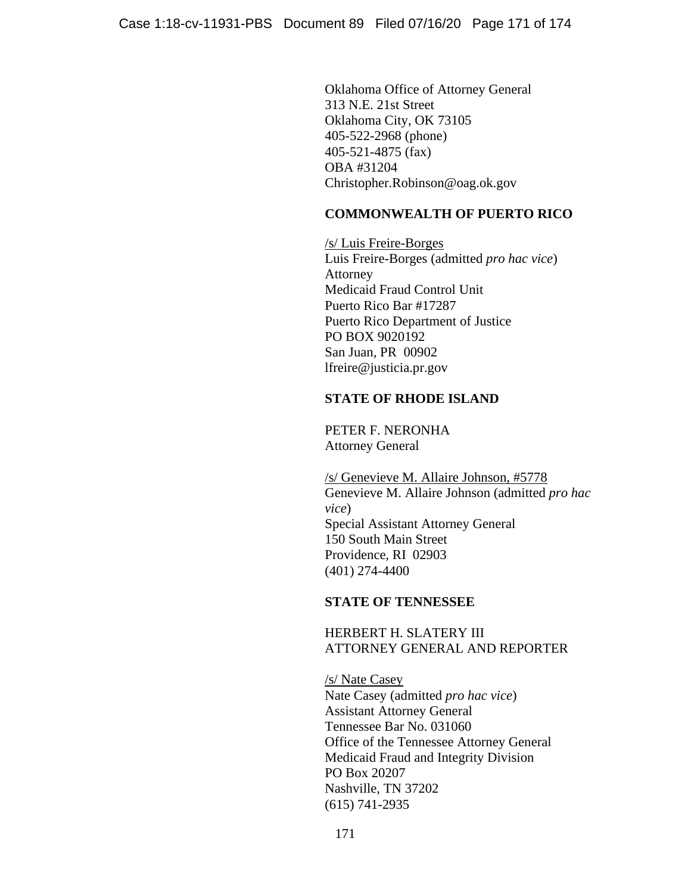Oklahoma Office of Attorney General
313 N.E. 21st Street
Oklahoma City, OK 73105
405-522-2968 (phone)
405-521-4875 (fax)
OBA #31204
Christopher.Robinson@oag.ok.gov

**COMMONWEALTH OF PUERTO RICO**

/s/ Luis Freire-Borges
Luis Freire-Borges (admitted *pro hac vice*)
Attorney
Medicaid Fraud Control Unit
Puerto Rico Bar #17287
Puerto Rico Department of Justice
PO BOX 9020192
San Juan, PR 00902
lfreire@justicia.pr.gov

**STATE OF RHODE ISLAND**

PETER F. NERONHA
Attorney General

/s/ Genevieve M. Allaire Johnson, #5778
Genevieve M. Allaire Johnson (admitted *pro hac vice*)
Special Assistant Attorney General
150 South Main Street
Providence, RI 02903
(401) 274-4400

**STATE OF TENNESSEE**

HERBERT H. SLATERY III
ATTORNEY GENERAL AND REPORTER

/s/ Nate Casey
Nate Casey (admitted *pro hac vice*)
Assistant Attorney General
Tennessee Bar No. 031060
Office of the Tennessee Attorney General
Medicaid Fraud and Integrity Division
PO Box 20207
Nashville, TN 37202
(615) 741-2935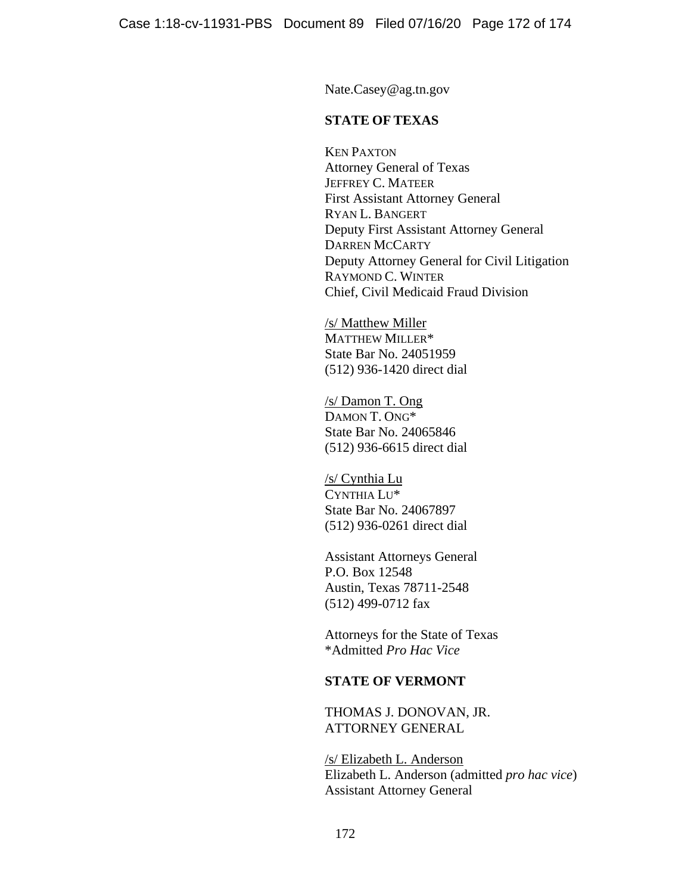Nate.Casey@ag.tn.gov

**STATE OF TEXAS**

KEN PAXTON
Attorney General of Texas
JEFFREY C. MATEER
First Assistant Attorney General
RYAN L. BANGERT
Deputy First Assistant Attorney General
DARREN MCCARTY
Deputy Attorney General for Civil Litigation
RAYMOND C. WINTER
Chief, Civil Medicaid Fraud Division

/s/ Matthew Miller
MATTHEW MILLER*
State Bar No. 24051959
(512) 936-1420 direct dial

/s/ Damon T. Ong
DAMON T. ONG*
State Bar No. 24065846
(512) 936-6615 direct dial

/s/ Cynthia Lu
CYNTHIA LU*
State Bar No. 24067897
(512) 936-0261 direct dial

Assistant Attorneys General
P.O. Box 12548
Austin, Texas 78711-2548
(512) 499-0712 fax

Attorneys for the State of Texas
*Admitted *Pro Hac Vice*

**STATE OF VERMONT**

THOMAS J. DONOVAN, JR.
ATTORNEY GENERAL

/s/ Elizabeth L. Anderson
Elizabeth L. Anderson (admitted *pro hac vice*)
Assistant Attorney General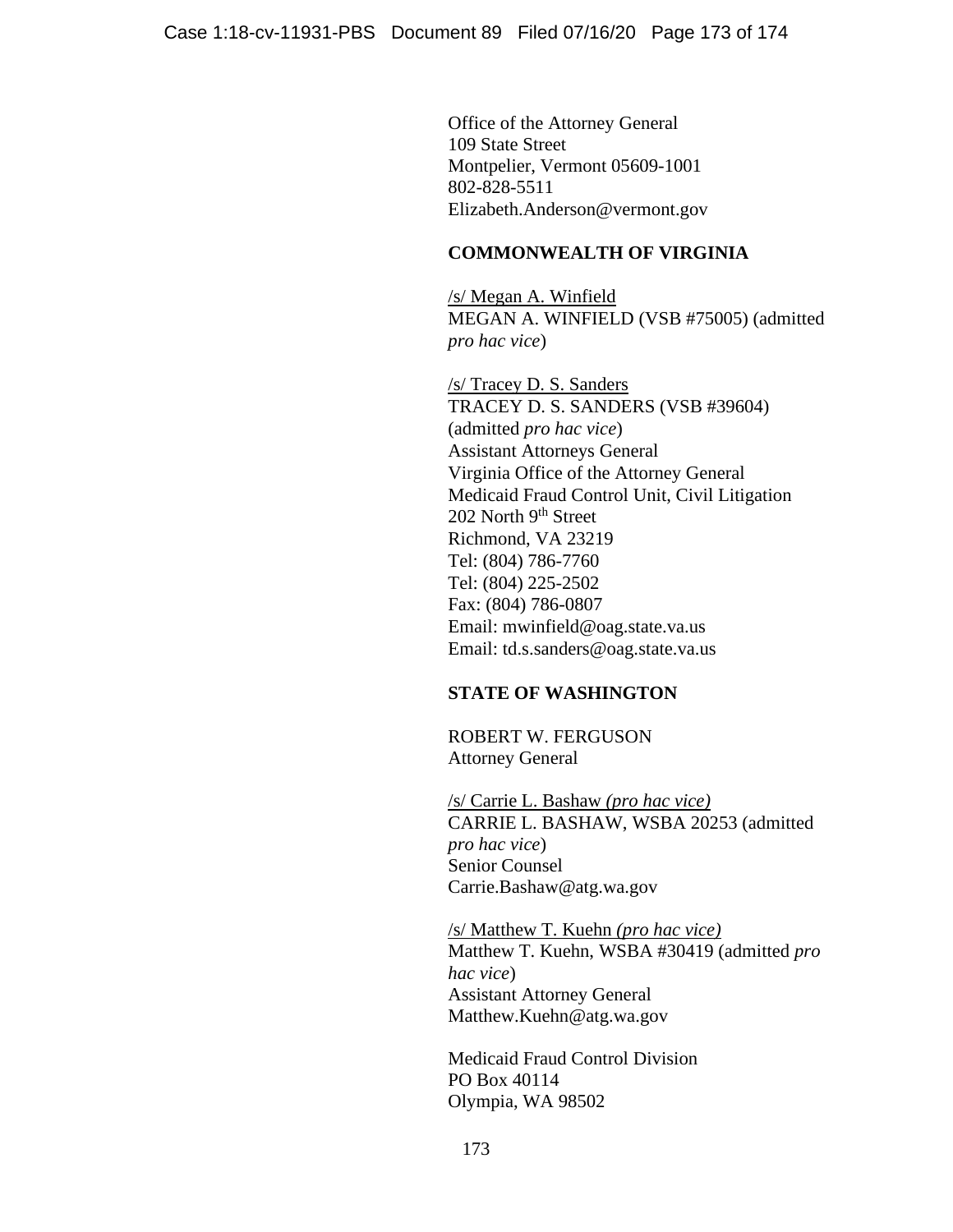Office of the Attorney General
109 State Street
Montpelier, Vermont 05609-1001
802-828-5511
Elizabeth.Anderson@vermont.gov

**COMMONWEALTH OF VIRGINIA**

/s/ Megan A. Winfield
MEGAN A. WINFIELD (VSB #75005) (admitted *pro hac vice*)

/s/ Tracey D. S. Sanders
TRACEY D. S. SANDERS (VSB #39604) (admitted *pro hac vice*)
Assistant Attorneys General
Virginia Office of the Attorney General
Medicaid Fraud Control Unit, Civil Litigation
202 North 9th Street
Richmond, VA 23219
Tel: (804) 786-7760
Tel: (804) 225-2502
Fax: (804) 786-0807
Email: mwinfield@oag.state.va.us
Email: td.s.sanders@oag.state.va.us

**STATE OF WASHINGTON**

ROBERT W. FERGUSON
Attorney General

/s/ Carrie L. Bashaw *(pro hac vice)*
CARRIE L. BASHAW, WSBA 20253 (admitted *pro hac vice*)
Senior Counsel
Carrie.Bashaw@atg.wa.gov

/s/ Matthew T. Kuehn *(pro hac vice)*
Matthew T. Kuehn, WSBA #30419 (admitted *pro hac vice*)
Assistant Attorney General
Matthew.Kuehn@atg.wa.gov

Medicaid Fraud Control Division
PO Box 40114
Olympia, WA 98502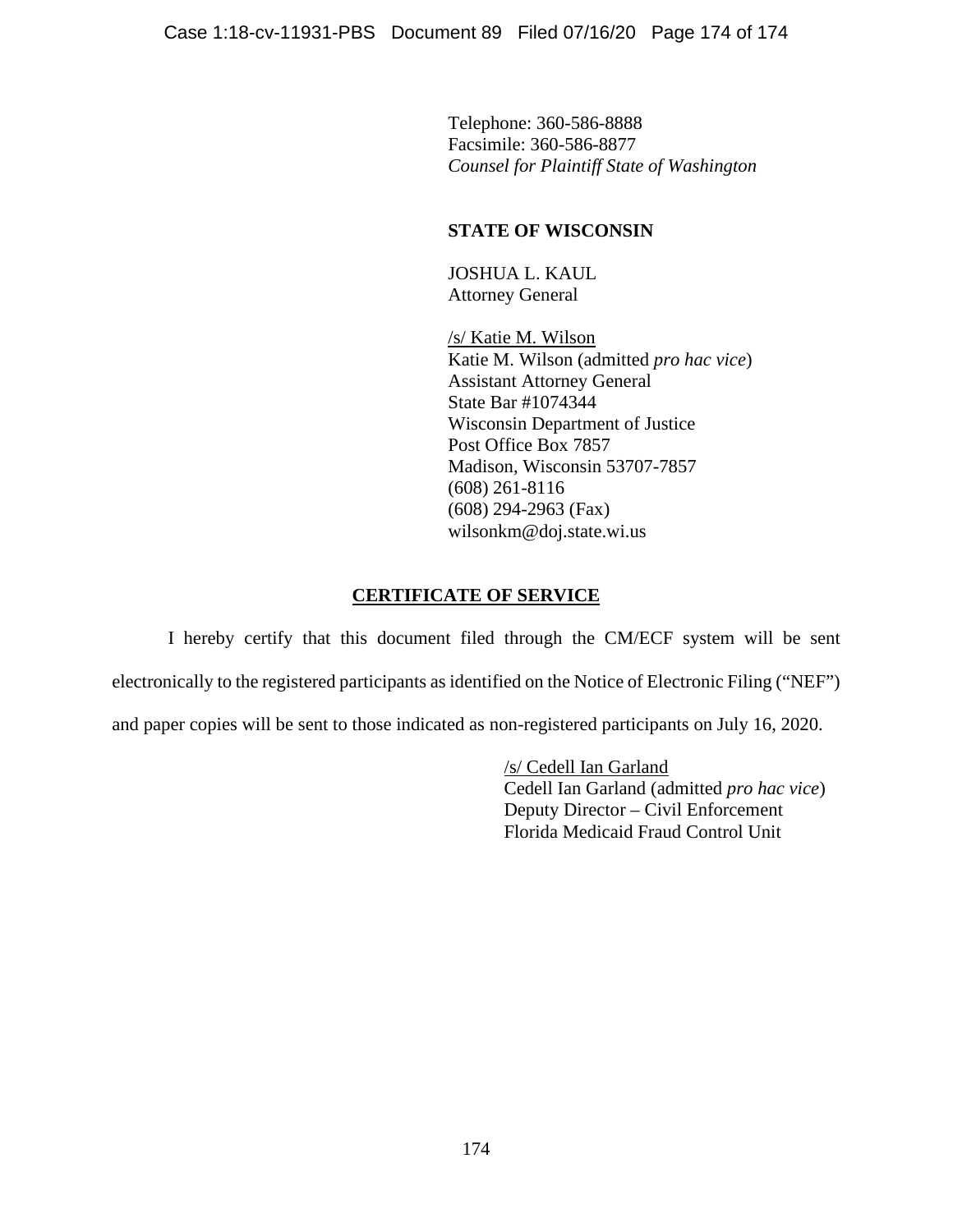Telephone: 360-586-8888
Facsimile: 360-586-8877
*Counsel for Plaintiff State of Washington*

**STATE OF WISCONSIN**

JOSHUA L. KAUL
Attorney General

/s/ Katie M. Wilson
Katie M. Wilson (admitted *pro hac vice*)
Assistant Attorney General
State Bar #1074344
Wisconsin Department of Justice
Post Office Box 7857
Madison, Wisconsin 53707-7857
(608) 261-8116
(608) 294-2963 (Fax)
wilsonkm@doj.state.wi.us

## CERTIFICATE OF SERVICE

I hereby certify that this document filed through the CM/ECF system will be sent electronically to the registered participants as identified on the Notice of Electronic Filing ("NEF") and paper copies will be sent to those indicated as non-registered participants on July 16, 2020.

/s/ Cedell Ian Garland
Cedell Ian Garland (admitted *pro hac vice*)
Deputy Director – Civil Enforcement
Florida Medicaid Fraud Control Unit